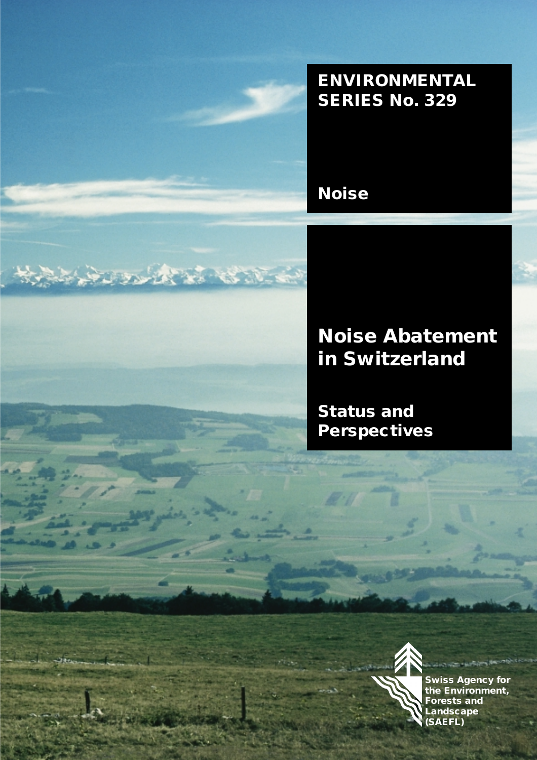ENVIRONMENTAL SERIES No. 329

Noise

# Noise Abatement in Switzerland

## Status and Perspectives

Swiss Agency for the Environment, Forests and Landscape (SAEFL)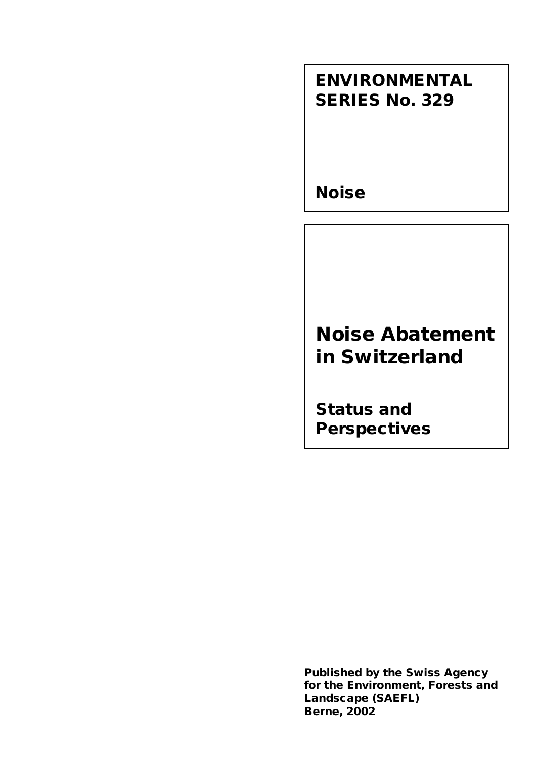**ENVIRONMENTAL SERIES No. 329**

**Noise**

# Noise Abatement in Switzerland

## Status and Perspectives

**Published by the Swiss Agency for the Environment, Forests and Landscape (SAEFL)**
**Berne, 2002**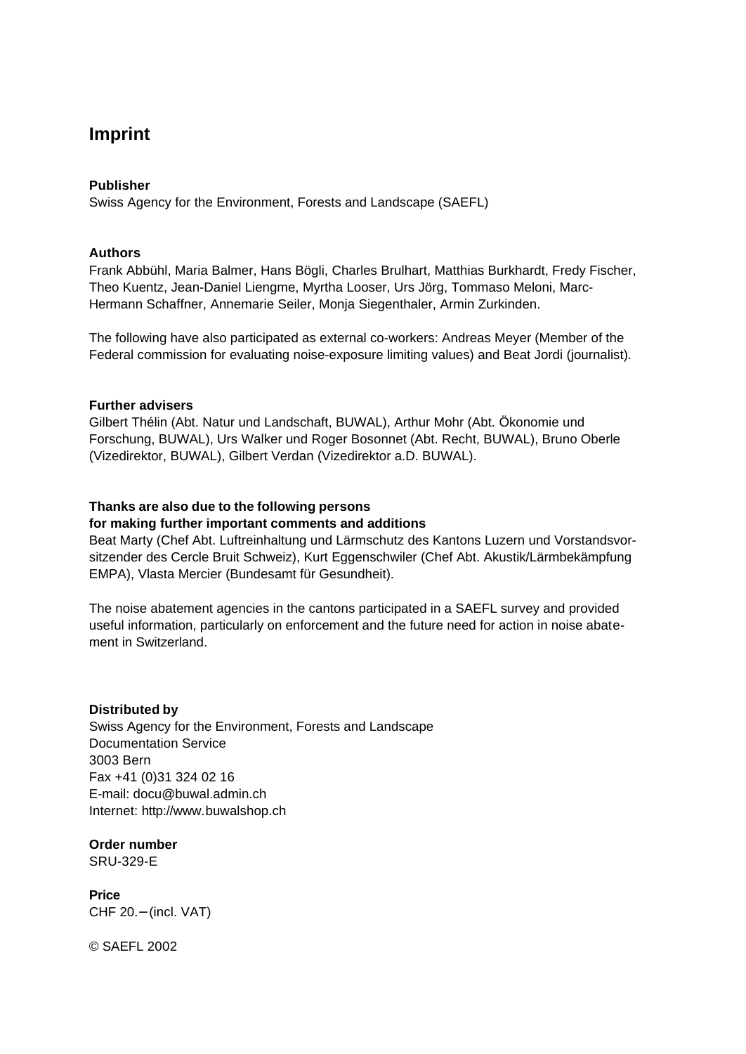# Imprint

**Publisher**
Swiss Agency for the Environment, Forests and Landscape (SAEFL)

**Authors**
Frank Abbühl, Maria Balmer, Hans Bögli, Charles Brulhart, Matthias Burkhardt, Fredy Fischer, Theo Kuentz, Jean-Daniel Liengme, Myrtha Looser, Urs Jörg, Tommaso Meloni, Marc-Hermann Schaffner, Annemarie Seiler, Monja Siegenthaler, Armin Zurkinden.

The following have also participated as external co-workers: Andreas Meyer (Member of the Federal commission for evaluating noise-exposure limiting values) and Beat Jordi (journalist).

**Further advisers**
Gilbert Thélin (Abt. Natur und Landschaft, BUWAL), Arthur Mohr (Abt. Ökonomie und Forschung, BUWAL), Urs Walker und Roger Bosonnet (Abt. Recht, BUWAL), Bruno Oberle (Vizedirektor, BUWAL), Gilbert Verdan (Vizedirektor a.D. BUWAL).

**Thanks are also due to the following persons for making further important comments and additions**
Beat Marty (Chef Abt. Luftreinhaltung und Lärmschutz des Kantons Luzern und Vorstandsvorsitzender des Cercle Bruit Schweiz), Kurt Eggenschwiler (Chef Abt. Akustik/Lärmbekämpfung EMPA), Vlasta Mercier (Bundesamt für Gesundheit).

The noise abatement agencies in the cantons participated in a SAEFL survey and provided useful information, particularly on enforcement and the future need for action in noise abatement in Switzerland.

**Distributed by**
Swiss Agency for the Environment, Forests and Landscape
Documentation Service
3003 Bern
Fax +41 (0)31 324 02 16
E-mail: docu@buwal.admin.ch
Internet: http://www.buwalshop.ch

**Order number**
SRU-329-E

**Price**
CHF 20.– (incl. VAT)

© SAEFL 2002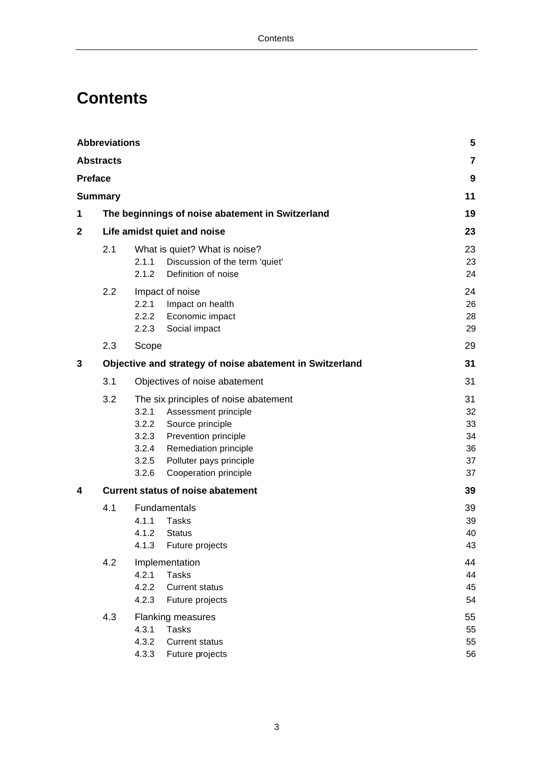# Contents

| | | | |
|---|---|---|---|
| **Abbreviations** | | | **5** |
| **Abstracts** | | | **7** |
| **Preface** | | | **9** |
| **Summary** | | | **11** |
| **1** | **The beginnings of noise abatement in Switzerland** | | **19** |
| **2** | **Life amidst quiet and noise** | | **23** |
| | 2.1 | What is quiet? What is noise? | 23 |
| | | 2.1.1 Discussion of the term 'quiet' | 23 |
| | | 2.1.2 Definition of noise | 24 |
| | 2.2 | Impact of noise | 24 |
| | | 2.2.1 Impact on health | 26 |
| | | 2.2.2 Economic impact | 28 |
| | | 2.2.3 Social impact | 29 |
| | 2.3 | Scope | 29 |
| **3** | **Objective and strategy of noise abatement in Switzerland** | | **31** |
| | 3.1 | Objectives of noise abatement | 31 |
| | 3.2 | The six principles of noise abatement | 31 |
| | | 3.2.1 Assessment principle | 32 |
| | | 3.2.2 Source principle | 33 |
| | | 3.2.3 Prevention principle | 34 |
| | | 3.2.4 Remediation principle | 36 |
| | | 3.2.5 Polluter pays principle | 37 |
| | | 3.2.6 Cooperation principle | 37 |
| **4** | **Current status of noise abatement** | | **39** |
| | 4.1 | Fundamentals | 39 |
| | | 4.1.1 Tasks | 39 |
| | | 4.1.2 Status | 40 |
| | | 4.1.3 Future projects | 43 |
| | 4.2 | Implementation | 44 |
| | | 4.2.1 Tasks | 44 |
| | | 4.2.2 Current status | 45 |
| | | 4.2.3 Future projects | 54 |
| | 4.3 | Flanking measures | 55 |
| | | 4.3.1 Tasks | 55 |
| | | 4.3.2 Current status | 55 |
| | | 4.3.3 Future projects | 56 |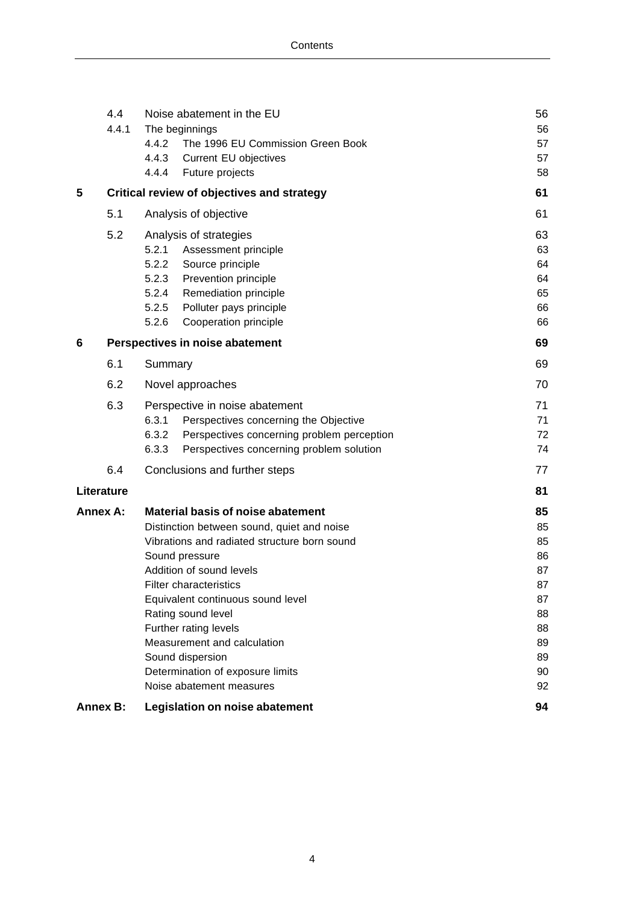| | | | |
|---|---|---|---|
| 4.4 | Noise abatement in the EU | | 56 |
| 4.4.1 | The beginnings | | 56 |
| | 4.4.2 | The 1996 EU Commission Green Book | 57 |
| | 4.4.3 | Current EU objectives | 57 |
| | 4.4.4 | Future projects | 58 |
| **5** | **Critical review of objectives and strategy** | | **61** |
| 5.1 | Analysis of objective | | 61 |
| 5.2 | Analysis of strategies | | 63 |
| | 5.2.1 | Assessment principle | 63 |
| | 5.2.2 | Source principle | 64 |
| | 5.2.3 | Prevention principle | 64 |
| | 5.2.4 | Remediation principle | 65 |
| | 5.2.5 | Polluter pays principle | 66 |
| | 5.2.6 | Cooperation principle | 66 |
| **6** | **Perspectives in noise abatement** | | **69** |
| 6.1 | Summary | | 69 |
| 6.2 | Novel approaches | | 70 |
| 6.3 | Perspective in noise abatement | | 71 |
| | 6.3.1 | Perspectives concerning the Objective | 71 |
| | 6.3.2 | Perspectives concerning problem perception | 72 |
| | 6.3.3 | Perspectives concerning problem solution | 74 |
| 6.4 | Conclusions and further steps | | 77 |
| **Literature** | | | **81** |
| **Annex A:** | **Material basis of noise abatement** | | **85** |
| | Distinction between sound, quiet and noise | | 85 |
| | Vibrations and radiated structure born sound | | 85 |
| | Sound pressure | | 86 |
| | Addition of sound levels | | 87 |
| | Filter characteristics | | 87 |
| | Equivalent continuous sound level | | 87 |
| | Rating sound level | | 88 |
| | Further rating levels | | 88 |
| | Measurement and calculation | | 89 |
| | Sound dispersion | | 89 |
| | Determination of exposure limits | | 90 |
| | Noise abatement measures | | 92 |
| **Annex B:** | **Legislation on noise abatement** | | **94** |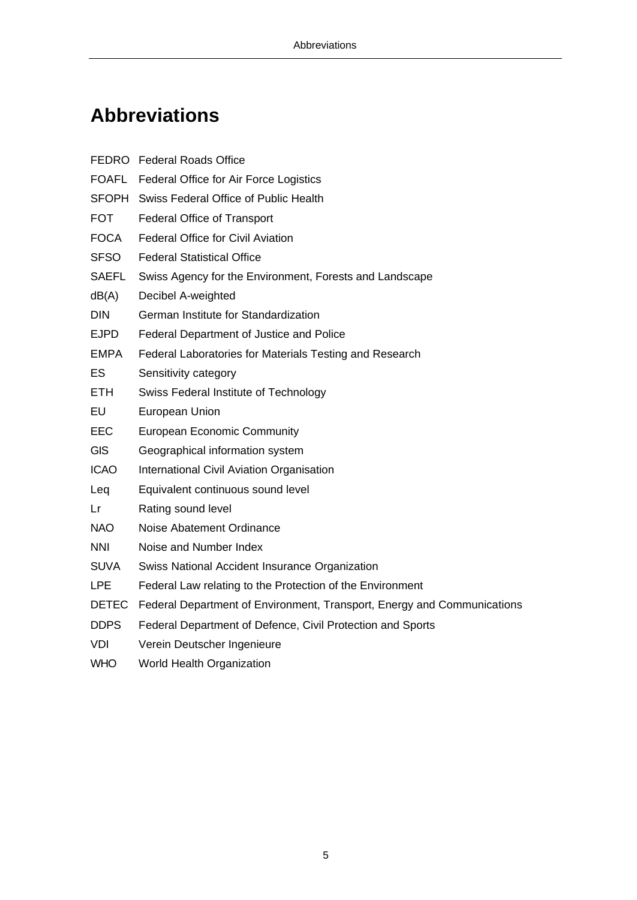# Abbreviations

| | |
|---|---|
| FEDRO | Federal Roads Office |
| FOAFL | Federal Office for Air Force Logistics |
| SFOPH | Swiss Federal Office of Public Health |
| FOT | Federal Office of Transport |
| FOCA | Federal Office for Civil Aviation |
| SFSO | Federal Statistical Office |
| SAEFL | Swiss Agency for the Environment, Forests and Landscape |
| dB(A) | Decibel A-weighted |
| DIN | German Institute for Standardization |
| EJPD | Federal Department of Justice and Police |
| EMPA | Federal Laboratories for Materials Testing and Research |
| ES | Sensitivity category |
| ETH | Swiss Federal Institute of Technology |
| EU | European Union |
| EEC | European Economic Community |
| GIS | Geographical information system |
| ICAO | International Civil Aviation Organisation |
| Leq | Equivalent continuous sound level |
| Lr | Rating sound level |
| NAO | Noise Abatement Ordinance |
| NNI | Noise and Number Index |
| SUVA | Swiss National Accident Insurance Organization |
| LPE | Federal Law relating to the Protection of the Environment |
| DETEC | Federal Department of Environment, Transport, Energy and Communications |
| DDPS | Federal Department of Defence, Civil Protection and Sports |
| VDI | Verein Deutscher Ingenieure |
| WHO | World Health Organization |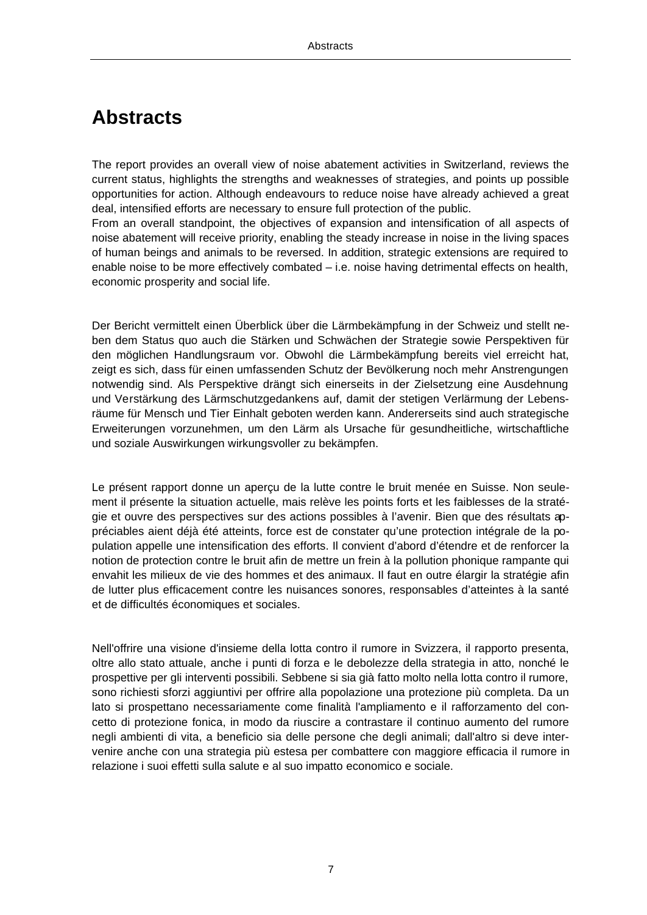# Abstracts

The report provides an overall view of noise abatement activities in Switzerland, reviews the current status, highlights the strengths and weaknesses of strategies, and points up possible opportunities for action. Although endeavours to reduce noise have already achieved a great deal, intensified efforts are necessary to ensure full protection of the public.
From an overall standpoint, the objectives of expansion and intensification of all aspects of noise abatement will receive priority, enabling the steady increase in noise in the living spaces of human beings and animals to be reversed. In addition, strategic extensions are required to enable noise to be more effectively combated – i.e. noise having detrimental effects on health, economic prosperity and social life.

Der Bericht vermittelt einen Überblick über die Lärmbekämpfung in der Schweiz und stellt neben dem Status quo auch die Stärken und Schwächen der Strategie sowie Perspektiven für den möglichen Handlungsraum vor. Obwohl die Lärmbekämpfung bereits viel erreicht hat, zeigt es sich, dass für einen umfassenden Schutz der Bevölkerung noch mehr Anstrengungen notwendig sind. Als Perspektive drängt sich einerseits in der Zielsetzung eine Ausdehnung und Verstärkung des Lärmschutzgedankens auf, damit der stetigen Verlärmung der Lebensräume für Mensch und Tier Einhalt geboten werden kann. Andererseits sind auch strategische Erweiterungen vorzunehmen, um den Lärm als Ursache für gesundheitliche, wirtschaftliche und soziale Auswirkungen wirkungsvoller zu bekämpfen.

Le présent rapport donne un aperçu de la lutte contre le bruit menée en Suisse. Non seulement il présente la situation actuelle, mais relève les points forts et les faiblesses de la stratégie et ouvre des perspectives sur des actions possibles à l'avenir. Bien que des résultats appréciables aient déjà été atteints, force est de constater qu'une protection intégrale de la population appelle une intensification des efforts. Il convient d'abord d'étendre et de renforcer la notion de protection contre le bruit afin de mettre un frein à la pollution phonique rampante qui envahit les milieux de vie des hommes et des animaux. Il faut en outre élargir la stratégie afin de lutter plus efficacement contre les nuisances sonores, responsables d'atteintes à la santé et de difficultés économiques et sociales.

Nell'offrire una visione d'insieme della lotta contro il rumore in Svizzera, il rapporto presenta, oltre allo stato attuale, anche i punti di forza e le debolezze della strategia in atto, nonché le prospettive per gli interventi possibili. Sebbene si sia già fatto molto nella lotta contro il rumore, sono richiesti sforzi aggiuntivi per offrire alla popolazione una protezione più completa. Da un lato si prospettano necessariamente come finalità l'ampliamento e il rafforzamento del concetto di protezione fonica, in modo da riuscire a contrastare il continuo aumento del rumore negli ambienti di vita, a beneficio sia delle persone che degli animali; dall'altro si deve intervenire anche con una strategia più estesa per combattere con maggiore efficacia il rumore in relazione i suoi effetti sulla salute e al suo impatto economico e sociale.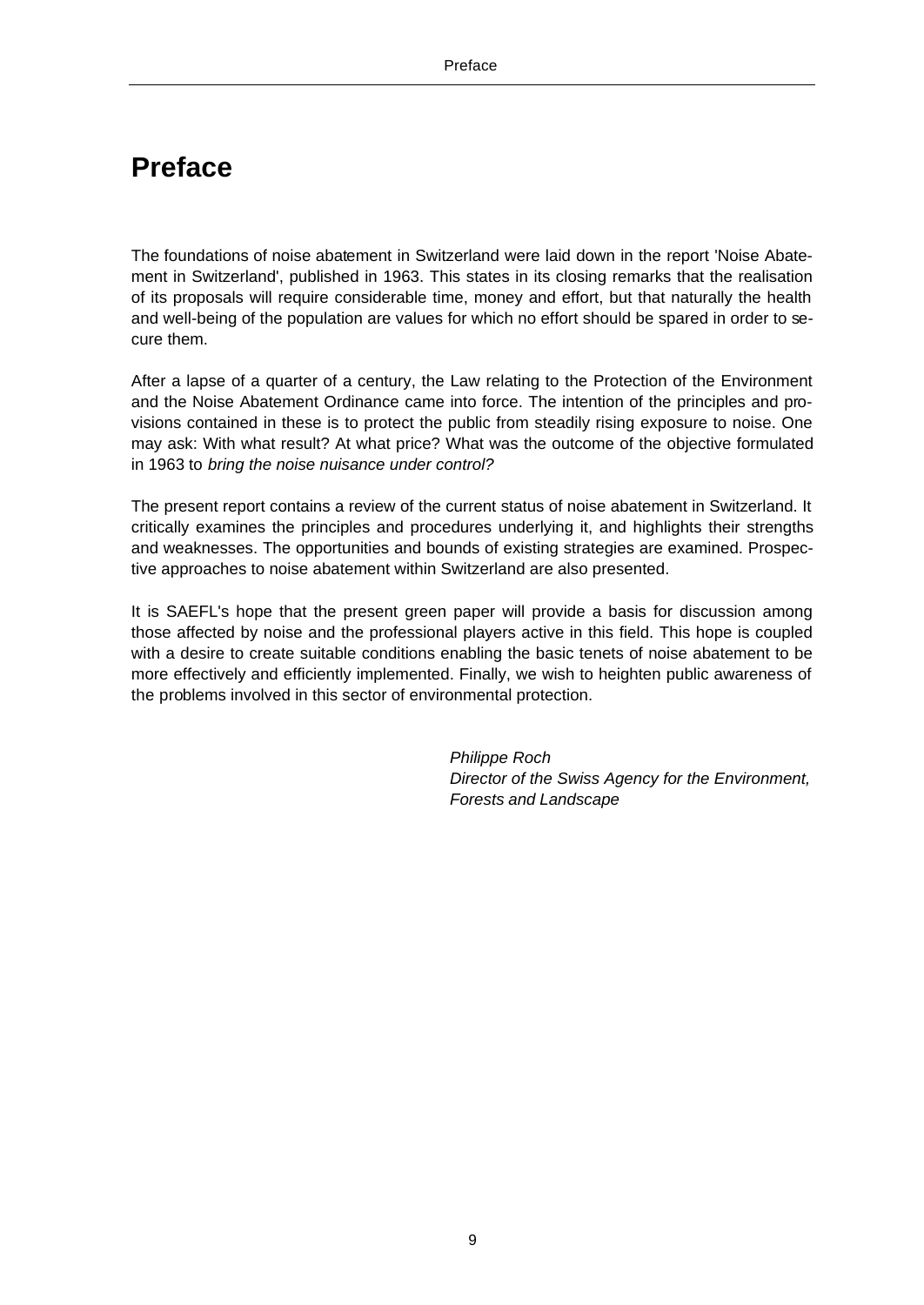# Preface

The foundations of noise abatement in Switzerland were laid down in the report 'Noise Abatement in Switzerland', published in 1963. This states in its closing remarks that the realisation of its proposals will require considerable time, money and effort, but that naturally the health and well-being of the population are values for which no effort should be spared in order to secure them.

After a lapse of a quarter of a century, the Law relating to the Protection of the Environment and the Noise Abatement Ordinance came into force. The intention of the principles and provisions contained in these is to protect the public from steadily rising exposure to noise. One may ask: With what result? At what price? What was the outcome of the objective formulated in 1963 to *bring the noise nuisance under control?*

The present report contains a review of the current status of noise abatement in Switzerland. It critically examines the principles and procedures underlying it, and highlights their strengths and weaknesses. The opportunities and bounds of existing strategies are examined. Prospective approaches to noise abatement within Switzerland are also presented.

It is SAEFL's hope that the present green paper will provide a basis for discussion among those affected by noise and the professional players active in this field. This hope is coupled with a desire to create suitable conditions enabling the basic tenets of noise abatement to be more effectively and efficiently implemented. Finally, we wish to heighten public awareness of the problems involved in this sector of environmental protection.

*Philippe Roch*
*Director of the Swiss Agency for the Environment, Forests and Landscape*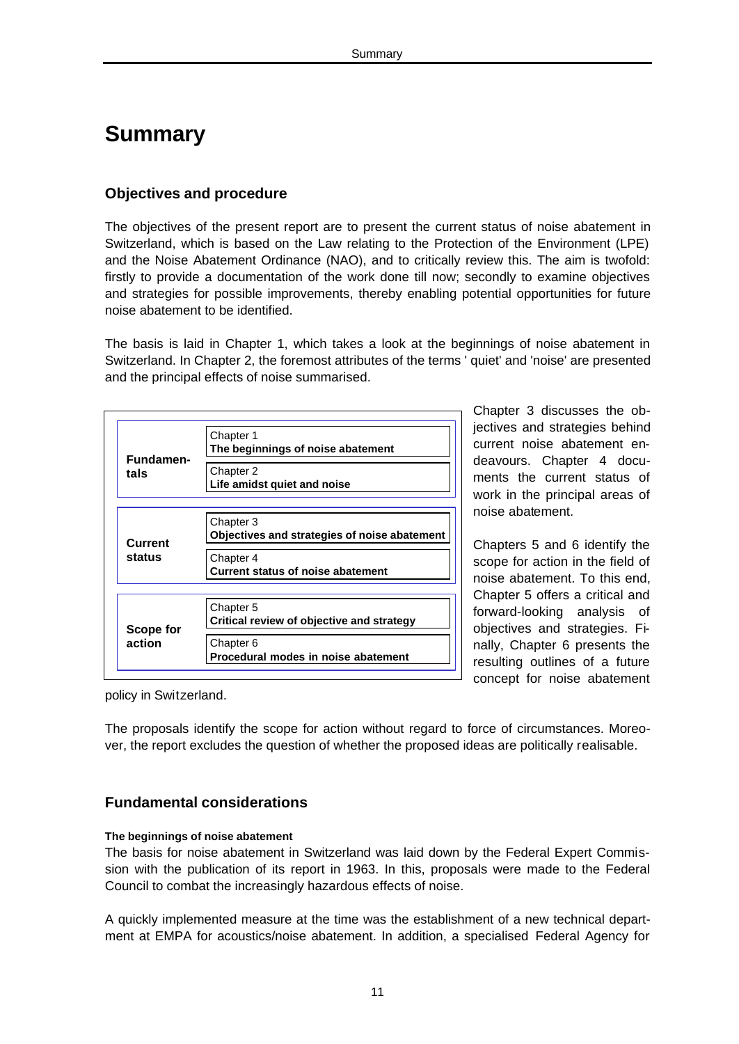# Summary

## Objectives and procedure

The objectives of the present report are to present the current status of noise abatement in Switzerland, which is based on the Law relating to the Protection of the Environment (LPE) and the Noise Abatement Ordinance (NAO), and to critically review this. The aim is twofold: firstly to provide a documentation of the work done till now; secondly to examine objectives and strategies for possible improvements, thereby enabling potential opportunities for future noise abatement to be identified.

The basis is laid in Chapter 1, which takes a look at the beginnings of noise abatement in Switzerland. In Chapter 2, the foremost attributes of the terms ' quiet' and 'noise' are presented and the principal effects of noise summarised.

| | |
|---|---|
| **Fundamentals** | Chapter 1 **The beginnings of noise abatement** |
| | Chapter 2 **Life amidst quiet and noise** |
| **Current status** | Chapter 3 **Objectives and strategies of noise abatement** |
| | Chapter 4 **Current status of noise abatement** |
| **Scope for action** | Chapter 5 **Critical review of objective and strategy** |
| | Chapter 6 **Procedural modes in noise abatement** |

Chapter 3 discusses the objectives and strategies behind current noise abatement endeavours. Chapter 4 documents the current status of work in the principal areas of noise abatement.

Chapters 5 and 6 identify the scope for action in the field of noise abatement. To this end, Chapter 5 offers a critical and forward-looking analysis of objectives and strategies. Finally, Chapter 6 presents the resulting outlines of a future concept for noise abatement policy in Switzerland.

The proposals identify the scope for action without regard to force of circumstances. Moreover, the report excludes the question of whether the proposed ideas are politically realisable.

## Fundamental considerations

#### The beginnings of noise abatement

The basis for noise abatement in Switzerland was laid down by the Federal Expert Commission with the publication of its report in 1963. In this, proposals were made to the Federal Council to combat the increasingly hazardous effects of noise.

A quickly implemented measure at the time was the establishment of a new technical department at EMPA for acoustics/noise abatement. In addition, a specialised Federal Agency for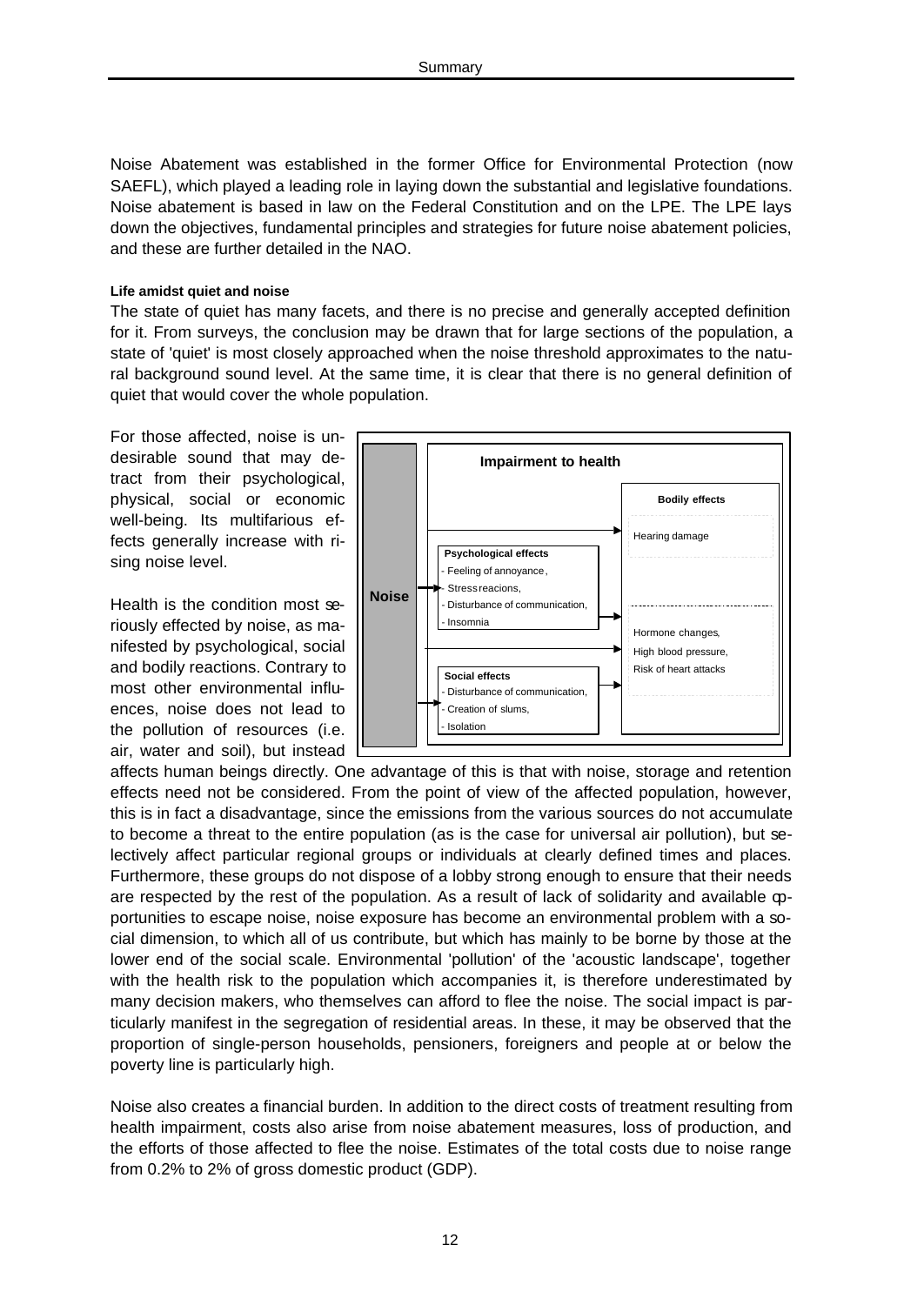Noise Abatement was established in the former Office for Environmental Protection (now SAEFL), which played a leading role in laying down the substantial and legislative foundations. Noise abatement is based in law on the Federal Constitution and on the LPE. The LPE lays down the objectives, fundamental principles and strategies for future noise abatement policies, and these are further detailed in the NAO.

**Life amidst quiet and noise**

The state of quiet has many facets, and there is no precise and generally accepted definition for it. From surveys, the conclusion may be drawn that for large sections of the population, a state of 'quiet' is most closely approached when the noise threshold approximates to the natural background sound level. At the same time, it is clear that there is no general definition of quiet that would cover the whole population.

For those affected, noise is undesirable sound that may detract from their psychological, physical, social or economic well-being. Its multifarious effects generally increase with rising noise level.

Health is the condition most seriously effected by noise, as manifested by psychological, social and bodily reactions. Contrary to most other environmental influences, noise does not lead to the pollution of resources (i.e. air, water and soil), but instead affects human beings directly. One advantage of this is that with noise, storage and retention effects need not be considered. From the point of view of the affected population, however, this is in fact a disadvantage, since the emissions from the various sources do not accumulate to become a threat to the entire population (as is the case for universal air pollution), but selectively affect particular regional groups or individuals at clearly defined times and places. Furthermore, these groups do not dispose of a lobby strong enough to ensure that their needs are respected by the rest of the population. As a result of lack of solidarity and available opportunities to escape noise, noise exposure has become an environmental problem with a social dimension, to which all of us contribute, but which has mainly to be borne by those at the lower end of the social scale. Environmental 'pollution' of the 'acoustic landscape', together with the health risk to the population which accompanies it, is therefore underestimated by many decision makers, who themselves can afford to flee the noise. The social impact is particularly manifest in the segregation of residential areas. In these, it may be observed that the proportion of single-person households, pensioners, foreigners and people at or below the poverty line is particularly high.

**Noise** → **Impairment to health**

**Psychological effects**
- Feeling of annoyance,
- Stress reacions,
- Disturbance of communication,
- Insomnia

**Social effects**
- Disturbance of communication,
- Creation of slums,
- Isolation

**Bodily effects**
- Hearing damage
- Hormone changes, High blood pressure, Risk of heart attacks

Noise also creates a financial burden. In addition to the direct costs of treatment resulting from health impairment, costs also arise from noise abatement measures, loss of production, and the efforts of those affected to flee the noise. Estimates of the total costs due to noise range from 0.2% to 2% of gross domestic product (GDP).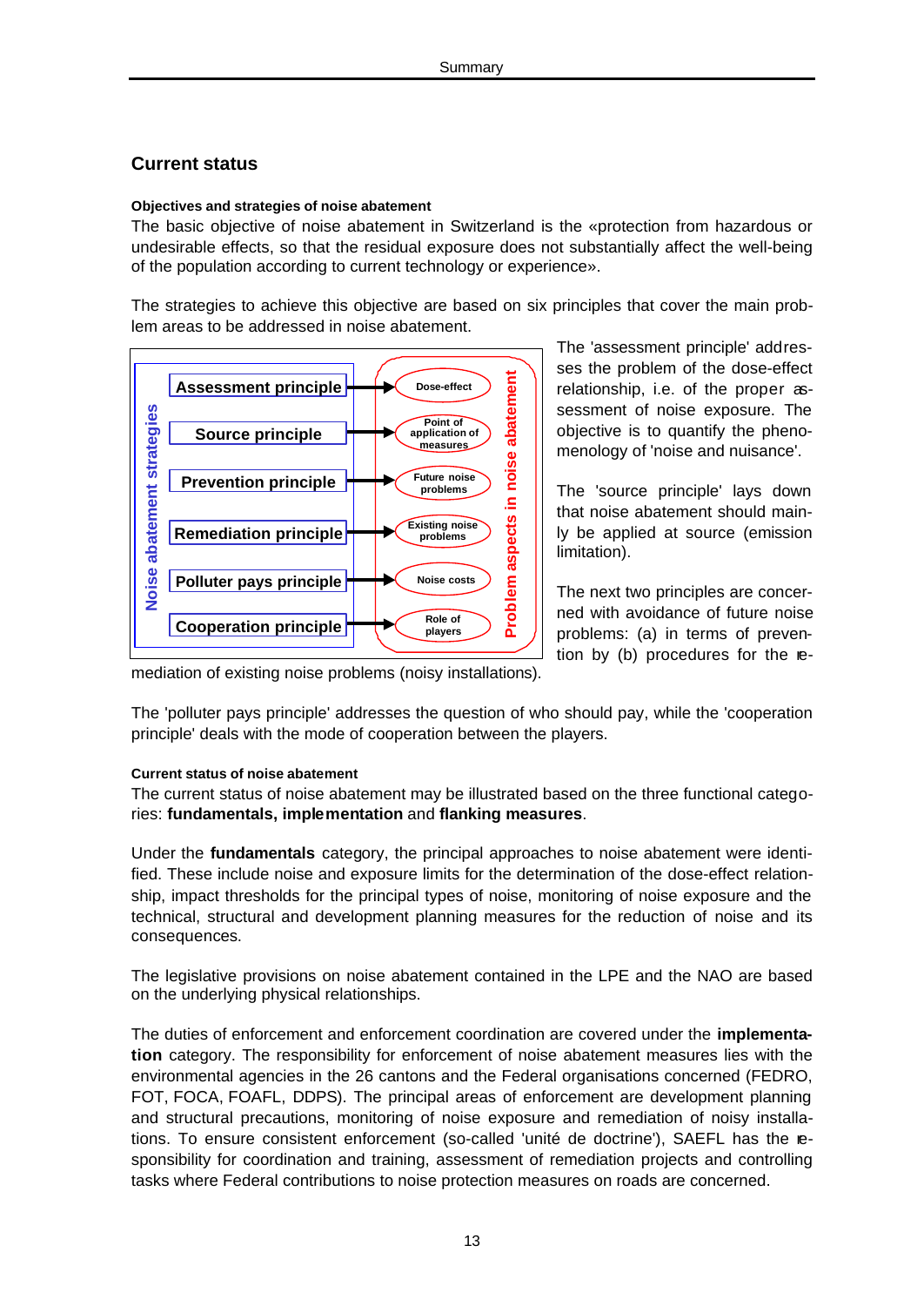## Current status

#### Objectives and strategies of noise abatement

The basic objective of noise abatement in Switzerland is the «protection from hazardous or undesirable effects, so that the residual exposure does not substantially affect the well-being of the population according to current technology or experience».

The strategies to achieve this objective are based on six principles that cover the main problem areas to be addressed in noise abatement.

| Noise abatement strategies | | Problem aspects in noise abatement |
|---|---|---|
| Assessment principle | → | Dose-effect |
| Source principle | → | Point of application of measures |
| Prevention principle | → | Future noise problems |
| Remediation principle | → | Existing noise problems |
| Polluter pays principle | → | Noise costs |
| Cooperation principle | → | Role of players |

The 'assessment principle' addresses the problem of the dose-effect relationship, i.e. of the proper assessment of noise exposure. The objective is to quantify the phenomenology of 'noise and nuisance'.

The 'source principle' lays down that noise abatement should mainly be applied at source (emission limitation).

The next two principles are concerned with avoidance of future noise problems: (a) in terms of prevention by (b) procedures for the remediation of existing noise problems (noisy installations).

The 'polluter pays principle' addresses the question of who should pay, while the 'cooperation principle' deals with the mode of cooperation between the players.

#### Current status of noise abatement

The current status of noise abatement may be illustrated based on the three functional categories: **fundamentals, implementation** and **flanking measures**.

Under the **fundamentals** category, the principal approaches to noise abatement were identified. These include noise and exposure limits for the determination of the dose-effect relationship, impact thresholds for the principal types of noise, monitoring of noise exposure and the technical, structural and development planning measures for the reduction of noise and its consequences.

The legislative provisions on noise abatement contained in the LPE and the NAO are based on the underlying physical relationships.

The duties of enforcement and enforcement coordination are covered under the **implementation** category. The responsibility for enforcement of noise abatement measures lies with the environmental agencies in the 26 cantons and the Federal organisations concerned (FEDRO, FOT, FOCA, FOAFL, DDPS). The principal areas of enforcement are development planning and structural precautions, monitoring of noise exposure and remediation of noisy installations. To ensure consistent enforcement (so-called 'unité de doctrine'), SAEFL has the responsibility for coordination and training, assessment of remediation projects and controlling tasks where Federal contributions to noise protection measures on roads are concerned.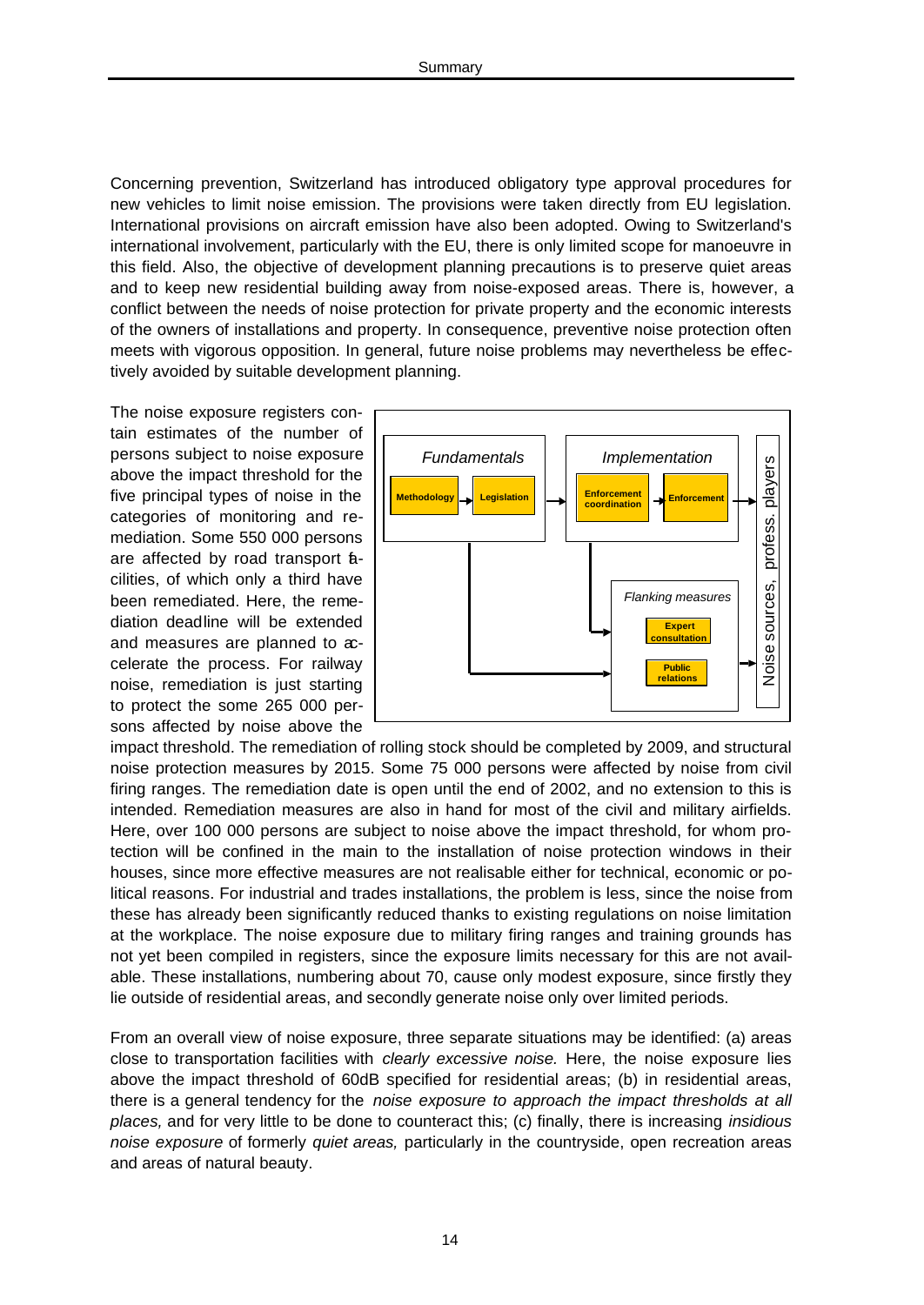Concerning prevention, Switzerland has introduced obligatory type approval procedures for new vehicles to limit noise emission. The provisions were taken directly from EU legislation. International provisions on aircraft emission have also been adopted. Owing to Switzerland's international involvement, particularly with the EU, there is only limited scope for manoeuvre in this field. Also, the objective of development planning precautions is to preserve quiet areas and to keep new residential building away from noise-exposed areas. There is, however, a conflict between the needs of noise protection for private property and the economic interests of the owners of installations and property. In consequence, preventive noise protection often meets with vigorous opposition. In general, future noise problems may nevertheless be effectively avoided by suitable development planning.

The noise exposure registers contain estimates of the number of persons subject to noise exposure above the impact threshold for the five principal types of noise in the categories of monitoring and remediation. Some 550 000 persons are affected by road transport facilities, of which only a third have been remediated. Here, the remediation deadline will be extended and measures are planned to accelerate the process. For railway noise, remediation is just starting to protect the some 265 000 persons affected by noise above the impact threshold. The remediation of rolling stock should be completed by 2009, and structural noise protection measures by 2015. Some 75 000 persons were affected by noise from civil firing ranges. The remediation date is open until the end of 2002, and no extension to this is intended. Remediation measures are also in hand for most of the civil and military airfields. Here, over 100 000 persons are subject to noise above the impact threshold, for whom protection will be confined in the main to the installation of noise protection windows in their houses, since more effective measures are not realisable either for technical, economic or political reasons. For industrial and trades installations, the problem is less, since the noise from these has already been significantly reduced thanks to existing regulations on noise limitation at the workplace. The noise exposure due to military firing ranges and training grounds has not yet been compiled in registers, since the exposure limits necessary for this are not available. These installations, numbering about 70, cause only modest exposure, since firstly they lie outside of residential areas, and secondly generate noise only over limited periods.

*Fundamentals*: Methodology → Legislation → *Implementation*: Enforcement coordination → Enforcement → Noise sources, profess. players

*Flanking measures*: Expert consultation, Public relations → Noise sources, profess. players

From an overall view of noise exposure, three separate situations may be identified: (a) areas close to transportation facilities with *clearly excessive noise.* Here, the noise exposure lies above the impact threshold of 60dB specified for residential areas; (b) in residential areas, there is a general tendency for the *noise exposure to approach the impact thresholds at all places,* and for very little to be done to counteract this; (c) finally, there is increasing *insidious noise exposure* of formerly *quiet areas,* particularly in the countryside, open recreation areas and areas of natural beauty.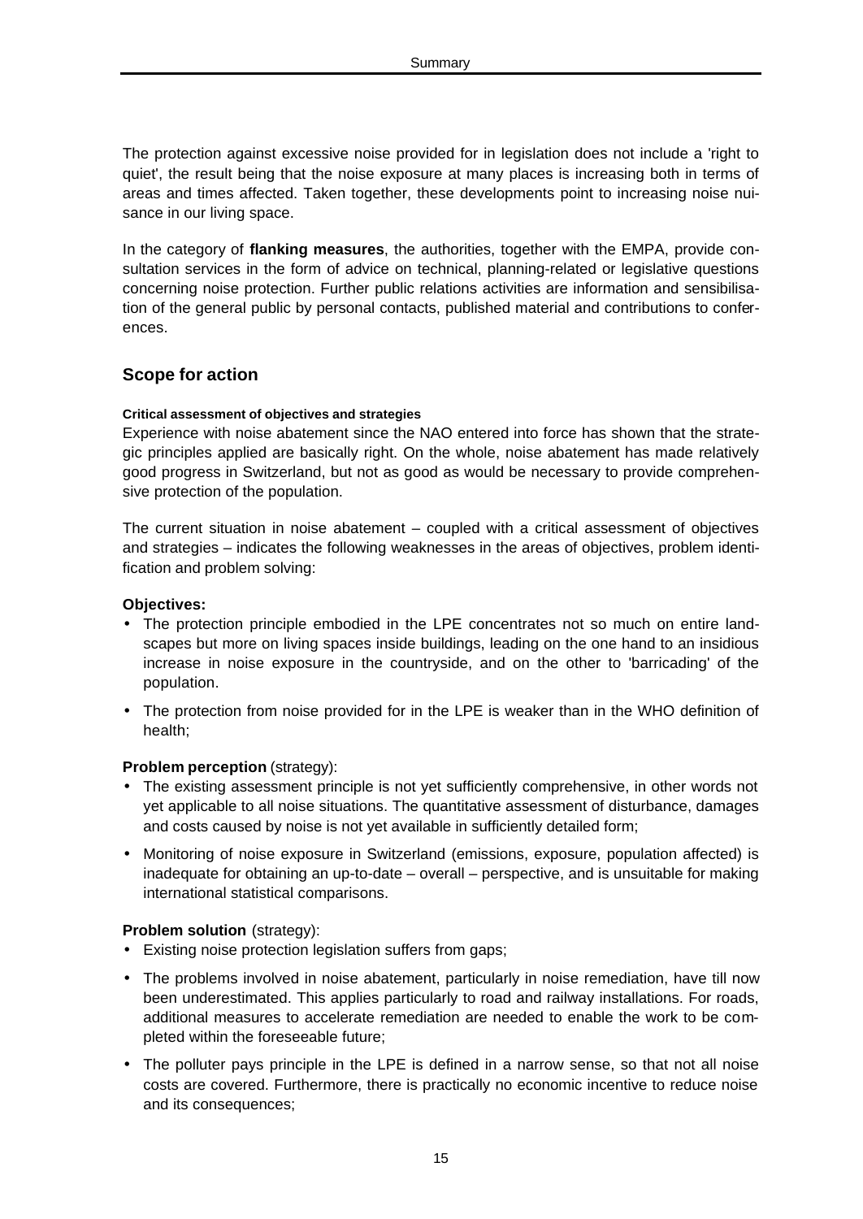The protection against excessive noise provided for in legislation does not include a 'right to quiet', the result being that the noise exposure at many places is increasing both in terms of areas and times affected. Taken together, these developments point to increasing noise nuisance in our living space.

In the category of **flanking measures**, the authorities, together with the EMPA, provide consultation services in the form of advice on technical, planning-related or legislative questions concerning noise protection. Further public relations activities are information and sensibilisation of the general public by personal contacts, published material and contributions to conferences.

## Scope for action

#### Critical assessment of objectives and strategies

Experience with noise abatement since the NAO entered into force has shown that the strategic principles applied are basically right. On the whole, noise abatement has made relatively good progress in Switzerland, but not as good as would be necessary to provide comprehensive protection of the population.

The current situation in noise abatement – coupled with a critical assessment of objectives and strategies – indicates the following weaknesses in the areas of objectives, problem identification and problem solving:

**Objectives:**

- The protection principle embodied in the LPE concentrates not so much on entire landscapes but more on living spaces inside buildings, leading on the one hand to an insidious increase in noise exposure in the countryside, and on the other to 'barricading' of the population.
- The protection from noise provided for in the LPE is weaker than in the WHO definition of health;

**Problem perception** (strategy):

- The existing assessment principle is not yet sufficiently comprehensive, in other words not yet applicable to all noise situations. The quantitative assessment of disturbance, damages and costs caused by noise is not yet available in sufficiently detailed form;
- Monitoring of noise exposure in Switzerland (emissions, exposure, population affected) is inadequate for obtaining an up-to-date – overall – perspective, and is unsuitable for making international statistical comparisons.

**Problem solution** (strategy):

- Existing noise protection legislation suffers from gaps;
- The problems involved in noise abatement, particularly in noise remediation, have till now been underestimated. This applies particularly to road and railway installations. For roads, additional measures to accelerate remediation are needed to enable the work to be completed within the foreseeable future;
- The polluter pays principle in the LPE is defined in a narrow sense, so that not all noise costs are covered. Furthermore, there is practically no economic incentive to reduce noise and its consequences;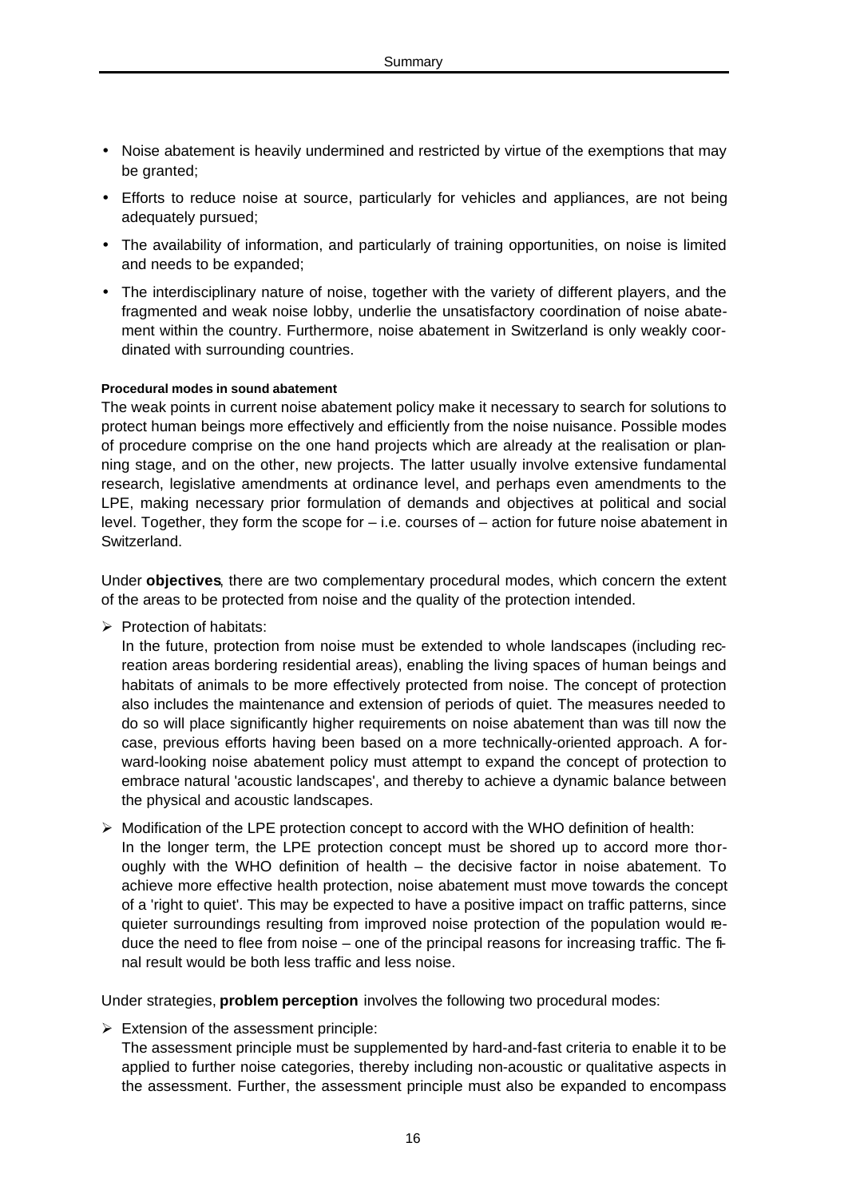- Noise abatement is heavily undermined and restricted by virtue of the exemptions that may be granted;
- Efforts to reduce noise at source, particularly for vehicles and appliances, are not being adequately pursued;
- The availability of information, and particularly of training opportunities, on noise is limited and needs to be expanded;
- The interdisciplinary nature of noise, together with the variety of different players, and the fragmented and weak noise lobby, underlie the unsatisfactory coordination of noise abatement within the country. Furthermore, noise abatement in Switzerland is only weakly coordinated with surrounding countries.

#### Procedural modes in sound abatement

The weak points in current noise abatement policy make it necessary to search for solutions to protect human beings more effectively and efficiently from the noise nuisance. Possible modes of procedure comprise on the one hand projects which are already at the realisation or planning stage, and on the other, new projects. The latter usually involve extensive fundamental research, legislative amendments at ordinance level, and perhaps even amendments to the LPE, making necessary prior formulation of demands and objectives at political and social level. Together, they form the scope for – i.e. courses of – action for future noise abatement in Switzerland.

Under **objectives**, there are two complementary procedural modes, which concern the extent of the areas to be protected from noise and the quality of the protection intended.

- Protection of habitats:
  In the future, protection from noise must be extended to whole landscapes (including recreation areas bordering residential areas), enabling the living spaces of human beings and habitats of animals to be more effectively protected from noise. The concept of protection also includes the maintenance and extension of periods of quiet. The measures needed to do so will place significantly higher requirements on noise abatement than was till now the case, previous efforts having been based on a more technically-oriented approach. A forward-looking noise abatement policy must attempt to expand the concept of protection to embrace natural 'acoustic landscapes', and thereby to achieve a dynamic balance between the physical and acoustic landscapes.
- Modification of the LPE protection concept to accord with the WHO definition of health:
  In the longer term, the LPE protection concept must be shored up to accord more thoroughly with the WHO definition of health – the decisive factor in noise abatement. To achieve more effective health protection, noise abatement must move towards the concept of a 'right to quiet'. This may be expected to have a positive impact on traffic patterns, since quieter surroundings resulting from improved noise protection of the population would reduce the need to flee from noise – one of the principal reasons for increasing traffic. The final result would be both less traffic and less noise.

Under strategies, **problem perception** involves the following two procedural modes:

- Extension of the assessment principle:
  The assessment principle must be supplemented by hard-and-fast criteria to enable it to be applied to further noise categories, thereby including non-acoustic or qualitative aspects in the assessment. Further, the assessment principle must also be expanded to encompass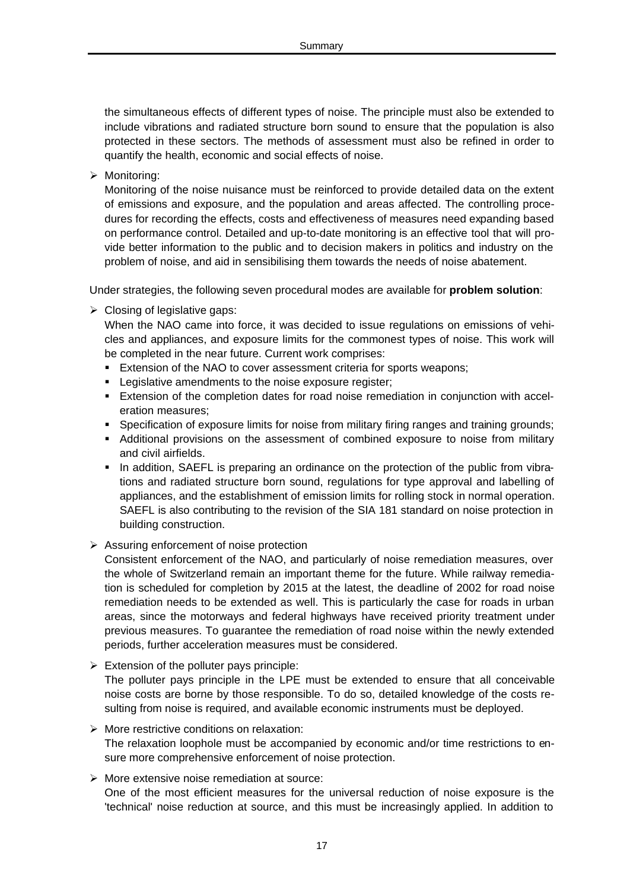the simultaneous effects of different types of noise. The principle must also be extended to include vibrations and radiated structure born sound to ensure that the population is also protected in these sectors. The methods of assessment must also be refined in order to quantify the health, economic and social effects of noise.

- Monitoring:
  Monitoring of the noise nuisance must be reinforced to provide detailed data on the extent of emissions and exposure, and the population and areas affected. The controlling procedures for recording the effects, costs and effectiveness of measures need expanding based on performance control. Detailed and up-to-date monitoring is an effective tool that will provide better information to the public and to decision makers in politics and industry on the problem of noise, and aid in sensibilising them towards the needs of noise abatement.

Under strategies, the following seven procedural modes are available for **problem solution**:

- Closing of legislative gaps:
  When the NAO came into force, it was decided to issue regulations on emissions of vehicles and appliances, and exposure limits for the commonest types of noise. This work will be completed in the near future. Current work comprises:
  - Extension of the NAO to cover assessment criteria for sports weapons;
  - Legislative amendments to the noise exposure register;
  - Extension of the completion dates for road noise remediation in conjunction with acceleration measures;
  - Specification of exposure limits for noise from military firing ranges and training grounds;
  - Additional provisions on the assessment of combined exposure to noise from military and civil airfields.
  - In addition, SAEFL is preparing an ordinance on the protection of the public from vibrations and radiated structure born sound, regulations for type approval and labelling of appliances, and the establishment of emission limits for rolling stock in normal operation. SAEFL is also contributing to the revision of the SIA 181 standard on noise protection in building construction.

- Assuring enforcement of noise protection
  Consistent enforcement of the NAO, and particularly of noise remediation measures, over the whole of Switzerland remain an important theme for the future. While railway remediation is scheduled for completion by 2015 at the latest, the deadline of 2002 for road noise remediation needs to be extended as well. This is particularly the case for roads in urban areas, since the motorways and federal highways have received priority treatment under previous measures. To guarantee the remediation of road noise within the newly extended periods, further acceleration measures must be considered.

- Extension of the polluter pays principle:
  The polluter pays principle in the LPE must be extended to ensure that all conceivable noise costs are borne by those responsible. To do so, detailed knowledge of the costs resulting from noise is required, and available economic instruments must be deployed.

- More restrictive conditions on relaxation:
  The relaxation loophole must be accompanied by economic and/or time restrictions to ensure more comprehensive enforcement of noise protection.

- More extensive noise remediation at source:
  One of the most efficient measures for the universal reduction of noise exposure is the 'technical' noise reduction at source, and this must be increasingly applied. In addition to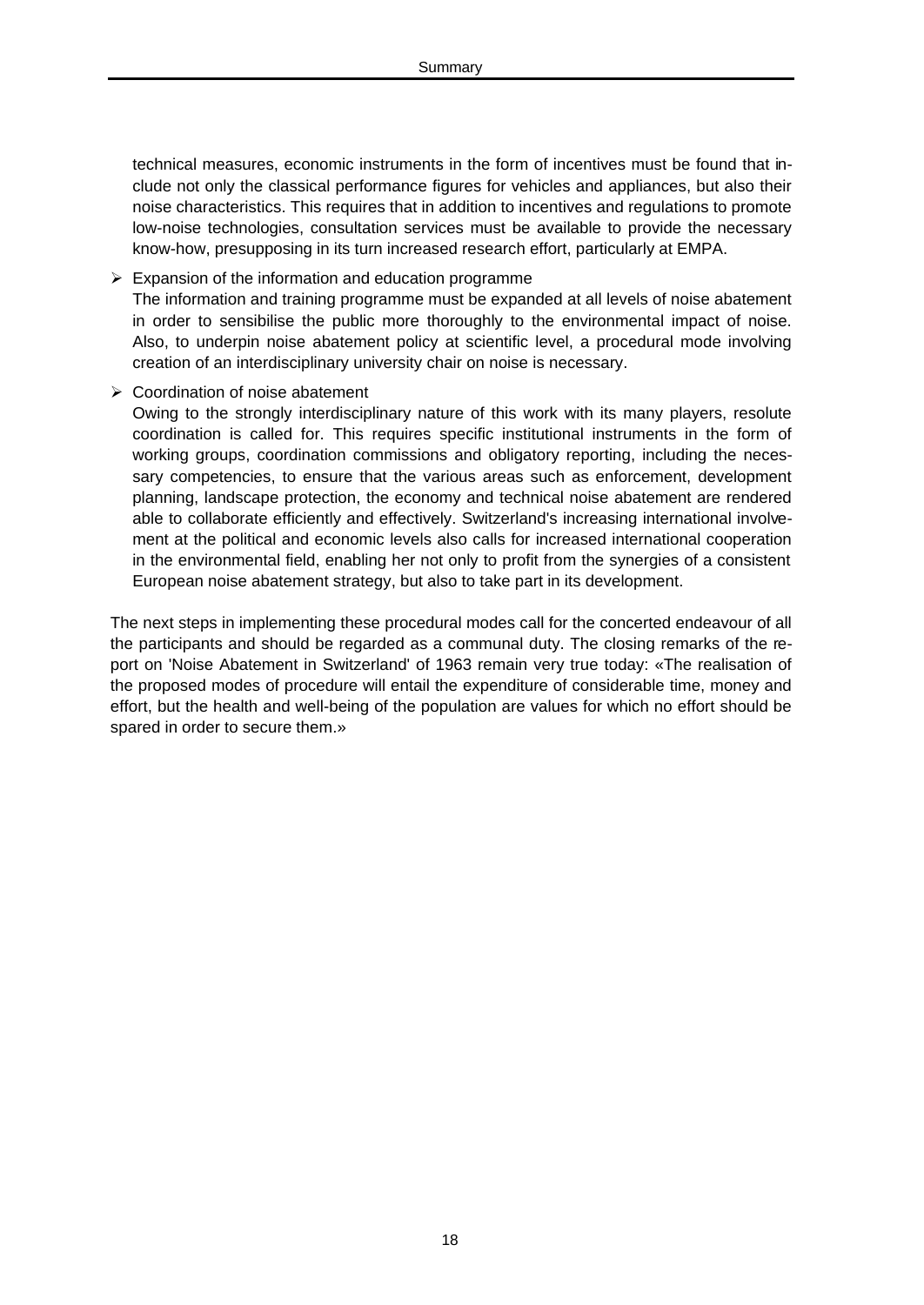technical measures, economic instruments in the form of incentives must be found that include not only the classical performance figures for vehicles and appliances, but also their noise characteristics. This requires that in addition to incentives and regulations to promote low-noise technologies, consultation services must be available to provide the necessary know-how, presupposing in its turn increased research effort, particularly at EMPA.

- Expansion of the information and education programme
  The information and training programme must be expanded at all levels of noise abatement in order to sensibilise the public more thoroughly to the environmental impact of noise. Also, to underpin noise abatement policy at scientific level, a procedural mode involving creation of an interdisciplinary university chair on noise is necessary.

- Coordination of noise abatement
  Owing to the strongly interdisciplinary nature of this work with its many players, resolute coordination is called for. This requires specific institutional instruments in the form of working groups, coordination commissions and obligatory reporting, including the necessary competencies, to ensure that the various areas such as enforcement, development planning, landscape protection, the economy and technical noise abatement are rendered able to collaborate efficiently and effectively. Switzerland's increasing international involvement at the political and economic levels also calls for increased international cooperation in the environmental field, enabling her not only to profit from the synergies of a consistent European noise abatement strategy, but also to take part in its development.

The next steps in implementing these procedural modes call for the concerted endeavour of all the participants and should be regarded as a communal duty. The closing remarks of the report on 'Noise Abatement in Switzerland' of 1963 remain very true today: «The realisation of the proposed modes of procedure will entail the expenditure of considerable time, money and effort, but the health and well-being of the population are values for which no effort should be spared in order to secure them.»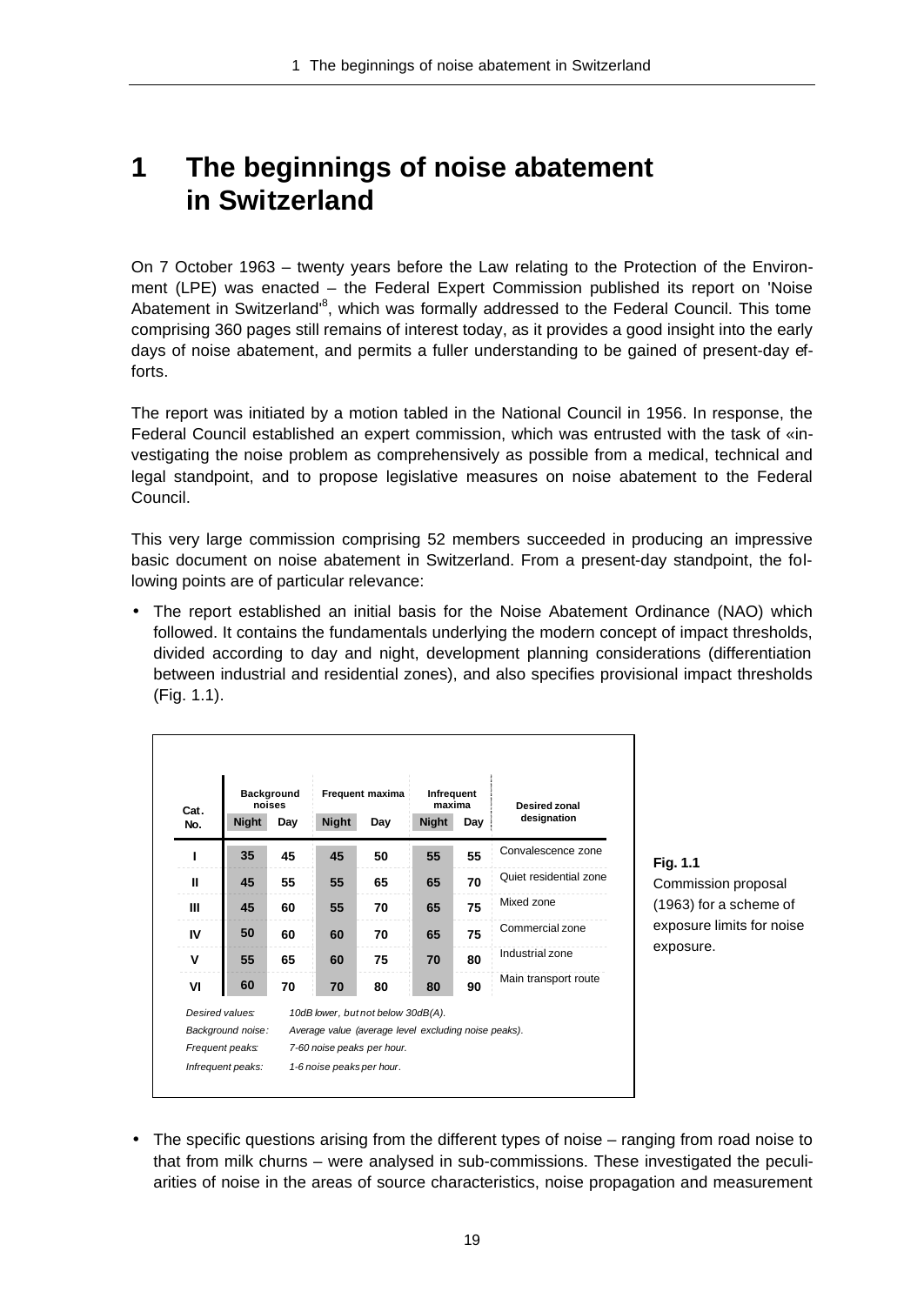# 1 The beginnings of noise abatement in Switzerland

On 7 October 1963 – twenty years before the Law relating to the Protection of the Environment (LPE) was enacted – the Federal Expert Commission published its report on 'Noise Abatement in Switzerland'[8], which was formally addressed to the Federal Council. This tome comprising 360 pages still remains of interest today, as it provides a good insight into the early days of noise abatement, and permits a fuller understanding to be gained of present-day efforts.

The report was initiated by a motion tabled in the National Council in 1956. In response, the Federal Council established an expert commission, which was entrusted with the task of «investigating the noise problem as comprehensively as possible from a medical, technical and legal standpoint, and to propose legislative measures on noise abatement to the Federal Council.

This very large commission comprising 52 members succeeded in producing an impressive basic document on noise abatement in Switzerland. From a present-day standpoint, the following points are of particular relevance:

- The report established an initial basis for the Noise Abatement Ordinance (NAO) which followed. It contains the fundamentals underlying the modern concept of impact thresholds, divided according to day and night, development planning considerations (differentiation between industrial and residential zones), and also specifies provisional impact thresholds (Fig. 1.1).

| Cat. No. | Background noises | | Frequent maxima | | Infrequent maxima | | Desired zonal designation |
|---|---|---|---|---|---|---|---|
| | Night | Day | Night | Day | Night | Day | |
| I | 35 | 45 | 45 | 50 | 55 | 55 | Convalescence zone |
| II | 45 | 55 | 55 | 65 | 65 | 70 | Quiet residential zone |
| III | 45 | 60 | 55 | 70 | 65 | 75 | Mixed zone |
| IV | 50 | 60 | 60 | 70 | 65 | 75 | Commercial zone |
| V | 55 | 65 | 60 | 75 | 70 | 80 | Industrial zone |
| VI | 60 | 70 | 70 | 80 | 80 | 90 | Main transport route |

*Desired values:* *10dB lower, but not below 30dB(A).*
*Background noise:* *Average value (average level excluding noise peaks).*
*Frequent peaks:* *7-60 noise peaks per hour.*
*Infrequent peaks:* *1-6 noise peaks per hour.*

**Fig. 1.1**
Commission proposal (1963) for a scheme of exposure limits for noise exposure.

- The specific questions arising from the different types of noise – ranging from road noise to that from milk churns – were analysed in sub-commissions. These investigated the peculiarities of noise in the areas of source characteristics, noise propagation and measurement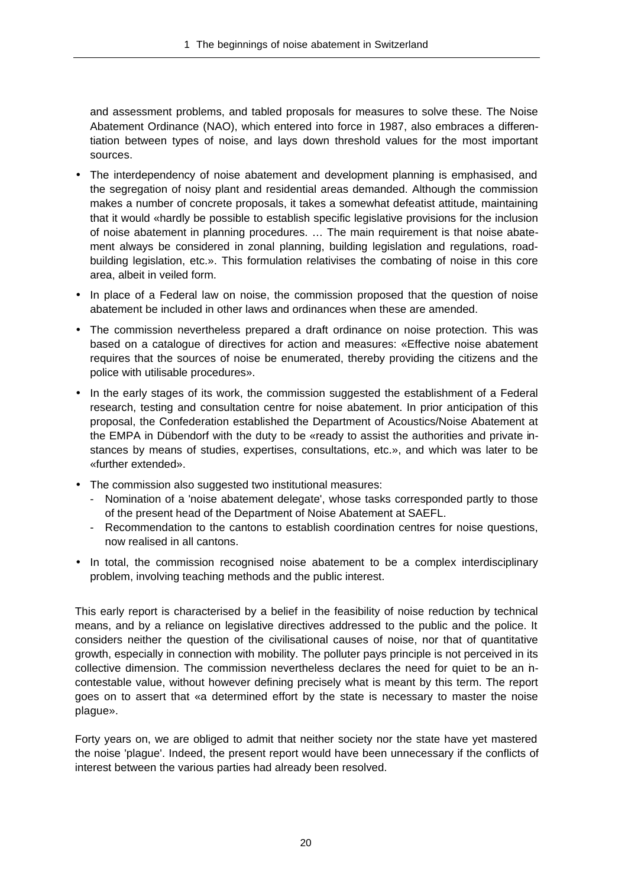and assessment problems, and tabled proposals for measures to solve these. The Noise Abatement Ordinance (NAO), which entered into force in 1987, also embraces a differentiation between types of noise, and lays down threshold values for the most important sources.

- The interdependency of noise abatement and development planning is emphasised, and the segregation of noisy plant and residential areas demanded. Although the commission makes a number of concrete proposals, it takes a somewhat defeatist attitude, maintaining that it would «hardly be possible to establish specific legislative provisions for the inclusion of noise abatement in planning procedures. … The main requirement is that noise abatement always be considered in zonal planning, building legislation and regulations, road-building legislation, etc.». This formulation relativises the combating of noise in this core area, albeit in veiled form.
- In place of a Federal law on noise, the commission proposed that the question of noise abatement be included in other laws and ordinances when these are amended.
- The commission nevertheless prepared a draft ordinance on noise protection. This was based on a catalogue of directives for action and measures: «Effective noise abatement requires that the sources of noise be enumerated, thereby providing the citizens and the police with utilisable procedures».
- In the early stages of its work, the commission suggested the establishment of a Federal research, testing and consultation centre for noise abatement. In prior anticipation of this proposal, the Confederation established the Department of Acoustics/Noise Abatement at the EMPA in Dübendorf with the duty to be «ready to assist the authorities and private instances by means of studies, expertises, consultations, etc.», and which was later to be «further extended».
- The commission also suggested two institutional measures:
  - Nomination of a 'noise abatement delegate', whose tasks corresponded partly to those of the present head of the Department of Noise Abatement at SAEFL.
  - Recommendation to the cantons to establish coordination centres for noise questions, now realised in all cantons.
- In total, the commission recognised noise abatement to be a complex interdisciplinary problem, involving teaching methods and the public interest.

This early report is characterised by a belief in the feasibility of noise reduction by technical means, and by a reliance on legislative directives addressed to the public and the police. It considers neither the question of the civilisational causes of noise, nor that of quantitative growth, especially in connection with mobility. The polluter pays principle is not perceived in its collective dimension. The commission nevertheless declares the need for quiet to be an incontestable value, without however defining precisely what is meant by this term. The report goes on to assert that «a determined effort by the state is necessary to master the noise plague».

Forty years on, we are obliged to admit that neither society nor the state have yet mastered the noise 'plague'. Indeed, the present report would have been unnecessary if the conflicts of interest between the various parties had already been resolved.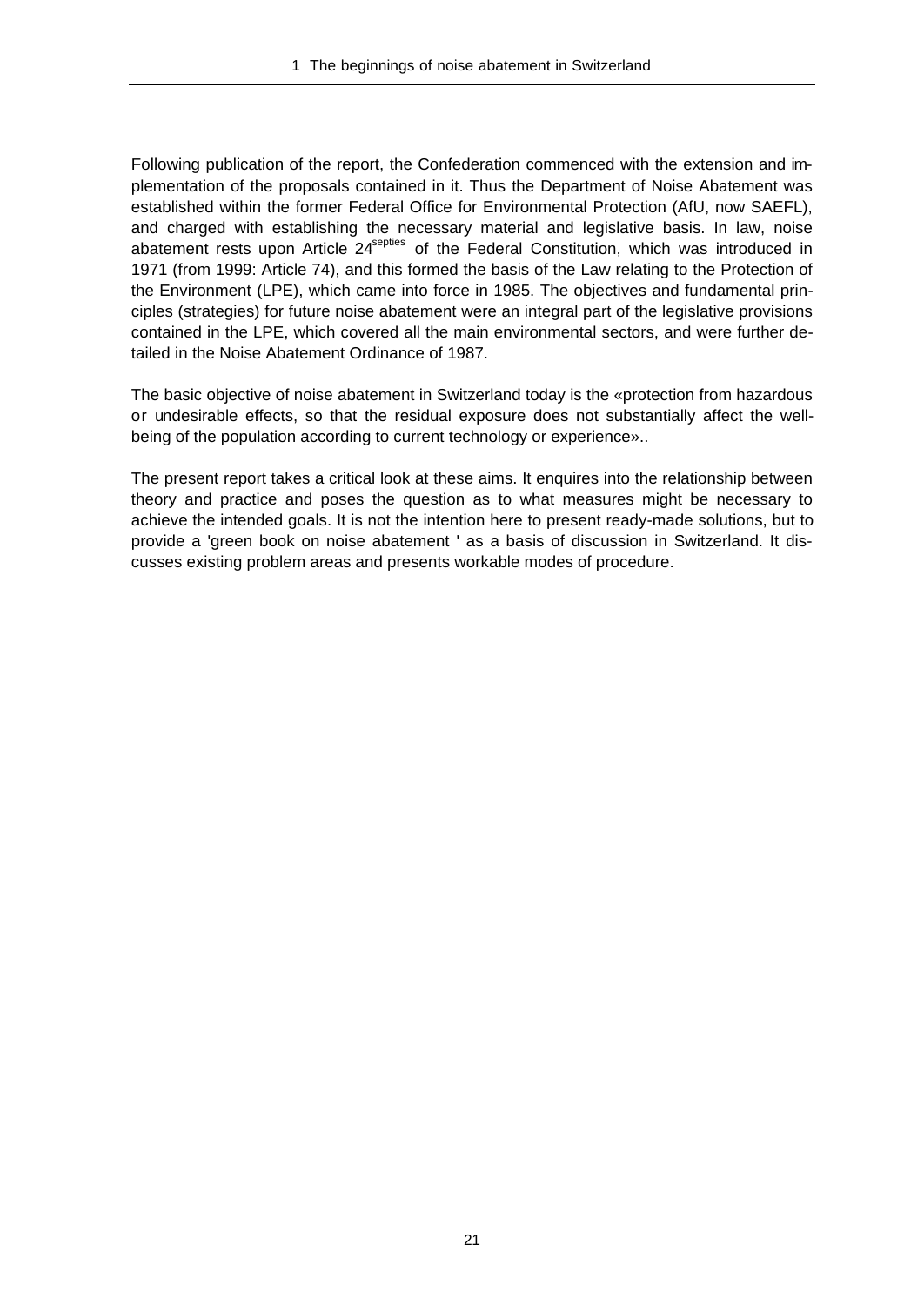Following publication of the report, the Confederation commenced with the extension and implementation of the proposals contained in it. Thus the Department of Noise Abatement was established within the former Federal Office for Environmental Protection (AfU, now SAEFL), and charged with establishing the necessary material and legislative basis. In law, noise abatement rests upon Article $24^{septies}$ of the Federal Constitution, which was introduced in 1971 (from 1999: Article 74), and this formed the basis of the Law relating to the Protection of the Environment (LPE), which came into force in 1985. The objectives and fundamental principles (strategies) for future noise abatement were an integral part of the legislative provisions contained in the LPE, which covered all the main environmental sectors, and were further detailed in the Noise Abatement Ordinance of 1987.

The basic objective of noise abatement in Switzerland today is the «protection from hazardous or undesirable effects, so that the residual exposure does not substantially affect the well-being of the population according to current technology or experience»..

The present report takes a critical look at these aims. It enquires into the relationship between theory and practice and poses the question as to what measures might be necessary to achieve the intended goals. It is not the intention here to present ready-made solutions, but to provide a 'green book on noise abatement ' as a basis of discussion in Switzerland. It discusses existing problem areas and presents workable modes of procedure.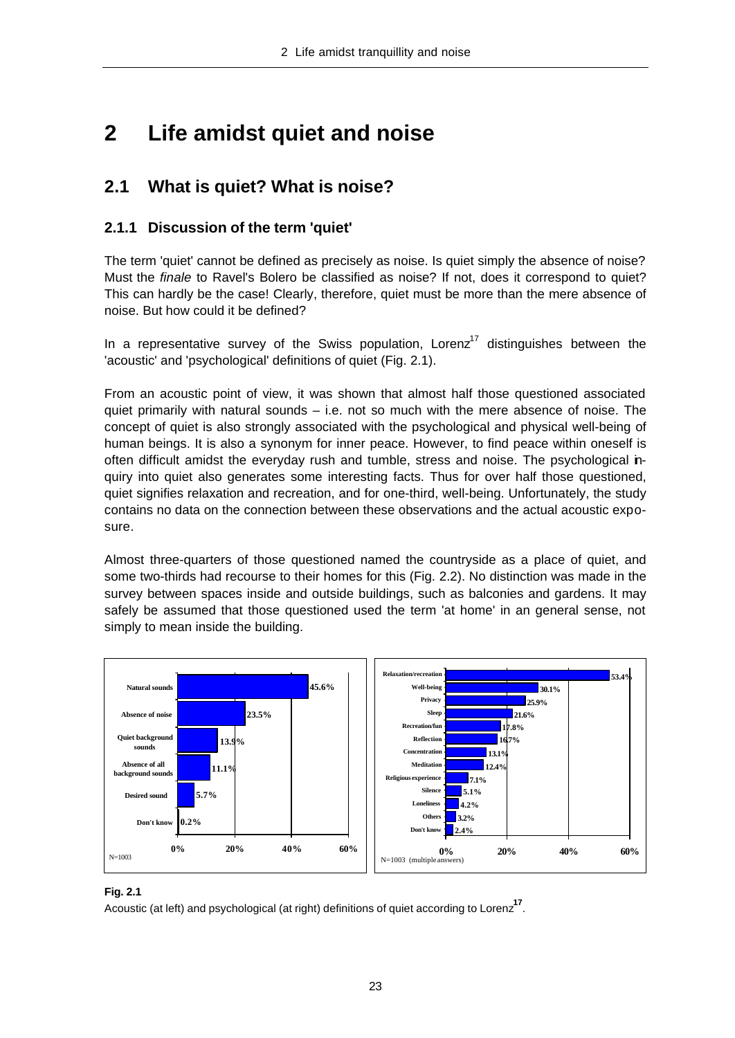# 2 Life amidst quiet and noise

## 2.1 What is quiet? What is noise?

### 2.1.1 Discussion of the term 'quiet'

The term 'quiet' cannot be defined as precisely as noise. Is quiet simply the absence of noise? Must the *finale* to Ravel's Bolero be classified as noise? If not, does it correspond to quiet? This can hardly be the case! Clearly, therefore, quiet must be more than the mere absence of noise. But how could it be defined?

In a representative survey of the Swiss population, Lorenz[17] distinguishes between the 'acoustic' and 'psychological' definitions of quiet (Fig. 2.1).

From an acoustic point of view, it was shown that almost half those questioned associated quiet primarily with natural sounds – i.e. not so much with the mere absence of noise. The concept of quiet is also strongly associated with the psychological and physical well-being of human beings. It is also a synonym for inner peace. However, to find peace within oneself is often difficult amidst the everyday rush and tumble, stress and noise. The psychological inquiry into quiet also generates some interesting facts. Thus for over half those questioned, quiet signifies relaxation and recreation, and for one-third, well-being. Unfortunately, the study contains no data on the connection between these observations and the actual acoustic exposure.

Almost three-quarters of those questioned named the countryside as a place of quiet, and some two-thirds had recourse to their homes for this (Fig. 2.2). No distinction was made in the survey between spaces inside and outside buildings, such as balconies and gardens. It may safely be assumed that those questioned used the term 'at home' in an general sense, not simply to mean inside the building.

| Acoustic definition | % |
|---|---|
| Natural sounds | 45.6% |
| Absence of noise | 23.5% |
| Quiet background sounds | 13.9% |
| Absence of all background sounds | 11.1% |
| Desired sound | 5.7% |
| Don't know | 0.2% |

N=1003

| Psychological definition | % |
|---|---|
| Relaxation/recreation | 53.4% |
| Well-being | 30.1% |
| Privacy | 25.9% |
| Sleep | 21.6% |
| Recreation/fun | 17.8% |
| Reflection | 16.7% |
| Concentration | 13.1% |
| Meditation | 12.4% |
| Religious experience | 7.1% |
| Silence | 5.1% |
| Loneliness | 4.2% |
| Others | 3.2% |
| Don't know | 2.4% |

N=1003 (multiple answers)

**Fig. 2.1**
Acoustic (at left) and psychological (at right) definitions of quiet according to Lorenz[17].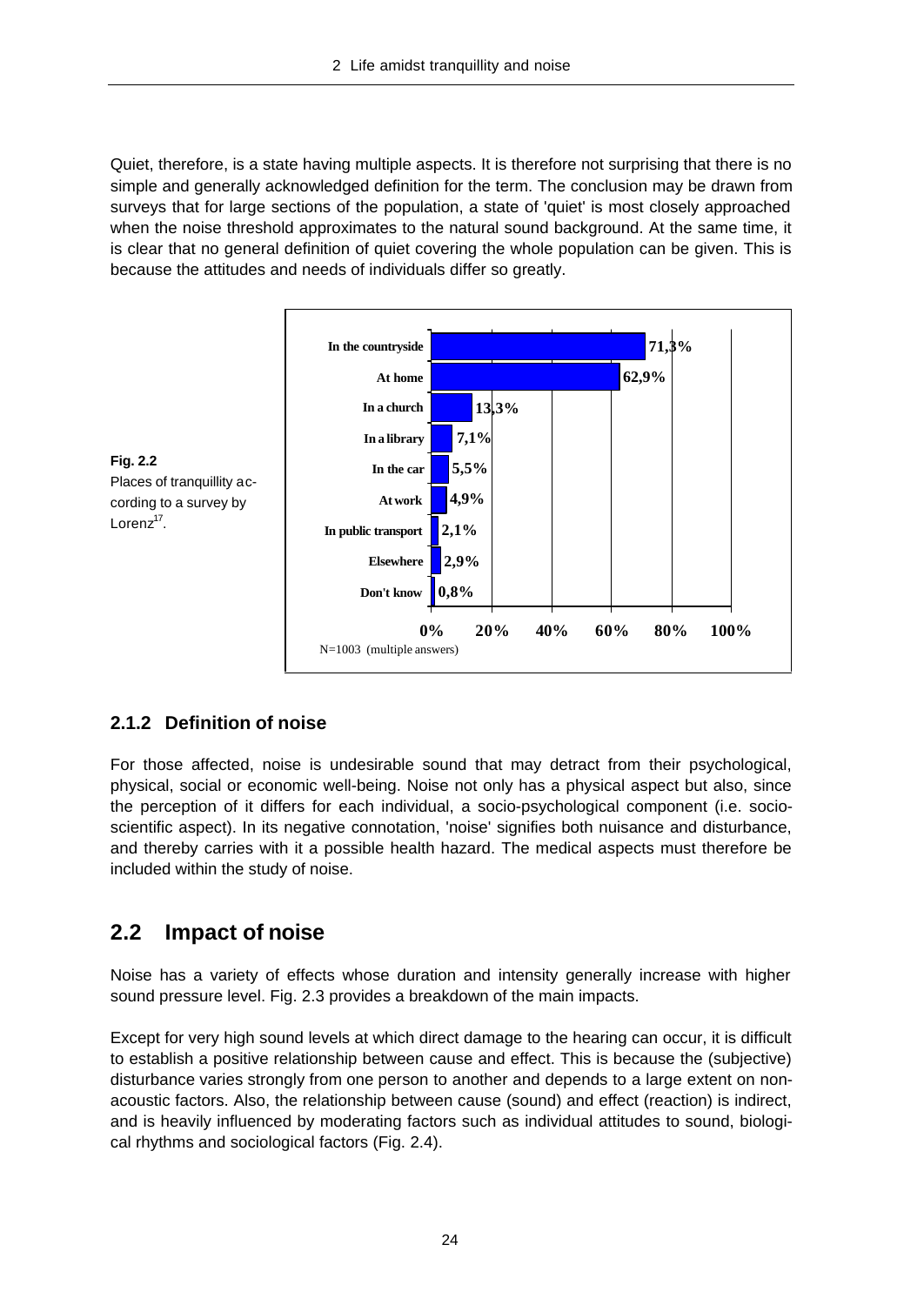Quiet, therefore, is a state having multiple aspects. It is therefore not surprising that there is no simple and generally acknowledged definition for the term. The conclusion may be drawn from surveys that for large sections of the population, a state of 'quiet' is most closely approached when the noise threshold approximates to the natural sound background. At the same time, it is clear that no general definition of quiet covering the whole population can be given. This is because the attitudes and needs of individuals differ so greatly.

| Place | Share |
|---|---|
| In the countryside | 71,3% |
| At home | 62,9% |
| In a church | 13,3% |
| In a library | 7,1% |
| In the car | 5,5% |
| At work | 4,9% |
| In public transport | 2,1% |
| Elsewhere | 2,9% |
| Don't know | 0,8% |

N=1003 (multiple answers)

**Fig. 2.2**
Places of tranquillity according to a survey by Lorenz[17].

### 2.1.2 Definition of noise

For those affected, noise is undesirable sound that may detract from their psychological, physical, social or economic well-being. Noise not only has a physical aspect but also, since the perception of it differs for each individual, a socio-psychological component (i.e. socio-scientific aspect). In its negative connotation, 'noise' signifies both nuisance and disturbance, and thereby carries with it a possible health hazard. The medical aspects must therefore be included within the study of noise.

## 2.2 Impact of noise

Noise has a variety of effects whose duration and intensity generally increase with higher sound pressure level. Fig. 2.3 provides a breakdown of the main impacts.

Except for very high sound levels at which direct damage to the hearing can occur, it is difficult to establish a positive relationship between cause and effect. This is because the (subjective) disturbance varies strongly from one person to another and depends to a large extent on non-acoustic factors. Also, the relationship between cause (sound) and effect (reaction) is indirect, and is heavily influenced by moderating factors such as individual attitudes to sound, biological rhythms and sociological factors (Fig. 2.4).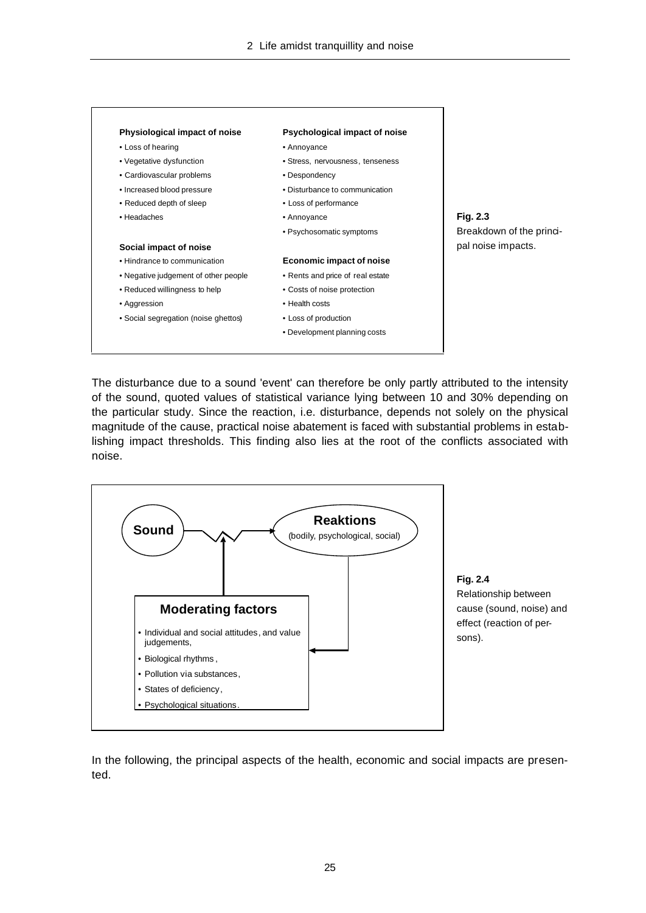**Physiological impact of noise**

- Loss of hearing
- Vegetative dysfunction
- Cardiovascular problems
- Increased blood pressure
- Reduced depth of sleep
- Headaches

**Psychological impact of noise**

- Annoyance
- Stress, nervousness, tenseness
- Despondency
- Disturbance to communication
- Loss of performance
- Annoyance
- Psychosomatic symptoms

**Social impact of noise**

- Hindrance to communication
- Negative judgement of other people
- Reduced willingness to help
- Aggression
- Social segregation (noise ghettos)

**Economic impact of noise**

- Rents and price of real estate
- Costs of noise protection
- Health costs
- Loss of production
- Development planning costs

**Fig. 2.3**
Breakdown of the principal noise impacts.

The disturbance due to a sound 'event' can therefore be only partly attributed to the intensity of the sound, quoted values of statistical variance lying between 10 and 30% depending on the particular study. Since the reaction, i.e. disturbance, depends not solely on the physical magnitude of the cause, practical noise abatement is faced with substantial problems in establishing impact thresholds. This finding also lies at the root of the conflicts associated with noise.

**Sound** → **Reaktions** (bodily, psychological, social)

**Moderating factors**

- Individual and social attitudes, and value judgements,
- Biological rhythms,
- Pollution via substances,
- States of deficiency,
- Psychological situations.

**Fig. 2.4**
Relationship between cause (sound, noise) and effect (reaction of persons).

In the following, the principal aspects of the health, economic and social impacts are presented.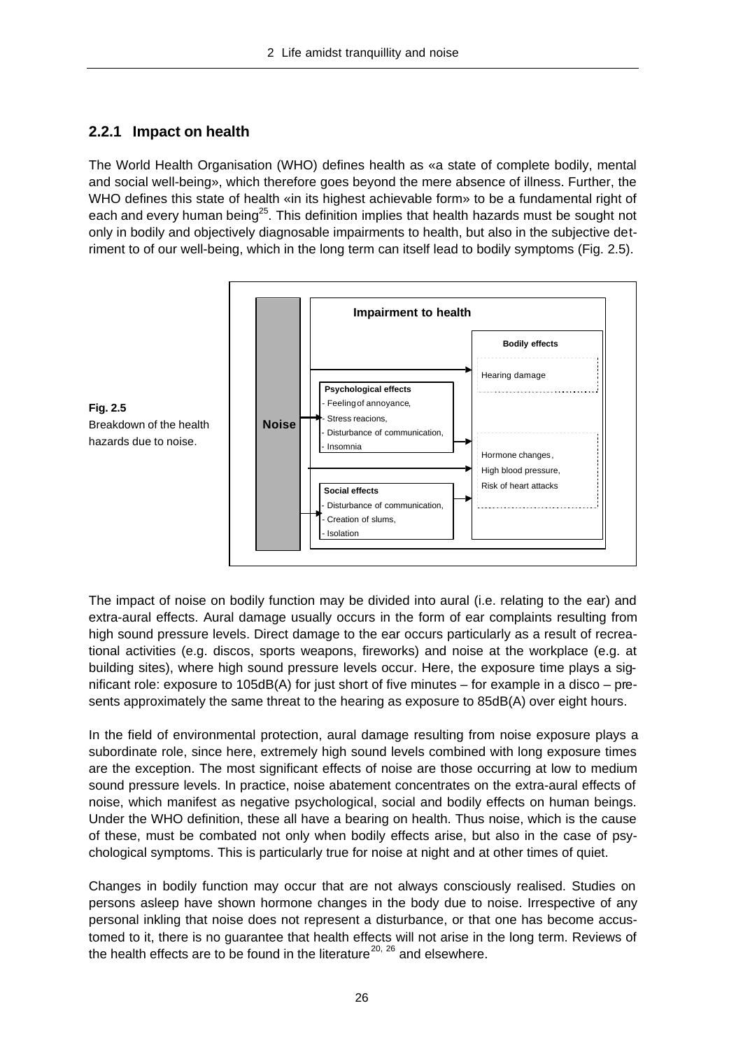### 2.2.1 Impact on health

The World Health Organisation (WHO) defines health as «a state of complete bodily, mental and social well-being», which therefore goes beyond the mere absence of illness. Further, the WHO defines this state of health «in its highest achievable form» to be a fundamental right of each and every human being[25]. This definition implies that health hazards must be sought not only in bodily and objectively diagnosable impairments to health, but also in the subjective detriment to of our well-being, which in the long term can itself lead to bodily symptoms (Fig. 2.5).

**Fig. 2.5**
Breakdown of the health hazards due to noise.

Noise

Impairment to health

**Psychological effects**
- Feeling of annoyance,
- Stress reacions,
- Disturbance of communication,
- Insomnia

**Social effects**
- Disturbance of communication,
- Creation of slums,
- Isolation

**Bodily effects**

Hearing damage

Hormone changes,
High blood pressure,
Risk of heart attacks

The impact of noise on bodily function may be divided into aural (i.e. relating to the ear) and extra-aural effects. Aural damage usually occurs in the form of ear complaints resulting from high sound pressure levels. Direct damage to the ear occurs particularly as a result of recreational activities (e.g. discos, sports weapons, fireworks) and noise at the workplace (e.g. at building sites), where high sound pressure levels occur. Here, the exposure time plays a significant role: exposure to 105dB(A) for just short of five minutes – for example in a disco – presents approximately the same threat to the hearing as exposure to 85dB(A) over eight hours.

In the field of environmental protection, aural damage resulting from noise exposure plays a subordinate role, since here, extremely high sound levels combined with long exposure times are the exception. The most significant effects of noise are those occurring at low to medium sound pressure levels. In practice, noise abatement concentrates on the extra-aural effects of noise, which manifest as negative psychological, social and bodily effects on human beings. Under the WHO definition, these all have a bearing on health. Thus noise, which is the cause of these, must be combated not only when bodily effects arise, but also in the case of psychological symptoms. This is particularly true for noise at night and at other times of quiet.

Changes in bodily function may occur that are not always consciously realised. Studies on persons asleep have shown hormone changes in the body due to noise. Irrespective of any personal inkling that noise does not represent a disturbance, or that one has become accustomed to it, there is no guarantee that health effects will not arise in the long term. Reviews of the health effects are to be found in the literature[20, 26] and elsewhere.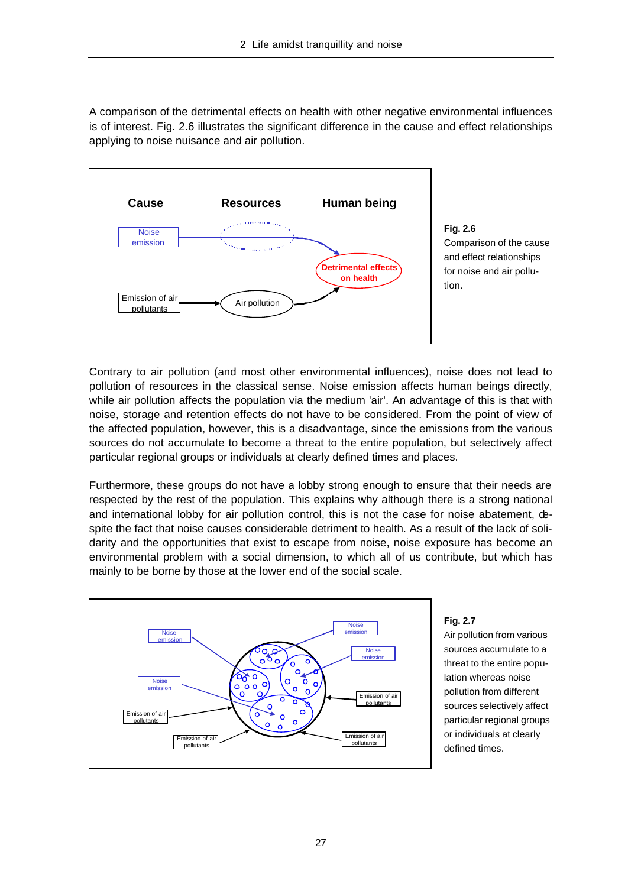A comparison of the detrimental effects on health with other negative environmental influences is of interest. Fig. 2.6 illustrates the significant difference in the cause and effect relationships applying to noise nuisance and air pollution.

**Fig. 2.6**
Comparison of the cause and effect relationships for noise and air pollution.

Contrary to air pollution (and most other environmental influences), noise does not lead to pollution of resources in the classical sense. Noise emission affects human beings directly, while air pollution affects the population via the medium 'air'. An advantage of this is that with noise, storage and retention effects do not have to be considered. From the point of view of the affected population, however, this is a disadvantage, since the emissions from the various sources do not accumulate to become a threat to the entire population, but selectively affect particular regional groups or individuals at clearly defined times and places.

Furthermore, these groups do not have a lobby strong enough to ensure that their needs are respected by the rest of the population. This explains why although there is a strong national and international lobby for air pollution control, this is not the case for noise abatement, despite the fact that noise causes considerable detriment to health. As a result of the lack of solidarity and the opportunities that exist to escape from noise, noise exposure has become an environmental problem with a social dimension, to which all of us contribute, but which has mainly to be borne by those at the lower end of the social scale.

**Fig. 2.7**
Air pollution from various sources accumulate to a threat to the entire population whereas noise pollution from different sources selectively affect particular regional groups or individuals at clearly defined times.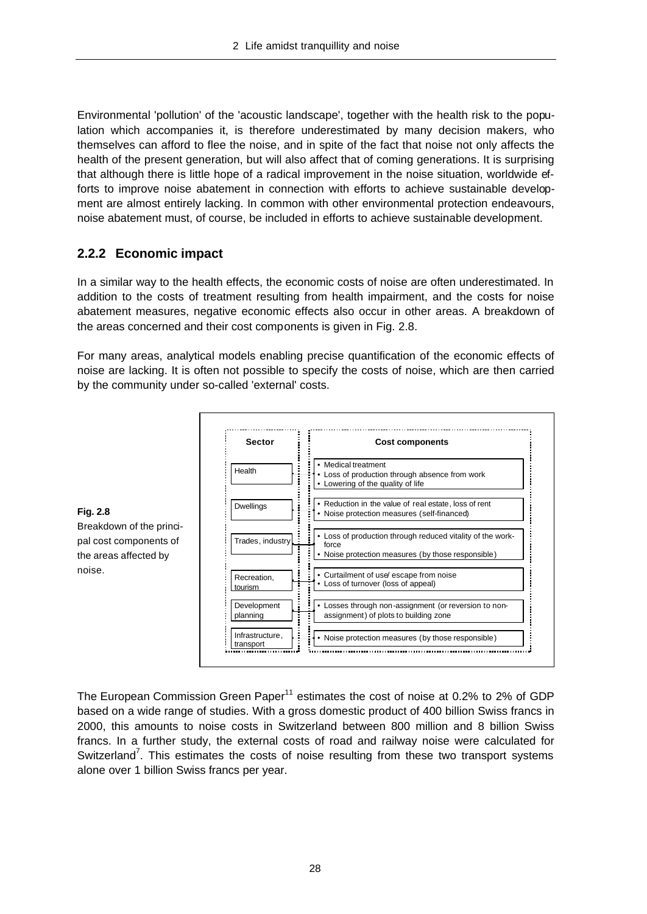Environmental 'pollution' of the 'acoustic landscape', together with the health risk to the population which accompanies it, is therefore underestimated by many decision makers, who themselves can afford to flee the noise, and in spite of the fact that noise not only affects the health of the present generation, but will also affect that of coming generations. It is surprising that although there is little hope of a radical improvement in the noise situation, worldwide efforts to improve noise abatement in connection with efforts to achieve sustainable development are almost entirely lacking. In common with other environmental protection endeavours, noise abatement must, of course, be included in efforts to achieve sustainable development.

### 2.2.2 Economic impact

In a similar way to the health effects, the economic costs of noise are often underestimated. In addition to the costs of treatment resulting from health impairment, and the costs for noise abatement measures, negative economic effects also occur in other areas. A breakdown of the areas concerned and their cost components is given in Fig. 2.8.

For many areas, analytical models enabling precise quantification of the economic effects of noise are lacking. It is often not possible to specify the costs of noise, which are then carried by the community under so-called 'external' costs.

| Sector | Cost components |
|---|---|
| Health | • Medical treatment<br>• Loss of production through absence from work<br>• Lowering of the quality of life |
| Dwellings | • Reduction in the value of real estate, loss of rent<br>• Noise protection measures (self-financed) |
| Trades, industry | • Loss of production through reduced vitality of the workforce<br>• Noise protection measures (by those responsible) |
| Recreation, tourism | • Curtailment of use/ escape from noise<br>• Loss of turnover (loss of appeal) |
| Development planning | • Losses through non-assignment (or reversion to non-assignment) of plots to building zone |
| Infrastructure, transport | • Noise protection measures (by those responsible) |

**Fig. 2.8**
Breakdown of the principal cost components of the areas affected by noise.

The European Commission Green Paper[11] estimates the cost of noise at 0.2% to 2% of GDP based on a wide range of studies. With a gross domestic product of 400 billion Swiss francs in 2000, this amounts to noise costs in Switzerland between 800 million and 8 billion Swiss francs. In a further study, the external costs of road and railway noise were calculated for Switzerland[7]. This estimates the costs of noise resulting from these two transport systems alone over 1 billion Swiss francs per year.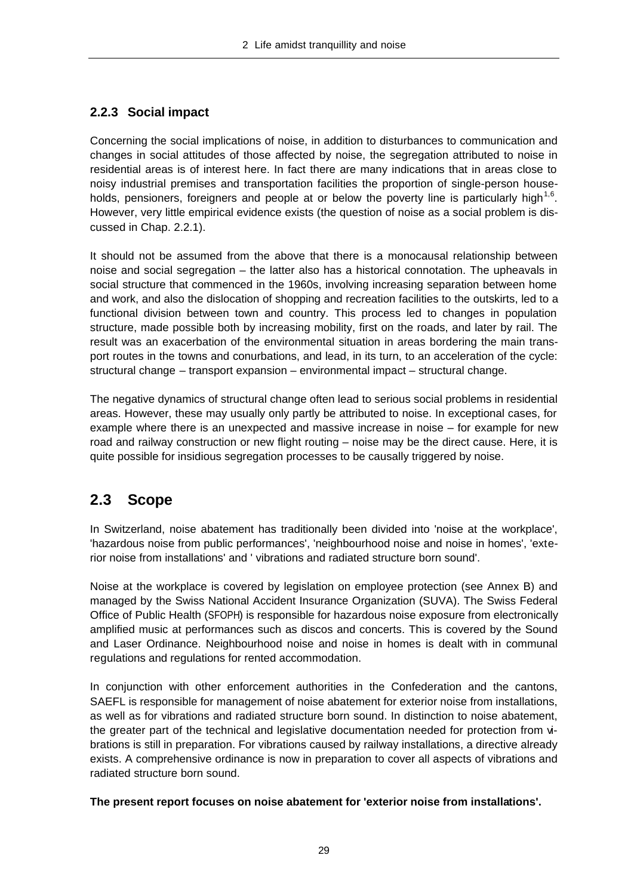### 2.2.3 Social impact

Concerning the social implications of noise, in addition to disturbances to communication and changes in social attitudes of those affected by noise, the segregation attributed to noise in residential areas is of interest here. In fact there are many indications that in areas close to noisy industrial premises and transportation facilities the proportion of single-person households, pensioners, foreigners and people at or below the poverty line is particularly high[1,6]. However, very little empirical evidence exists (the question of noise as a social problem is discussed in Chap. 2.2.1).

It should not be assumed from the above that there is a monocausal relationship between noise and social segregation – the latter also has a historical connotation. The upheavals in social structure that commenced in the 1960s, involving increasing separation between home and work, and also the dislocation of shopping and recreation facilities to the outskirts, led to a functional division between town and country. This process led to changes in population structure, made possible both by increasing mobility, first on the roads, and later by rail. The result was an exacerbation of the environmental situation in areas bordering the main transport routes in the towns and conurbations, and lead, in its turn, to an acceleration of the cycle: structural change – transport expansion – environmental impact – structural change.

The negative dynamics of structural change often lead to serious social problems in residential areas. However, these may usually only partly be attributed to noise. In exceptional cases, for example where there is an unexpected and massive increase in noise – for example for new road and railway construction or new flight routing – noise may be the direct cause. Here, it is quite possible for insidious segregation processes to be causally triggered by noise.

## 2.3 Scope

In Switzerland, noise abatement has traditionally been divided into 'noise at the workplace', 'hazardous noise from public performances', 'neighbourhood noise and noise in homes', 'exterior noise from installations' and ' vibrations and radiated structure born sound'.

Noise at the workplace is covered by legislation on employee protection (see Annex B) and managed by the Swiss National Accident Insurance Organization (SUVA). The Swiss Federal Office of Public Health (SFOPH) is responsible for hazardous noise exposure from electronically amplified music at performances such as discos and concerts. This is covered by the Sound and Laser Ordinance. Neighbourhood noise and noise in homes is dealt with in communal regulations and regulations for rented accommodation.

In conjunction with other enforcement authorities in the Confederation and the cantons, SAEFL is responsible for management of noise abatement for exterior noise from installations, as well as for vibrations and radiated structure born sound. In distinction to noise abatement, the greater part of the technical and legislative documentation needed for protection from vibrations is still in preparation. For vibrations caused by railway installations, a directive already exists. A comprehensive ordinance is now in preparation to cover all aspects of vibrations and radiated structure born sound.

**The present report focuses on noise abatement for 'exterior noise from installations'.**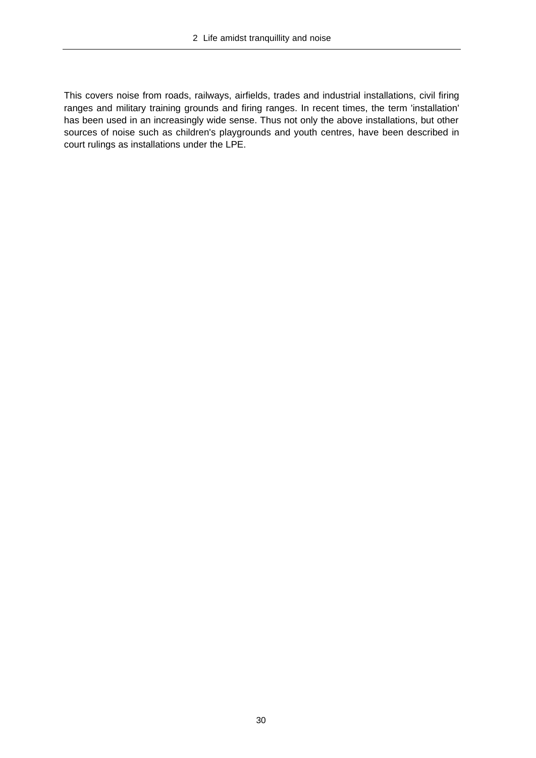This covers noise from roads, railways, airfields, trades and industrial installations, civil firing ranges and military training grounds and firing ranges. In recent times, the term 'installation' has been used in an increasingly wide sense. Thus not only the above installations, but other sources of noise such as children's playgrounds and youth centres, have been described in court rulings as installations under the LPE.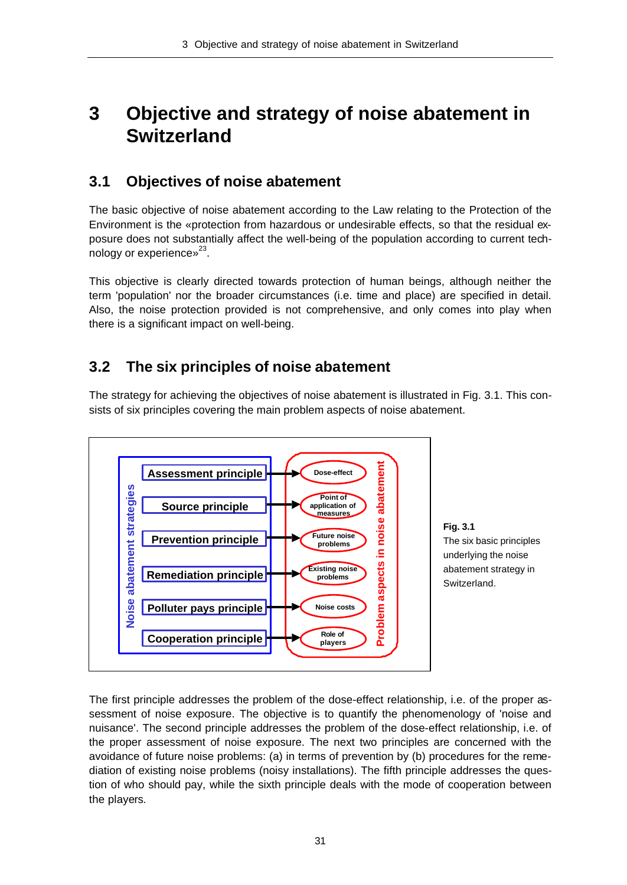# 3 Objective and strategy of noise abatement in Switzerland

## 3.1 Objectives of noise abatement

The basic objective of noise abatement according to the Law relating to the Protection of the Environment is the «protection from hazardous or undesirable effects, so that the residual exposure does not substantially affect the well-being of the population according to current technology or experience»[23].

This objective is clearly directed towards protection of human beings, although neither the term 'population' nor the broader circumstances (i.e. time and place) are specified in detail. Also, the noise protection provided is not comprehensive, and only comes into play when there is a significant impact on well-being.

## 3.2 The six principles of noise abatement

The strategy for achieving the objectives of noise abatement is illustrated in Fig. 3.1. This consists of six principles covering the main problem aspects of noise abatement.

| Noise abatement strategies | Problem aspects in noise abatement |
|---|---|
| Assessment principle | Dose-effect |
| Source principle | Point of application of measures |
| Prevention principle | Future noise problems |
| Remediation principle | Existing noise problems |
| Polluter pays principle | Noise costs |
| Cooperation principle | Role of players |

**Fig. 3.1**
The six basic principles underlying the noise abatement strategy in Switzerland.

The first principle addresses the problem of the dose-effect relationship, i.e. of the proper assessment of noise exposure. The objective is to quantify the phenomenology of 'noise and nuisance'. The second principle addresses the problem of the dose-effect relationship, i.e. of the proper assessment of noise exposure. The next two principles are concerned with the avoidance of future noise problems: (a) in terms of prevention by (b) procedures for the remediation of existing noise problems (noisy installations). The fifth principle addresses the question of who should pay, while the sixth principle deals with the mode of cooperation between the players.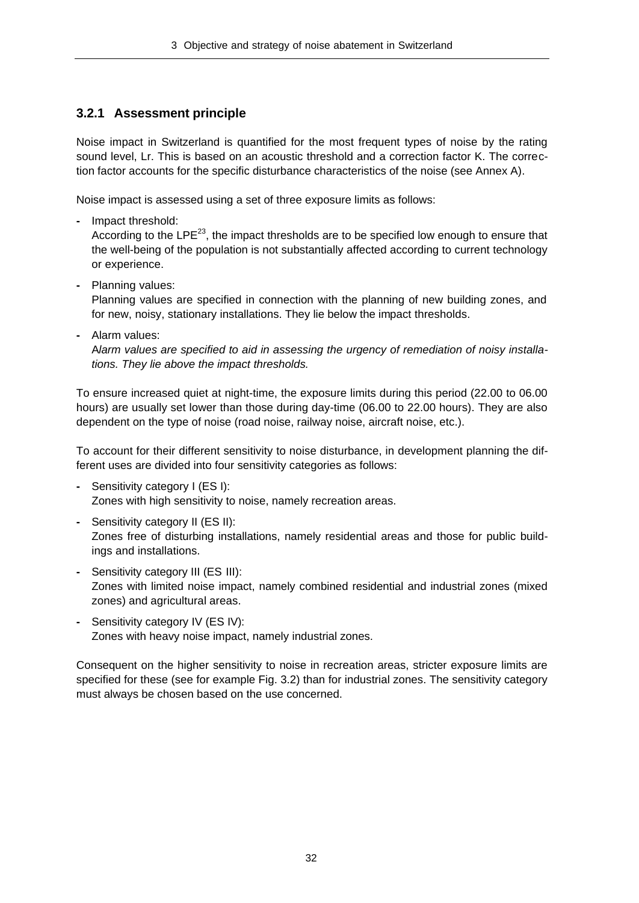### 3.2.1 Assessment principle

Noise impact in Switzerland is quantified for the most frequent types of noise by the rating sound level, Lr. This is based on an acoustic threshold and a correction factor K. The correction factor accounts for the specific disturbance characteristics of the noise (see Annex A).

Noise impact is assessed using a set of three exposure limits as follows:

- Impact threshold:
  According to the LPE[23], the impact thresholds are to be specified low enough to ensure that the well-being of the population is not substantially affected according to current technology or experience.
- Planning values:
  Planning values are specified in connection with the planning of new building zones, and for new, noisy, stationary installations. They lie below the impact thresholds.
- Alarm values:
  A*larm values are specified to aid in assessing the urgency of remediation of noisy installations. They lie above the impact thresholds.*

To ensure increased quiet at night-time, the exposure limits during this period (22.00 to 06.00 hours) are usually set lower than those during day-time (06.00 to 22.00 hours). They are also dependent on the type of noise (road noise, railway noise, aircraft noise, etc.).

To account for their different sensitivity to noise disturbance, in development planning the different uses are divided into four sensitivity categories as follows:

- Sensitivity category I (ES I):
  Zones with high sensitivity to noise, namely recreation areas.
- Sensitivity category II (ES II):
  Zones free of disturbing installations, namely residential areas and those for public buildings and installations.
- Sensitivity category III (ES III):
  Zones with limited noise impact, namely combined residential and industrial zones (mixed zones) and agricultural areas.
- Sensitivity category IV (ES IV):
  Zones with heavy noise impact, namely industrial zones.

Consequent on the higher sensitivity to noise in recreation areas, stricter exposure limits are specified for these (see for example Fig. 3.2) than for industrial zones. The sensitivity category must always be chosen based on the use concerned.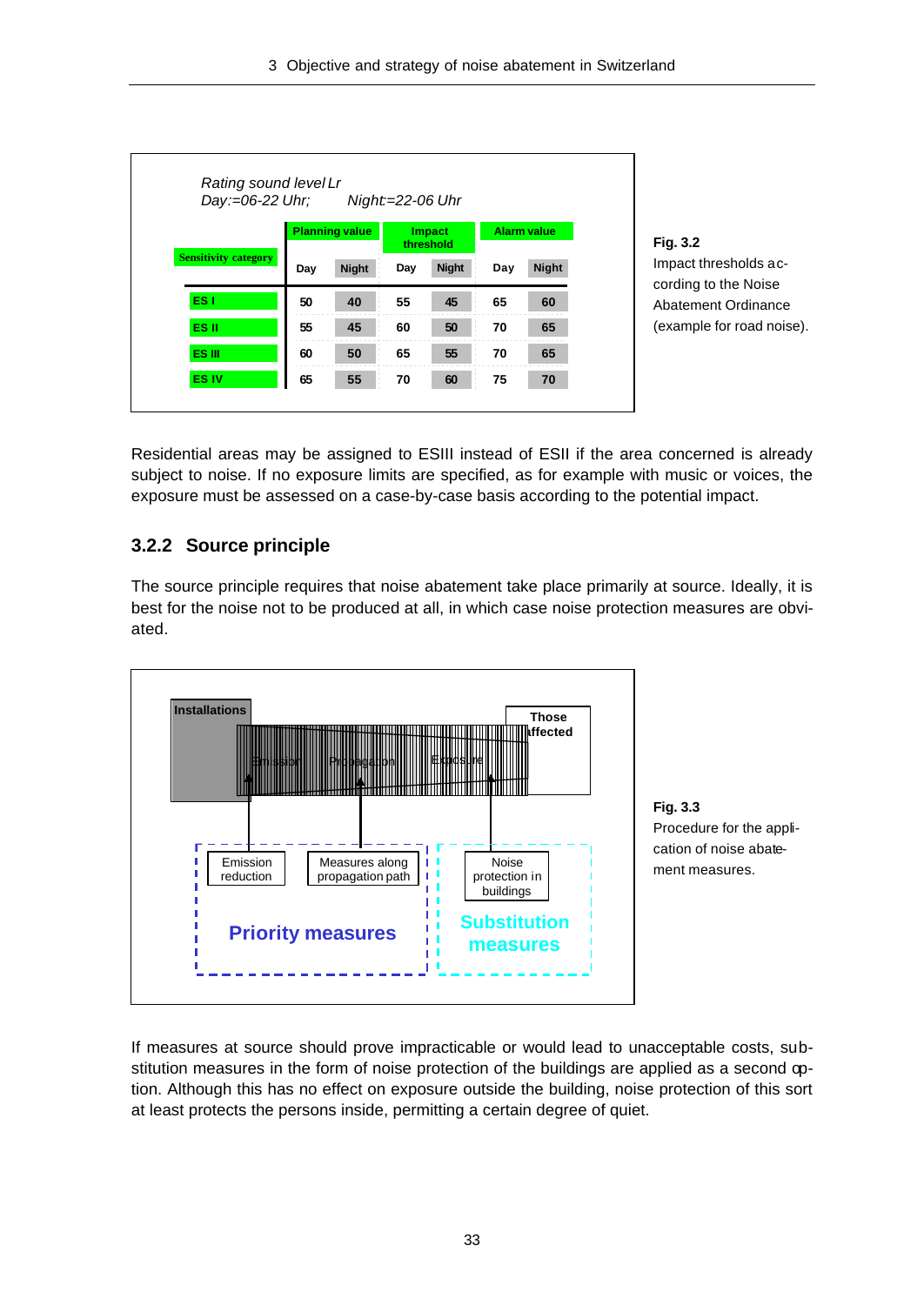Rating sound level Lr
Day:=06-22 Uhr; Night:=22-06 Uhr

| Sensitivity category | Planning value | | Impact threshold | | Alarm value | |
|---|---|---|---|---|---|---|
| | Day | Night | Day | Night | Day | Night |
| ES I | 50 | 40 | 55 | 45 | 65 | 60 |
| ES II | 55 | 45 | 60 | 50 | 70 | 65 |
| ES III | 60 | 50 | 65 | 55 | 70 | 65 |
| ES IV | 65 | 55 | 70 | 60 | 75 | 70 |

**Fig. 3.2**
Impact thresholds according to the Noise Abatement Ordinance (example for road noise).

Residential areas may be assigned to ESIII instead of ESII if the area concerned is already subject to noise. If no exposure limits are specified, as for example with music or voices, the exposure must be assessed on a case-by-case basis according to the potential impact.

### 3.2.2 Source principle

The source principle requires that noise abatement take place primarily at source. Ideally, it is best for the noise not to be produced at all, in which case noise protection measures are obviated.

Installations — Emission — Propagation — Exposure — Those affected

Emission reduction | Measures along propagation path | Noise protection in buildings

Priority measures | Substitution measures

**Fig. 3.3**
Procedure for the application of noise abatement measures.

If measures at source should prove impracticable or would lead to unacceptable costs, substitution measures in the form of noise protection of the buildings are applied as a second option. Although this has no effect on exposure outside the building, noise protection of this sort at least protects the persons inside, permitting a certain degree of quiet.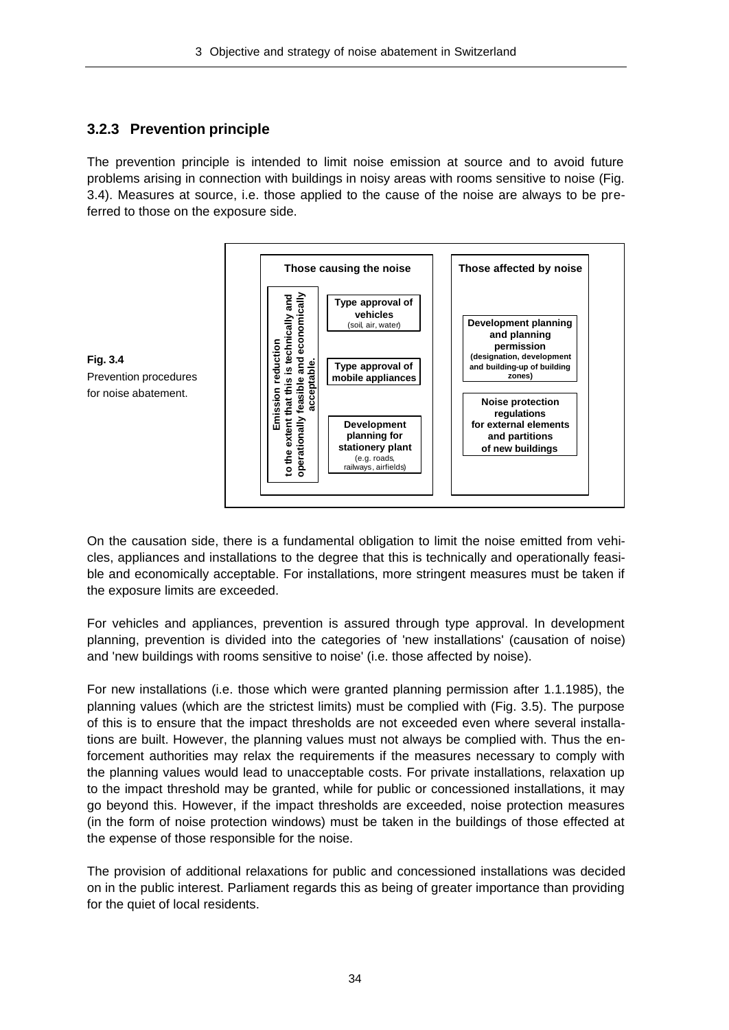### 3.2.3 Prevention principle

The prevention principle is intended to limit noise emission at source and to avoid future problems arising in connection with buildings in noisy areas with rooms sensitive to noise (Fig. 3.4). Measures at source, i.e. those applied to the cause of the noise are always to be preferred to those on the exposure side.

| Those causing the noise | | Those affected by noise |
| --- | --- | --- |
| **Emission reduction** to the extent that this is technically and operationally feasible and economically acceptable. | **Type approval of vehicles** (soil, air, water) | **Development planning and planning permission** (designation, development and building-up of building zones) |
| | **Type approval of mobile appliances** | **Noise protection regulations for external elements and partitions of new buildings** |
| | **Development planning for stationery plant** (e.g. roads, railways, airfields) | |

**Fig. 3.4**
Prevention procedures for noise abatement.

On the causation side, there is a fundamental obligation to limit the noise emitted from vehicles, appliances and installations to the degree that this is technically and operationally feasible and economically acceptable. For installations, more stringent measures must be taken if the exposure limits are exceeded.

For vehicles and appliances, prevention is assured through type approval. In development planning, prevention is divided into the categories of 'new installations' (causation of noise) and 'new buildings with rooms sensitive to noise' (i.e. those affected by noise).

For new installations (i.e. those which were granted planning permission after 1.1.1985), the planning values (which are the strictest limits) must be complied with (Fig. 3.5). The purpose of this is to ensure that the impact thresholds are not exceeded even where several installations are built. However, the planning values must not always be complied with. Thus the enforcement authorities may relax the requirements if the measures necessary to comply with the planning values would lead to unacceptable costs. For private installations, relaxation up to the impact threshold may be granted, while for public or concessioned installations, it may go beyond this. However, if the impact thresholds are exceeded, noise protection measures (in the form of noise protection windows) must be taken in the buildings of those effected at the expense of those responsible for the noise.

The provision of additional relaxations for public and concessioned installations was decided on in the public interest. Parliament regards this as being of greater importance than providing for the quiet of local residents.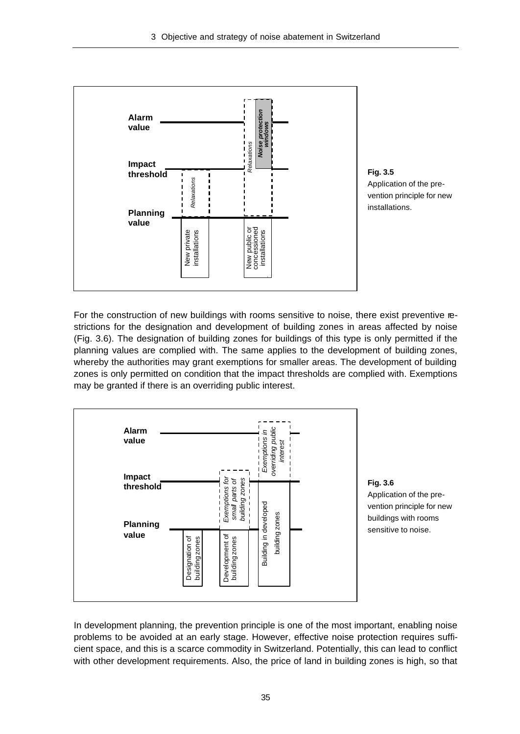**Fig. 3.5**
Application of the prevention principle for new installations.

For the construction of new buildings with rooms sensitive to noise, there exist preventive restrictions for the designation and development of building zones in areas affected by noise (Fig. 3.6). The designation of building zones for buildings of this type is only permitted if the planning values are complied with. The same applies to the development of building zones, whereby the authorities may grant exemptions for smaller areas. The development of building zones is only permitted on condition that the impact thresholds are complied with. Exemptions may be granted if there is an overriding public interest.

**Fig. 3.6**
Application of the prevention principle for new buildings with rooms sensitive to noise.

In development planning, the prevention principle is one of the most important, enabling noise problems to be avoided at an early stage. However, effective noise protection requires sufficient space, and this is a scarce commodity in Switzerland. Potentially, this can lead to conflict with other development requirements. Also, the price of land in building zones is high, so that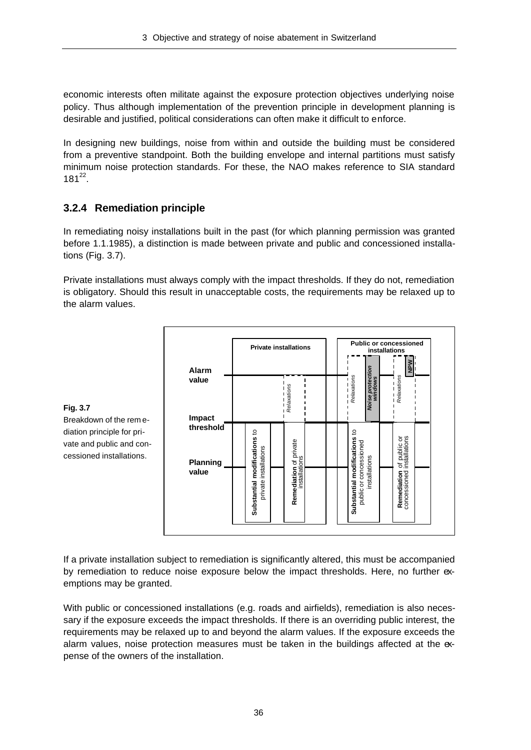economic interests often militate against the exposure protection objectives underlying noise policy. Thus although implementation of the prevention principle in development planning is desirable and justified, political considerations can often make it difficult to enforce.

In designing new buildings, noise from within and outside the building must be considered from a preventive standpoint. Both the building envelope and internal partitions must satisfy minimum noise protection standards. For these, the NAO makes reference to SIA standard 181[22].

### 3.2.4 Remediation principle

In remediating noisy installations built in the past (for which planning permission was granted before 1.1.1985), a distinction is made between private and public and concessioned installations (Fig. 3.7).

Private installations must always comply with the impact thresholds. If they do not, remediation is obligatory. Should this result in unacceptable costs, the requirements may be relaxed up to the alarm values.

**Fig. 3.7**
Breakdown of the remediation principle for private and public and concessioned installations.

If a private installation subject to remediation is significantly altered, this must be accompanied by remediation to reduce noise exposure below the impact thresholds. Here, no further exemptions may be granted.

With public or concessioned installations (e.g. roads and airfields), remediation is also necessary if the exposure exceeds the impact thresholds. If there is an overriding public interest, the requirements may be relaxed up to and beyond the alarm values. If the exposure exceeds the alarm values, noise protection measures must be taken in the buildings affected at the expense of the owners of the installation.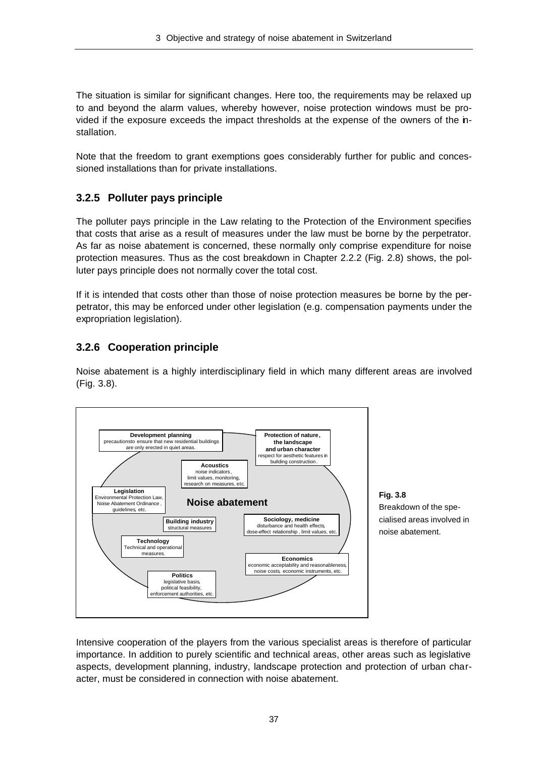The situation is similar for significant changes. Here too, the requirements may be relaxed up to and beyond the alarm values, whereby however, noise protection windows must be provided if the exposure exceeds the impact thresholds at the expense of the owners of the installation.

Note that the freedom to grant exemptions goes considerably further for public and concessioned installations than for private installations.

### 3.2.5 Polluter pays principle

The polluter pays principle in the Law relating to the Protection of the Environment specifies that costs that arise as a result of measures under the law must be borne by the perpetrator. As far as noise abatement is concerned, these normally only comprise expenditure for noise protection measures. Thus as the cost breakdown in Chapter 2.2.2 (Fig. 2.8) shows, the polluter pays principle does not normally cover the total cost.

If it is intended that costs other than those of noise protection measures be borne by the perpetrator, this may be enforced under other legislation (e.g. compensation payments under the expropriation legislation).

### 3.2.6 Cooperation principle

Noise abatement is a highly interdisciplinary field in which many different areas are involved (Fig. 3.8).

**Noise abatement**

- **Development planning** – precautions to ensure that new residential buildings are only erected in quiet areas.
- **Protection of nature, the landscape and urban character** – respect for aesthetic features in building construction.
- **Acoustics** – noise indicators, limit values, monitoring, research on measures, etc.
- **Legislation** – Environmental Protection Law, Noise Abatement Ordinance, guidelines, etc.
- **Building industry** – structural measures
- **Sociology, medicine** – disturbance and health effects, dose-effect relationship, limit values, etc.
- **Technology** – Technical and operational measures.
- **Economics** – economic acceptability and reasonableness, noise costs, economic instruments, etc.
- **Politics** – legislative basis, political feasibility, enforcement authorities, etc.

**Fig. 3.8**
Breakdown of the specialised areas involved in noise abatement.

Intensive cooperation of the players from the various specialist areas is therefore of particular importance. In addition to purely scientific and technical areas, other areas such as legislative aspects, development planning, industry, landscape protection and protection of urban character, must be considered in connection with noise abatement.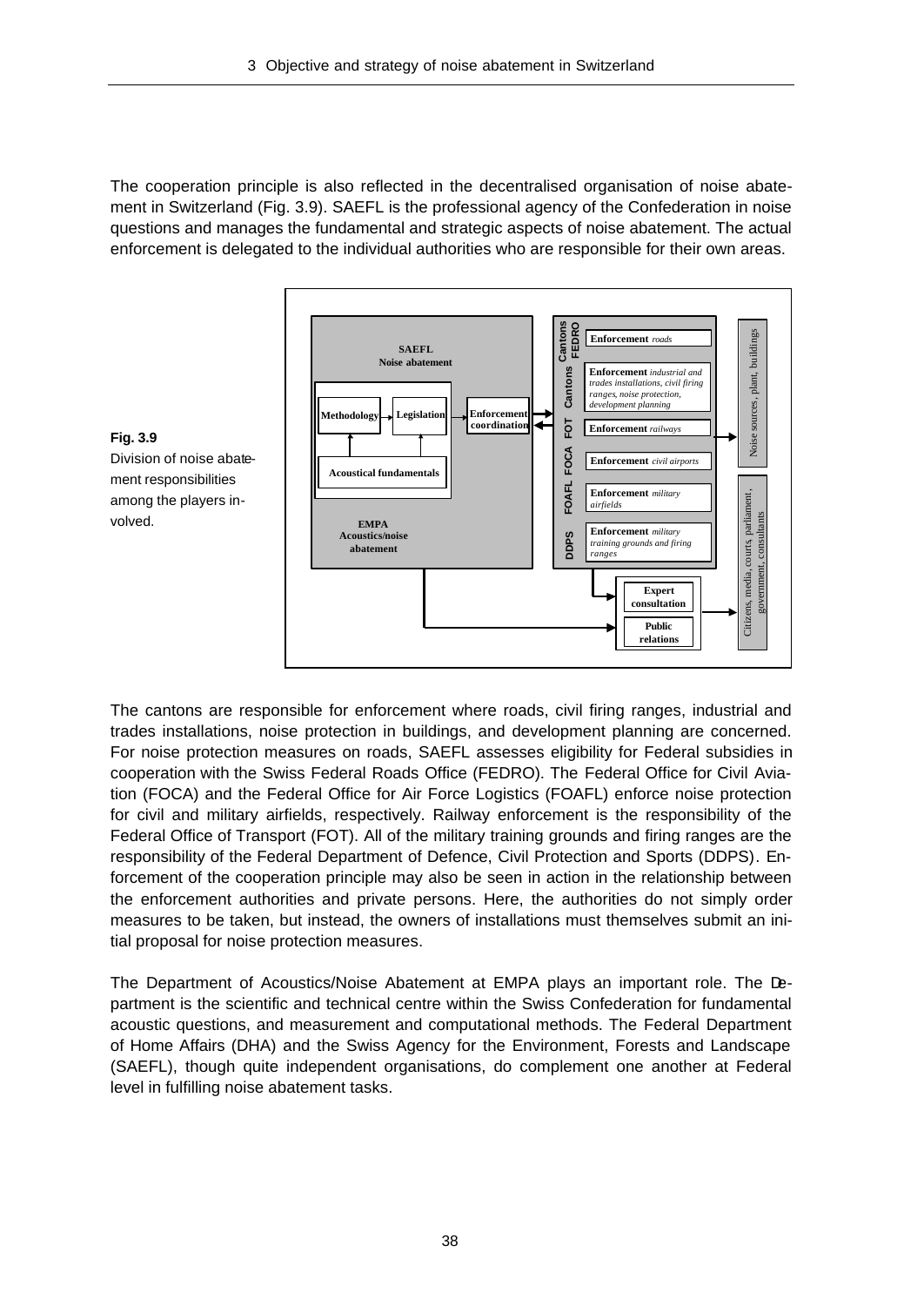The cooperation principle is also reflected in the decentralised organisation of noise abatement in Switzerland (Fig. 3.9). SAEFL is the professional agency of the Confederation in noise questions and manages the fundamental and strategic aspects of noise abatement. The actual enforcement is delegated to the individual authorities who are responsible for their own areas.

**Fig. 3.9**
Division of noise abatement responsibilities among the players involved.

The cantons are responsible for enforcement where roads, civil firing ranges, industrial and trades installations, noise protection in buildings, and development planning are concerned. For noise protection measures on roads, SAEFL assesses eligibility for Federal subsidies in cooperation with the Swiss Federal Roads Office (FEDRO). The Federal Office for Civil Aviation (FOCA) and the Federal Office for Air Force Logistics (FOAFL) enforce noise protection for civil and military airfields, respectively. Railway enforcement is the responsibility of the Federal Office of Transport (FOT). All of the military training grounds and firing ranges are the responsibility of the Federal Department of Defence, Civil Protection and Sports (DDPS). Enforcement of the cooperation principle may also be seen in action in the relationship between the enforcement authorities and private persons. Here, the authorities do not simply order measures to be taken, but instead, the owners of installations must themselves submit an initial proposal for noise protection measures.

The Department of Acoustics/Noise Abatement at EMPA plays an important role. The Department is the scientific and technical centre within the Swiss Confederation for fundamental acoustic questions, and measurement and computational methods. The Federal Department of Home Affairs (DHA) and the Swiss Agency for the Environment, Forests and Landscape (SAEFL), though quite independent organisations, do complement one another at Federal level in fulfilling noise abatement tasks.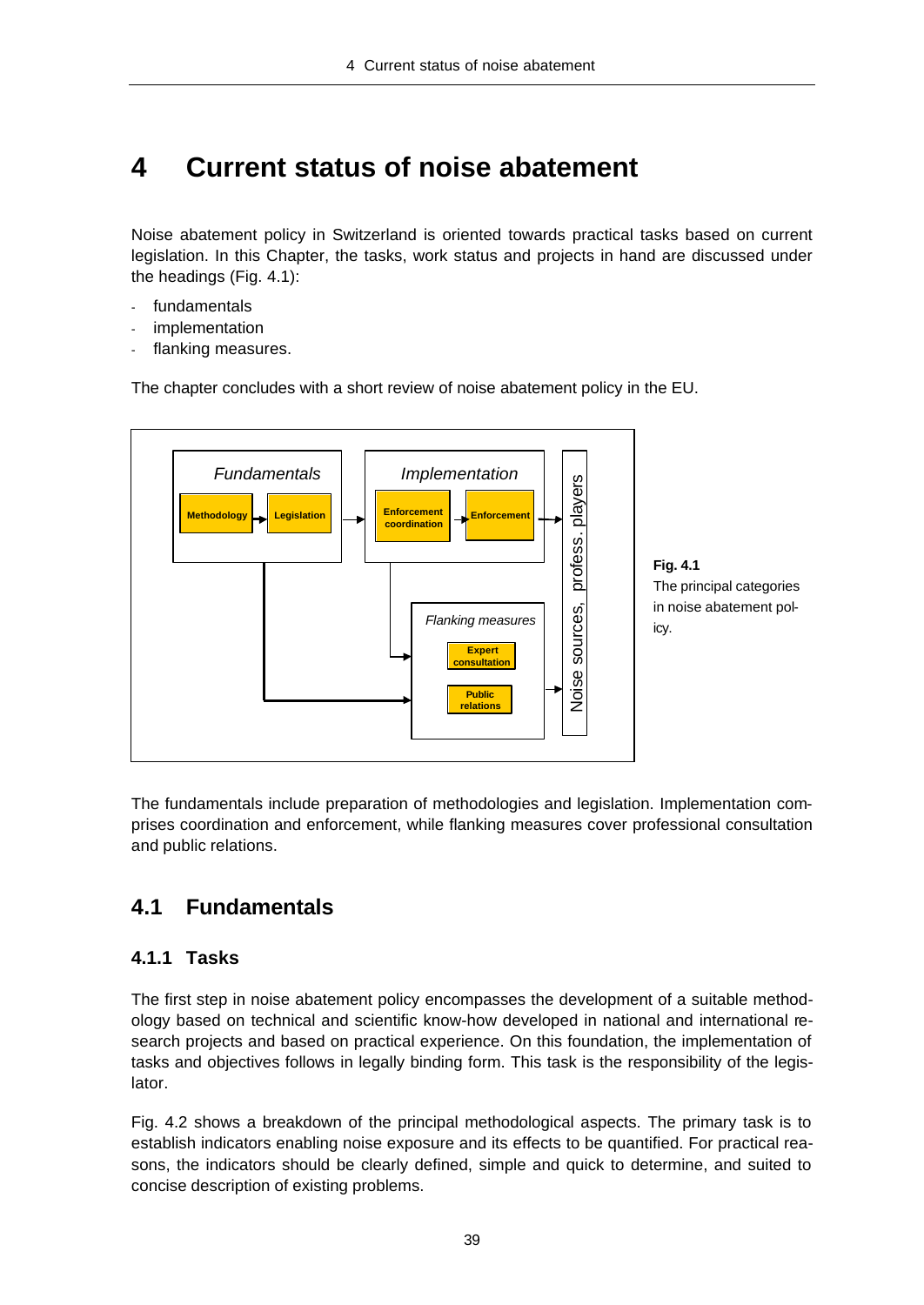# 4 Current status of noise abatement

Noise abatement policy in Switzerland is oriented towards practical tasks based on current legislation. In this Chapter, the tasks, work status and projects in hand are discussed under the headings (Fig. 4.1):

- fundamentals
- implementation
- flanking measures.

The chapter concludes with a short review of noise abatement policy in the EU.

*Fundamentals*: Methodology → Legislation

*Implementation*: Enforcement coordination → Enforcement

*Flanking measures*: Expert consultation, Public relations

Noise sources, profess. players

**Fig. 4.1**
The principal categories in noise abatement policy.

The fundamentals include preparation of methodologies and legislation. Implementation comprises coordination and enforcement, while flanking measures cover professional consultation and public relations.

## 4.1 Fundamentals

### 4.1.1 Tasks

The first step in noise abatement policy encompasses the development of a suitable methodology based on technical and scientific know-how developed in national and international research projects and based on practical experience. On this foundation, the implementation of tasks and objectives follows in legally binding form. This task is the responsibility of the legislator.

Fig. 4.2 shows a breakdown of the principal methodological aspects. The primary task is to establish indicators enabling noise exposure and its effects to be quantified. For practical reasons, the indicators should be clearly defined, simple and quick to determine, and suited to concise description of existing problems.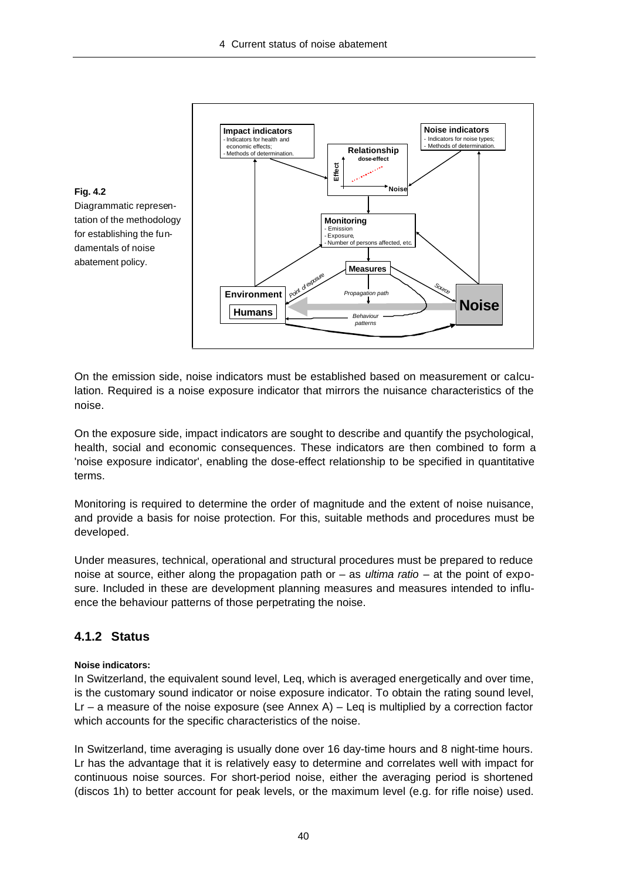**Fig. 4.2**
Diagrammatic representation of the methodology for establishing the fundamentals of noise abatement policy.

On the emission side, noise indicators must be established based on measurement or calculation. Required is a noise exposure indicator that mirrors the nuisance characteristics of the noise.

On the exposure side, impact indicators are sought to describe and quantify the psychological, health, social and economic consequences. These indicators are then combined to form a 'noise exposure indicator', enabling the dose-effect relationship to be specified in quantitative terms.

Monitoring is required to determine the order of magnitude and the extent of noise nuisance, and provide a basis for noise protection. For this, suitable methods and procedures must be developed.

Under measures, technical, operational and structural procedures must be prepared to reduce noise at source, either along the propagation path or – as *ultima ratio* – at the point of exposure. Included in these are development planning measures and measures intended to influence the behaviour patterns of those perpetrating the noise.

## 4.1.2 Status

**Noise indicators:**

In Switzerland, the equivalent sound level, Leq, which is averaged energetically and over time, is the customary sound indicator or noise exposure indicator. To obtain the rating sound level, Lr – a measure of the noise exposure (see Annex A) – Leq is multiplied by a correction factor which accounts for the specific characteristics of the noise.

In Switzerland, time averaging is usually done over 16 day-time hours and 8 night-time hours. Lr has the advantage that it is relatively easy to determine and correlates well with impact for continuous noise sources. For short-period noise, either the averaging period is shortened (discos 1h) to better account for peak levels, or the maximum level (e.g. for rifle noise) used.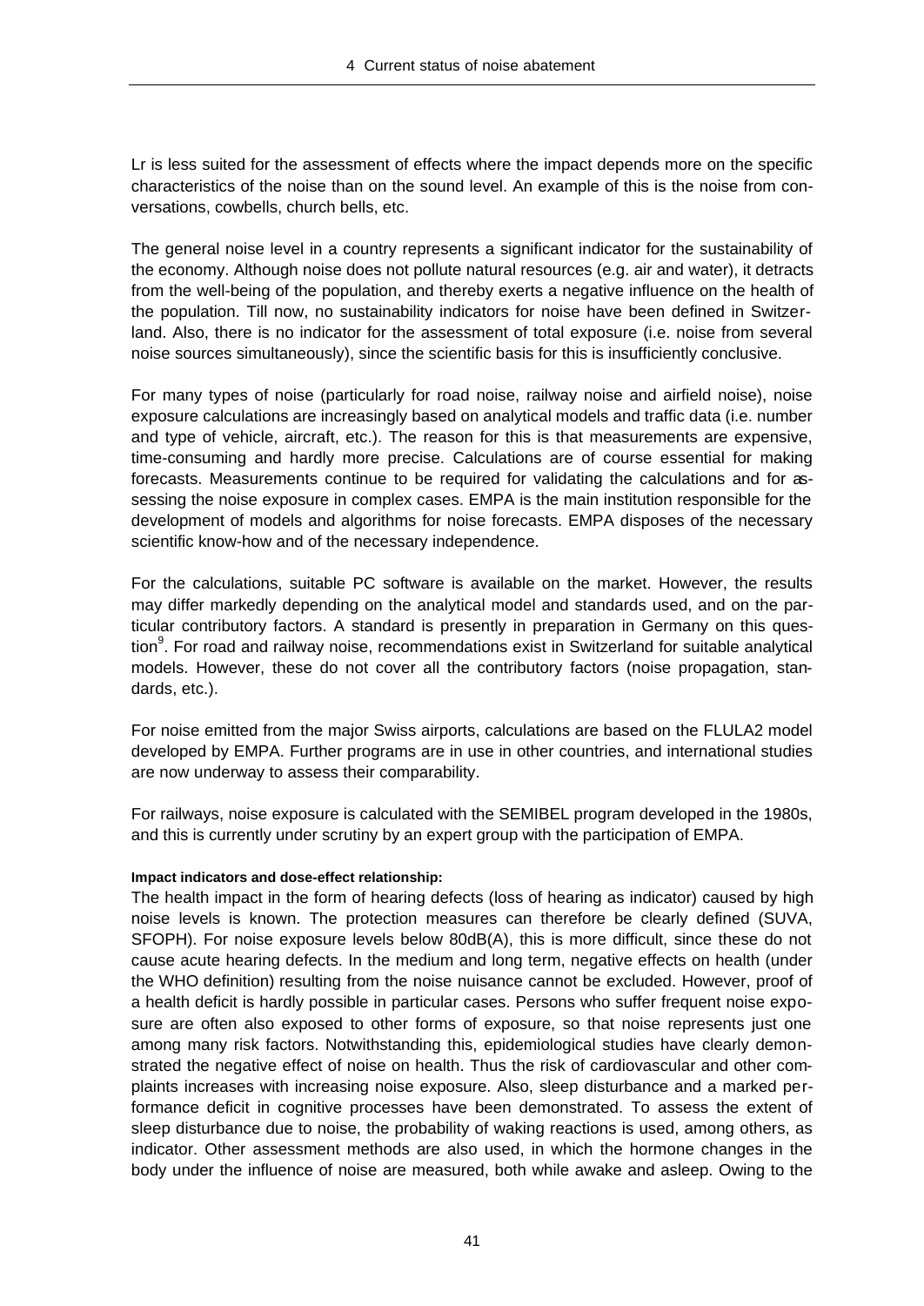Lr is less suited for the assessment of effects where the impact depends more on the specific characteristics of the noise than on the sound level. An example of this is the noise from conversations, cowbells, church bells, etc.

The general noise level in a country represents a significant indicator for the sustainability of the economy. Although noise does not pollute natural resources (e.g. air and water), it detracts from the well-being of the population, and thereby exerts a negative influence on the health of the population. Till now, no sustainability indicators for noise have been defined in Switzerland. Also, there is no indicator for the assessment of total exposure (i.e. noise from several noise sources simultaneously), since the scientific basis for this is insufficiently conclusive.

For many types of noise (particularly for road noise, railway noise and airfield noise), noise exposure calculations are increasingly based on analytical models and traffic data (i.e. number and type of vehicle, aircraft, etc.). The reason for this is that measurements are expensive, time-consuming and hardly more precise. Calculations are of course essential for making forecasts. Measurements continue to be required for validating the calculations and for assessing the noise exposure in complex cases. EMPA is the main institution responsible for the development of models and algorithms for noise forecasts. EMPA disposes of the necessary scientific know-how and of the necessary independence.

For the calculations, suitable PC software is available on the market. However, the results may differ markedly depending on the analytical model and standards used, and on the particular contributory factors. A standard is presently in preparation in Germany on this question[9]. For road and railway noise, recommendations exist in Switzerland for suitable analytical models. However, these do not cover all the contributory factors (noise propagation, standards, etc.).

For noise emitted from the major Swiss airports, calculations are based on the FLULA2 model developed by EMPA. Further programs are in use in other countries, and international studies are now underway to assess their comparability.

For railways, noise exposure is calculated with the SEMIBEL program developed in the 1980s, and this is currently under scrutiny by an expert group with the participation of EMPA.

**Impact indicators and dose-effect relationship:**

The health impact in the form of hearing defects (loss of hearing as indicator) caused by high noise levels is known. The protection measures can therefore be clearly defined (SUVA, SFOPH). For noise exposure levels below 80dB(A), this is more difficult, since these do not cause acute hearing defects. In the medium and long term, negative effects on health (under the WHO definition) resulting from the noise nuisance cannot be excluded. However, proof of a health deficit is hardly possible in particular cases. Persons who suffer frequent noise exposure are often also exposed to other forms of exposure, so that noise represents just one among many risk factors. Notwithstanding this, epidemiological studies have clearly demonstrated the negative effect of noise on health. Thus the risk of cardiovascular and other complaints increases with increasing noise exposure. Also, sleep disturbance and a marked performance deficit in cognitive processes have been demonstrated. To assess the extent of sleep disturbance due to noise, the probability of waking reactions is used, among others, as indicator. Other assessment methods are also used, in which the hormone changes in the body under the influence of noise are measured, both while awake and asleep. Owing to the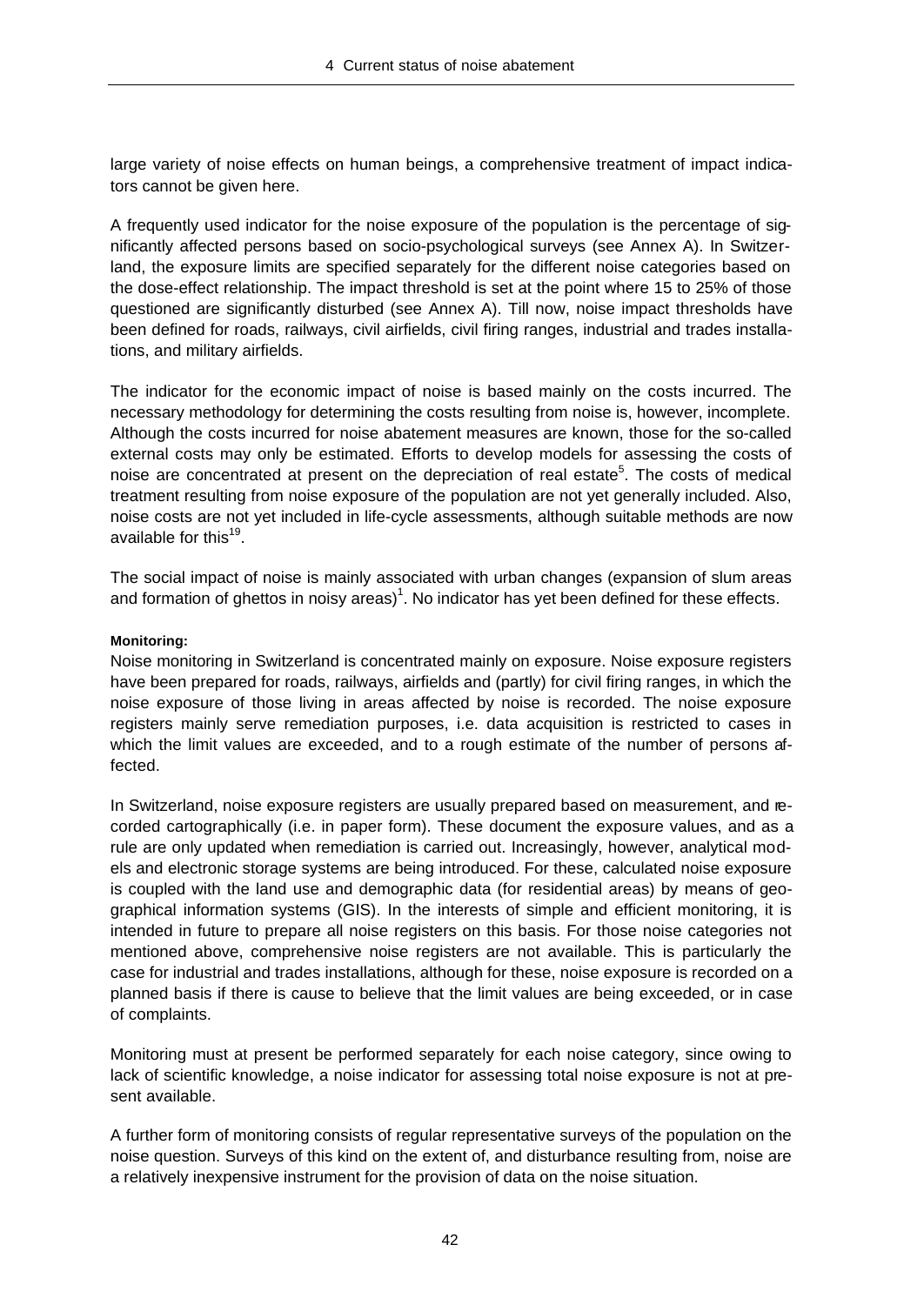large variety of noise effects on human beings, a comprehensive treatment of impact indicators cannot be given here.

A frequently used indicator for the noise exposure of the population is the percentage of significantly affected persons based on socio-psychological surveys (see Annex A). In Switzerland, the exposure limits are specified separately for the different noise categories based on the dose-effect relationship. The impact threshold is set at the point where 15 to 25% of those questioned are significantly disturbed (see Annex A). Till now, noise impact thresholds have been defined for roads, railways, civil airfields, civil firing ranges, industrial and trades installations, and military airfields.

The indicator for the economic impact of noise is based mainly on the costs incurred. The necessary methodology for determining the costs resulting from noise is, however, incomplete. Although the costs incurred for noise abatement measures are known, those for the so-called external costs may only be estimated. Efforts to develop models for assessing the costs of noise are concentrated at present on the depreciation of real estate[5]. The costs of medical treatment resulting from noise exposure of the population are not yet generally included. Also, noise costs are not yet included in life-cycle assessments, although suitable methods are now available for this[19].

The social impact of noise is mainly associated with urban changes (expansion of slum areas and formation of ghettos in noisy areas)[1]. No indicator has yet been defined for these effects.

**Monitoring:**

Noise monitoring in Switzerland is concentrated mainly on exposure. Noise exposure registers have been prepared for roads, railways, airfields and (partly) for civil firing ranges, in which the noise exposure of those living in areas affected by noise is recorded. The noise exposure registers mainly serve remediation purposes, i.e. data acquisition is restricted to cases in which the limit values are exceeded, and to a rough estimate of the number of persons affected.

In Switzerland, noise exposure registers are usually prepared based on measurement, and recorded cartographically (i.e. in paper form). These document the exposure values, and as a rule are only updated when remediation is carried out. Increasingly, however, analytical models and electronic storage systems are being introduced. For these, calculated noise exposure is coupled with the land use and demographic data (for residential areas) by means of geographical information systems (GIS). In the interests of simple and efficient monitoring, it is intended in future to prepare all noise registers on this basis. For those noise categories not mentioned above, comprehensive noise registers are not available. This is particularly the case for industrial and trades installations, although for these, noise exposure is recorded on a planned basis if there is cause to believe that the limit values are being exceeded, or in case of complaints.

Monitoring must at present be performed separately for each noise category, since owing to lack of scientific knowledge, a noise indicator for assessing total noise exposure is not at present available.

A further form of monitoring consists of regular representative surveys of the population on the noise question. Surveys of this kind on the extent of, and disturbance resulting from, noise are a relatively inexpensive instrument for the provision of data on the noise situation.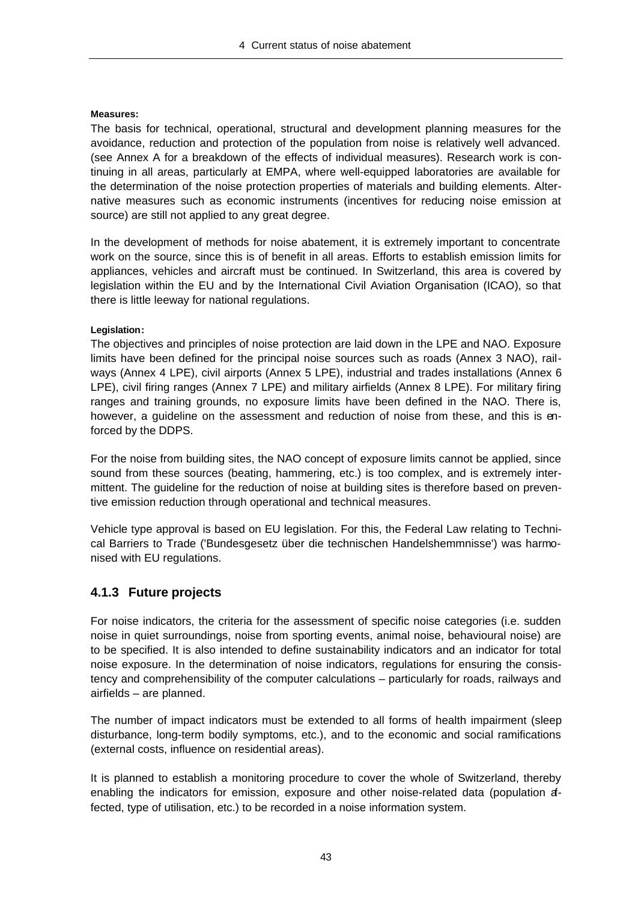**Measures:**

The basis for technical, operational, structural and development planning measures for the avoidance, reduction and protection of the population from noise is relatively well advanced. (see Annex A for a breakdown of the effects of individual measures). Research work is continuing in all areas, particularly at EMPA, where well-equipped laboratories are available for the determination of the noise protection properties of materials and building elements. Alternative measures such as economic instruments (incentives for reducing noise emission at source) are still not applied to any great degree.

In the development of methods for noise abatement, it is extremely important to concentrate work on the source, since this is of benefit in all areas. Efforts to establish emission limits for appliances, vehicles and aircraft must be continued. In Switzerland, this area is covered by legislation within the EU and by the International Civil Aviation Organisation (ICAO), so that there is little leeway for national regulations.

**Legislation:**

The objectives and principles of noise protection are laid down in the LPE and NAO. Exposure limits have been defined for the principal noise sources such as roads (Annex 3 NAO), railways (Annex 4 LPE), civil airports (Annex 5 LPE), industrial and trades installations (Annex 6 LPE), civil firing ranges (Annex 7 LPE) and military airfields (Annex 8 LPE). For military firing ranges and training grounds, no exposure limits have been defined in the NAO. There is, however, a guideline on the assessment and reduction of noise from these, and this is enforced by the DDPS.

For the noise from building sites, the NAO concept of exposure limits cannot be applied, since sound from these sources (beating, hammering, etc.) is too complex, and is extremely intermittent. The guideline for the reduction of noise at building sites is therefore based on preventive emission reduction through operational and technical measures.

Vehicle type approval is based on EU legislation. For this, the Federal Law relating to Technical Barriers to Trade ('Bundesgesetz über die technischen Handelshemmnisse') was harmonised with EU regulations.

### 4.1.3 Future projects

For noise indicators, the criteria for the assessment of specific noise categories (i.e. sudden noise in quiet surroundings, noise from sporting events, animal noise, behavioural noise) are to be specified. It is also intended to define sustainability indicators and an indicator for total noise exposure. In the determination of noise indicators, regulations for ensuring the consistency and comprehensibility of the computer calculations – particularly for roads, railways and airfields – are planned.

The number of impact indicators must be extended to all forms of health impairment (sleep disturbance, long-term bodily symptoms, etc.), and to the economic and social ramifications (external costs, influence on residential areas).

It is planned to establish a monitoring procedure to cover the whole of Switzerland, thereby enabling the indicators for emission, exposure and other noise-related data (population affected, type of utilisation, etc.) to be recorded in a noise information system.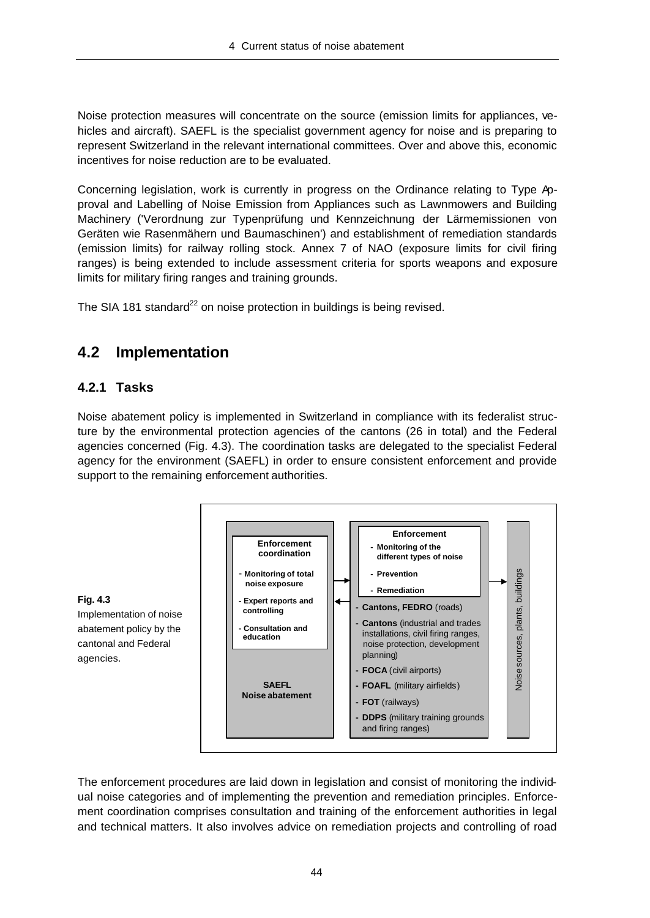Noise protection measures will concentrate on the source (emission limits for appliances, vehicles and aircraft). SAEFL is the specialist government agency for noise and is preparing to represent Switzerland in the relevant international committees. Over and above this, economic incentives for noise reduction are to be evaluated.

Concerning legislation, work is currently in progress on the Ordinance relating to Type Approval and Labelling of Noise Emission from Appliances such as Lawnmowers and Building Machinery ('Verordnung zur Typenprüfung und Kennzeichnung der Lärmemissionen von Geräten wie Rasenmähern und Baumaschinen') and establishment of remediation standards (emission limits) for railway rolling stock. Annex 7 of NAO (exposure limits for civil firing ranges) is being extended to include assessment criteria for sports weapons and exposure limits for military firing ranges and training grounds.

The SIA 181 standard[22] on noise protection in buildings is being revised.

## 4.2 Implementation

### 4.2.1 Tasks

Noise abatement policy is implemented in Switzerland in compliance with its federalist structure by the environmental protection agencies of the cantons (26 in total) and the Federal agencies concerned (Fig. 4.3). The coordination tasks are delegated to the specialist Federal agency for the environment (SAEFL) in order to ensure consistent enforcement and provide support to the remaining enforcement authorities.

**Enforcement coordination**
- Monitoring of total noise exposure
- Expert reports and controlling
- Consultation and education

**SAEFL Noise abatement**

**Enforcement**
- Monitoring of the different types of noise
- Prevention
- Remediation

- **Cantons, FEDRO** (roads)
- **Cantons** (industrial and trades installations, civil firing ranges, noise protection, development planning)
- **FOCA** (civil airports)
- **FOAFL** (military airfields)
- **FOT** (railways)
- **DDPS** (military training grounds and firing ranges)

Noise sources, plants, buildings

**Fig. 4.3**
Implementation of noise abatement policy by the cantonal and Federal agencies.

The enforcement procedures are laid down in legislation and consist of monitoring the individual noise categories and of implementing the prevention and remediation principles. Enforcement coordination comprises consultation and training of the enforcement authorities in legal and technical matters. It also involves advice on remediation projects and controlling of road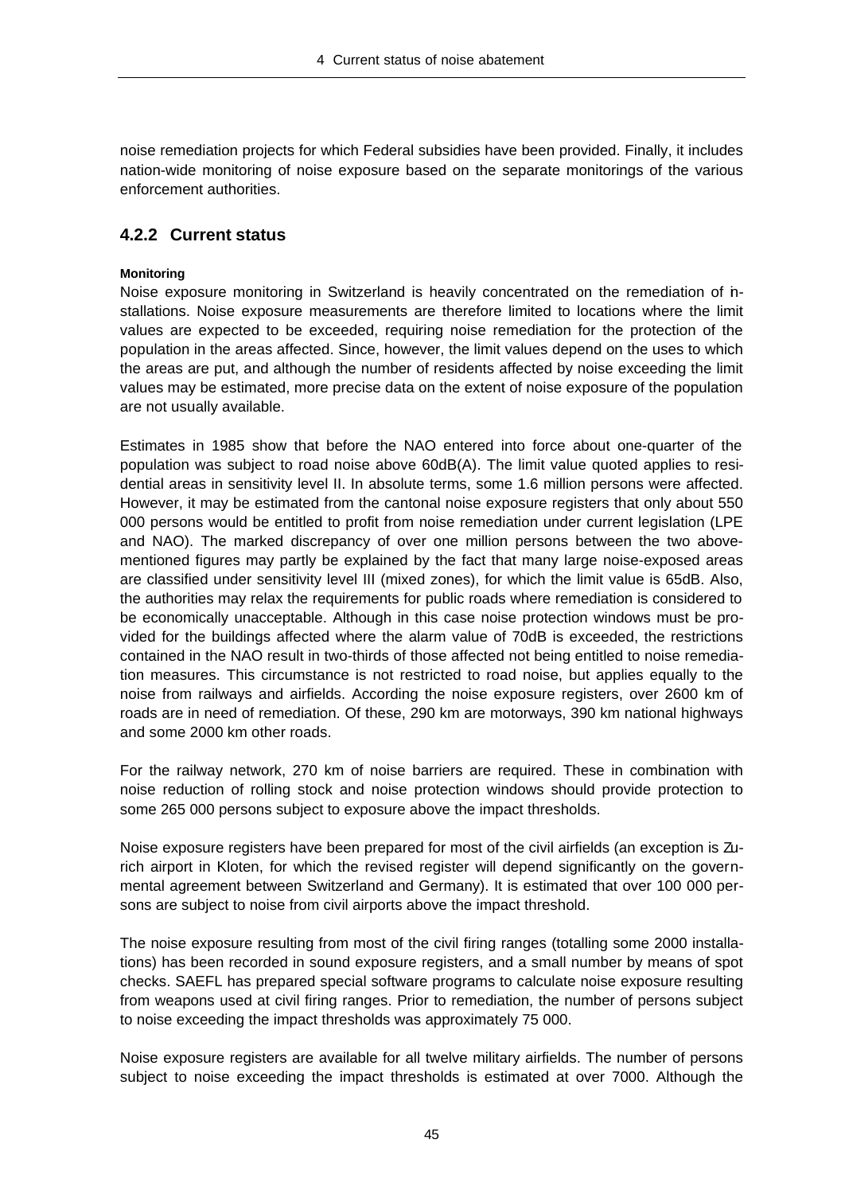noise remediation projects for which Federal subsidies have been provided. Finally, it includes nation-wide monitoring of noise exposure based on the separate monitorings of the various enforcement authorities.

### 4.2.2 Current status

**Monitoring**

Noise exposure monitoring in Switzerland is heavily concentrated on the remediation of installations. Noise exposure measurements are therefore limited to locations where the limit values are expected to be exceeded, requiring noise remediation for the protection of the population in the areas affected. Since, however, the limit values depend on the uses to which the areas are put, and although the number of residents affected by noise exceeding the limit values may be estimated, more precise data on the extent of noise exposure of the population are not usually available.

Estimates in 1985 show that before the NAO entered into force about one-quarter of the population was subject to road noise above 60dB(A). The limit value quoted applies to residential areas in sensitivity level II. In absolute terms, some 1.6 million persons were affected. However, it may be estimated from the cantonal noise exposure registers that only about 550 000 persons would be entitled to profit from noise remediation under current legislation (LPE and NAO). The marked discrepancy of over one million persons between the two abovementioned figures may partly be explained by the fact that many large noise-exposed areas are classified under sensitivity level III (mixed zones), for which the limit value is 65dB. Also, the authorities may relax the requirements for public roads where remediation is considered to be economically unacceptable. Although in this case noise protection windows must be provided for the buildings affected where the alarm value of 70dB is exceeded, the restrictions contained in the NAO result in two-thirds of those affected not being entitled to noise remediation measures. This circumstance is not restricted to road noise, but applies equally to the noise from railways and airfields. According the noise exposure registers, over 2600 km of roads are in need of remediation. Of these, 290 km are motorways, 390 km national highways and some 2000 km other roads.

For the railway network, 270 km of noise barriers are required. These in combination with noise reduction of rolling stock and noise protection windows should provide protection to some 265 000 persons subject to exposure above the impact thresholds.

Noise exposure registers have been prepared for most of the civil airfields (an exception is Zurich airport in Kloten, for which the revised register will depend significantly on the governmental agreement between Switzerland and Germany). It is estimated that over 100 000 persons are subject to noise from civil airports above the impact threshold.

The noise exposure resulting from most of the civil firing ranges (totalling some 2000 installations) has been recorded in sound exposure registers, and a small number by means of spot checks. SAEFL has prepared special software programs to calculate noise exposure resulting from weapons used at civil firing ranges. Prior to remediation, the number of persons subject to noise exceeding the impact thresholds was approximately 75 000.

Noise exposure registers are available for all twelve military airfields. The number of persons subject to noise exceeding the impact thresholds is estimated at over 7000. Although the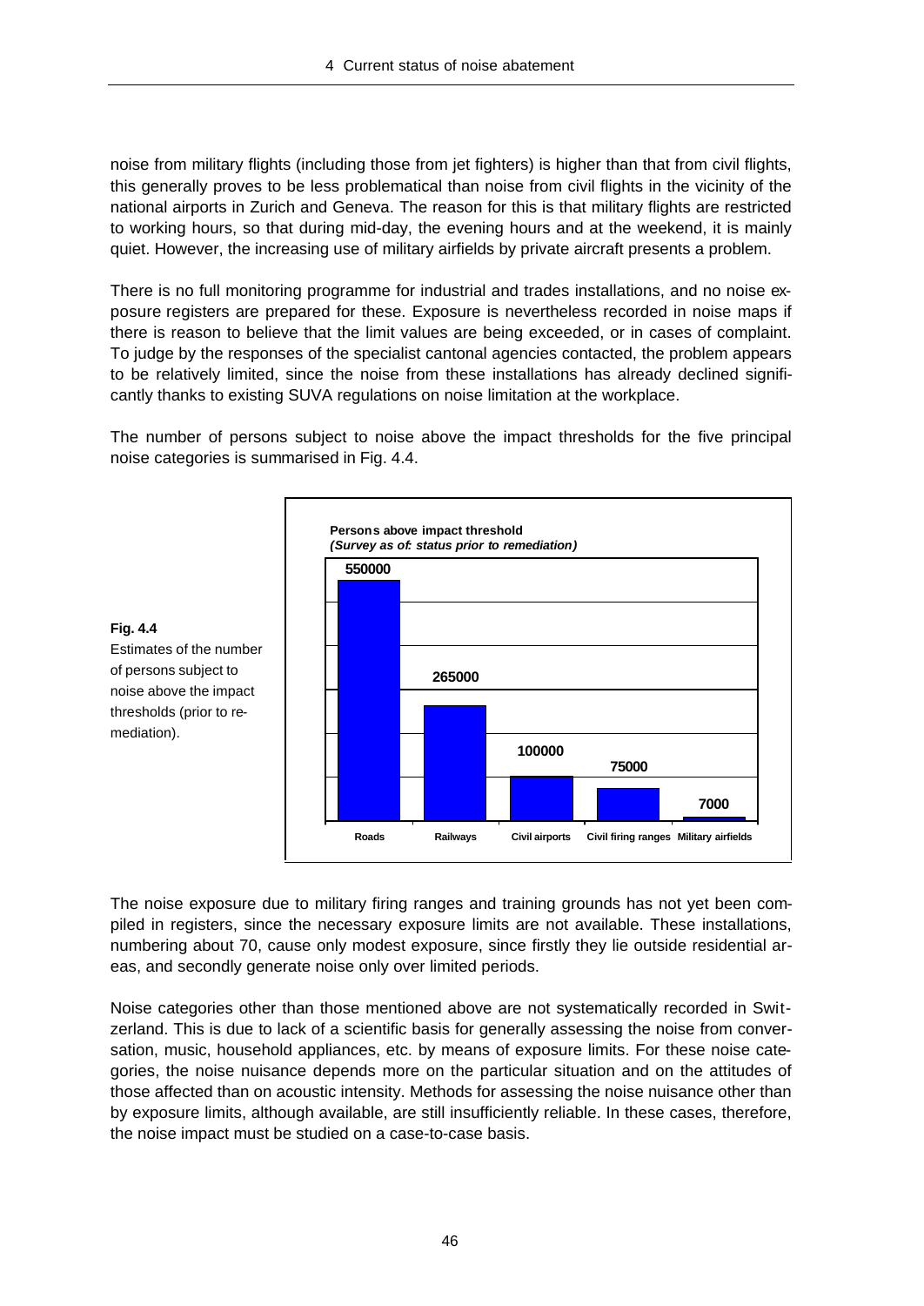noise from military flights (including those from jet fighters) is higher than that from civil flights, this generally proves to be less problematical than noise from civil flights in the vicinity of the national airports in Zurich and Geneva. The reason for this is that military flights are restricted to working hours, so that during mid-day, the evening hours and at the weekend, it is mainly quiet. However, the increasing use of military airfields by private aircraft presents a problem.

There is no full monitoring programme for industrial and trades installations, and no noise exposure registers are prepared for these. Exposure is nevertheless recorded in noise maps if there is reason to believe that the limit values are being exceeded, or in cases of complaint. To judge by the responses of the specialist cantonal agencies contacted, the problem appears to be relatively limited, since the noise from these installations has already declined significantly thanks to existing SUVA regulations on noise limitation at the workplace.

The number of persons subject to noise above the impact thresholds for the five principal noise categories is summarised in Fig. 4.4.

**Persons above impact threshold**
*(Survey as of: status prior to remediation)*

| Roads | Railways | Civil airports | Civil firing ranges | Military airfields |
|---|---|---|---|---|
| 550000 | 265000 | 100000 | 75000 | 7000 |

**Fig. 4.4**
Estimates of the number of persons subject to noise above the impact thresholds (prior to remediation).

The noise exposure due to military firing ranges and training grounds has not yet been compiled in registers, since the necessary exposure limits are not available. These installations, numbering about 70, cause only modest exposure, since firstly they lie outside residential areas, and secondly generate noise only over limited periods.

Noise categories other than those mentioned above are not systematically recorded in Switzerland. This is due to lack of a scientific basis for generally assessing the noise from conversation, music, household appliances, etc. by means of exposure limits. For these noise categories, the noise nuisance depends more on the particular situation and on the attitudes of those affected than on acoustic intensity. Methods for assessing the noise nuisance other than by exposure limits, although available, are still insufficiently reliable. In these cases, therefore, the noise impact must be studied on a case-to-case basis.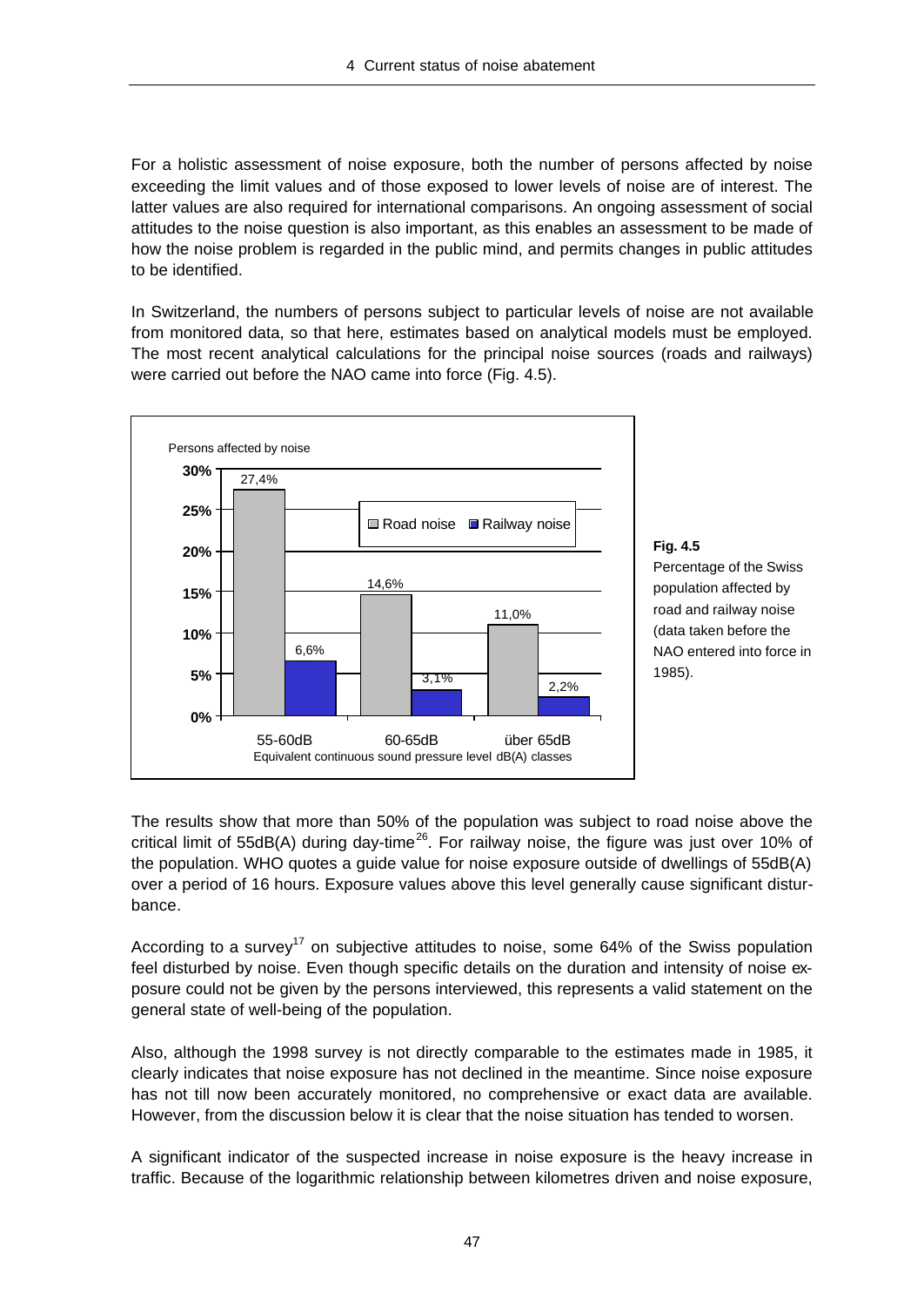For a holistic assessment of noise exposure, both the number of persons affected by noise exceeding the limit values and of those exposed to lower levels of noise are of interest. The latter values are also required for international comparisons. An ongoing assessment of social attitudes to the noise question is also important, as this enables an assessment to be made of how the noise problem is regarded in the public mind, and permits changes in public attitudes to be identified.

In Switzerland, the numbers of persons subject to particular levels of noise are not available from monitored data, so that here, estimates based on analytical models must be employed. The most recent analytical calculations for the principal noise sources (roads and railways) were carried out before the NAO came into force (Fig. 4.5).

Persons affected by noise

| Equivalent continuous sound pressure level dB(A) classes | Road noise | Railway noise |
|---|---|---|
| 55-60dB | 27,4% | 6,6% |
| 60-65dB | 14,6% | 3,1% |
| über 65dB | 11,0% | 2,2% |

**Fig. 4.5**
Percentage of the Swiss population affected by road and railway noise (data taken before the NAO entered into force in 1985).

The results show that more than 50% of the population was subject to road noise above the critical limit of 55dB(A) during day-time[26]. For railway noise, the figure was just over 10% of the population. WHO quotes a guide value for noise exposure outside of dwellings of 55dB(A) over a period of 16 hours. Exposure values above this level generally cause significant disturbance.

According to a survey[17] on subjective attitudes to noise, some 64% of the Swiss population feel disturbed by noise. Even though specific details on the duration and intensity of noise exposure could not be given by the persons interviewed, this represents a valid statement on the general state of well-being of the population.

Also, although the 1998 survey is not directly comparable to the estimates made in 1985, it clearly indicates that noise exposure has not declined in the meantime. Since noise exposure has not till now been accurately monitored, no comprehensive or exact data are available. However, from the discussion below it is clear that the noise situation has tended to worsen.

A significant indicator of the suspected increase in noise exposure is the heavy increase in traffic. Because of the logarithmic relationship between kilometres driven and noise exposure,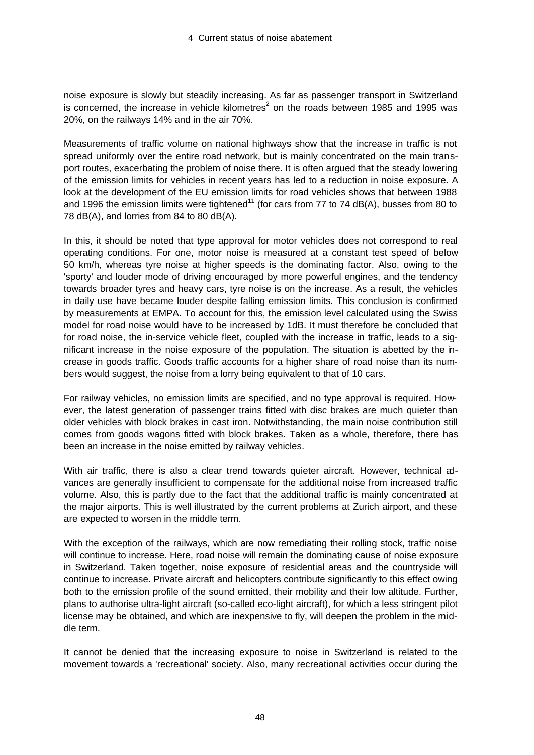noise exposure is slowly but steadily increasing. As far as passenger transport in Switzerland is concerned, the increase in vehicle kilometres[2] on the roads between 1985 and 1995 was 20%, on the railways 14% and in the air 70%.

Measurements of traffic volume on national highways show that the increase in traffic is not spread uniformly over the entire road network, but is mainly concentrated on the main transport routes, exacerbating the problem of noise there. It is often argued that the steady lowering of the emission limits for vehicles in recent years has led to a reduction in noise exposure. A look at the development of the EU emission limits for road vehicles shows that between 1988 and 1996 the emission limits were tightened[11] (for cars from 77 to 74 dB(A), busses from 80 to 78 dB(A), and lorries from 84 to 80 dB(A).

In this, it should be noted that type approval for motor vehicles does not correspond to real operating conditions. For one, motor noise is measured at a constant test speed of below 50 km/h, whereas tyre noise at higher speeds is the dominating factor. Also, owing to the 'sporty' and louder mode of driving encouraged by more powerful engines, and the tendency towards broader tyres and heavy cars, tyre noise is on the increase. As a result, the vehicles in daily use have became louder despite falling emission limits. This conclusion is confirmed by measurements at EMPA. To account for this, the emission level calculated using the Swiss model for road noise would have to be increased by 1dB. It must therefore be concluded that for road noise, the in-service vehicle fleet, coupled with the increase in traffic, leads to a significant increase in the noise exposure of the population. The situation is abetted by the increase in goods traffic. Goods traffic accounts for a higher share of road noise than its numbers would suggest, the noise from a lorry being equivalent to that of 10 cars.

For railway vehicles, no emission limits are specified, and no type approval is required. However, the latest generation of passenger trains fitted with disc brakes are much quieter than older vehicles with block brakes in cast iron. Notwithstanding, the main noise contribution still comes from goods wagons fitted with block brakes. Taken as a whole, therefore, there has been an increase in the noise emitted by railway vehicles.

With air traffic, there is also a clear trend towards quieter aircraft. However, technical advances are generally insufficient to compensate for the additional noise from increased traffic volume. Also, this is partly due to the fact that the additional traffic is mainly concentrated at the major airports. This is well illustrated by the current problems at Zurich airport, and these are expected to worsen in the middle term.

With the exception of the railways, which are now remediating their rolling stock, traffic noise will continue to increase. Here, road noise will remain the dominating cause of noise exposure in Switzerland. Taken together, noise exposure of residential areas and the countryside will continue to increase. Private aircraft and helicopters contribute significantly to this effect owing both to the emission profile of the sound emitted, their mobility and their low altitude. Further, plans to authorise ultra-light aircraft (so-called eco-light aircraft), for which a less stringent pilot license may be obtained, and which are inexpensive to fly, will deepen the problem in the middle term.

It cannot be denied that the increasing exposure to noise in Switzerland is related to the movement towards a 'recreational' society. Also, many recreational activities occur during the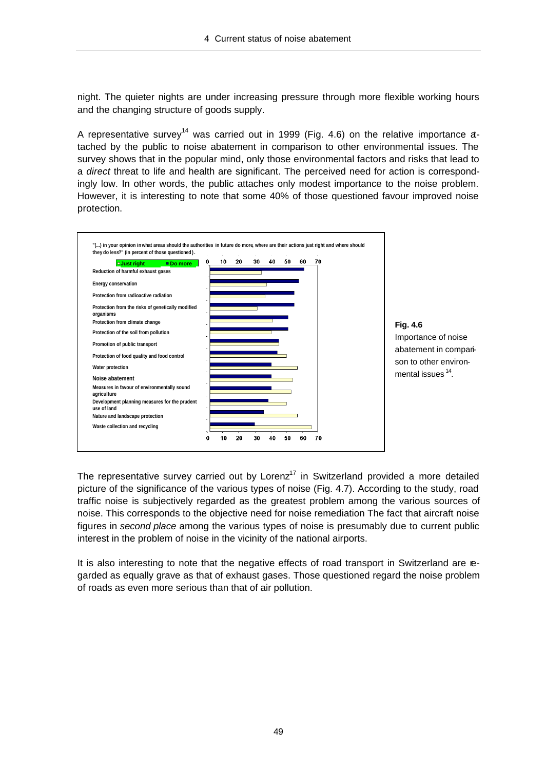night. The quieter nights are under increasing pressure through more flexible working hours and the changing structure of goods supply.

A representative survey[14] was carried out in 1999 (Fig. 4.6) on the relative importance attached by the public to noise abatement in comparison to other environmental issues. The survey shows that in the popular mind, only those environmental factors and risks that lead to a *direct* threat to life and health are significant. The perceived need for action is correspondingly low. In other words, the public attaches only modest importance to the noise problem. However, it is interesting to note that some 40% of those questioned favour improved noise protection.

"(...) in your opinion in what areas should the authorities in future do more, where are their actions just right and where should they do less?" (in percent of those questioned).

Legend: Just right / Do more

- Reduction of harmful exhaust gases
- Energy conservation
- Protection from radioactive radiation
- Protection from the risks of genetically modified organisms
- Protection from climate change
- Protection of the soil from pollution
- Promotion of public transport
- Protection of food quality and food control
- Water protection
- Noise abatement
- Measures in favour of environmentally sound agriculture
- Development planning measures for the prudent use of land
- Nature and landscape protection
- Waste collection and recycling

**Fig. 4.6**
Importance of noise abatement in comparison to other environmental issues [14].

The representative survey carried out by Lorenz[17] in Switzerland provided a more detailed picture of the significance of the various types of noise (Fig. 4.7). According to the study, road traffic noise is subjectively regarded as the greatest problem among the various sources of noise. This corresponds to the objective need for noise remediation The fact that aircraft noise figures in *second place* among the various types of noise is presumably due to current public interest in the problem of noise in the vicinity of the national airports.

It is also interesting to note that the negative effects of road transport in Switzerland are regarded as equally grave as that of exhaust gases. Those questioned regard the noise problem of roads as even more serious than that of air pollution.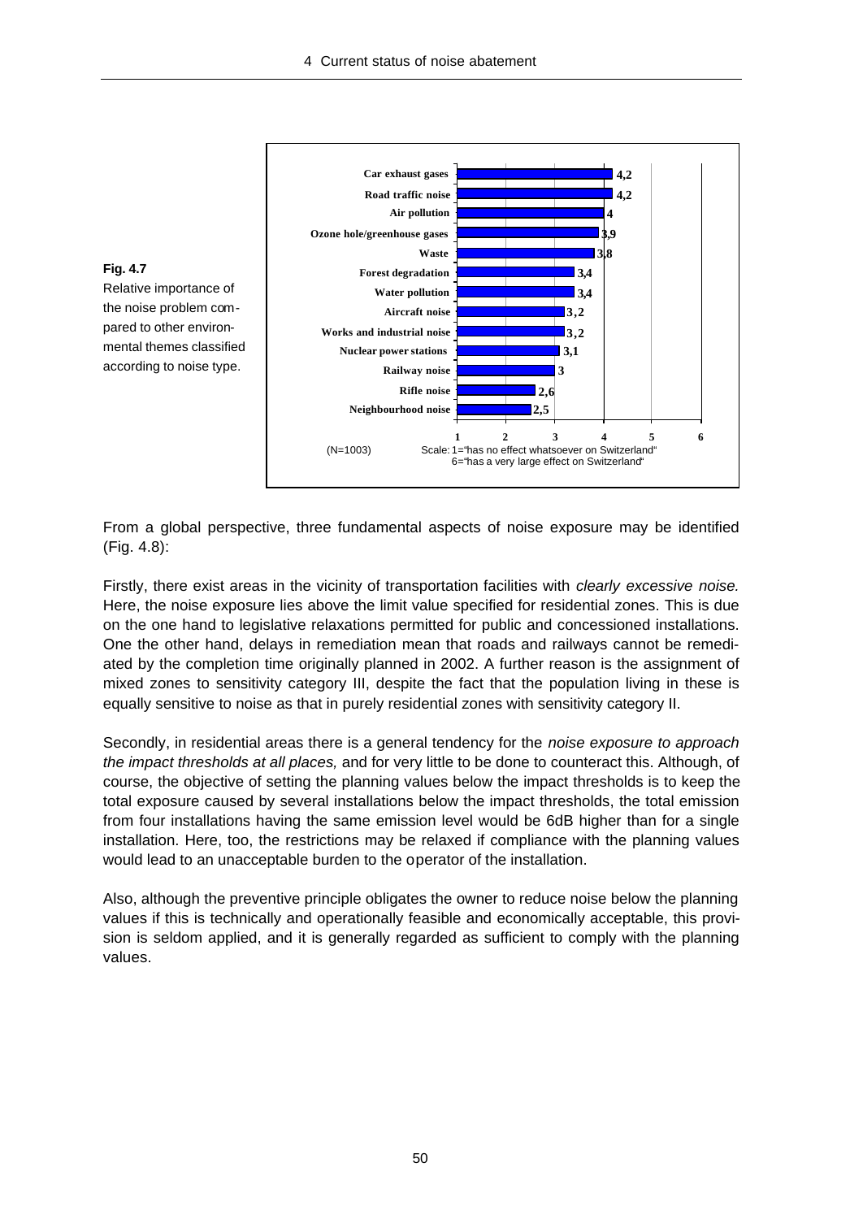**Fig. 4.7**
Relative importance of the noise problem compared to other environmental themes classified according to noise type.

| Theme | Value |
|---|---|
| Car exhaust gases | 4,2 |
| Road traffic noise | 4,2 |
| Air pollution | 4 |
| Ozone hole/greenhouse gases | 3,9 |
| Waste | 3,8 |
| Forest degradation | 3,4 |
| Water pollution | 3,4 |
| Aircraft noise | 3,2 |
| Works and industrial noise | 3,2 |
| Nuclear power stations | 3,1 |
| Railway noise | 3 |
| Rifle noise | 2,6 |
| Neighbourhood noise | 2,5 |

(N=1003) Scale: 1="has no effect whatsoever on Switzerland" 6="has a very large effect on Switzerland"

From a global perspective, three fundamental aspects of noise exposure may be identified (Fig. 4.8):

Firstly, there exist areas in the vicinity of transportation facilities with *clearly excessive noise.* Here, the noise exposure lies above the limit value specified for residential zones. This is due on the one hand to legislative relaxations permitted for public and concessioned installations. One the other hand, delays in remediation mean that roads and railways cannot be remediated by the completion time originally planned in 2002. A further reason is the assignment of mixed zones to sensitivity category III, despite the fact that the population living in these is equally sensitive to noise as that in purely residential zones with sensitivity category II.

Secondly, in residential areas there is a general tendency for the *noise exposure to approach the impact thresholds at all places,* and for very little to be done to counteract this. Although, of course, the objective of setting the planning values below the impact thresholds is to keep the total exposure caused by several installations below the impact thresholds, the total emission from four installations having the same emission level would be 6dB higher than for a single installation. Here, too, the restrictions may be relaxed if compliance with the planning values would lead to an unacceptable burden to the operator of the installation.

Also, although the preventive principle obligates the owner to reduce noise below the planning values if this is technically and operationally feasible and economically acceptable, this provision is seldom applied, and it is generally regarded as sufficient to comply with the planning values.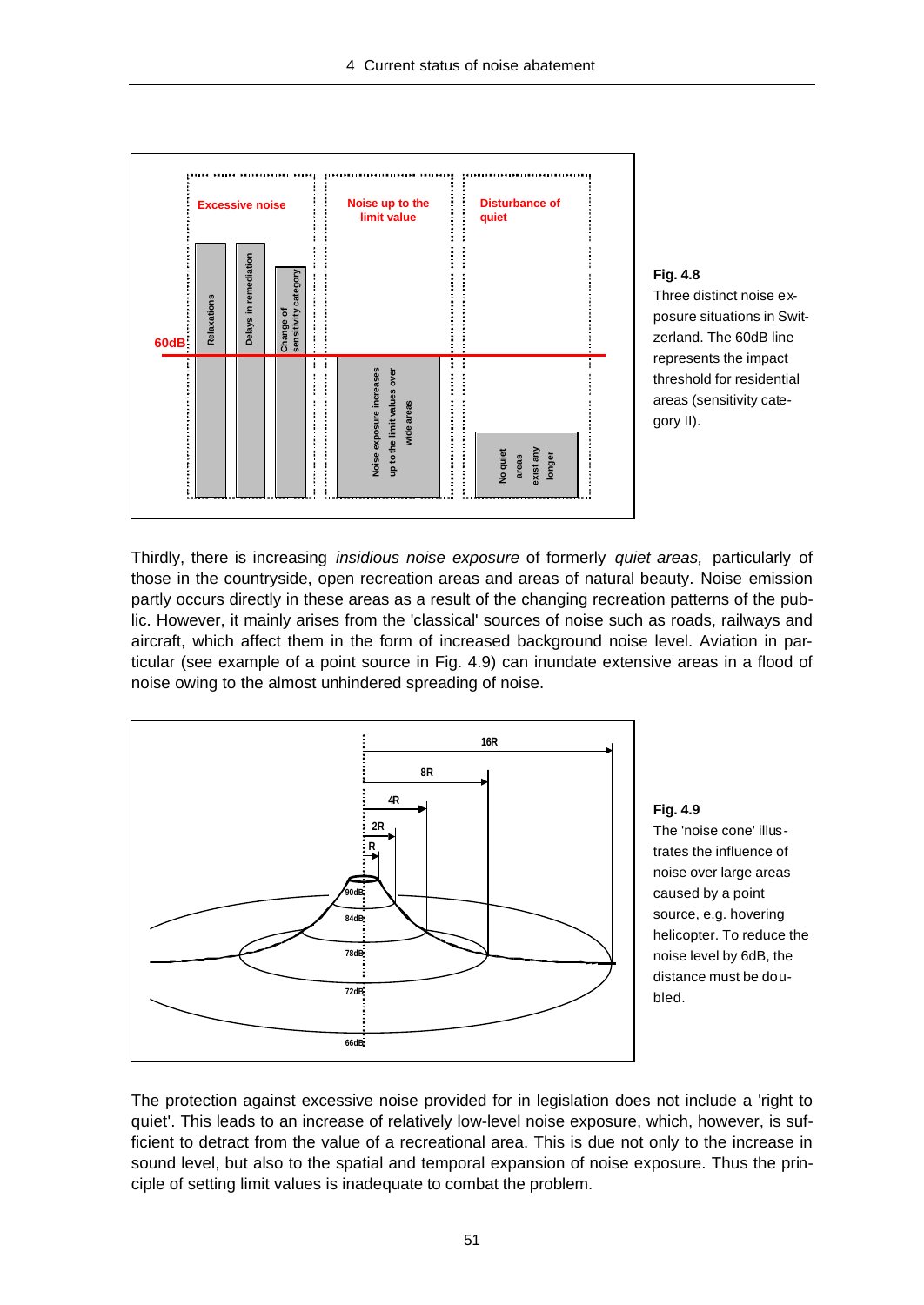**Fig. 4.8**
Three distinct noise exposure situations in Switzerland. The 60dB line represents the impact threshold for residential areas (sensitivity category II).

Thirdly, there is increasing *insidious noise exposure* of formerly *quiet areas,* particularly of those in the countryside, open recreation areas and areas of natural beauty. Noise emission partly occurs directly in these areas as a result of the changing recreation patterns of the public. However, it mainly arises from the 'classical' sources of noise such as roads, railways and aircraft, which affect them in the form of increased background noise level. Aviation in particular (see example of a point source in Fig. 4.9) can inundate extensive areas in a flood of noise owing to the almost unhindered spreading of noise.

**Fig. 4.9**
The 'noise cone' illustrates the influence of noise over large areas caused by a point source, e.g. hovering helicopter. To reduce the noise level by 6dB, the distance must be doubled.

The protection against excessive noise provided for in legislation does not include a 'right to quiet'. This leads to an increase of relatively low-level noise exposure, which, however, is sufficient to detract from the value of a recreational area. This is due not only to the increase in sound level, but also to the spatial and temporal expansion of noise exposure. Thus the principle of setting limit values is inadequate to combat the problem.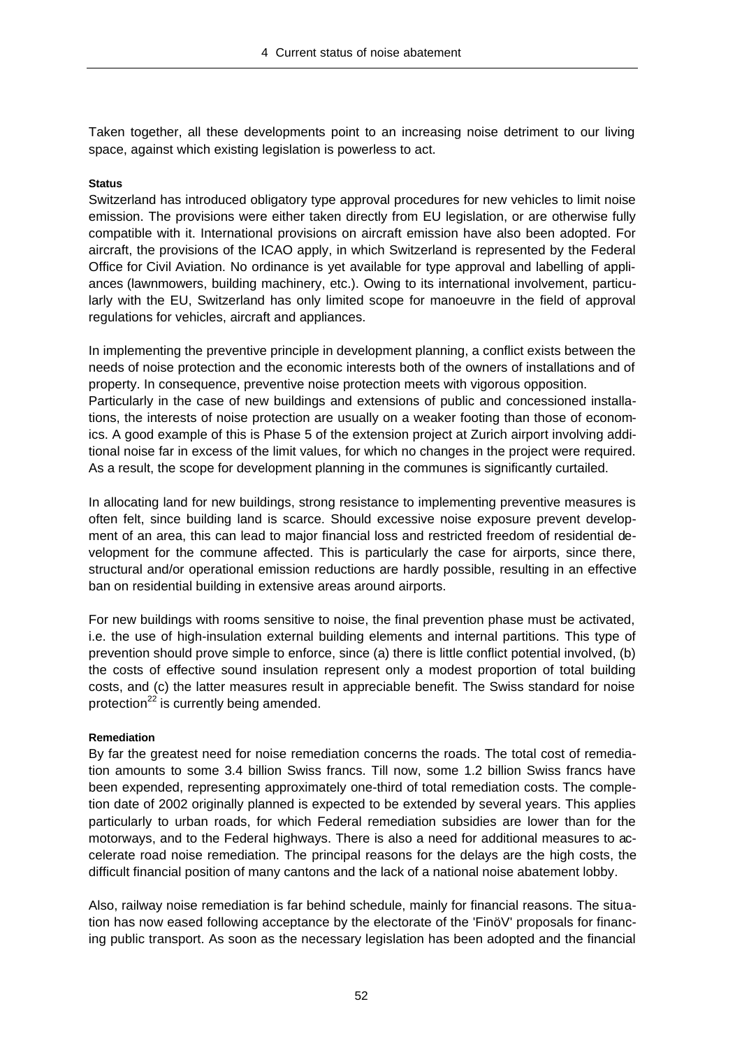Taken together, all these developments point to an increasing noise detriment to our living space, against which existing legislation is powerless to act.

#### Status

Switzerland has introduced obligatory type approval procedures for new vehicles to limit noise emission. The provisions were either taken directly from EU legislation, or are otherwise fully compatible with it. International provisions on aircraft emission have also been adopted. For aircraft, the provisions of the ICAO apply, in which Switzerland is represented by the Federal Office for Civil Aviation. No ordinance is yet available for type approval and labelling of appliances (lawnmowers, building machinery, etc.). Owing to its international involvement, particularly with the EU, Switzerland has only limited scope for manoeuvre in the field of approval regulations for vehicles, aircraft and appliances.

In implementing the preventive principle in development planning, a conflict exists between the needs of noise protection and the economic interests both of the owners of installations and of property. In consequence, preventive noise protection meets with vigorous opposition.
Particularly in the case of new buildings and extensions of public and concessioned installations, the interests of noise protection are usually on a weaker footing than those of economics. A good example of this is Phase 5 of the extension project at Zurich airport involving additional noise far in excess of the limit values, for which no changes in the project were required. As a result, the scope for development planning in the communes is significantly curtailed.

In allocating land for new buildings, strong resistance to implementing preventive measures is often felt, since building land is scarce. Should excessive noise exposure prevent development of an area, this can lead to major financial loss and restricted freedom of residential development for the commune affected. This is particularly the case for airports, since there, structural and/or operational emission reductions are hardly possible, resulting in an effective ban on residential building in extensive areas around airports.

For new buildings with rooms sensitive to noise, the final prevention phase must be activated, i.e. the use of high-insulation external building elements and internal partitions. This type of prevention should prove simple to enforce, since (a) there is little conflict potential involved, (b) the costs of effective sound insulation represent only a modest proportion of total building costs, and (c) the latter measures result in appreciable benefit. The Swiss standard for noise protection[22] is currently being amended.

#### Remediation

By far the greatest need for noise remediation concerns the roads. The total cost of remediation amounts to some 3.4 billion Swiss francs. Till now, some 1.2 billion Swiss francs have been expended, representing approximately one-third of total remediation costs. The completion date of 2002 originally planned is expected to be extended by several years. This applies particularly to urban roads, for which Federal remediation subsidies are lower than for the motorways, and to the Federal highways. There is also a need for additional measures to accelerate road noise remediation. The principal reasons for the delays are the high costs, the difficult financial position of many cantons and the lack of a national noise abatement lobby.

Also, railway noise remediation is far behind schedule, mainly for financial reasons. The situation has now eased following acceptance by the electorate of the 'FinöV' proposals for financing public transport. As soon as the necessary legislation has been adopted and the financial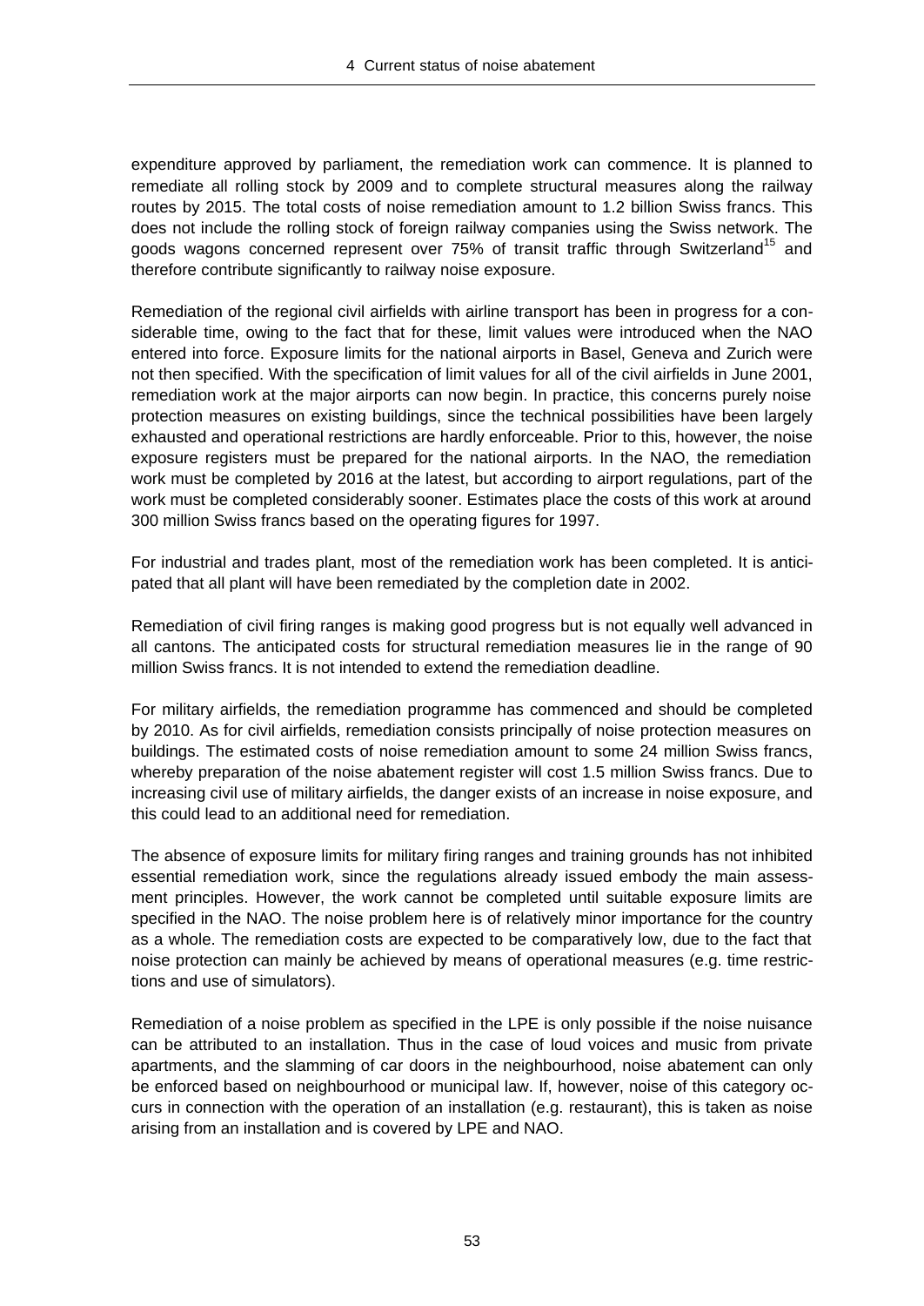expenditure approved by parliament, the remediation work can commence. It is planned to remediate all rolling stock by 2009 and to complete structural measures along the railway routes by 2015. The total costs of noise remediation amount to 1.2 billion Swiss francs. This does not include the rolling stock of foreign railway companies using the Swiss network. The goods wagons concerned represent over 75% of transit traffic through Switzerland[15] and therefore contribute significantly to railway noise exposure.

Remediation of the regional civil airfields with airline transport has been in progress for a considerable time, owing to the fact that for these, limit values were introduced when the NAO entered into force. Exposure limits for the national airports in Basel, Geneva and Zurich were not then specified. With the specification of limit values for all of the civil airfields in June 2001, remediation work at the major airports can now begin. In practice, this concerns purely noise protection measures on existing buildings, since the technical possibilities have been largely exhausted and operational restrictions are hardly enforceable. Prior to this, however, the noise exposure registers must be prepared for the national airports. In the NAO, the remediation work must be completed by 2016 at the latest, but according to airport regulations, part of the work must be completed considerably sooner. Estimates place the costs of this work at around 300 million Swiss francs based on the operating figures for 1997.

For industrial and trades plant, most of the remediation work has been completed. It is anticipated that all plant will have been remediated by the completion date in 2002.

Remediation of civil firing ranges is making good progress but is not equally well advanced in all cantons. The anticipated costs for structural remediation measures lie in the range of 90 million Swiss francs. It is not intended to extend the remediation deadline.

For military airfields, the remediation programme has commenced and should be completed by 2010. As for civil airfields, remediation consists principally of noise protection measures on buildings. The estimated costs of noise remediation amount to some 24 million Swiss francs, whereby preparation of the noise abatement register will cost 1.5 million Swiss francs. Due to increasing civil use of military airfields, the danger exists of an increase in noise exposure, and this could lead to an additional need for remediation.

The absence of exposure limits for military firing ranges and training grounds has not inhibited essential remediation work, since the regulations already issued embody the main assessment principles. However, the work cannot be completed until suitable exposure limits are specified in the NAO. The noise problem here is of relatively minor importance for the country as a whole. The remediation costs are expected to be comparatively low, due to the fact that noise protection can mainly be achieved by means of operational measures (e.g. time restrictions and use of simulators).

Remediation of a noise problem as specified in the LPE is only possible if the noise nuisance can be attributed to an installation. Thus in the case of loud voices and music from private apartments, and the slamming of car doors in the neighbourhood, noise abatement can only be enforced based on neighbourhood or municipal law. If, however, noise of this category occurs in connection with the operation of an installation (e.g. restaurant), this is taken as noise arising from an installation and is covered by LPE and NAO.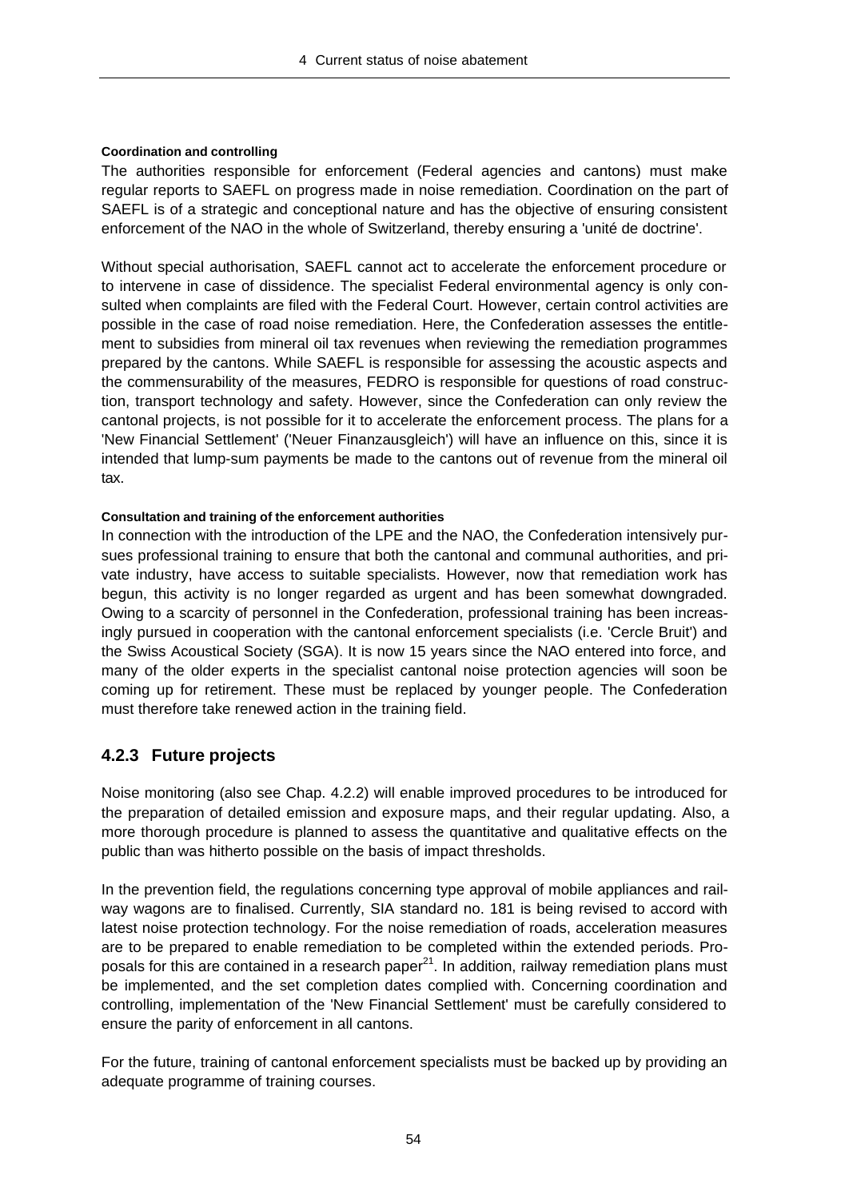**Coordination and controlling**

The authorities responsible for enforcement (Federal agencies and cantons) must make regular reports to SAEFL on progress made in noise remediation. Coordination on the part of SAEFL is of a strategic and conceptional nature and has the objective of ensuring consistent enforcement of the NAO in the whole of Switzerland, thereby ensuring a 'unité de doctrine'.

Without special authorisation, SAEFL cannot act to accelerate the enforcement procedure or to intervene in case of dissidence. The specialist Federal environmental agency is only consulted when complaints are filed with the Federal Court. However, certain control activities are possible in the case of road noise remediation. Here, the Confederation assesses the entitlement to subsidies from mineral oil tax revenues when reviewing the remediation programmes prepared by the cantons. While SAEFL is responsible for assessing the acoustic aspects and the commensurability of the measures, FEDRO is responsible for questions of road construction, transport technology and safety. However, since the Confederation can only review the cantonal projects, is not possible for it to accelerate the enforcement process. The plans for a 'New Financial Settlement' ('Neuer Finanzausgleich') will have an influence on this, since it is intended that lump-sum payments be made to the cantons out of revenue from the mineral oil tax.

**Consultation and training of the enforcement authorities**

In connection with the introduction of the LPE and the NAO, the Confederation intensively pursues professional training to ensure that both the cantonal and communal authorities, and private industry, have access to suitable specialists. However, now that remediation work has begun, this activity is no longer regarded as urgent and has been somewhat downgraded. Owing to a scarcity of personnel in the Confederation, professional training has been increasingly pursued in cooperation with the cantonal enforcement specialists (i.e. 'Cercle Bruit') and the Swiss Acoustical Society (SGA). It is now 15 years since the NAO entered into force, and many of the older experts in the specialist cantonal noise protection agencies will soon be coming up for retirement. These must be replaced by younger people. The Confederation must therefore take renewed action in the training field.

### 4.2.3 Future projects

Noise monitoring (also see Chap. 4.2.2) will enable improved procedures to be introduced for the preparation of detailed emission and exposure maps, and their regular updating. Also, a more thorough procedure is planned to assess the quantitative and qualitative effects on the public than was hitherto possible on the basis of impact thresholds.

In the prevention field, the regulations concerning type approval of mobile appliances and railway wagons are to finalised. Currently, SIA standard no. 181 is being revised to accord with latest noise protection technology. For the noise remediation of roads, acceleration measures are to be prepared to enable remediation to be completed within the extended periods. Proposals for this are contained in a research paper[21]. In addition, railway remediation plans must be implemented, and the set completion dates complied with. Concerning coordination and controlling, implementation of the 'New Financial Settlement' must be carefully considered to ensure the parity of enforcement in all cantons.

For the future, training of cantonal enforcement specialists must be backed up by providing an adequate programme of training courses.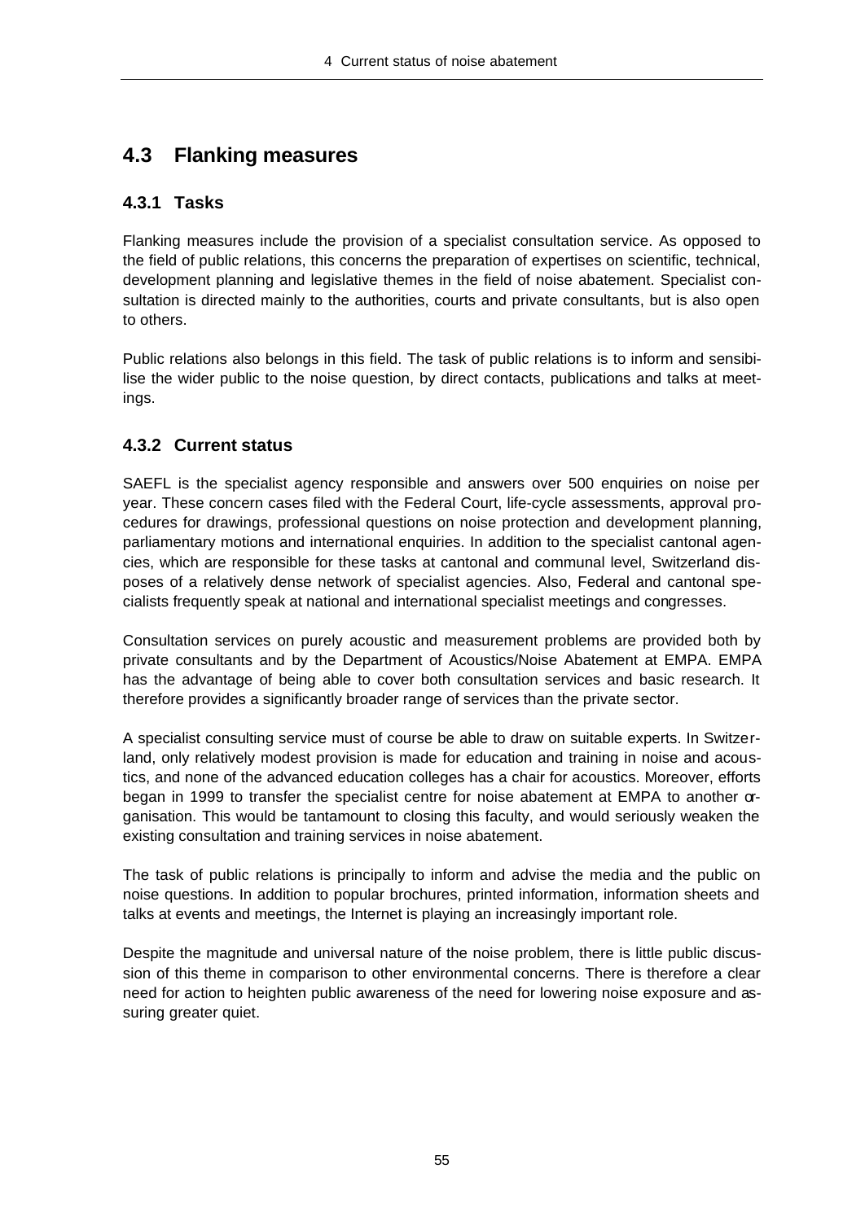## 4.3 Flanking measures

### 4.3.1 Tasks

Flanking measures include the provision of a specialist consultation service. As opposed to the field of public relations, this concerns the preparation of expertises on scientific, technical, development planning and legislative themes in the field of noise abatement. Specialist consultation is directed mainly to the authorities, courts and private consultants, but is also open to others.

Public relations also belongs in this field. The task of public relations is to inform and sensibilise the wider public to the noise question, by direct contacts, publications and talks at meetings.

### 4.3.2 Current status

SAEFL is the specialist agency responsible and answers over 500 enquiries on noise per year. These concern cases filed with the Federal Court, life-cycle assessments, approval procedures for drawings, professional questions on noise protection and development planning, parliamentary motions and international enquiries. In addition to the specialist cantonal agencies, which are responsible for these tasks at cantonal and communal level, Switzerland disposes of a relatively dense network of specialist agencies. Also, Federal and cantonal specialists frequently speak at national and international specialist meetings and congresses.

Consultation services on purely acoustic and measurement problems are provided both by private consultants and by the Department of Acoustics/Noise Abatement at EMPA. EMPA has the advantage of being able to cover both consultation services and basic research. It therefore provides a significantly broader range of services than the private sector.

A specialist consulting service must of course be able to draw on suitable experts. In Switzerland, only relatively modest provision is made for education and training in noise and acoustics, and none of the advanced education colleges has a chair for acoustics. Moreover, efforts began in 1999 to transfer the specialist centre for noise abatement at EMPA to another organisation. This would be tantamount to closing this faculty, and would seriously weaken the existing consultation and training services in noise abatement.

The task of public relations is principally to inform and advise the media and the public on noise questions. In addition to popular brochures, printed information, information sheets and talks at events and meetings, the Internet is playing an increasingly important role.

Despite the magnitude and universal nature of the noise problem, there is little public discussion of this theme in comparison to other environmental concerns. There is therefore a clear need for action to heighten public awareness of the need for lowering noise exposure and assuring greater quiet.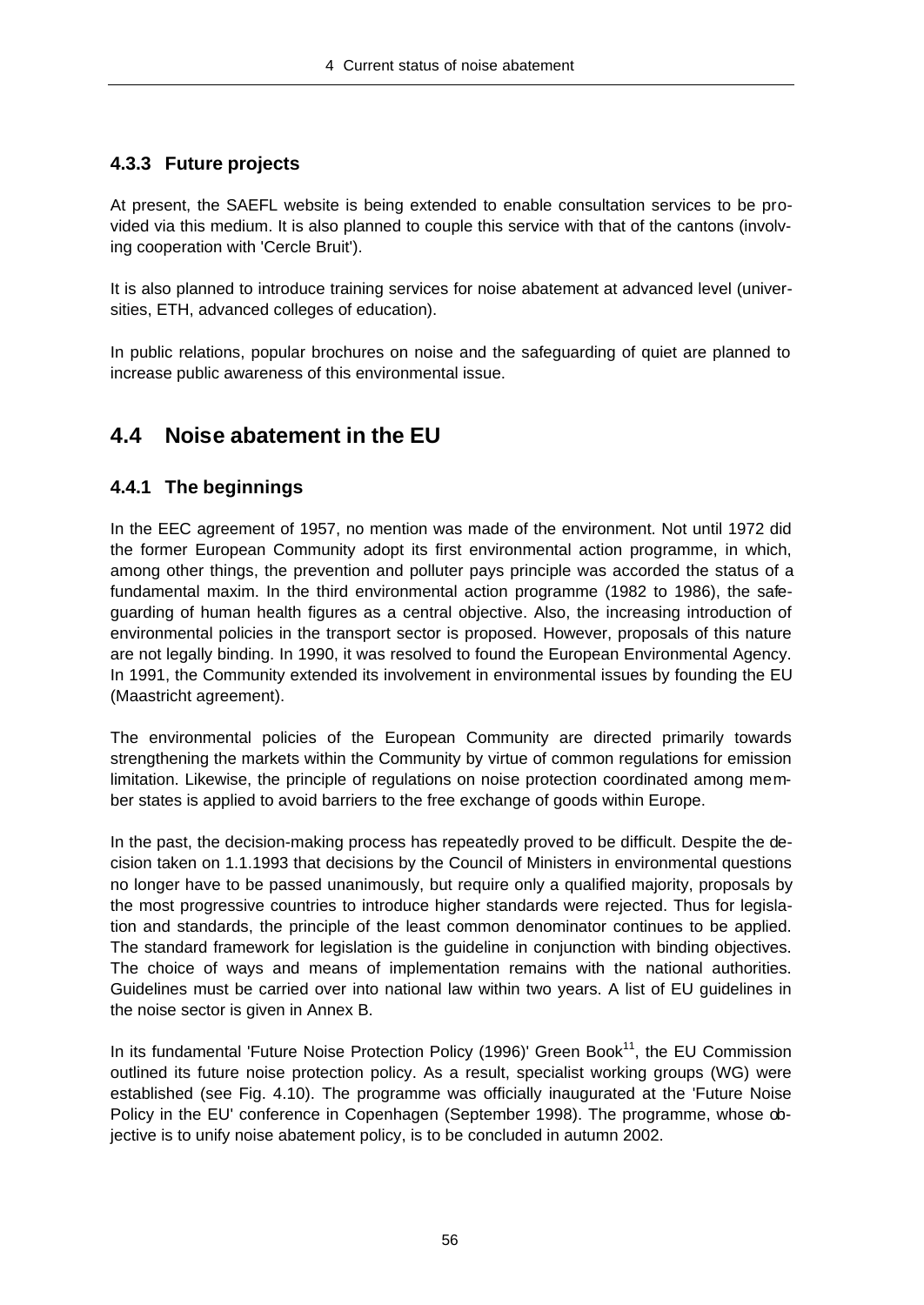### 4.3.3 Future projects

At present, the SAEFL website is being extended to enable consultation services to be provided via this medium. It is also planned to couple this service with that of the cantons (involving cooperation with 'Cercle Bruit').

It is also planned to introduce training services for noise abatement at advanced level (universities, ETH, advanced colleges of education).

In public relations, popular brochures on noise and the safeguarding of quiet are planned to increase public awareness of this environmental issue.

## 4.4 Noise abatement in the EU

### 4.4.1 The beginnings

In the EEC agreement of 1957, no mention was made of the environment. Not until 1972 did the former European Community adopt its first environmental action programme, in which, among other things, the prevention and polluter pays principle was accorded the status of a fundamental maxim. In the third environmental action programme (1982 to 1986), the safeguarding of human health figures as a central objective. Also, the increasing introduction of environmental policies in the transport sector is proposed. However, proposals of this nature are not legally binding. In 1990, it was resolved to found the European Environmental Agency. In 1991, the Community extended its involvement in environmental issues by founding the EU (Maastricht agreement).

The environmental policies of the European Community are directed primarily towards strengthening the markets within the Community by virtue of common regulations for emission limitation. Likewise, the principle of regulations on noise protection coordinated among member states is applied to avoid barriers to the free exchange of goods within Europe.

In the past, the decision-making process has repeatedly proved to be difficult. Despite the decision taken on 1.1.1993 that decisions by the Council of Ministers in environmental questions no longer have to be passed unanimously, but require only a qualified majority, proposals by the most progressive countries to introduce higher standards were rejected. Thus for legislation and standards, the principle of the least common denominator continues to be applied. The standard framework for legislation is the guideline in conjunction with binding objectives. The choice of ways and means of implementation remains with the national authorities. Guidelines must be carried over into national law within two years. A list of EU guidelines in the noise sector is given in Annex B.

In its fundamental 'Future Noise Protection Policy (1996)' Green Book[11], the EU Commission outlined its future noise protection policy. As a result, specialist working groups (WG) were established (see Fig. 4.10). The programme was officially inaugurated at the 'Future Noise Policy in the EU' conference in Copenhagen (September 1998). The programme, whose objective is to unify noise abatement policy, is to be concluded in autumn 2002.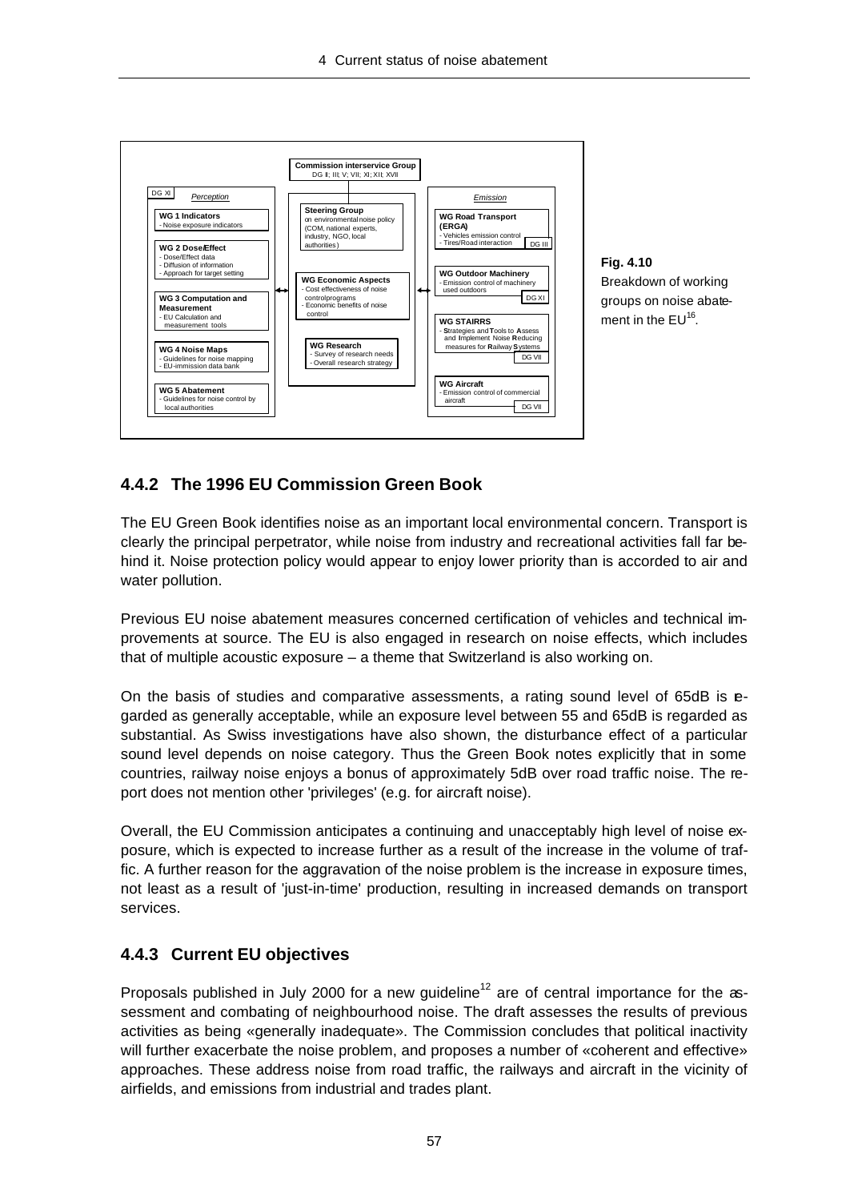**Commission interservice Group**
DG II; III; V; VII; XI; XII; XVII

*Perception* (DG XI)

- **WG 1 Indicators**
  - Noise exposure indicators
- **WG 2 Dose/Effect**
  - Dose/Effect data
  - Diffusion of information
  - Approach for target setting
- **WG 3 Computation and Measurement**
  - EU Calculation and measurement tools
- **WG 4 Noise Maps**
  - Guidelines for noise mapping
  - EU-immission data bank
- **WG 5 Abatement**
  - Guidelines for noise control by local authorities

**Steering Group** on environmental noise policy (COM, national experts, industry, NGO, local authorities)

- **WG Economic Aspects**
  - Cost effectiveness of noise controlprograms
  - Economic benefits of noise control
- **WG Research**
  - Survey of research needs
  - Overall research strategy

*Emission*

- **WG Road Transport (ERGA)** (DG III)
  - Vehicles emission control
  - Tires/Road interaction
- **WG Outdoor Machinery** (DG XI)
  - Emission control of machinery used outdoors
- **WG STAIRRS** (DG VII)
  - **S**trategies and **T**ools to **A**ssess and **I**mplement Noise **R**educing measures for **R**ailway **S**ystems
- **WG Aircraft** (DG VII)
  - Emission control of commercial aircraft

**Fig. 4.10**
Breakdown of working groups on noise abatement in the EU[16].

### 4.4.2 The 1996 EU Commission Green Book

The EU Green Book identifies noise as an important local environmental concern. Transport is clearly the principal perpetrator, while noise from industry and recreational activities fall far behind it. Noise protection policy would appear to enjoy lower priority than is accorded to air and water pollution.

Previous EU noise abatement measures concerned certification of vehicles and technical improvements at source. The EU is also engaged in research on noise effects, which includes that of multiple acoustic exposure – a theme that Switzerland is also working on.

On the basis of studies and comparative assessments, a rating sound level of 65dB is regarded as generally acceptable, while an exposure level between 55 and 65dB is regarded as substantial. As Swiss investigations have also shown, the disturbance effect of a particular sound level depends on noise category. Thus the Green Book notes explicitly that in some countries, railway noise enjoys a bonus of approximately 5dB over road traffic noise. The report does not mention other 'privileges' (e.g. for aircraft noise).

Overall, the EU Commission anticipates a continuing and unacceptably high level of noise exposure, which is expected to increase further as a result of the increase in the volume of traffic. A further reason for the aggravation of the noise problem is the increase in exposure times, not least as a result of 'just-in-time' production, resulting in increased demands on transport services.

### 4.4.3 Current EU objectives

Proposals published in July 2000 for a new guideline[12] are of central importance for the assessment and combating of neighbourhood noise. The draft assesses the results of previous activities as being «generally inadequate». The Commission concludes that political inactivity will further exacerbate the noise problem, and proposes a number of «coherent and effective» approaches. These address noise from road traffic, the railways and aircraft in the vicinity of airfields, and emissions from industrial and trades plant.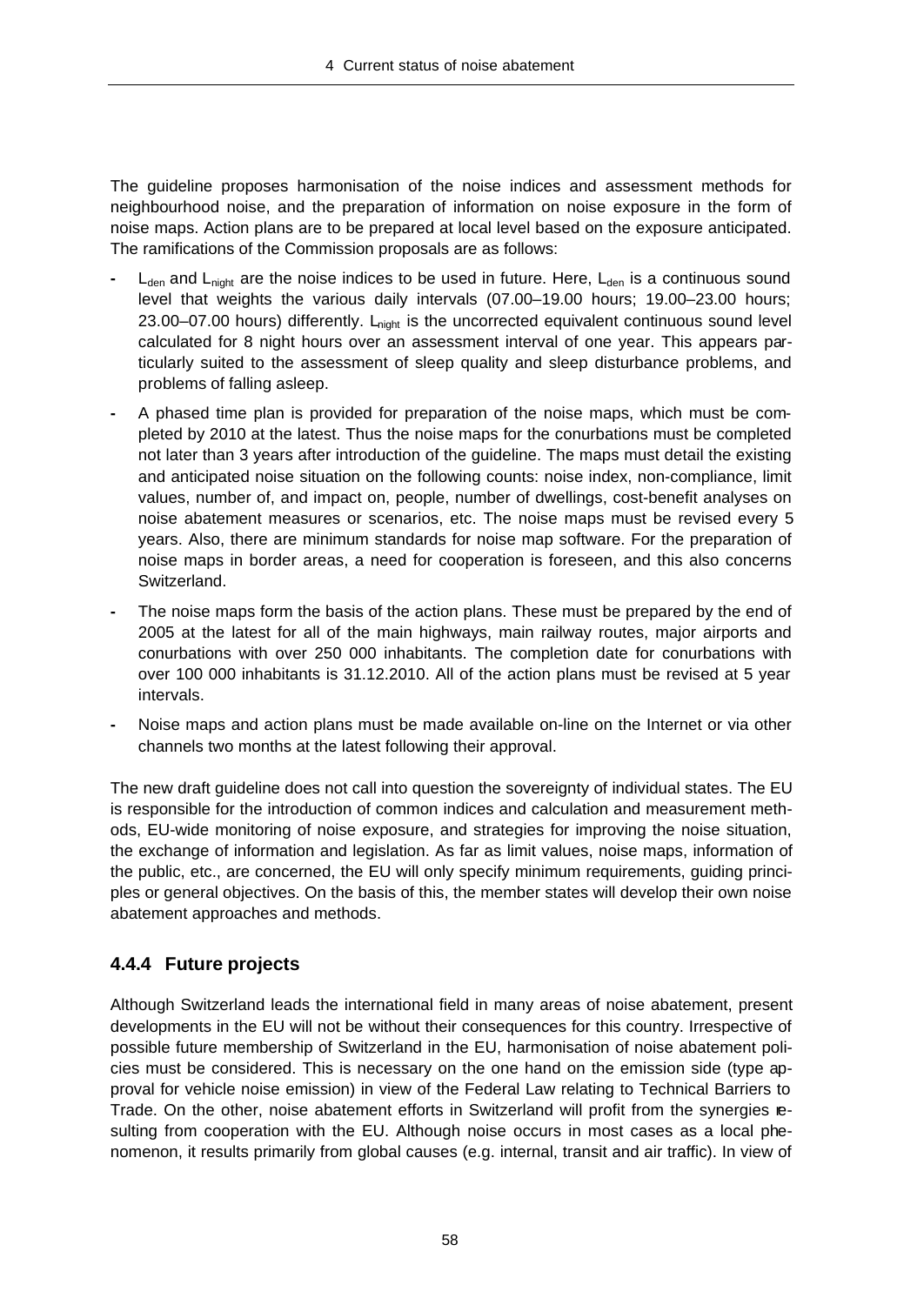The guideline proposes harmonisation of the noise indices and assessment methods for neighbourhood noise, and the preparation of information on noise exposure in the form of noise maps. Action plans are to be prepared at local level based on the exposure anticipated. The ramifications of the Commission proposals are as follows:

- $L_{den}$ and $L_{night}$ are the noise indices to be used in future. Here, $L_{den}$ is a continuous sound level that weights the various daily intervals (07.00–19.00 hours; 19.00–23.00 hours; 23.00–07.00 hours) differently. $L_{night}$ is the uncorrected equivalent continuous sound level calculated for 8 night hours over an assessment interval of one year. This appears particularly suited to the assessment of sleep quality and sleep disturbance problems, and problems of falling asleep.
- A phased time plan is provided for preparation of the noise maps, which must be completed by 2010 at the latest. Thus the noise maps for the conurbations must be completed not later than 3 years after introduction of the guideline. The maps must detail the existing and anticipated noise situation on the following counts: noise index, non-compliance, limit values, number of, and impact on, people, number of dwellings, cost-benefit analyses on noise abatement measures or scenarios, etc. The noise maps must be revised every 5 years. Also, there are minimum standards for noise map software. For the preparation of noise maps in border areas, a need for cooperation is foreseen, and this also concerns Switzerland.
- The noise maps form the basis of the action plans. These must be prepared by the end of 2005 at the latest for all of the main highways, main railway routes, major airports and conurbations with over 250 000 inhabitants. The completion date for conurbations with over 100 000 inhabitants is 31.12.2010. All of the action plans must be revised at 5 year intervals.
- Noise maps and action plans must be made available on-line on the Internet or via other channels two months at the latest following their approval.

The new draft guideline does not call into question the sovereignty of individual states. The EU is responsible for the introduction of common indices and calculation and measurement methods, EU-wide monitoring of noise exposure, and strategies for improving the noise situation, the exchange of information and legislation. As far as limit values, noise maps, information of the public, etc., are concerned, the EU will only specify minimum requirements, guiding principles or general objectives. On the basis of this, the member states will develop their own noise abatement approaches and methods.

### 4.4.4 Future projects

Although Switzerland leads the international field in many areas of noise abatement, present developments in the EU will not be without their consequences for this country. Irrespective of possible future membership of Switzerland in the EU, harmonisation of noise abatement policies must be considered. This is necessary on the one hand on the emission side (type approval for vehicle noise emission) in view of the Federal Law relating to Technical Barriers to Trade. On the other, noise abatement efforts in Switzerland will profit from the synergies resulting from cooperation with the EU. Although noise occurs in most cases as a local phenomenon, it results primarily from global causes (e.g. internal, transit and air traffic). In view of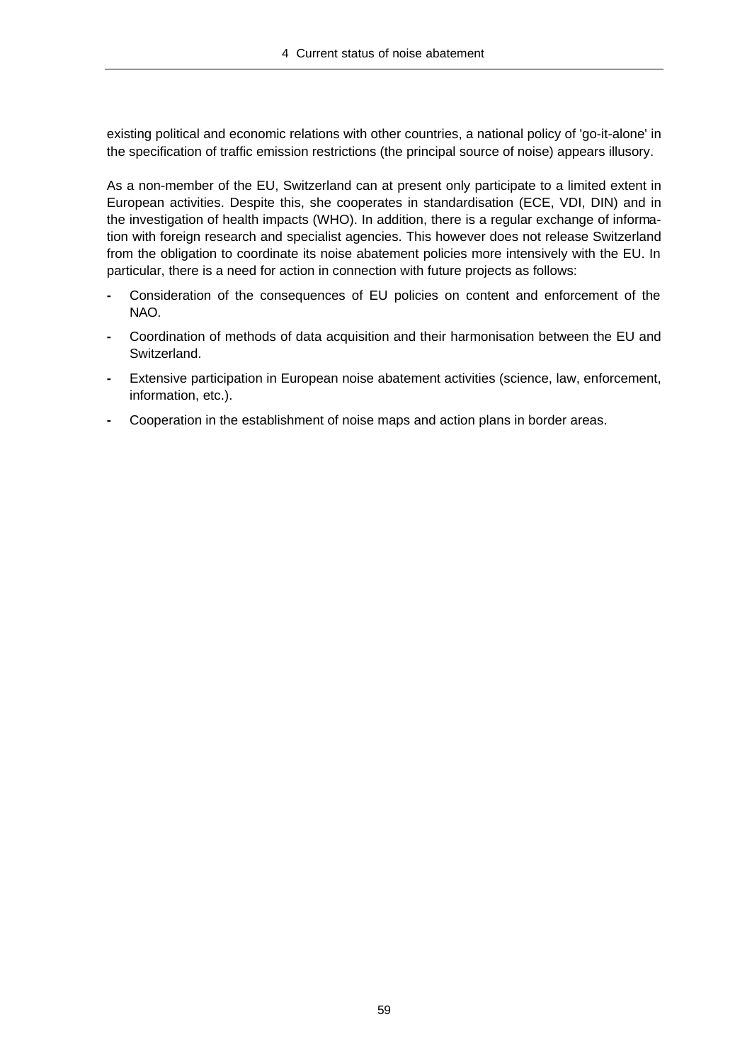existing political and economic relations with other countries, a national policy of 'go-it-alone' in the specification of traffic emission restrictions (the principal source of noise) appears illusory.

As a non-member of the EU, Switzerland can at present only participate to a limited extent in European activities. Despite this, she cooperates in standardisation (ECE, VDI, DIN) and in the investigation of health impacts (WHO). In addition, there is a regular exchange of information with foreign research and specialist agencies. This however does not release Switzerland from the obligation to coordinate its noise abatement policies more intensively with the EU. In particular, there is a need for action in connection with future projects as follows:

- Consideration of the consequences of EU policies on content and enforcement of the NAO.
- Coordination of methods of data acquisition and their harmonisation between the EU and Switzerland.
- Extensive participation in European noise abatement activities (science, law, enforcement, information, etc.).
- Cooperation in the establishment of noise maps and action plans in border areas.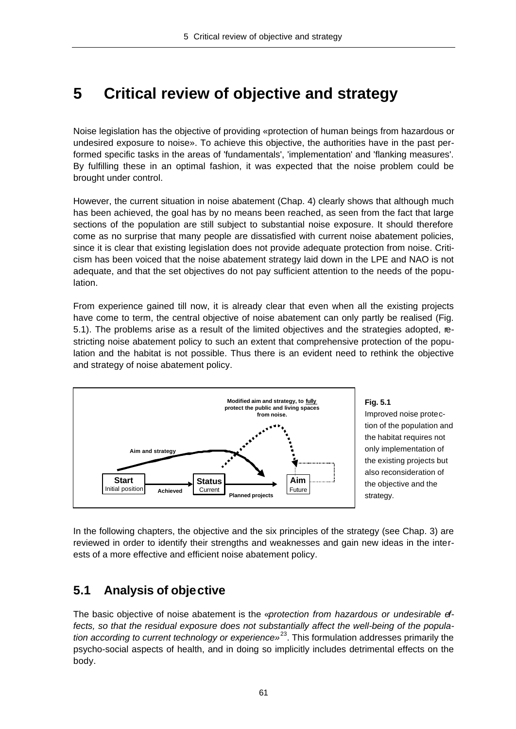# 5 Critical review of objective and strategy

Noise legislation has the objective of providing «protection of human beings from hazardous or undesired exposure to noise». To achieve this objective, the authorities have in the past performed specific tasks in the areas of 'fundamentals', 'implementation' and 'flanking measures'. By fulfilling these in an optimal fashion, it was expected that the noise problem could be brought under control.

However, the current situation in noise abatement (Chap. 4) clearly shows that although much has been achieved, the goal has by no means been reached, as seen from the fact that large sections of the population are still subject to substantial noise exposure. It should therefore come as no surprise that many people are dissatisfied with current noise abatement policies, since it is clear that existing legislation does not provide adequate protection from noise. Criticism has been voiced that the noise abatement strategy laid down in the LPE and NAO is not adequate, and that the set objectives do not pay sufficient attention to the needs of the population.

From experience gained till now, it is already clear that even when all the existing projects have come to term, the central objective of noise abatement can only partly be realised (Fig. 5.1). The problems arise as a result of the limited objectives and the strategies adopted, restricting noise abatement policy to such an extent that comprehensive protection of the population and the habitat is not possible. Thus there is an evident need to rethink the objective and strategy of noise abatement policy.

Modified aim and strategy, to **fully** protect the public and living spaces from noise.

Aim and strategy

**Start** Initial position — Achieved → **Status** Current — Planned projects → **Aim** Future

**Fig. 5.1**
Improved noise protection of the population and the habitat requires not only implementation of the existing projects but also reconsideration of the objective and the strategy.

In the following chapters, the objective and the six principles of the strategy (see Chap. 3) are reviewed in order to identify their strengths and weaknesses and gain new ideas in the interests of a more effective and efficient noise abatement policy.

## 5.1 Analysis of objective

The basic objective of noise abatement is the «*protection from hazardous or undesirable effects, so that the residual exposure does not substantially affect the well-being of the population according to current technology or experience*»[23]. This formulation addresses primarily the psycho-social aspects of health, and in doing so implicitly includes detrimental effects on the body.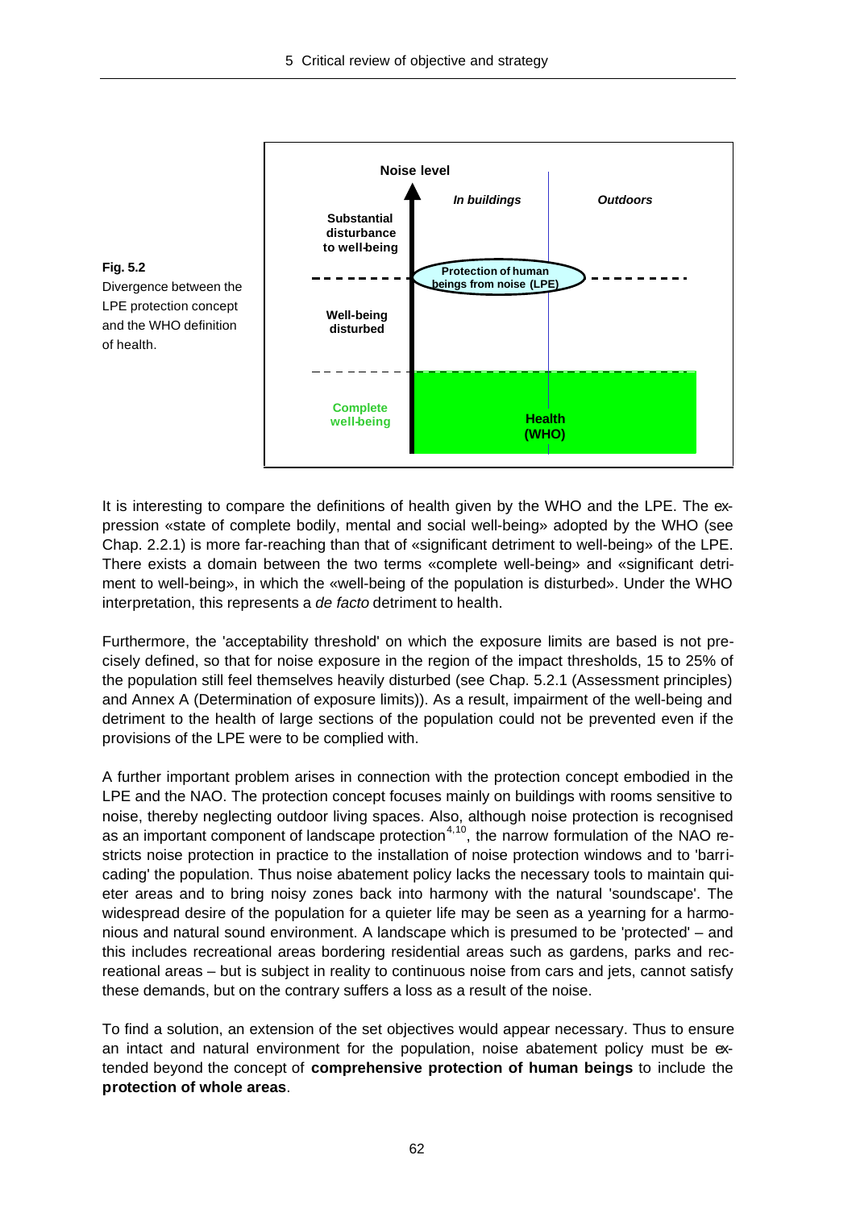**Fig. 5.2**
Divergence between the LPE protection concept and the WHO definition of health.

Noise level

*In buildings* | *Outdoors*

Substantial disturbance to well-being

Protection of human beings from noise (LPE)

Well-being disturbed

Complete well-being

Health (WHO)

It is interesting to compare the definitions of health given by the WHO and the LPE. The expression «state of complete bodily, mental and social well-being» adopted by the WHO (see Chap. 2.2.1) is more far-reaching than that of «significant detriment to well-being» of the LPE. There exists a domain between the two terms «complete well-being» and «significant detriment to well-being», in which the «well-being of the population is disturbed». Under the WHO interpretation, this represents a *de facto* detriment to health.

Furthermore, the 'acceptability threshold' on which the exposure limits are based is not precisely defined, so that for noise exposure in the region of the impact thresholds, 15 to 25% of the population still feel themselves heavily disturbed (see Chap. 5.2.1 (Assessment principles) and Annex A (Determination of exposure limits)). As a result, impairment of the well-being and detriment to the health of large sections of the population could not be prevented even if the provisions of the LPE were to be complied with.

A further important problem arises in connection with the protection concept embodied in the LPE and the NAO. The protection concept focuses mainly on buildings with rooms sensitive to noise, thereby neglecting outdoor living spaces. Also, although noise protection is recognised as an important component of landscape protection[4,10], the narrow formulation of the NAO restricts noise protection in practice to the installation of noise protection windows and to 'barricading' the population. Thus noise abatement policy lacks the necessary tools to maintain quieter areas and to bring noisy zones back into harmony with the natural 'soundscape'. The widespread desire of the population for a quieter life may be seen as a yearning for a harmonious and natural sound environment. A landscape which is presumed to be 'protected' – and this includes recreational areas bordering residential areas such as gardens, parks and recreational areas – but is subject in reality to continuous noise from cars and jets, cannot satisfy these demands, but on the contrary suffers a loss as a result of the noise.

To find a solution, an extension of the set objectives would appear necessary. Thus to ensure an intact and natural environment for the population, noise abatement policy must be extended beyond the concept of **comprehensive protection of human beings** to include the **protection of whole areas**.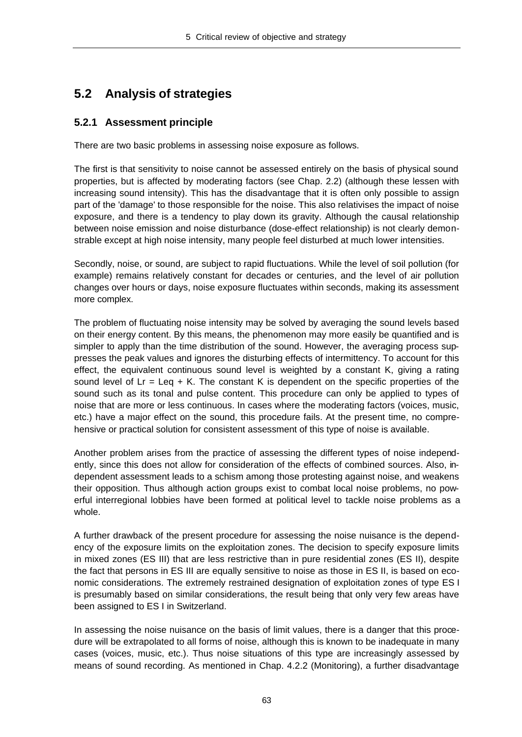## 5.2 Analysis of strategies

### 5.2.1 Assessment principle

There are two basic problems in assessing noise exposure as follows.

The first is that sensitivity to noise cannot be assessed entirely on the basis of physical sound properties, but is affected by moderating factors (see Chap. 2.2) (although these lessen with increasing sound intensity). This has the disadvantage that it is often only possible to assign part of the 'damage' to those responsible for the noise. This also relativises the impact of noise exposure, and there is a tendency to play down its gravity. Although the causal relationship between noise emission and noise disturbance (dose-effect relationship) is not clearly demonstrable except at high noise intensity, many people feel disturbed at much lower intensities.

Secondly, noise, or sound, are subject to rapid fluctuations. While the level of soil pollution (for example) remains relatively constant for decades or centuries, and the level of air pollution changes over hours or days, noise exposure fluctuates within seconds, making its assessment more complex.

The problem of fluctuating noise intensity may be solved by averaging the sound levels based on their energy content. By this means, the phenomenon may more easily be quantified and is simpler to apply than the time distribution of the sound. However, the averaging process suppresses the peak values and ignores the disturbing effects of intermittency. To account for this effect, the equivalent continuous sound level is weighted by a constant K, giving a rating sound level of $Lr = Leq + K$. The constant K is dependent on the specific properties of the sound such as its tonal and pulse content. This procedure can only be applied to types of noise that are more or less continuous. In cases where the moderating factors (voices, music, etc.) have a major effect on the sound, this procedure fails. At the present time, no comprehensive or practical solution for consistent assessment of this type of noise is available.

Another problem arises from the practice of assessing the different types of noise independently, since this does not allow for consideration of the effects of combined sources. Also, independent assessment leads to a schism among those protesting against noise, and weakens their opposition. Thus although action groups exist to combat local noise problems, no powerful interregional lobbies have been formed at political level to tackle noise problems as a whole.

A further drawback of the present procedure for assessing the noise nuisance is the dependency of the exposure limits on the exploitation zones. The decision to specify exposure limits in mixed zones (ES III) that are less restrictive than in pure residential zones (ES II), despite the fact that persons in ES III are equally sensitive to noise as those in ES II, is based on economic considerations. The extremely restrained designation of exploitation zones of type ES I is presumably based on similar considerations, the result being that only very few areas have been assigned to ES I in Switzerland.

In assessing the noise nuisance on the basis of limit values, there is a danger that this procedure will be extrapolated to all forms of noise, although this is known to be inadequate in many cases (voices, music, etc.). Thus noise situations of this type are increasingly assessed by means of sound recording. As mentioned in Chap. 4.2.2 (Monitoring), a further disadvantage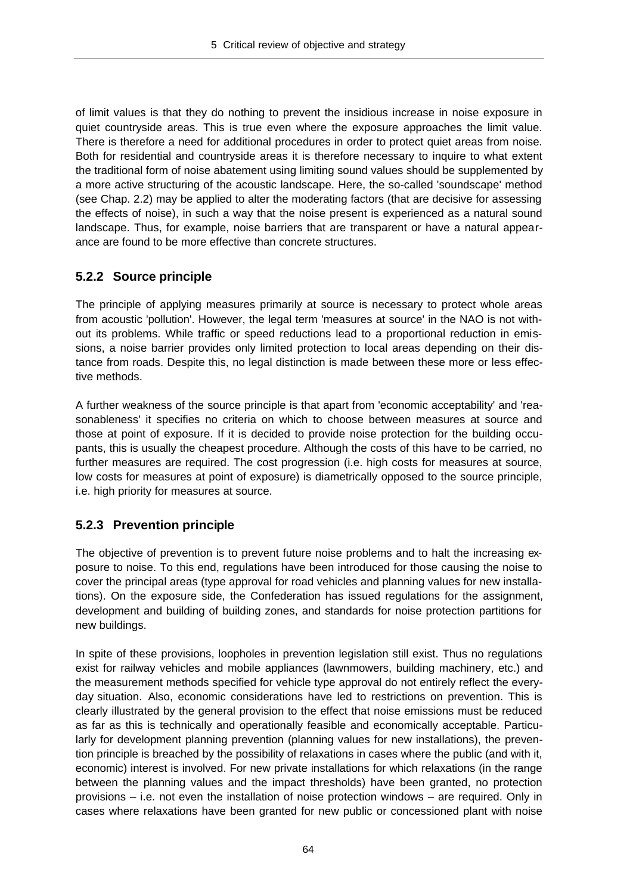of limit values is that they do nothing to prevent the insidious increase in noise exposure in quiet countryside areas. This is true even where the exposure approaches the limit value. There is therefore a need for additional procedures in order to protect quiet areas from noise. Both for residential and countryside areas it is therefore necessary to inquire to what extent the traditional form of noise abatement using limiting sound values should be supplemented by a more active structuring of the acoustic landscape. Here, the so-called 'soundscape' method (see Chap. 2.2) may be applied to alter the moderating factors (that are decisive for assessing the effects of noise), in such a way that the noise present is experienced as a natural sound landscape. Thus, for example, noise barriers that are transparent or have a natural appearance are found to be more effective than concrete structures.

### 5.2.2 Source principle

The principle of applying measures primarily at source is necessary to protect whole areas from acoustic 'pollution'. However, the legal term 'measures at source' in the NAO is not without its problems. While traffic or speed reductions lead to a proportional reduction in emissions, a noise barrier provides only limited protection to local areas depending on their distance from roads. Despite this, no legal distinction is made between these more or less effective methods.

A further weakness of the source principle is that apart from 'economic acceptability' and 'reasonableness' it specifies no criteria on which to choose between measures at source and those at point of exposure. If it is decided to provide noise protection for the building occupants, this is usually the cheapest procedure. Although the costs of this have to be carried, no further measures are required. The cost progression (i.e. high costs for measures at source, low costs for measures at point of exposure) is diametrically opposed to the source principle, i.e. high priority for measures at source.

### 5.2.3 Prevention principle

The objective of prevention is to prevent future noise problems and to halt the increasing exposure to noise. To this end, regulations have been introduced for those causing the noise to cover the principal areas (type approval for road vehicles and planning values for new installations). On the exposure side, the Confederation has issued regulations for the assignment, development and building of building zones, and standards for noise protection partitions for new buildings.

In spite of these provisions, loopholes in prevention legislation still exist. Thus no regulations exist for railway vehicles and mobile appliances (lawnmowers, building machinery, etc.) and the measurement methods specified for vehicle type approval do not entirely reflect the everyday situation. Also, economic considerations have led to restrictions on prevention. This is clearly illustrated by the general provision to the effect that noise emissions must be reduced as far as this is technically and operationally feasible and economically acceptable. Particularly for development planning prevention (planning values for new installations), the prevention principle is breached by the possibility of relaxations in cases where the public (and with it, economic) interest is involved. For new private installations for which relaxations (in the range between the planning values and the impact thresholds) have been granted, no protection provisions – i.e. not even the installation of noise protection windows – are required. Only in cases where relaxations have been granted for new public or concessioned plant with noise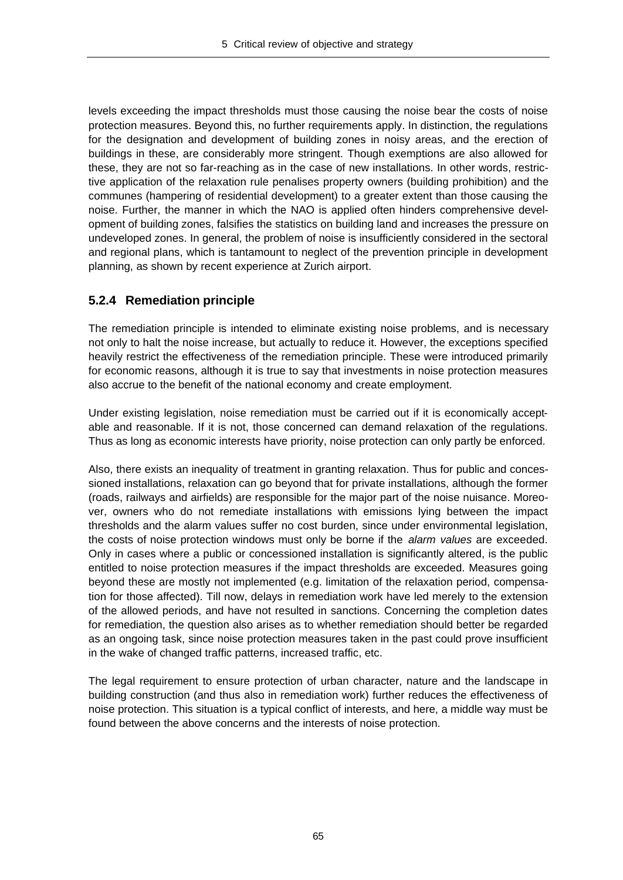levels exceeding the impact thresholds must those causing the noise bear the costs of noise protection measures. Beyond this, no further requirements apply. In distinction, the regulations for the designation and development of building zones in noisy areas, and the erection of buildings in these, are considerably more stringent. Though exemptions are also allowed for these, they are not so far-reaching as in the case of new installations. In other words, restrictive application of the relaxation rule penalises property owners (building prohibition) and the communes (hampering of residential development) to a greater extent than those causing the noise. Further, the manner in which the NAO is applied often hinders comprehensive development of building zones, falsifies the statistics on building land and increases the pressure on undeveloped zones. In general, the problem of noise is insufficiently considered in the sectoral and regional plans, which is tantamount to neglect of the prevention principle in development planning, as shown by recent experience at Zurich airport.

### 5.2.4 Remediation principle

The remediation principle is intended to eliminate existing noise problems, and is necessary not only to halt the noise increase, but actually to reduce it. However, the exceptions specified heavily restrict the effectiveness of the remediation principle. These were introduced primarily for economic reasons, although it is true to say that investments in noise protection measures also accrue to the benefit of the national economy and create employment.

Under existing legislation, noise remediation must be carried out if it is economically acceptable and reasonable. If it is not, those concerned can demand relaxation of the regulations. Thus as long as economic interests have priority, noise protection can only partly be enforced.

Also, there exists an inequality of treatment in granting relaxation. Thus for public and concessioned installations, relaxation can go beyond that for private installations, although the former (roads, railways and airfields) are responsible for the major part of the noise nuisance. Moreover, owners who do not remediate installations with emissions lying between the impact thresholds and the alarm values suffer no cost burden, since under environmental legislation, the costs of noise protection windows must only be borne if the *alarm values* are exceeded. Only in cases where a public or concessioned installation is significantly altered, is the public entitled to noise protection measures if the impact thresholds are exceeded. Measures going beyond these are mostly not implemented (e.g. limitation of the relaxation period, compensation for those affected). Till now, delays in remediation work have led merely to the extension of the allowed periods, and have not resulted in sanctions. Concerning the completion dates for remediation, the question also arises as to whether remediation should better be regarded as an ongoing task, since noise protection measures taken in the past could prove insufficient in the wake of changed traffic patterns, increased traffic, etc.

The legal requirement to ensure protection of urban character, nature and the landscape in building construction (and thus also in remediation work) further reduces the effectiveness of noise protection. This situation is a typical conflict of interests, and here, a middle way must be found between the above concerns and the interests of noise protection.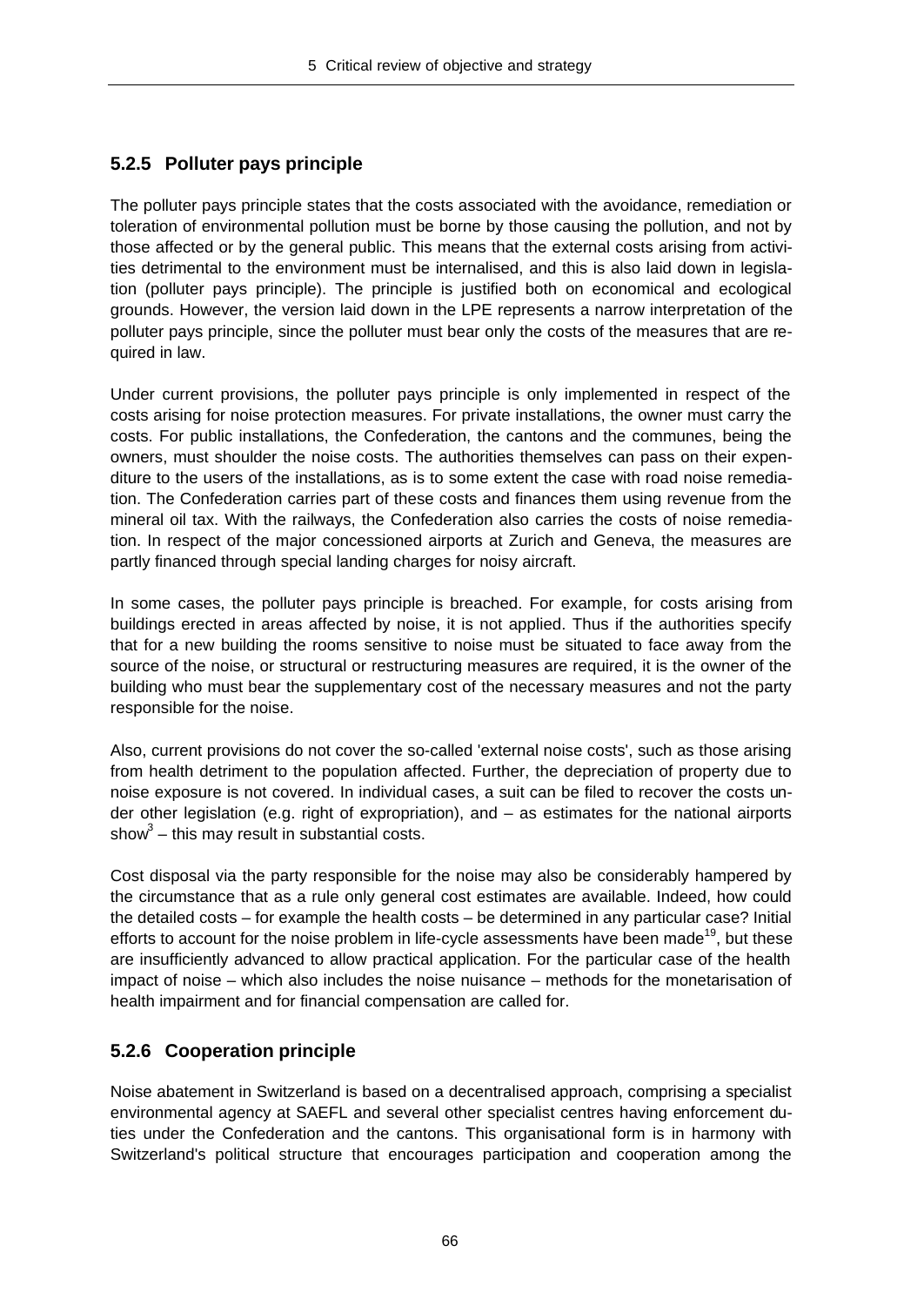### 5.2.5 Polluter pays principle

The polluter pays principle states that the costs associated with the avoidance, remediation or toleration of environmental pollution must be borne by those causing the pollution, and not by those affected or by the general public. This means that the external costs arising from activities detrimental to the environment must be internalised, and this is also laid down in legislation (polluter pays principle). The principle is justified both on economical and ecological grounds. However, the version laid down in the LPE represents a narrow interpretation of the polluter pays principle, since the polluter must bear only the costs of the measures that are required in law.

Under current provisions, the polluter pays principle is only implemented in respect of the costs arising for noise protection measures. For private installations, the owner must carry the costs. For public installations, the Confederation, the cantons and the communes, being the owners, must shoulder the noise costs. The authorities themselves can pass on their expenditure to the users of the installations, as is to some extent the case with road noise remediation. The Confederation carries part of these costs and finances them using revenue from the mineral oil tax. With the railways, the Confederation also carries the costs of noise remediation. In respect of the major concessioned airports at Zurich and Geneva, the measures are partly financed through special landing charges for noisy aircraft.

In some cases, the polluter pays principle is breached. For example, for costs arising from buildings erected in areas affected by noise, it is not applied. Thus if the authorities specify that for a new building the rooms sensitive to noise must be situated to face away from the source of the noise, or structural or restructuring measures are required, it is the owner of the building who must bear the supplementary cost of the necessary measures and not the party responsible for the noise.

Also, current provisions do not cover the so-called 'external noise costs', such as those arising from health detriment to the population affected. Further, the depreciation of property due to noise exposure is not covered. In individual cases, a suit can be filed to recover the costs under other legislation (e.g. right of expropriation), and – as estimates for the national airports show[3] – this may result in substantial costs.

Cost disposal via the party responsible for the noise may also be considerably hampered by the circumstance that as a rule only general cost estimates are available. Indeed, how could the detailed costs – for example the health costs – be determined in any particular case? Initial efforts to account for the noise problem in life-cycle assessments have been made[19], but these are insufficiently advanced to allow practical application. For the particular case of the health impact of noise – which also includes the noise nuisance – methods for the monetarisation of health impairment and for financial compensation are called for.

### 5.2.6 Cooperation principle

Noise abatement in Switzerland is based on a decentralised approach, comprising a specialist environmental agency at SAEFL and several other specialist centres having enforcement duties under the Confederation and the cantons. This organisational form is in harmony with Switzerland's political structure that encourages participation and cooperation among the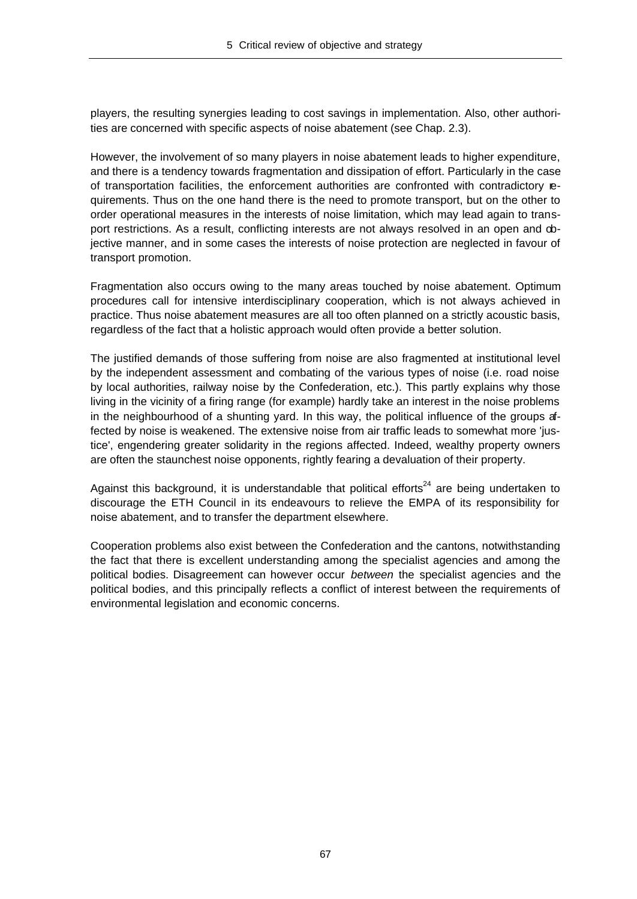players, the resulting synergies leading to cost savings in implementation. Also, other authorities are concerned with specific aspects of noise abatement (see Chap. 2.3).

However, the involvement of so many players in noise abatement leads to higher expenditure, and there is a tendency towards fragmentation and dissipation of effort. Particularly in the case of transportation facilities, the enforcement authorities are confronted with contradictory requirements. Thus on the one hand there is the need to promote transport, but on the other to order operational measures in the interests of noise limitation, which may lead again to transport restrictions. As a result, conflicting interests are not always resolved in an open and objective manner, and in some cases the interests of noise protection are neglected in favour of transport promotion.

Fragmentation also occurs owing to the many areas touched by noise abatement. Optimum procedures call for intensive interdisciplinary cooperation, which is not always achieved in practice. Thus noise abatement measures are all too often planned on a strictly acoustic basis, regardless of the fact that a holistic approach would often provide a better solution.

The justified demands of those suffering from noise are also fragmented at institutional level by the independent assessment and combating of the various types of noise (i.e. road noise by local authorities, railway noise by the Confederation, etc.). This partly explains why those living in the vicinity of a firing range (for example) hardly take an interest in the noise problems in the neighbourhood of a shunting yard. In this way, the political influence of the groups affected by noise is weakened. The extensive noise from air traffic leads to somewhat more 'justice', engendering greater solidarity in the regions affected. Indeed, wealthy property owners are often the staunchest noise opponents, rightly fearing a devaluation of their property.

Against this background, it is understandable that political efforts[24] are being undertaken to discourage the ETH Council in its endeavours to relieve the EMPA of its responsibility for noise abatement, and to transfer the department elsewhere.

Cooperation problems also exist between the Confederation and the cantons, notwithstanding the fact that there is excellent understanding among the specialist agencies and among the political bodies. Disagreement can however occur *between* the specialist agencies and the political bodies, and this principally reflects a conflict of interest between the requirements of environmental legislation and economic concerns.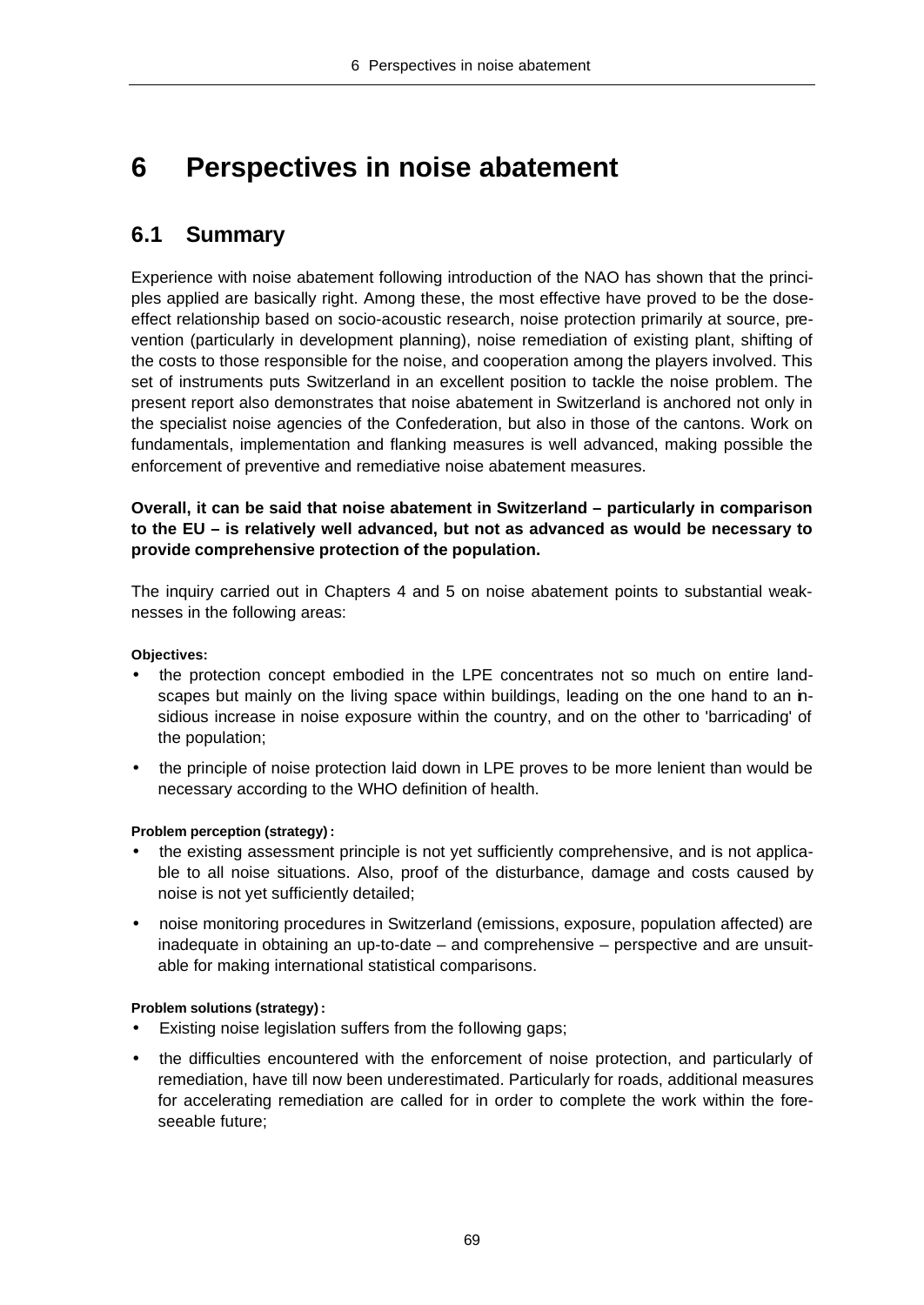# 6 Perspectives in noise abatement

## 6.1 Summary

Experience with noise abatement following introduction of the NAO has shown that the principles applied are basically right. Among these, the most effective have proved to be the dose-effect relationship based on socio-acoustic research, noise protection primarily at source, prevention (particularly in development planning), noise remediation of existing plant, shifting of the costs to those responsible for the noise, and cooperation among the players involved. This set of instruments puts Switzerland in an excellent position to tackle the noise problem. The present report also demonstrates that noise abatement in Switzerland is anchored not only in the specialist noise agencies of the Confederation, but also in those of the cantons. Work on fundamentals, implementation and flanking measures is well advanced, making possible the enforcement of preventive and remediative noise abatement measures.

**Overall, it can be said that noise abatement in Switzerland – particularly in comparison to the EU – is relatively well advanced, but not as advanced as would be necessary to provide comprehensive protection of the population.**

The inquiry carried out in Chapters 4 and 5 on noise abatement points to substantial weaknesses in the following areas:

**Objectives:**

- the protection concept embodied in the LPE concentrates not so much on entire landscapes but mainly on the living space within buildings, leading on the one hand to an insidious increase in noise exposure within the country, and on the other to 'barricading' of the population;
- the principle of noise protection laid down in LPE proves to be more lenient than would be necessary according to the WHO definition of health.

**Problem perception (strategy):**

- the existing assessment principle is not yet sufficiently comprehensive, and is not applicable to all noise situations. Also, proof of the disturbance, damage and costs caused by noise is not yet sufficiently detailed;
- noise monitoring procedures in Switzerland (emissions, exposure, population affected) are inadequate in obtaining an up-to-date – and comprehensive – perspective and are unsuitable for making international statistical comparisons.

**Problem solutions (strategy):**

- Existing noise legislation suffers from the following gaps;
- the difficulties encountered with the enforcement of noise protection, and particularly of remediation, have till now been underestimated. Particularly for roads, additional measures for accelerating remediation are called for in order to complete the work within the foreseeable future;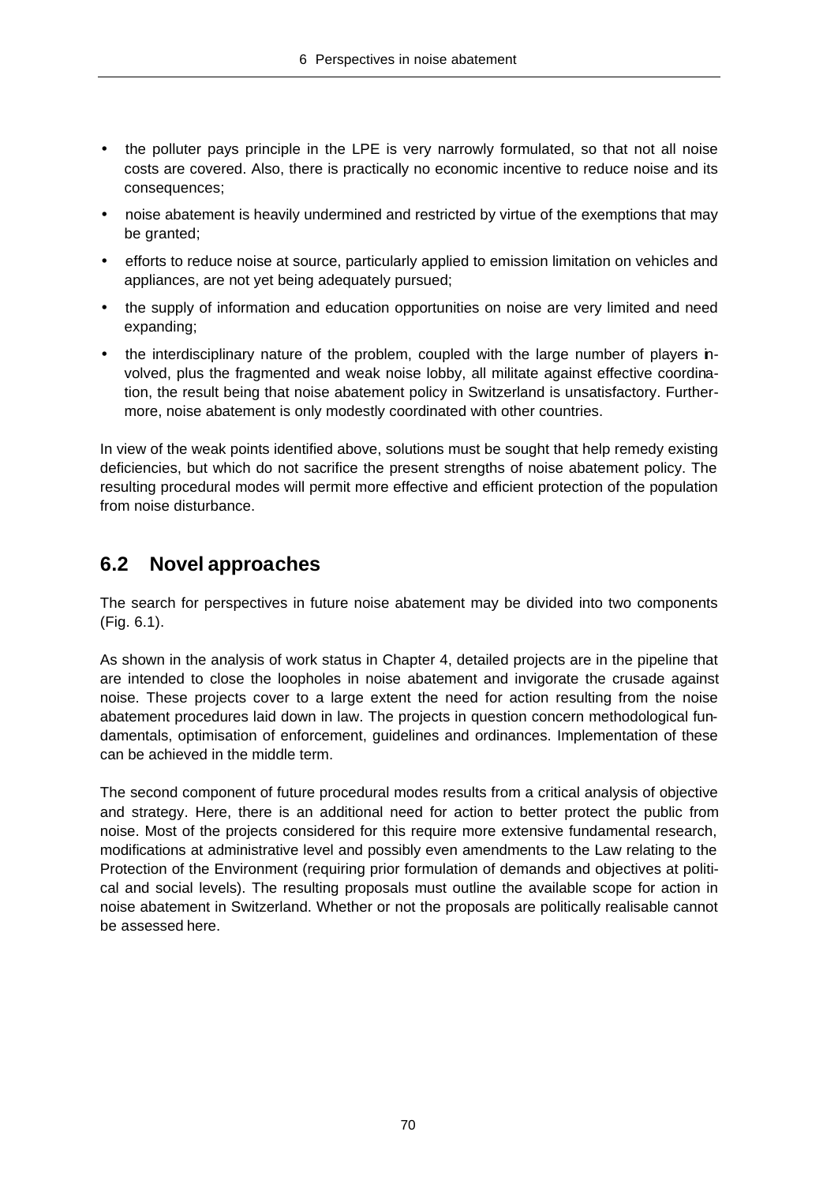- the polluter pays principle in the LPE is very narrowly formulated, so that not all noise costs are covered. Also, there is practically no economic incentive to reduce noise and its consequences;
- noise abatement is heavily undermined and restricted by virtue of the exemptions that may be granted;
- efforts to reduce noise at source, particularly applied to emission limitation on vehicles and appliances, are not yet being adequately pursued;
- the supply of information and education opportunities on noise are very limited and need expanding;
- the interdisciplinary nature of the problem, coupled with the large number of players involved, plus the fragmented and weak noise lobby, all militate against effective coordination, the result being that noise abatement policy in Switzerland is unsatisfactory. Furthermore, noise abatement is only modestly coordinated with other countries.

In view of the weak points identified above, solutions must be sought that help remedy existing deficiencies, but which do not sacrifice the present strengths of noise abatement policy. The resulting procedural modes will permit more effective and efficient protection of the population from noise disturbance.

## 6.2 Novel approaches

The search for perspectives in future noise abatement may be divided into two components (Fig. 6.1).

As shown in the analysis of work status in Chapter 4, detailed projects are in the pipeline that are intended to close the loopholes in noise abatement and invigorate the crusade against noise. These projects cover to a large extent the need for action resulting from the noise abatement procedures laid down in law. The projects in question concern methodological fundamentals, optimisation of enforcement, guidelines and ordinances. Implementation of these can be achieved in the middle term.

The second component of future procedural modes results from a critical analysis of objective and strategy. Here, there is an additional need for action to better protect the public from noise. Most of the projects considered for this require more extensive fundamental research, modifications at administrative level and possibly even amendments to the Law relating to the Protection of the Environment (requiring prior formulation of demands and objectives at political and social levels). The resulting proposals must outline the available scope for action in noise abatement in Switzerland. Whether or not the proposals are politically realisable cannot be assessed here.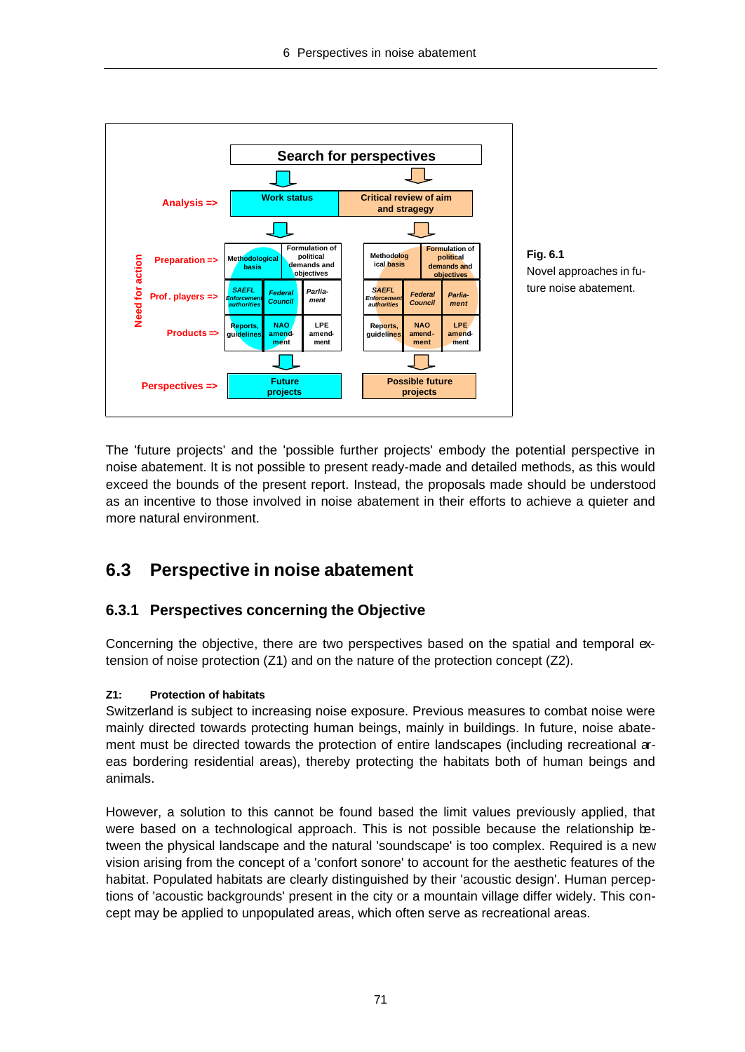Fig. 6.1
Novel approaches in future noise abatement.

The 'future projects' and the 'possible further projects' embody the potential perspective in noise abatement. It is not possible to present ready-made and detailed methods, as this would exceed the bounds of the present report. Instead, the proposals made should be understood as an incentive to those involved in noise abatement in their efforts to achieve a quieter and more natural environment.

## 6.3 Perspective in noise abatement

### 6.3.1 Perspectives concerning the Objective

Concerning the objective, there are two perspectives based on the spatial and temporal extension of noise protection (Z1) and on the nature of the protection concept (Z2).

**Z1: Protection of habitats**

Switzerland is subject to increasing noise exposure. Previous measures to combat noise were mainly directed towards protecting human beings, mainly in buildings. In future, noise abatement must be directed towards the protection of entire landscapes (including recreational areas bordering residential areas), thereby protecting the habitats both of human beings and animals.

However, a solution to this cannot be found based the limit values previously applied, that were based on a technological approach. This is not possible because the relationship between the physical landscape and the natural 'soundscape' is too complex. Required is a new vision arising from the concept of a 'confort sonore' to account for the aesthetic features of the habitat. Populated habitats are clearly distinguished by their 'acoustic design'. Human perceptions of 'acoustic backgrounds' present in the city or a mountain village differ widely. This concept may be applied to unpopulated areas, which often serve as recreational areas.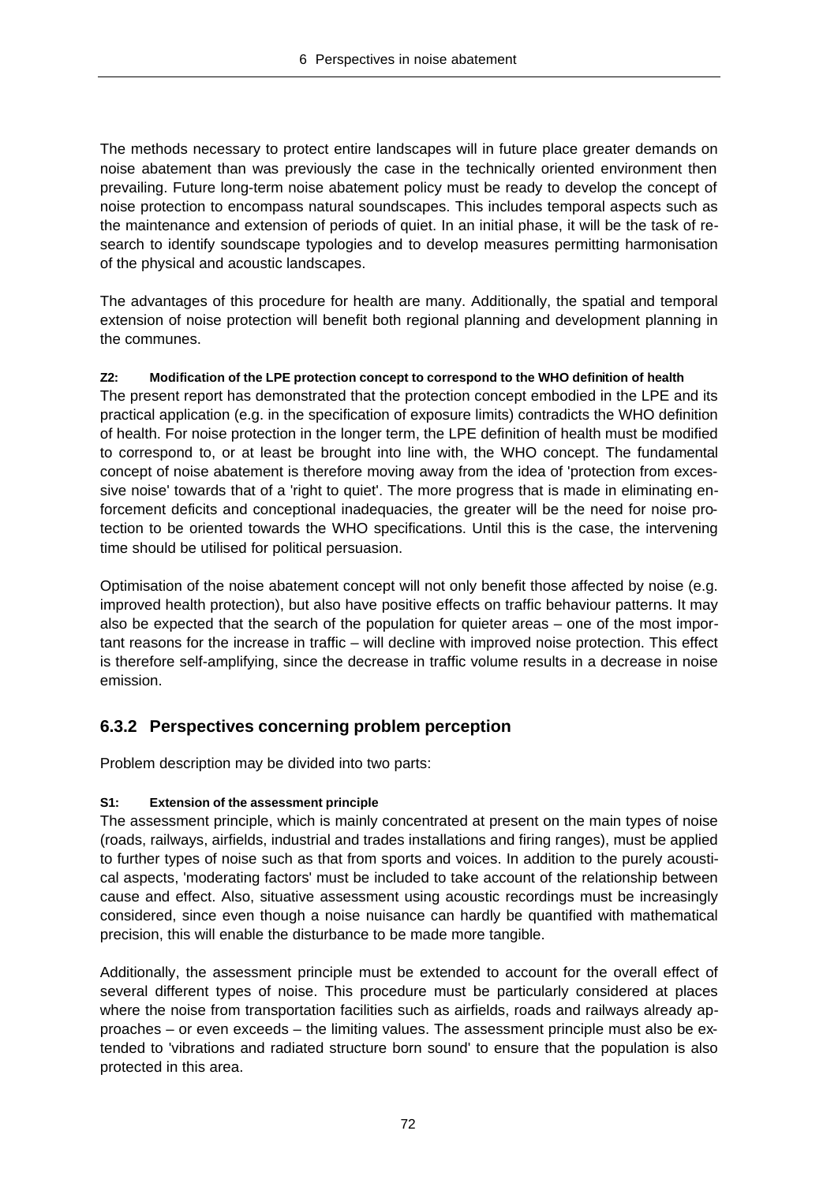The methods necessary to protect entire landscapes will in future place greater demands on noise abatement than was previously the case in the technically oriented environment then prevailing. Future long-term noise abatement policy must be ready to develop the concept of noise protection to encompass natural soundscapes. This includes temporal aspects such as the maintenance and extension of periods of quiet. In an initial phase, it will be the task of research to identify soundscape typologies and to develop measures permitting harmonisation of the physical and acoustic landscapes.

The advantages of this procedure for health are many. Additionally, the spatial and temporal extension of noise protection will benefit both regional planning and development planning in the communes.

**Z2: Modification of the LPE protection concept to correspond to the WHO definition of health**

The present report has demonstrated that the protection concept embodied in the LPE and its practical application (e.g. in the specification of exposure limits) contradicts the WHO definition of health. For noise protection in the longer term, the LPE definition of health must be modified to correspond to, or at least be brought into line with, the WHO concept. The fundamental concept of noise abatement is therefore moving away from the idea of 'protection from excessive noise' towards that of a 'right to quiet'. The more progress that is made in eliminating enforcement deficits and conceptional inadequacies, the greater will be the need for noise protection to be oriented towards the WHO specifications. Until this is the case, the intervening time should be utilised for political persuasion.

Optimisation of the noise abatement concept will not only benefit those affected by noise (e.g. improved health protection), but also have positive effects on traffic behaviour patterns. It may also be expected that the search of the population for quieter areas – one of the most important reasons for the increase in traffic – will decline with improved noise protection. This effect is therefore self-amplifying, since the decrease in traffic volume results in a decrease in noise emission.

### 6.3.2 Perspectives concerning problem perception

Problem description may be divided into two parts:

**S1: Extension of the assessment principle**

The assessment principle, which is mainly concentrated at present on the main types of noise (roads, railways, airfields, industrial and trades installations and firing ranges), must be applied to further types of noise such as that from sports and voices. In addition to the purely acoustical aspects, 'moderating factors' must be included to take account of the relationship between cause and effect. Also, situative assessment using acoustic recordings must be increasingly considered, since even though a noise nuisance can hardly be quantified with mathematical precision, this will enable the disturbance to be made more tangible.

Additionally, the assessment principle must be extended to account for the overall effect of several different types of noise. This procedure must be particularly considered at places where the noise from transportation facilities such as airfields, roads and railways already approaches – or even exceeds – the limiting values. The assessment principle must also be extended to 'vibrations and radiated structure born sound' to ensure that the population is also protected in this area.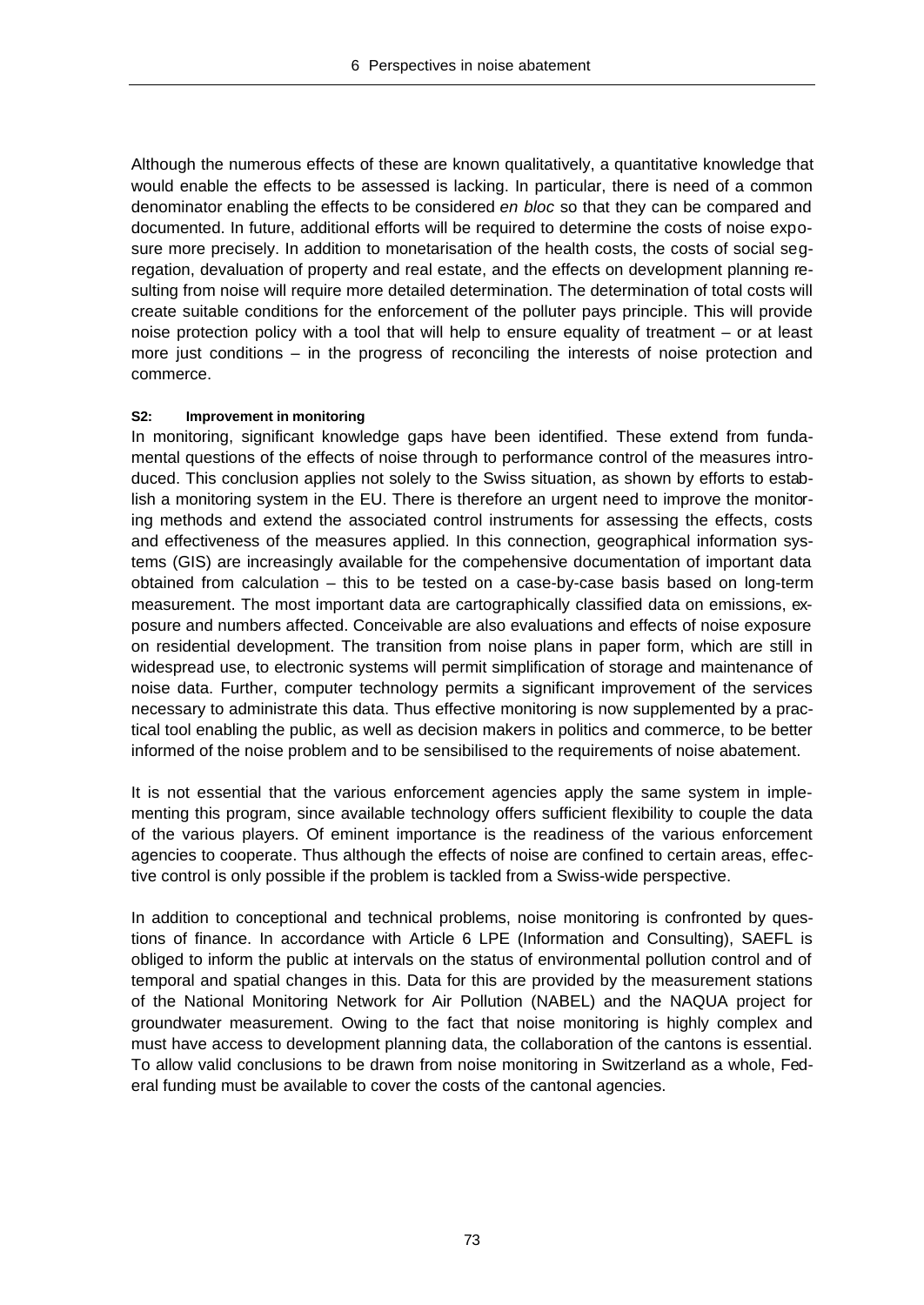Although the numerous effects of these are known qualitatively, a quantitative knowledge that would enable the effects to be assessed is lacking. In particular, there is need of a common denominator enabling the effects to be considered *en bloc* so that they can be compared and documented. In future, additional efforts will be required to determine the costs of noise exposure more precisely. In addition to monetarisation of the health costs, the costs of social segregation, devaluation of property and real estate, and the effects on development planning resulting from noise will require more detailed determination. The determination of total costs will create suitable conditions for the enforcement of the polluter pays principle. This will provide noise protection policy with a tool that will help to ensure equality of treatment – or at least more just conditions – in the progress of reconciling the interests of noise protection and commerce.

#### S2: Improvement in monitoring

In monitoring, significant knowledge gaps have been identified. These extend from fundamental questions of the effects of noise through to performance control of the measures introduced. This conclusion applies not solely to the Swiss situation, as shown by efforts to establish a monitoring system in the EU. There is therefore an urgent need to improve the monitoring methods and extend the associated control instruments for assessing the effects, costs and effectiveness of the measures applied. In this connection, geographical information systems (GIS) are increasingly available for the compehensive documentation of important data obtained from calculation – this to be tested on a case-by-case basis based on long-term measurement. The most important data are cartographically classified data on emissions, exposure and numbers affected. Conceivable are also evaluations and effects of noise exposure on residential development. The transition from noise plans in paper form, which are still in widespread use, to electronic systems will permit simplification of storage and maintenance of noise data. Further, computer technology permits a significant improvement of the services necessary to administrate this data. Thus effective monitoring is now supplemented by a practical tool enabling the public, as well as decision makers in politics and commerce, to be better informed of the noise problem and to be sensibilised to the requirements of noise abatement.

It is not essential that the various enforcement agencies apply the same system in implementing this program, since available technology offers sufficient flexibility to couple the data of the various players. Of eminent importance is the readiness of the various enforcement agencies to cooperate. Thus although the effects of noise are confined to certain areas, effective control is only possible if the problem is tackled from a Swiss-wide perspective.

In addition to conceptional and technical problems, noise monitoring is confronted by questions of finance. In accordance with Article 6 LPE (Information and Consulting), SAEFL is obliged to inform the public at intervals on the status of environmental pollution control and of temporal and spatial changes in this. Data for this are provided by the measurement stations of the National Monitoring Network for Air Pollution (NABEL) and the NAQUA project for groundwater measurement. Owing to the fact that noise monitoring is highly complex and must have access to development planning data, the collaboration of the cantons is essential. To allow valid conclusions to be drawn from noise monitoring in Switzerland as a whole, Federal funding must be available to cover the costs of the cantonal agencies.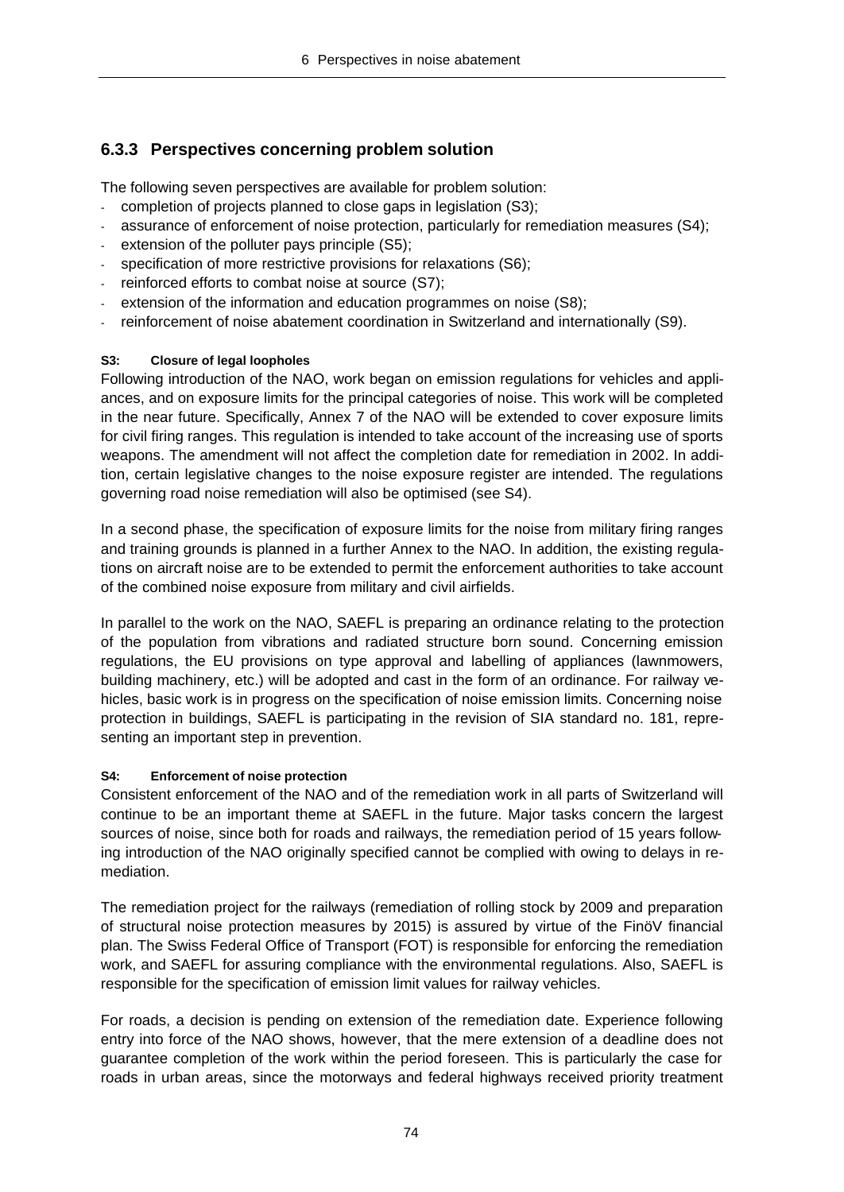### 6.3.3 Perspectives concerning problem solution

The following seven perspectives are available for problem solution:

- completion of projects planned to close gaps in legislation (S3);
- assurance of enforcement of noise protection, particularly for remediation measures (S4);
- extension of the polluter pays principle (S5);
- specification of more restrictive provisions for relaxations (S6);
- reinforced efforts to combat noise at source (S7);
- extension of the information and education programmes on noise (S8);
- reinforcement of noise abatement coordination in Switzerland and internationally (S9).

**S3: Closure of legal loopholes**

Following introduction of the NAO, work began on emission regulations for vehicles and appliances, and on exposure limits for the principal categories of noise. This work will be completed in the near future. Specifically, Annex 7 of the NAO will be extended to cover exposure limits for civil firing ranges. This regulation is intended to take account of the increasing use of sports weapons. The amendment will not affect the completion date for remediation in 2002. In addition, certain legislative changes to the noise exposure register are intended. The regulations governing road noise remediation will also be optimised (see S4).

In a second phase, the specification of exposure limits for the noise from military firing ranges and training grounds is planned in a further Annex to the NAO. In addition, the existing regulations on aircraft noise are to be extended to permit the enforcement authorities to take account of the combined noise exposure from military and civil airfields.

In parallel to the work on the NAO, SAEFL is preparing an ordinance relating to the protection of the population from vibrations and radiated structure born sound. Concerning emission regulations, the EU provisions on type approval and labelling of appliances (lawnmowers, building machinery, etc.) will be adopted and cast in the form of an ordinance. For railway vehicles, basic work is in progress on the specification of noise emission limits. Concerning noise protection in buildings, SAEFL is participating in the revision of SIA standard no. 181, representing an important step in prevention.

**S4: Enforcement of noise protection**

Consistent enforcement of the NAO and of the remediation work in all parts of Switzerland will continue to be an important theme at SAEFL in the future. Major tasks concern the largest sources of noise, since both for roads and railways, the remediation period of 15 years following introduction of the NAO originally specified cannot be complied with owing to delays in remediation.

The remediation project for the railways (remediation of rolling stock by 2009 and preparation of structural noise protection measures by 2015) is assured by virtue of the FinöV financial plan. The Swiss Federal Office of Transport (FOT) is responsible for enforcing the remediation work, and SAEFL for assuring compliance with the environmental regulations. Also, SAEFL is responsible for the specification of emission limit values for railway vehicles.

For roads, a decision is pending on extension of the remediation date. Experience following entry into force of the NAO shows, however, that the mere extension of a deadline does not guarantee completion of the work within the period foreseen. This is particularly the case for roads in urban areas, since the motorways and federal highways received priority treatment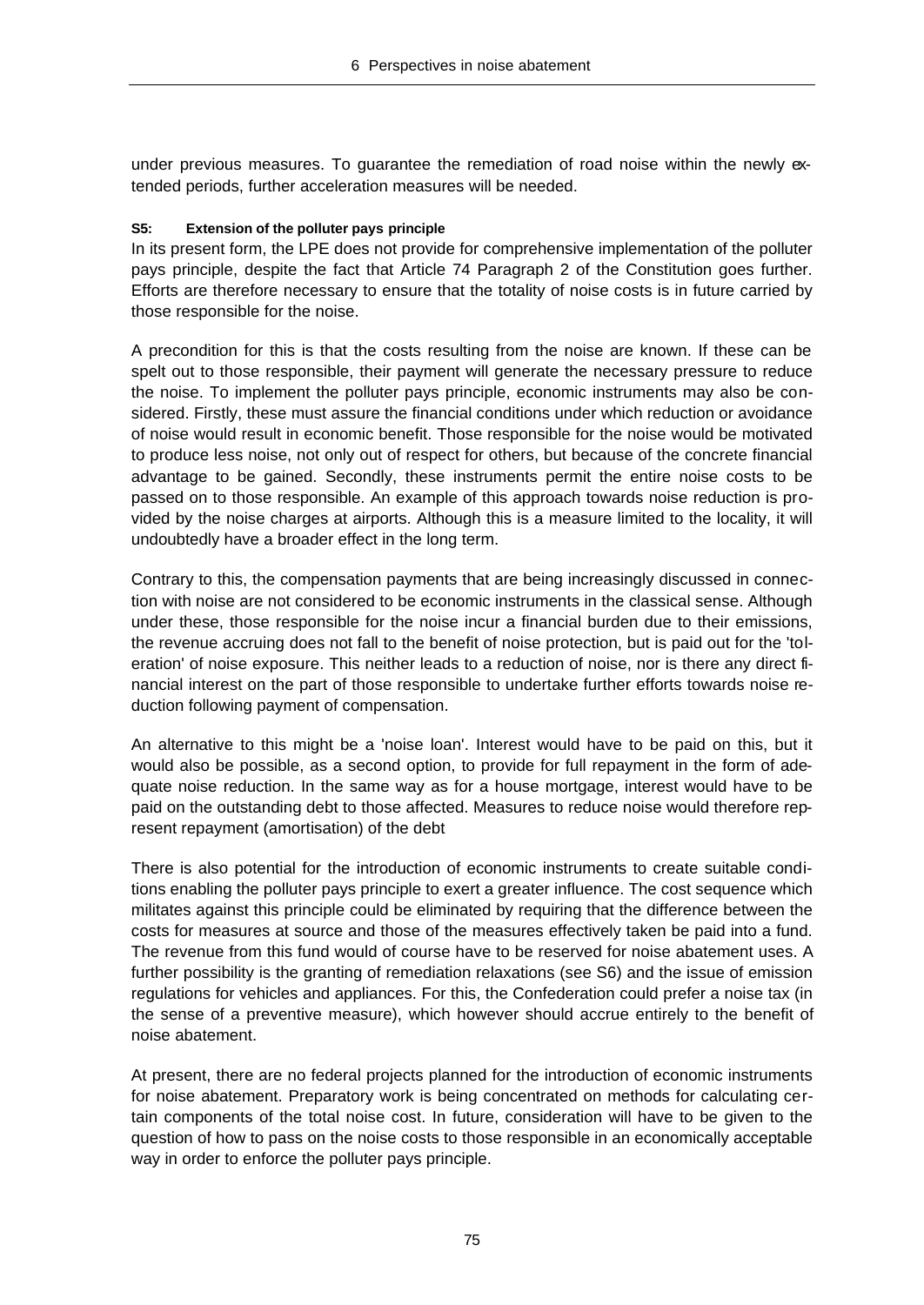under previous measures. To guarantee the remediation of road noise within the newly extended periods, further acceleration measures will be needed.

#### S5: Extension of the polluter pays principle

In its present form, the LPE does not provide for comprehensive implementation of the polluter pays principle, despite the fact that Article 74 Paragraph 2 of the Constitution goes further. Efforts are therefore necessary to ensure that the totality of noise costs is in future carried by those responsible for the noise.

A precondition for this is that the costs resulting from the noise are known. If these can be spelt out to those responsible, their payment will generate the necessary pressure to reduce the noise. To implement the polluter pays principle, economic instruments may also be considered. Firstly, these must assure the financial conditions under which reduction or avoidance of noise would result in economic benefit. Those responsible for the noise would be motivated to produce less noise, not only out of respect for others, but because of the concrete financial advantage to be gained. Secondly, these instruments permit the entire noise costs to be passed on to those responsible. An example of this approach towards noise reduction is provided by the noise charges at airports. Although this is a measure limited to the locality, it will undoubtedly have a broader effect in the long term.

Contrary to this, the compensation payments that are being increasingly discussed in connection with noise are not considered to be economic instruments in the classical sense. Although under these, those responsible for the noise incur a financial burden due to their emissions, the revenue accruing does not fall to the benefit of noise protection, but is paid out for the 'toleration' of noise exposure. This neither leads to a reduction of noise, nor is there any direct financial interest on the part of those responsible to undertake further efforts towards noise reduction following payment of compensation.

An alternative to this might be a 'noise loan'. Interest would have to be paid on this, but it would also be possible, as a second option, to provide for full repayment in the form of adequate noise reduction. In the same way as for a house mortgage, interest would have to be paid on the outstanding debt to those affected. Measures to reduce noise would therefore represent repayment (amortisation) of the debt

There is also potential for the introduction of economic instruments to create suitable conditions enabling the polluter pays principle to exert a greater influence. The cost sequence which militates against this principle could be eliminated by requiring that the difference between the costs for measures at source and those of the measures effectively taken be paid into a fund. The revenue from this fund would of course have to be reserved for noise abatement uses. A further possibility is the granting of remediation relaxations (see S6) and the issue of emission regulations for vehicles and appliances. For this, the Confederation could prefer a noise tax (in the sense of a preventive measure), which however should accrue entirely to the benefit of noise abatement.

At present, there are no federal projects planned for the introduction of economic instruments for noise abatement. Preparatory work is being concentrated on methods for calculating certain components of the total noise cost. In future, consideration will have to be given to the question of how to pass on the noise costs to those responsible in an economically acceptable way in order to enforce the polluter pays principle.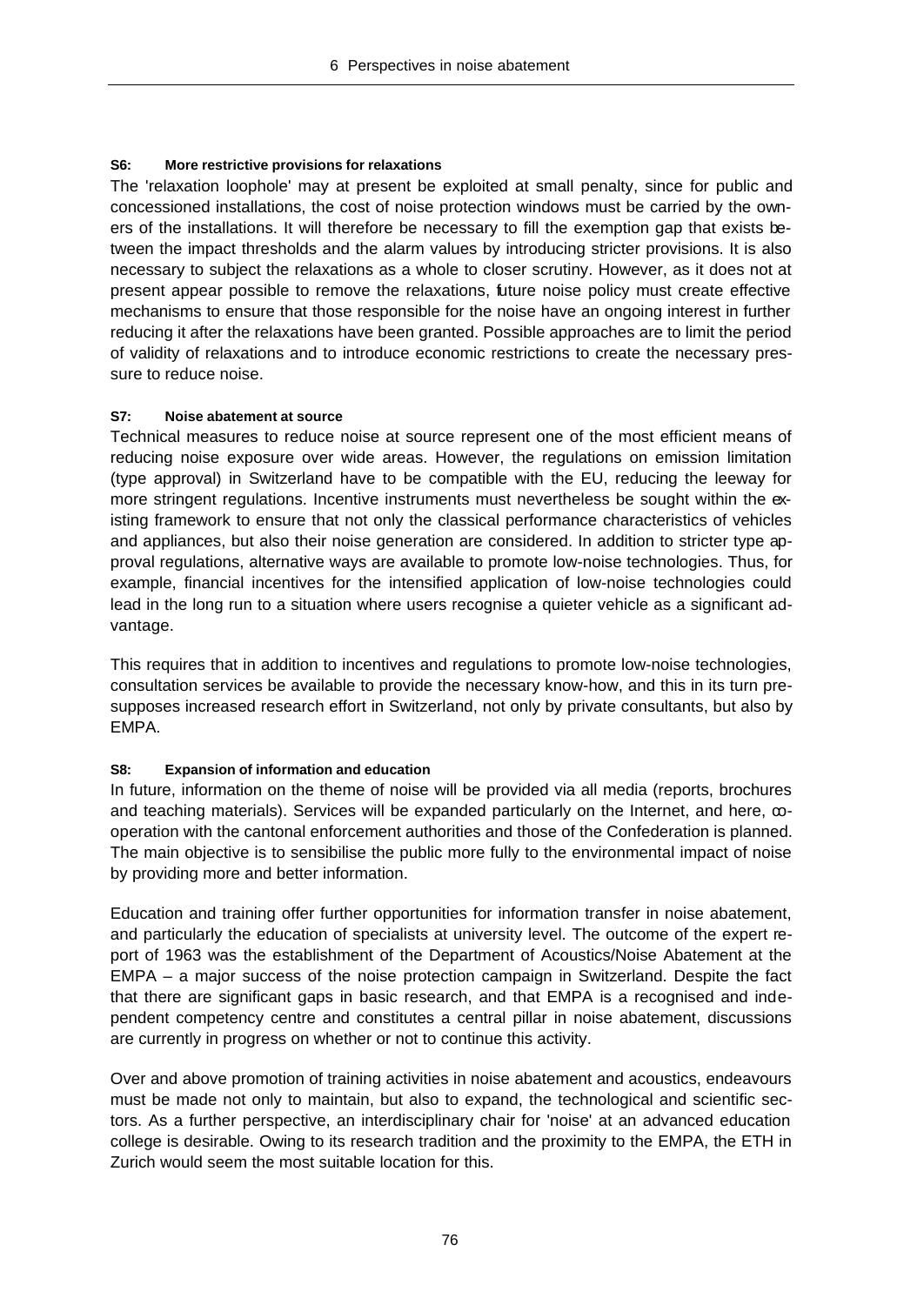#### S6: More restrictive provisions for relaxations

The 'relaxation loophole' may at present be exploited at small penalty, since for public and concessioned installations, the cost of noise protection windows must be carried by the owners of the installations. It will therefore be necessary to fill the exemption gap that exists between the impact thresholds and the alarm values by introducing stricter provisions. It is also necessary to subject the relaxations as a whole to closer scrutiny. However, as it does not at present appear possible to remove the relaxations, future noise policy must create effective mechanisms to ensure that those responsible for the noise have an ongoing interest in further reducing it after the relaxations have been granted. Possible approaches are to limit the period of validity of relaxations and to introduce economic restrictions to create the necessary pressure to reduce noise.

#### S7: Noise abatement at source

Technical measures to reduce noise at source represent one of the most efficient means of reducing noise exposure over wide areas. However, the regulations on emission limitation (type approval) in Switzerland have to be compatible with the EU, reducing the leeway for more stringent regulations. Incentive instruments must nevertheless be sought within the existing framework to ensure that not only the classical performance characteristics of vehicles and appliances, but also their noise generation are considered. In addition to stricter type approval regulations, alternative ways are available to promote low-noise technologies. Thus, for example, financial incentives for the intensified application of low-noise technologies could lead in the long run to a situation where users recognise a quieter vehicle as a significant advantage.

This requires that in addition to incentives and regulations to promote low-noise technologies, consultation services be available to provide the necessary know-how, and this in its turn presupposes increased research effort in Switzerland, not only by private consultants, but also by EMPA.

#### S8: Expansion of information and education

In future, information on the theme of noise will be provided via all media (reports, brochures and teaching materials). Services will be expanded particularly on the Internet, and here, co-operation with the cantonal enforcement authorities and those of the Confederation is planned. The main objective is to sensibilise the public more fully to the environmental impact of noise by providing more and better information.

Education and training offer further opportunities for information transfer in noise abatement, and particularly the education of specialists at university level. The outcome of the expert report of 1963 was the establishment of the Department of Acoustics/Noise Abatement at the EMPA – a major success of the noise protection campaign in Switzerland. Despite the fact that there are significant gaps in basic research, and that EMPA is a recognised and independent competency centre and constitutes a central pillar in noise abatement, discussions are currently in progress on whether or not to continue this activity.

Over and above promotion of training activities in noise abatement and acoustics, endeavours must be made not only to maintain, but also to expand, the technological and scientific sectors. As a further perspective, an interdisciplinary chair for 'noise' at an advanced education college is desirable. Owing to its research tradition and the proximity to the EMPA, the ETH in Zurich would seem the most suitable location for this.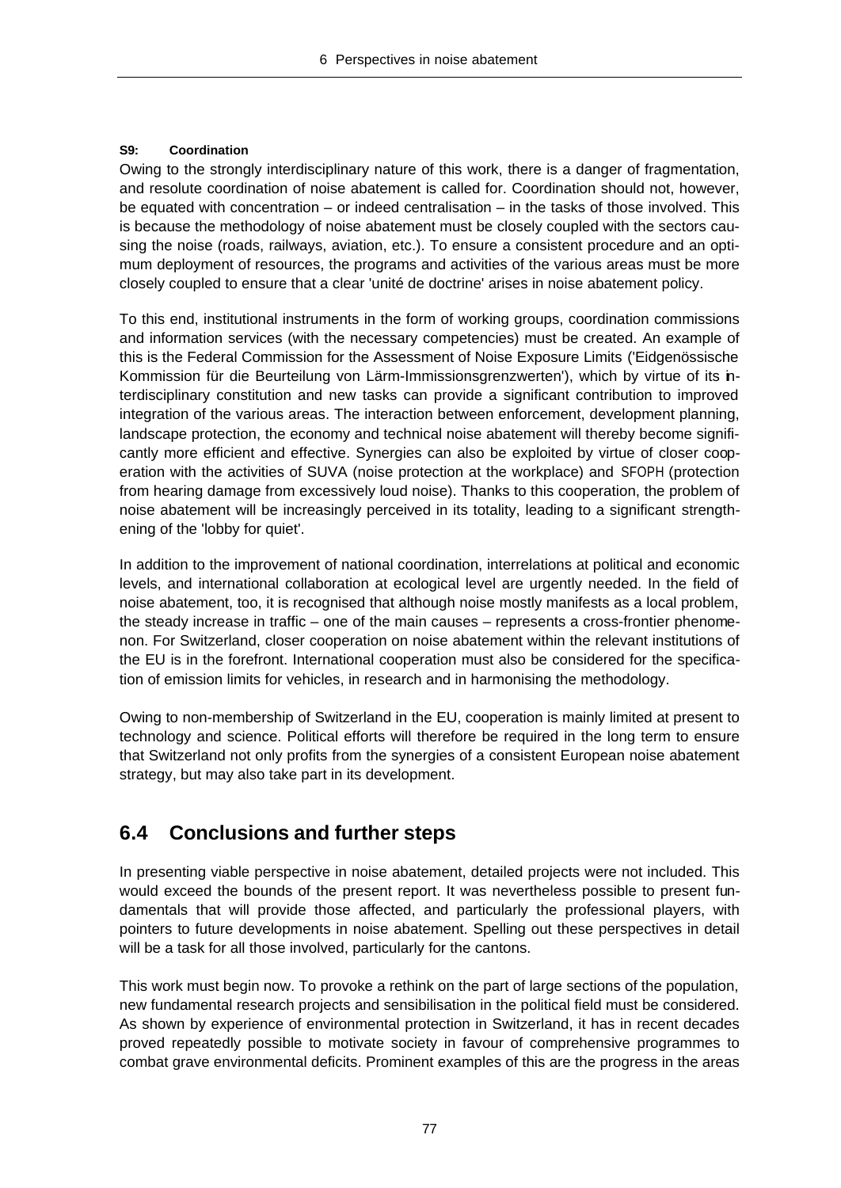**S9: Coordination**

Owing to the strongly interdisciplinary nature of this work, there is a danger of fragmentation, and resolute coordination of noise abatement is called for. Coordination should not, however, be equated with concentration – or indeed centralisation – in the tasks of those involved. This is because the methodology of noise abatement must be closely coupled with the sectors causing the noise (roads, railways, aviation, etc.). To ensure a consistent procedure and an optimum deployment of resources, the programs and activities of the various areas must be more closely coupled to ensure that a clear 'unité de doctrine' arises in noise abatement policy.

To this end, institutional instruments in the form of working groups, coordination commissions and information services (with the necessary competencies) must be created. An example of this is the Federal Commission for the Assessment of Noise Exposure Limits ('Eidgenössische Kommission für die Beurteilung von Lärm-Immissionsgrenzwerten'), which by virtue of its interdisciplinary constitution and new tasks can provide a significant contribution to improved integration of the various areas. The interaction between enforcement, development planning, landscape protection, the economy and technical noise abatement will thereby become significantly more efficient and effective. Synergies can also be exploited by virtue of closer cooperation with the activities of SUVA (noise protection at the workplace) and SFOPH (protection from hearing damage from excessively loud noise). Thanks to this cooperation, the problem of noise abatement will be increasingly perceived in its totality, leading to a significant strengthening of the 'lobby for quiet'.

In addition to the improvement of national coordination, interrelations at political and economic levels, and international collaboration at ecological level are urgently needed. In the field of noise abatement, too, it is recognised that although noise mostly manifests as a local problem, the steady increase in traffic – one of the main causes – represents a cross-frontier phenomenon. For Switzerland, closer cooperation on noise abatement within the relevant institutions of the EU is in the forefront. International cooperation must also be considered for the specification of emission limits for vehicles, in research and in harmonising the methodology.

Owing to non-membership of Switzerland in the EU, cooperation is mainly limited at present to technology and science. Political efforts will therefore be required in the long term to ensure that Switzerland not only profits from the synergies of a consistent European noise abatement strategy, but may also take part in its development.

## 6.4 Conclusions and further steps

In presenting viable perspective in noise abatement, detailed projects were not included. This would exceed the bounds of the present report. It was nevertheless possible to present fundamentals that will provide those affected, and particularly the professional players, with pointers to future developments in noise abatement. Spelling out these perspectives in detail will be a task for all those involved, particularly for the cantons.

This work must begin now. To provoke a rethink on the part of large sections of the population, new fundamental research projects and sensibilisation in the political field must be considered. As shown by experience of environmental protection in Switzerland, it has in recent decades proved repeatedly possible to motivate society in favour of comprehensive programmes to combat grave environmental deficits. Prominent examples of this are the progress in the areas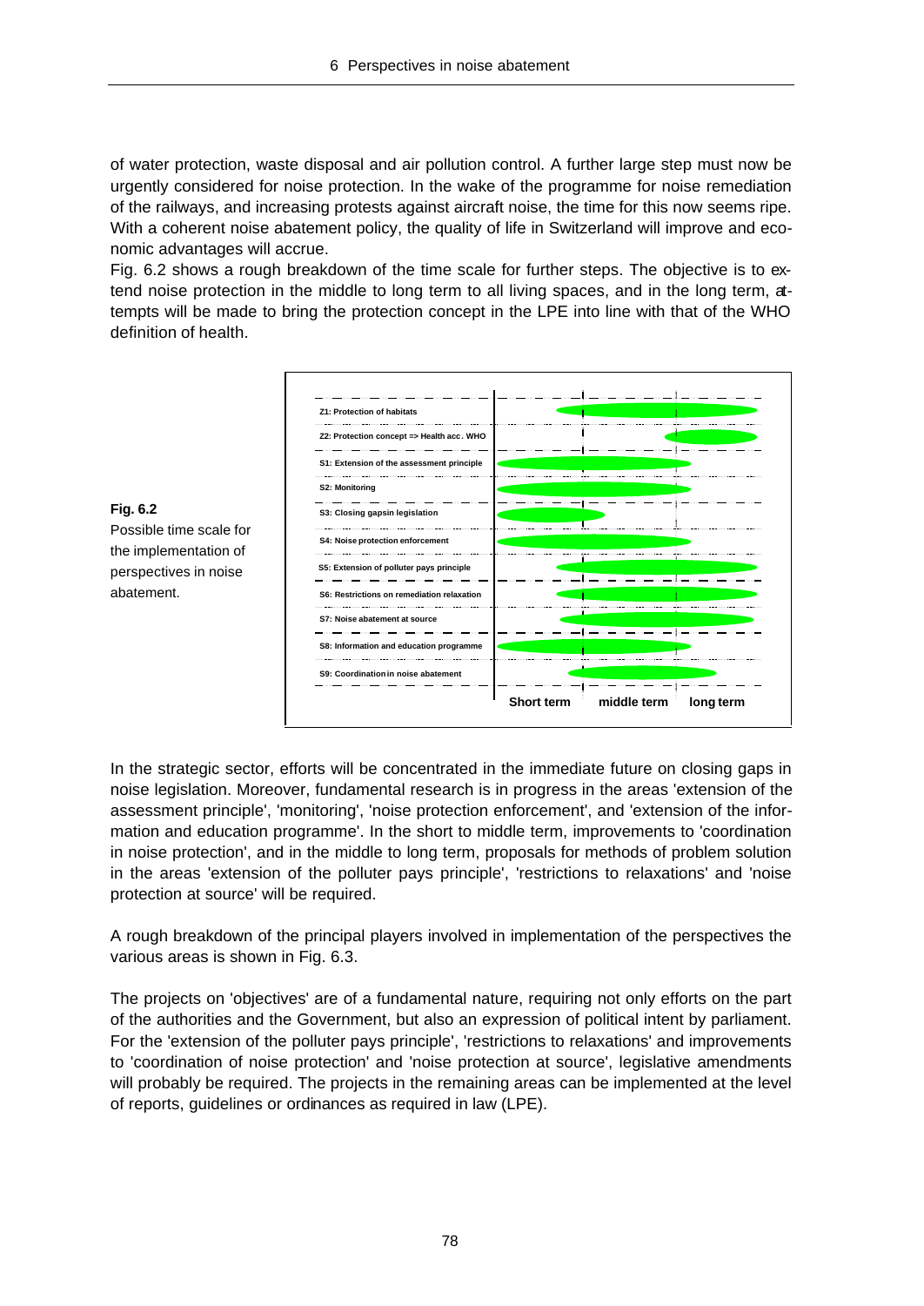of water protection, waste disposal and air pollution control. A further large step must now be urgently considered for noise protection. In the wake of the programme for noise remediation of the railways, and increasing protests against aircraft noise, the time for this now seems ripe. With a coherent noise abatement policy, the quality of life in Switzerland will improve and economic advantages will accrue.

Fig. 6.2 shows a rough breakdown of the time scale for further steps. The objective is to extend noise protection in the middle to long term to all living spaces, and in the long term, attempts will be made to bring the protection concept in the LPE into line with that of the WHO definition of health.

**Fig. 6.2**
Possible time scale for the implementation of perspectives in noise abatement.

| | Short term | middle term | long term |
|---|---|---|---|
| Z1: Protection of habitats | | x | x |
| Z2: Protection concept => Health acc. WHO | | | x |
| S1: Extension of the assessment principle | x | x | |
| S2: Monitoring | x | x | |
| S3: Closing gapsin legislation | x | | |
| S4: Noise protection enforcement | x | x | |
| S5: Extension of polluter pays principle | | x | x |
| S6: Restrictions on remediation relaxation | | x | x |
| S7: Noise abatement at source | | x | x |
| S8: Information and education programme | x | x | |
| S9: Coordination in noise abatement | | x | x |

In the strategic sector, efforts will be concentrated in the immediate future on closing gaps in noise legislation. Moreover, fundamental research is in progress in the areas 'extension of the assessment principle', 'monitoring', 'noise protection enforcement', and 'extension of the information and education programme'. In the short to middle term, improvements to 'coordination in noise protection', and in the middle to long term, proposals for methods of problem solution in the areas 'extension of the polluter pays principle', 'restrictions to relaxations' and 'noise protection at source' will be required.

A rough breakdown of the principal players involved in implementation of the perspectives the various areas is shown in Fig. 6.3.

The projects on 'objectives' are of a fundamental nature, requiring not only efforts on the part of the authorities and the Government, but also an expression of political intent by parliament. For the 'extension of the polluter pays principle', 'restrictions to relaxations' and improvements to 'coordination of noise protection' and 'noise protection at source', legislative amendments will probably be required. The projects in the remaining areas can be implemented at the level of reports, guidelines or ordinances as required in law (LPE).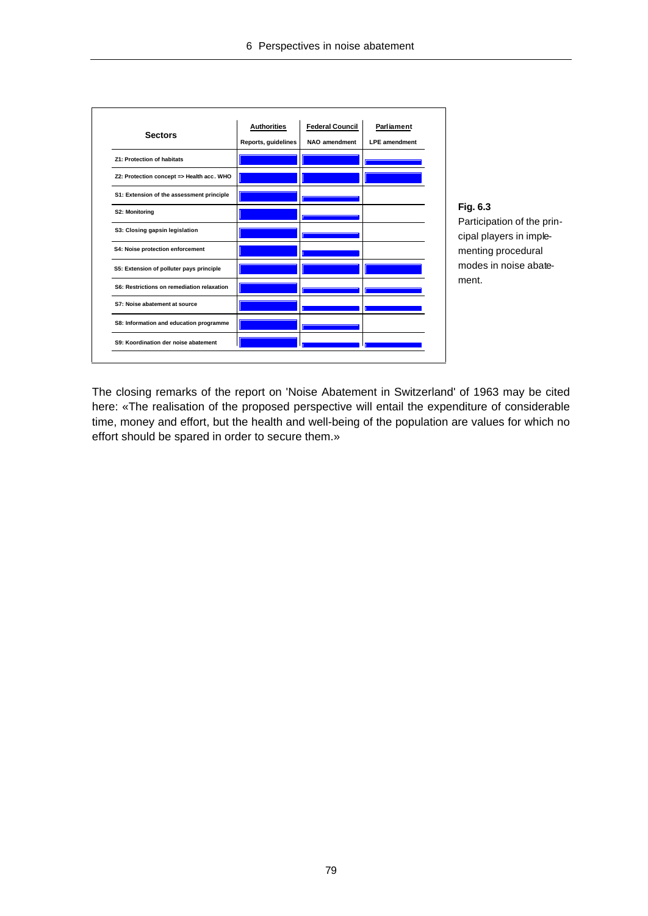| Sectors | Authorities<br>Reports, guidelines | Federal Council<br>NAO amendment | Parliament<br>LPE amendment |
|---|---|---|---|
| Z1: Protection of habitats | | | |
| Z2: Protection concept => Health acc. WHO | | | |
| S1: Extension of the assessment principle | | | |
| S2: Monitoring | | | |
| S3: Closing gapsin legislation | | | |
| S4: Noise protection enforcement | | | |
| S5: Extension of polluter pays principle | | | |
| S6: Restrictions on remediation relaxation | | | |
| S7: Noise abatement at source | | | |
| S8: Information and education programme | | | |
| S9: Koordination der noise abatement | | | |

**Fig. 6.3**
Participation of the principal players in implementing procedural modes in noise abatement.

The closing remarks of the report on 'Noise Abatement in Switzerland' of 1963 may be cited here: «The realisation of the proposed perspective will entail the expenditure of considerable time, money and effort, but the health and well-being of the population are values for which no effort should be spared in order to secure them.»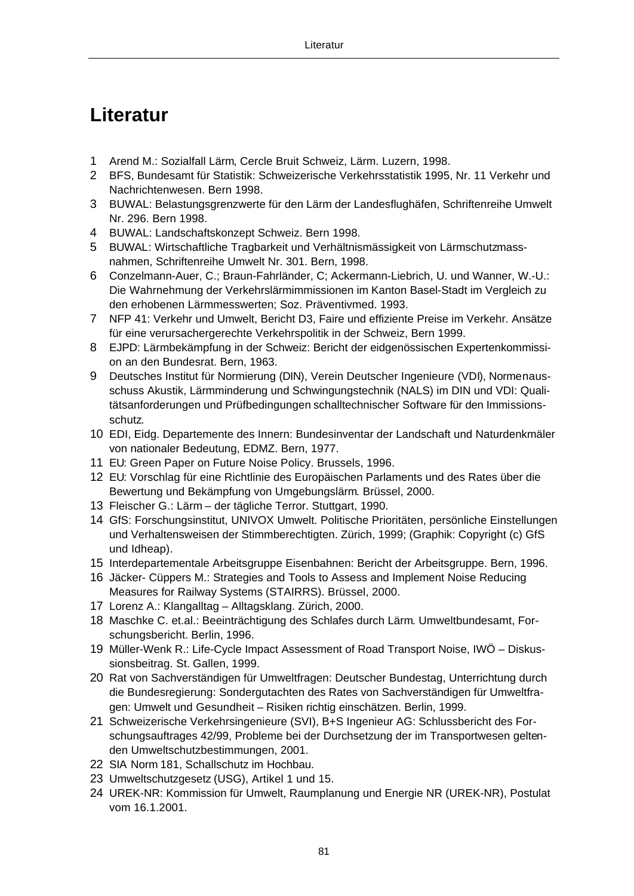# Literatur

1. Arend M.: Sozialfall Lärm, Cercle Bruit Schweiz, Lärm. Luzern, 1998.
2. BFS, Bundesamt für Statistik: Schweizerische Verkehrsstatistik 1995, Nr. 11 Verkehr und Nachrichtenwesen. Bern 1998.
3. BUWAL: Belastungsgrenzwerte für den Lärm der Landesflughäfen, Schriftenreihe Umwelt Nr. 296. Bern 1998.
4. BUWAL: Landschaftskonzept Schweiz. Bern 1998.
5. BUWAL: Wirtschaftliche Tragbarkeit und Verhältnismässigkeit von Lärmschutzmassnahmen, Schriftenreihe Umwelt Nr. 301. Bern, 1998.
6. Conzelmann-Auer, C.; Braun-Fahrländer, C; Ackermann-Liebrich, U. und Wanner, W.-U.: Die Wahrnehmung der Verkehrslärmimmissionen im Kanton Basel-Stadt im Vergleich zu den erhobenen Lärmmesswerten; Soz. Präventivmed. 1993.
7. NFP 41: Verkehr und Umwelt, Bericht D3, Faire und effiziente Preise im Verkehr. Ansätze für eine verursachergerechte Verkehrspolitik in der Schweiz, Bern 1999.
8. EJPD: Lärmbekämpfung in der Schweiz: Bericht der eidgenössischen Expertenkommission an den Bundesrat. Bern, 1963.
9. Deutsches Institut für Normierung (DIN), Verein Deutscher Ingenieure (VDI), Normenausschuss Akustik, Lärmminderung und Schwingungstechnik (NALS) im DIN und VDI: Qualitätsanforderungen und Prüfbedingungen schalltechnischer Software für den Immissionsschutz.
10. EDI, Eidg. Departemente des Innern: Bundesinventar der Landschaft und Naturdenkmäler von nationaler Bedeutung, EDMZ. Bern, 1977.
11. EU: Green Paper on Future Noise Policy. Brussels, 1996.
12. EU: Vorschlag für eine Richtlinie des Europäischen Parlaments und des Rates über die Bewertung und Bekämpfung von Umgebungslärm. Brüssel, 2000.
13. Fleischer G.: Lärm – der tägliche Terror. Stuttgart, 1990.
14. GfS: Forschungsinstitut, UNIVOX Umwelt. Politische Prioritäten, persönliche Einstellungen und Verhaltensweisen der Stimmberechtigten. Zürich, 1999; (Graphik: Copyright (c) GfS und Idheap).
15. Interdepartementale Arbeitsgruppe Eisenbahnen: Bericht der Arbeitsgruppe. Bern, 1996.
16. Jäcker- Cüppers M.: Strategies and Tools to Assess and Implement Noise Reducing Measures for Railway Systems (STAIRRS). Brüssel, 2000.
17. Lorenz A.: Klangalltag – Alltagsklang. Zürich, 2000.
18. Maschke C. et.al.: Beeinträchtigung des Schlafes durch Lärm. Umweltbundesamt, Forschungsbericht. Berlin, 1996.
19. Müller-Wenk R.: Life-Cycle Impact Assessment of Road Transport Noise, IWÖ – Diskussionsbeitrag. St. Gallen, 1999.
20. Rat von Sachverständigen für Umweltfragen: Deutscher Bundestag, Unterrichtung durch die Bundesregierung: Sondergutachten des Rates von Sachverständigen für Umweltfragen: Umwelt und Gesundheit – Risiken richtig einschätzen. Berlin, 1999.
21. Schweizerische Verkehrsingenieure (SVI), B+S Ingenieur AG: Schlussbericht des Forschungsauftrages 42/99, Probleme bei der Durchsetzung der im Transportwesen geltenden Umweltschutzbestimmungen, 2001.
22. SIA Norm 181, Schallschutz im Hochbau.
23. Umweltschutzgesetz (USG), Artikel 1 und 15.
24. UREK-NR: Kommission für Umwelt, Raumplanung und Energie NR (UREK-NR), Postulat vom 16.1.2001.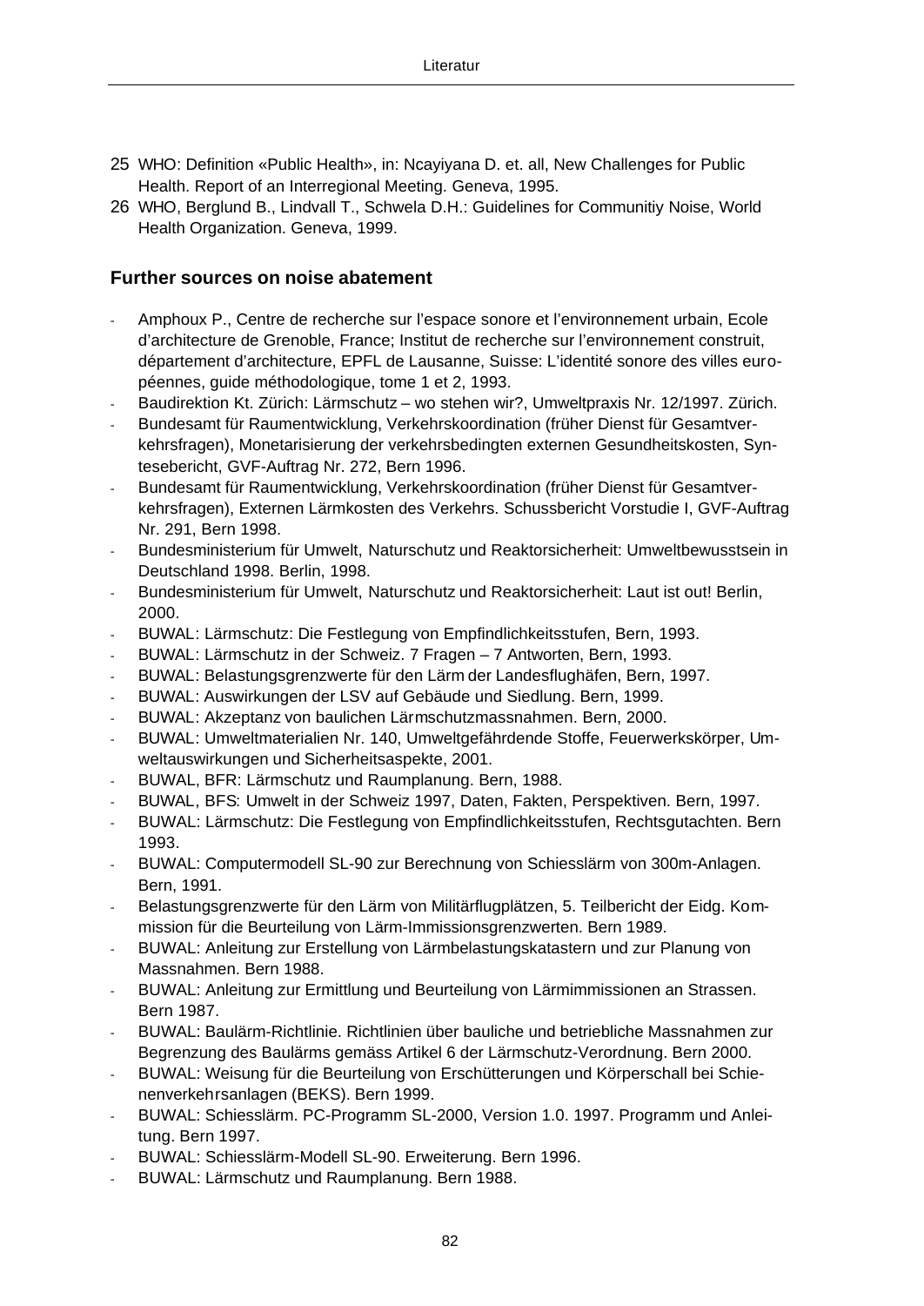25 WHO: Definition «Public Health», in: Ncayiyana D. et. all, New Challenges for Public Health. Report of an Interregional Meeting. Geneva, 1995.

26 WHO, Berglund B., Lindvall T., Schwela D.H.: Guidelines for Communitiy Noise, World Health Organization. Geneva, 1999.

## Further sources on noise abatement

- Amphoux P., Centre de recherche sur l'espace sonore et l'environnement urbain, Ecole d'architecture de Grenoble, France; Institut de recherche sur l'environnement construit, département d'architecture, EPFL de Lausanne, Suisse: L'identité sonore des villes européennes, guide méthodologique, tome 1 et 2, 1993.
- Baudirektion Kt. Zürich: Lärmschutz – wo stehen wir?, Umweltpraxis Nr. 12/1997. Zürich.
- Bundesamt für Raumentwicklung, Verkehrskoordination (früher Dienst für Gesamtverkehrsfragen), Monetarisierung der verkehrsbedingten externen Gesundheitskosten, Syntesebericht, GVF-Auftrag Nr. 272, Bern 1996.
- Bundesamt für Raumentwicklung, Verkehrskoordination (früher Dienst für Gesamtverkehrsfragen), Externen Lärmkosten des Verkehrs. Schussbericht Vorstudie I, GVF-Auftrag Nr. 291, Bern 1998.
- Bundesministerium für Umwelt, Naturschutz und Reaktorsicherheit: Umweltbewusstsein in Deutschland 1998. Berlin, 1998.
- Bundesministerium für Umwelt, Naturschutz und Reaktorsicherheit: Laut ist out! Berlin, 2000.
- BUWAL: Lärmschutz: Die Festlegung von Empfindlichkeitsstufen, Bern, 1993.
- BUWAL: Lärmschutz in der Schweiz. 7 Fragen – 7 Antworten, Bern, 1993.
- BUWAL: Belastungsgrenzwerte für den Lärm der Landesflughäfen, Bern, 1997.
- BUWAL: Auswirkungen der LSV auf Gebäude und Siedlung. Bern, 1999.
- BUWAL: Akzeptanz von baulichen Lärmschutzmassnahmen. Bern, 2000.
- BUWAL: Umweltmaterialien Nr. 140, Umweltgefährdende Stoffe, Feuerwerkskörper, Umweltauswirkungen und Sicherheitsaspekte, 2001.
- BUWAL, BFR: Lärmschutz und Raumplanung. Bern, 1988.
- BUWAL, BFS: Umwelt in der Schweiz 1997, Daten, Fakten, Perspektiven. Bern, 1997.
- BUWAL: Lärmschutz: Die Festlegung von Empfindlichkeitsstufen, Rechtsgutachten. Bern 1993.
- BUWAL: Computermodell SL-90 zur Berechnung von Schiesslärm von 300m-Anlagen. Bern, 1991.
- Belastungsgrenzwerte für den Lärm von Militärflugplätzen, 5. Teilbericht der Eidg. Kommission für die Beurteilung von Lärm-Immissionsgrenzwerten. Bern 1989.
- BUWAL: Anleitung zur Erstellung von Lärmbelastungskatastern und zur Planung von Massnahmen. Bern 1988.
- BUWAL: Anleitung zur Ermittlung und Beurteilung von Lärmimmissionen an Strassen. Bern 1987.
- BUWAL: Baulärm-Richtlinie. Richtlinien über bauliche und betriebliche Massnahmen zur Begrenzung des Baulärms gemäss Artikel 6 der Lärmschutz-Verordnung. Bern 2000.
- BUWAL: Weisung für die Beurteilung von Erschütterungen und Körperschall bei Schienenverkehrsanlagen (BEKS). Bern 1999.
- BUWAL: Schiesslärm. PC-Programm SL-2000, Version 1.0. 1997. Programm und Anleitung. Bern 1997.
- BUWAL: Schiesslärm-Modell SL-90. Erweiterung. Bern 1996.
- BUWAL: Lärmschutz und Raumplanung. Bern 1988.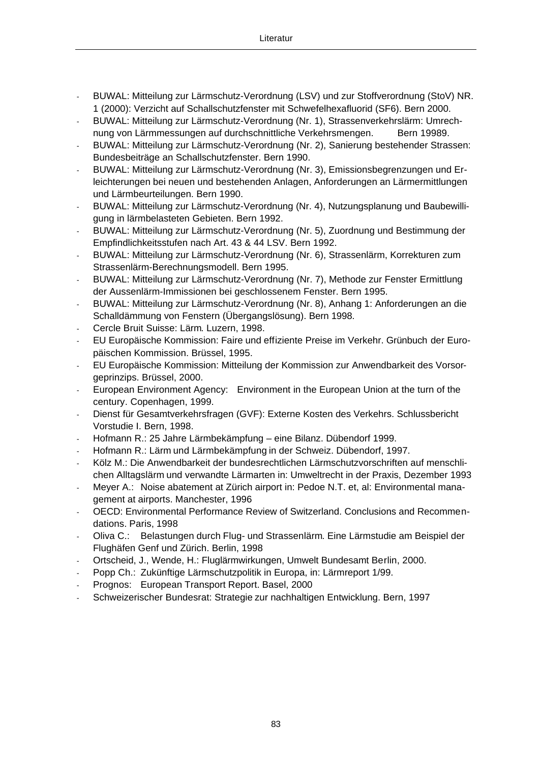- BUWAL: Mitteilung zur Lärmschutz-Verordnung (LSV) und zur Stoffverordnung (StoV) NR. 1 (2000): Verzicht auf Schallschutzfenster mit Schwefelhexafluorid (SF6). Bern 2000.
- BUWAL: Mitteilung zur Lärmschutz-Verordnung (Nr. 1), Strassenverkehrslärm: Umrechnung von Lärmmessungen auf durchschnittliche Verkehrsmengen. Bern 19989.
- BUWAL: Mitteilung zur Lärmschutz-Verordnung (Nr. 2), Sanierung bestehender Strassen: Bundesbeiträge an Schallschutzfenster. Bern 1990.
- BUWAL: Mitteilung zur Lärmschutz-Verordnung (Nr. 3), Emissionsbegrenzungen und Erleichterungen bei neuen und bestehenden Anlagen, Anforderungen an Lärmermittlungen und Lärmbeurteilungen. Bern 1990.
- BUWAL: Mitteilung zur Lärmschutz-Verordnung (Nr. 4), Nutzungsplanung und Baubewilligung in lärmbelasteten Gebieten. Bern 1992.
- BUWAL: Mitteilung zur Lärmschutz-Verordnung (Nr. 5), Zuordnung und Bestimmung der Empfindlichkeitsstufen nach Art. 43 & 44 LSV. Bern 1992.
- BUWAL: Mitteilung zur Lärmschutz-Verordnung (Nr. 6), Strassenlärm, Korrekturen zum Strassenlärm-Berechnungsmodell. Bern 1995.
- BUWAL: Mitteilung zur Lärmschutz-Verordnung (Nr. 7), Methode zur Fenster Ermittlung der Aussenlärm-Immissionen bei geschlossenem Fenster. Bern 1995.
- BUWAL: Mitteilung zur Lärmschutz-Verordnung (Nr. 8), Anhang 1: Anforderungen an die Schalldämmung von Fenstern (Übergangslösung). Bern 1998.
- Cercle Bruit Suisse: Lärm. Luzern, 1998.
- EU Europäische Kommission: Faire und effiziente Preise im Verkehr. Grünbuch der Europäischen Kommission. Brüssel, 1995.
- EU Europäische Kommission: Mitteilung der Kommission zur Anwendbarkeit des Vorsorgeprinzips. Brüssel, 2000.
- European Environment Agency: Environment in the European Union at the turn of the century. Copenhagen, 1999.
- Dienst für Gesamtverkehrsfragen (GVF): Externe Kosten des Verkehrs. Schlussbericht Vorstudie I. Bern, 1998.
- Hofmann R.: 25 Jahre Lärmbekämpfung – eine Bilanz. Dübendorf 1999.
- Hofmann R.: Lärm und Lärmbekämpfung in der Schweiz. Dübendorf, 1997.
- Kölz M.: Die Anwendbarkeit der bundesrechtlichen Lärmschutzvorschriften auf menschlichen Alltagslärm und verwandte Lärmarten in: Umweltrecht in der Praxis, Dezember 1993
- Meyer A.: Noise abatement at Zürich airport in: Pedoe N.T. et, al: Environmental management at airports. Manchester, 1996
- OECD: Environmental Performance Review of Switzerland. Conclusions and Recommendations. Paris, 1998
- Oliva C.: Belastungen durch Flug- und Strassenlärm. Eine Lärmstudie am Beispiel der Flughäfen Genf und Zürich. Berlin, 1998
- Ortscheid, J., Wende, H.: Fluglärmwirkungen, Umwelt Bundesamt Berlin, 2000.
- Popp Ch.: Zukünftige Lärmschutzpolitik in Europa, in: Lärmreport 1/99.
- Prognos: European Transport Report. Basel, 2000
- Schweizerischer Bundesrat: Strategie zur nachhaltigen Entwicklung. Bern, 1997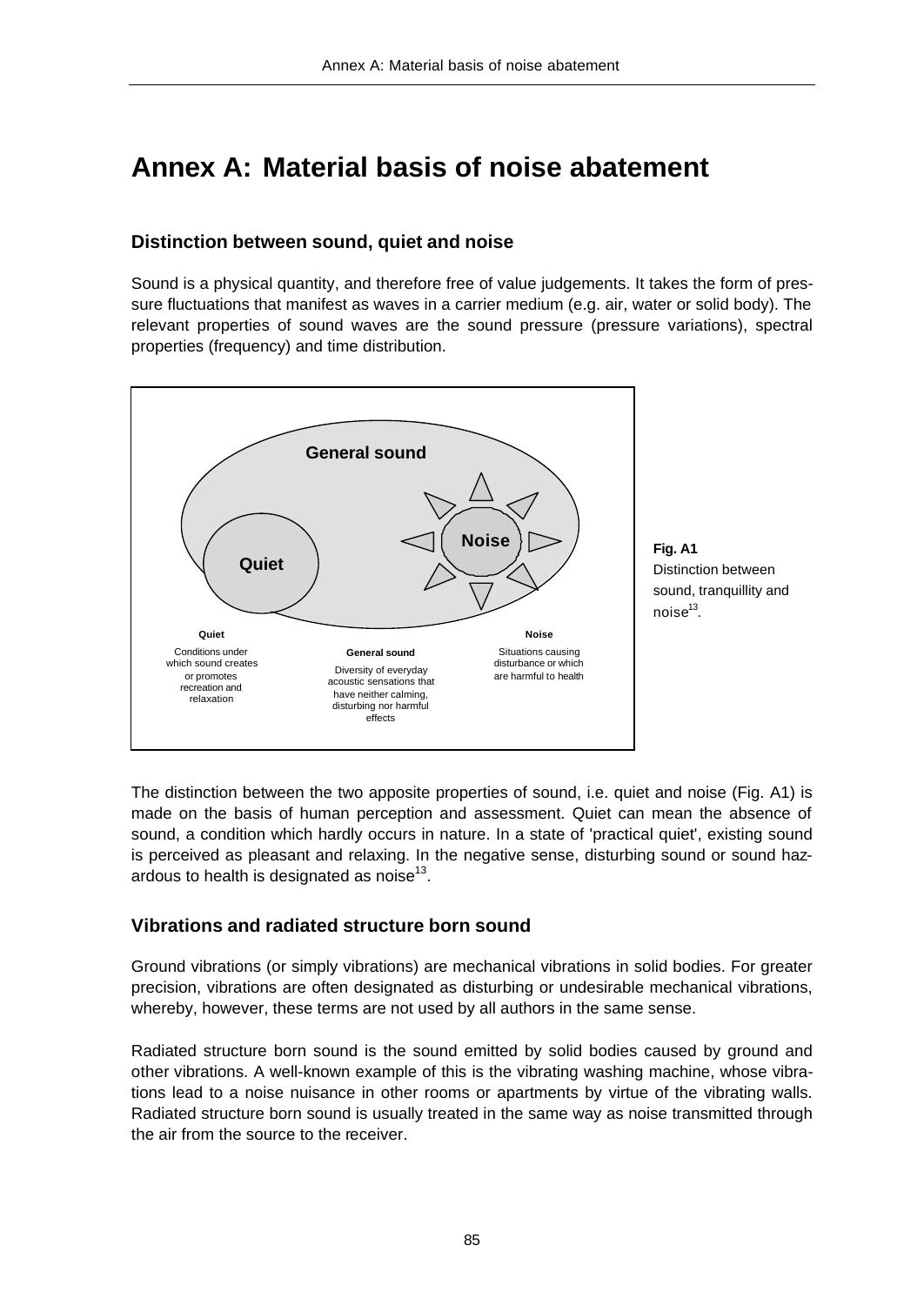# Annex A: Material basis of noise abatement

## Distinction between sound, quiet and noise

Sound is a physical quantity, and therefore free of value judgements. It takes the form of pressure fluctuations that manifest as waves in a carrier medium (e.g. air, water or solid body). The relevant properties of sound waves are the sound pressure (pressure variations), spectral properties (frequency) and time distribution.

General sound

Quiet

Noise

**Quiet**
Conditions under which sound creates or promotes recreation and relaxation

**General sound**
Diversity of everyday acoustic sensations that have neither calming, disturbing nor harmful effects

**Noise**
Situations causing disturbance or which are harmful to health

**Fig. A1**
Distinction between sound, tranquillity and noise[13].

The distinction between the two apposite properties of sound, i.e. quiet and noise (Fig. A1) is made on the basis of human perception and assessment. Quiet can mean the absence of sound, a condition which hardly occurs in nature. In a state of 'practical quiet', existing sound is perceived as pleasant and relaxing. In the negative sense, disturbing sound or sound hazardous to health is designated as noise[13].

## Vibrations and radiated structure born sound

Ground vibrations (or simply vibrations) are mechanical vibrations in solid bodies. For greater precision, vibrations are often designated as disturbing or undesirable mechanical vibrations, whereby, however, these terms are not used by all authors in the same sense.

Radiated structure born sound is the sound emitted by solid bodies caused by ground and other vibrations. A well-known example of this is the vibrating washing machine, whose vibrations lead to a noise nuisance in other rooms or apartments by virtue of the vibrating walls. Radiated structure born sound is usually treated in the same way as noise transmitted through the air from the source to the receiver.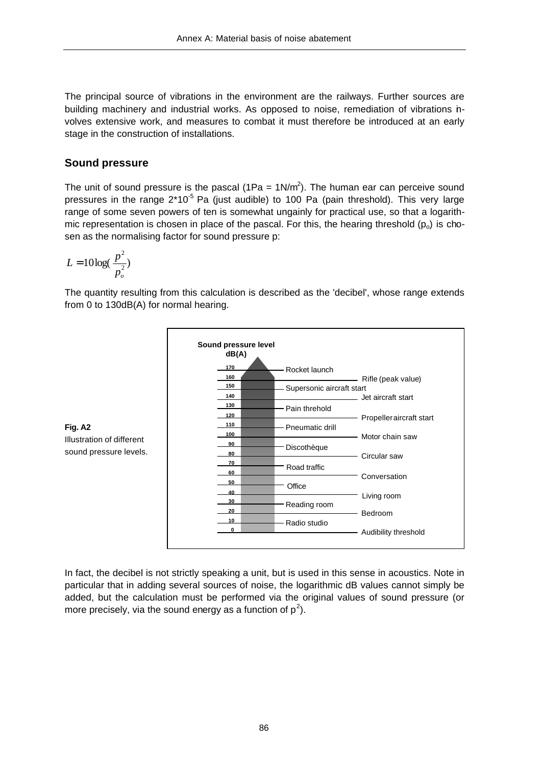The principal source of vibrations in the environment are the railways. Further sources are building machinery and industrial works. As opposed to noise, remediation of vibrations involves extensive work, and measures to combat it must therefore be introduced at an early stage in the construction of installations.

## Sound pressure

The unit of sound pressure is the pascal (1Pa = 1N/m$^2$). The human ear can perceive sound pressures in the range $2 \cdot 10^{-5}$ Pa (just audible) to 100 Pa (pain threshold). This very large range of some seven powers of ten is somewhat ungainly for practical use, so that a logarithmic representation is chosen in place of the pascal. For this, the hearing threshold ($p_o$) is chosen as the normalising factor for sound pressure p:

$$L = 10\log\left(\frac{p^2}{p_o^2}\right)$$

The quantity resulting from this calculation is described as the 'decibel', whose range extends from 0 to 130dB(A) for normal hearing.

| Sound pressure level dB(A) | Source |
|---|---|
| 170 | Rocket launch |
| 160 | Rifle (peak value) |
| 150 | Supersonic aircraft start |
| 140 | Jet aircraft start |
| 130 | Pain threhold |
| 120 | Propeller aircraft start |
| 110 | Pneumatic drill |
| 100 | Motor chain saw |
| 90 | Discothèque |
| 80 | Circular saw |
| 70 | Road traffic |
| 60 | Conversation |
| 50 | Office |
| 40 | Living room |
| 30 | Reading room |
| 20 | Bedroom |
| 10 | Radio studio |
| 0 | Audibility threshold |

**Fig. A2**
Illustration of different sound pressure levels.

In fact, the decibel is not strictly speaking a unit, but is used in this sense in acoustics. Note in particular that in adding several sources of noise, the logarithmic dB values cannot simply be added, but the calculation must be performed via the original values of sound pressure (or more precisely, via the sound energy as a function of $p^2$).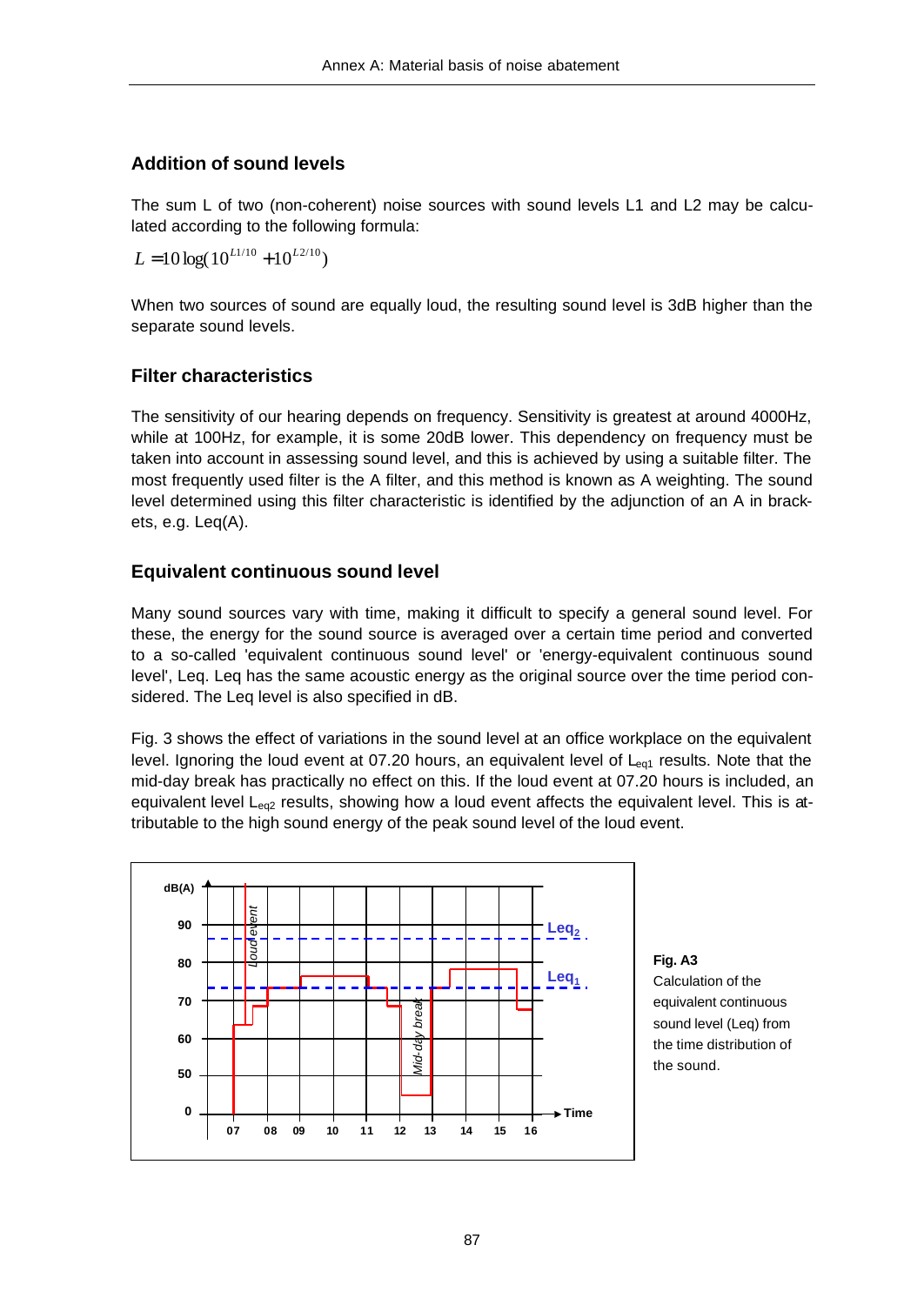## Addition of sound levels

The sum L of two (non-coherent) noise sources with sound levels L1 and L2 may be calculated according to the following formula:

$$L = 10\log(10^{L1/10} + 10^{L2/10})$$

When two sources of sound are equally loud, the resulting sound level is 3dB higher than the separate sound levels.

## Filter characteristics

The sensitivity of our hearing depends on frequency. Sensitivity is greatest at around 4000Hz, while at 100Hz, for example, it is some 20dB lower. This dependency on frequency must be taken into account in assessing sound level, and this is achieved by using a suitable filter. The most frequently used filter is the A filter, and this method is known as A weighting. The sound level determined using this filter characteristic is identified by the adjunction of an A in brackets, e.g. Leq(A).

## Equivalent continuous sound level

Many sound sources vary with time, making it difficult to specify a general sound level. For these, the energy for the sound source is averaged over a certain time period and converted to a so-called 'equivalent continuous sound level' or 'energy-equivalent continuous sound level', Leq. Leq has the same acoustic energy as the original source over the time period considered. The Leq level is also specified in dB.

Fig. 3 shows the effect of variations in the sound level at an office workplace on the equivalent level. Ignoring the loud event at 07.20 hours, an equivalent level of $L_{eq1}$ results. Note that the mid-day break has practically no effect on this. If the loud event at 07.20 hours is included, an equivalent level $L_{eq2}$ results, showing how a loud event affects the equivalent level. This is attributable to the high sound energy of the peak sound level of the loud event.

**Fig. A3**
Calculation of the equivalent continuous sound level (Leq) from the time distribution of the sound.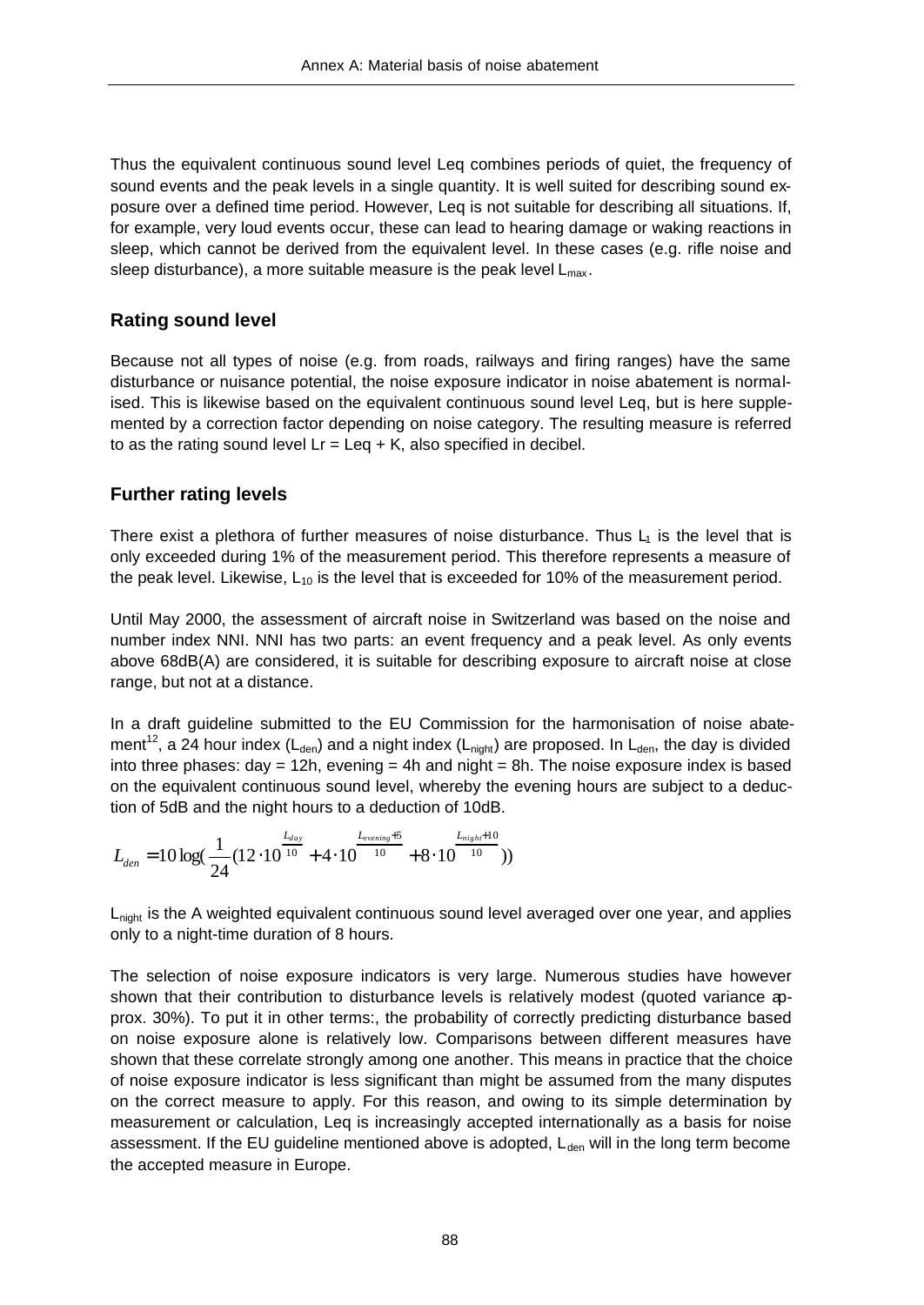Thus the equivalent continuous sound level Leq combines periods of quiet, the frequency of sound events and the peak levels in a single quantity. It is well suited for describing sound exposure over a defined time period. However, Leq is not suitable for describing all situations. If, for example, very loud events occur, these can lead to hearing damage or waking reactions in sleep, which cannot be derived from the equivalent level. In these cases (e.g. rifle noise and sleep disturbance), a more suitable measure is the peak level $L_{max}$.

## Rating sound level

Because not all types of noise (e.g. from roads, railways and firing ranges) have the same disturbance or nuisance potential, the noise exposure indicator in noise abatement is normalised. This is likewise based on the equivalent continuous sound level Leq, but is here supplemented by a correction factor depending on noise category. The resulting measure is referred to as the rating sound level Lr = Leq + K, also specified in decibel.

## Further rating levels

There exist a plethora of further measures of noise disturbance. Thus $L_1$ is the level that is only exceeded during 1% of the measurement period. This therefore represents a measure of the peak level. Likewise, $L_{10}$ is the level that is exceeded for 10% of the measurement period.

Until May 2000, the assessment of aircraft noise in Switzerland was based on the noise and number index NNI. NNI has two parts: an event frequency and a peak level. As only events above 68dB(A) are considered, it is suitable for describing exposure to aircraft noise at close range, but not at a distance.

In a draft guideline submitted to the EU Commission for the harmonisation of noise abatement[12], a 24 hour index ($L_{den}$) and a night index ($L_{night}$) are proposed. In $L_{den}$, the day is divided into three phases: day = 12h, evening = 4h and night = 8h. The noise exposure index is based on the equivalent continuous sound level, whereby the evening hours are subject to a deduction of 5dB and the night hours to a deduction of 10dB.

$$L_{den} = 10\log\left(\frac{1}{24}\left(12 \cdot 10^{\frac{L_{day}}{10}} + 4 \cdot 10^{\frac{L_{evening}+5}{10}} + 8 \cdot 10^{\frac{L_{night}+10}{10}}\right)\right)$$

$L_{night}$ is the A weighted equivalent continuous sound level averaged over one year, and applies only to a night-time duration of 8 hours.

The selection of noise exposure indicators is very large. Numerous studies have however shown that their contribution to disturbance levels is relatively modest (quoted variance approx. 30%). To put it in other terms:, the probability of correctly predicting disturbance based on noise exposure alone is relatively low. Comparisons between different measures have shown that these correlate strongly among one another. This means in practice that the choice of noise exposure indicator is less significant than might be assumed from the many disputes on the correct measure to apply. For this reason, and owing to its simple determination by measurement or calculation, Leq is increasingly accepted internationally as a basis for noise assessment. If the EU guideline mentioned above is adopted, $L_{den}$ will in the long term become the accepted measure in Europe.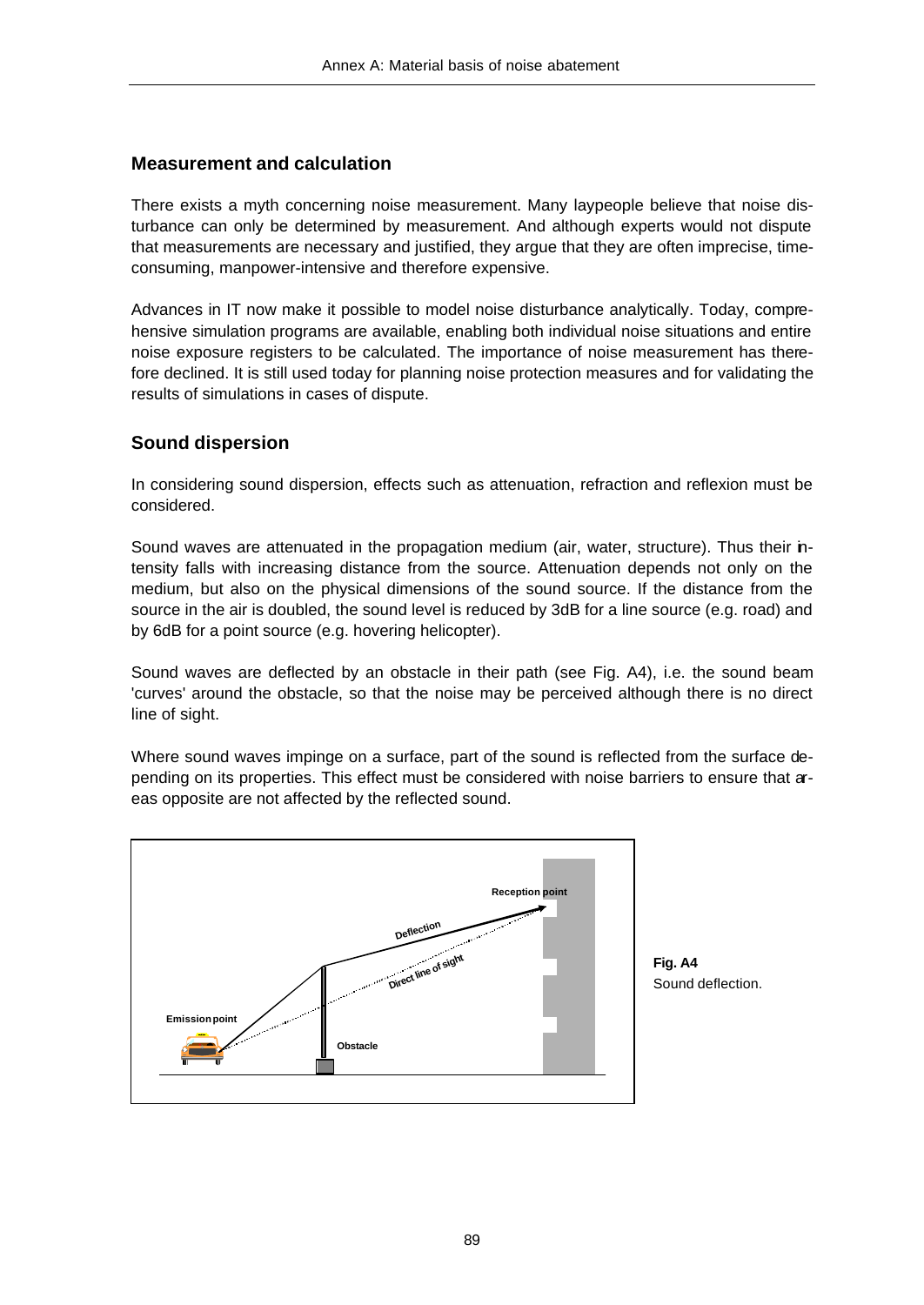## Measurement and calculation

There exists a myth concerning noise measurement. Many laypeople believe that noise disturbance can only be determined by measurement. And although experts would not dispute that measurements are necessary and justified, they argue that they are often imprecise, time-consuming, manpower-intensive and therefore expensive.

Advances in IT now make it possible to model noise disturbance analytically. Today, comprehensive simulation programs are available, enabling both individual noise situations and entire noise exposure registers to be calculated. The importance of noise measurement has therefore declined. It is still used today for planning noise protection measures and for validating the results of simulations in cases of dispute.

## Sound dispersion

In considering sound dispersion, effects such as attenuation, refraction and reflexion must be considered.

Sound waves are attenuated in the propagation medium (air, water, structure). Thus their intensity falls with increasing distance from the source. Attenuation depends not only on the medium, but also on the physical dimensions of the sound source. If the distance from the source in the air is doubled, the sound level is reduced by 3dB for a line source (e.g. road) and by 6dB for a point source (e.g. hovering helicopter).

Sound waves are deflected by an obstacle in their path (see Fig. A4), i.e. the sound beam 'curves' around the obstacle, so that the noise may be perceived although there is no direct line of sight.

Where sound waves impinge on a surface, part of the sound is reflected from the surface depending on its properties. This effect must be considered with noise barriers to ensure that areas opposite are not affected by the reflected sound.

Reception point

Deflection

Direct line of sight

Emission point

Obstacle

**Fig. A4**
Sound deflection.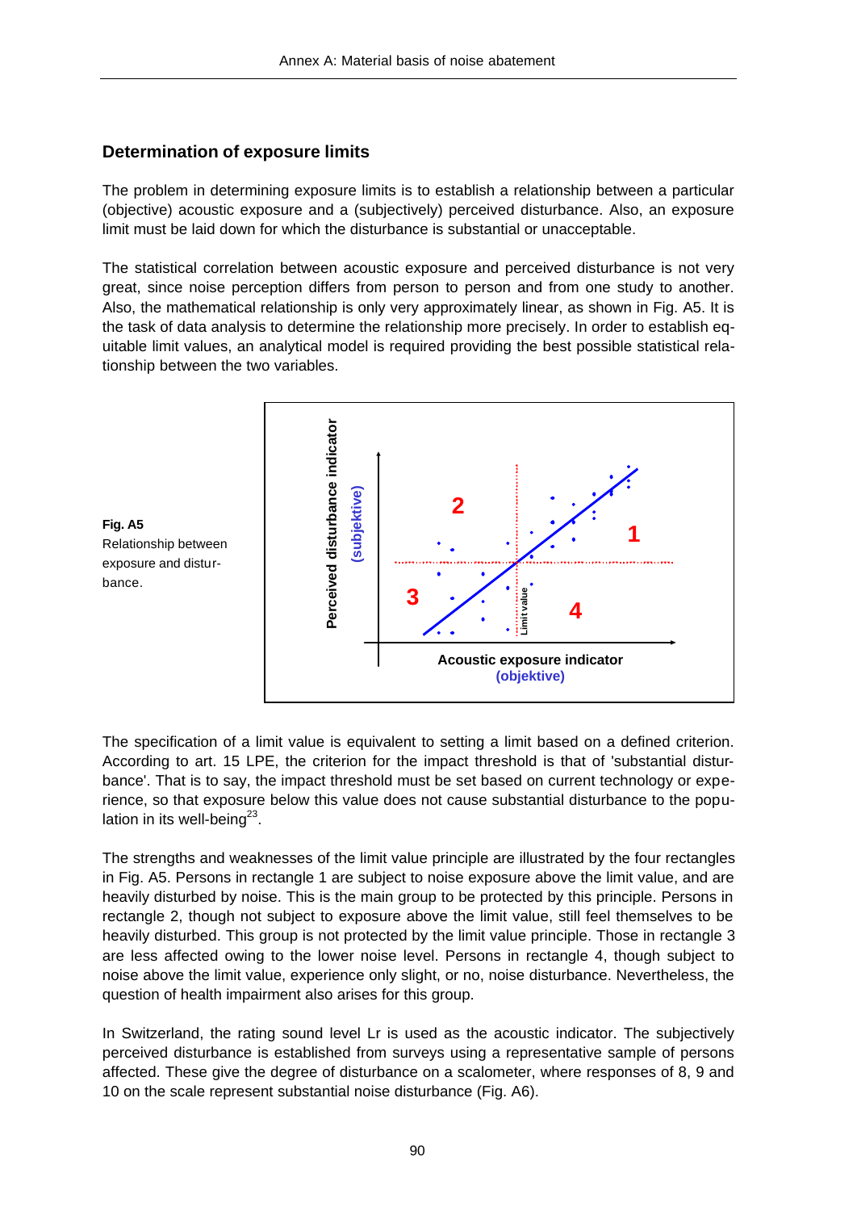## Determination of exposure limits

The problem in determining exposure limits is to establish a relationship between a particular (objective) acoustic exposure and a (subjectively) perceived disturbance. Also, an exposure limit must be laid down for which the disturbance is substantial or unacceptable.

The statistical correlation between acoustic exposure and perceived disturbance is not very great, since noise perception differs from person to person and from one study to another. Also, the mathematical relationship is only very approximately linear, as shown in Fig. A5. It is the task of data analysis to determine the relationship more precisely. In order to establish equitable limit values, an analytical model is required providing the best possible statistical relationship between the two variables.

**Fig. A5**
Relationship between exposure and disturbance.

The specification of a limit value is equivalent to setting a limit based on a defined criterion. According to art. 15 LPE, the criterion for the impact threshold is that of 'substantial disturbance'. That is to say, the impact threshold must be set based on current technology or experience, so that exposure below this value does not cause substantial disturbance to the population in its well-being[23].

The strengths and weaknesses of the limit value principle are illustrated by the four rectangles in Fig. A5. Persons in rectangle 1 are subject to noise exposure above the limit value, and are heavily disturbed by noise. This is the main group to be protected by this principle. Persons in rectangle 2, though not subject to exposure above the limit value, still feel themselves to be heavily disturbed. This group is not protected by the limit value principle. Those in rectangle 3 are less affected owing to the lower noise level. Persons in rectangle 4, though subject to noise above the limit value, experience only slight, or no, noise disturbance. Nevertheless, the question of health impairment also arises for this group.

In Switzerland, the rating sound level Lr is used as the acoustic indicator. The subjectively perceived disturbance is established from surveys using a representative sample of persons affected. These give the degree of disturbance on a scalometer, where responses of 8, 9 and 10 on the scale represent substantial noise disturbance (Fig. A6).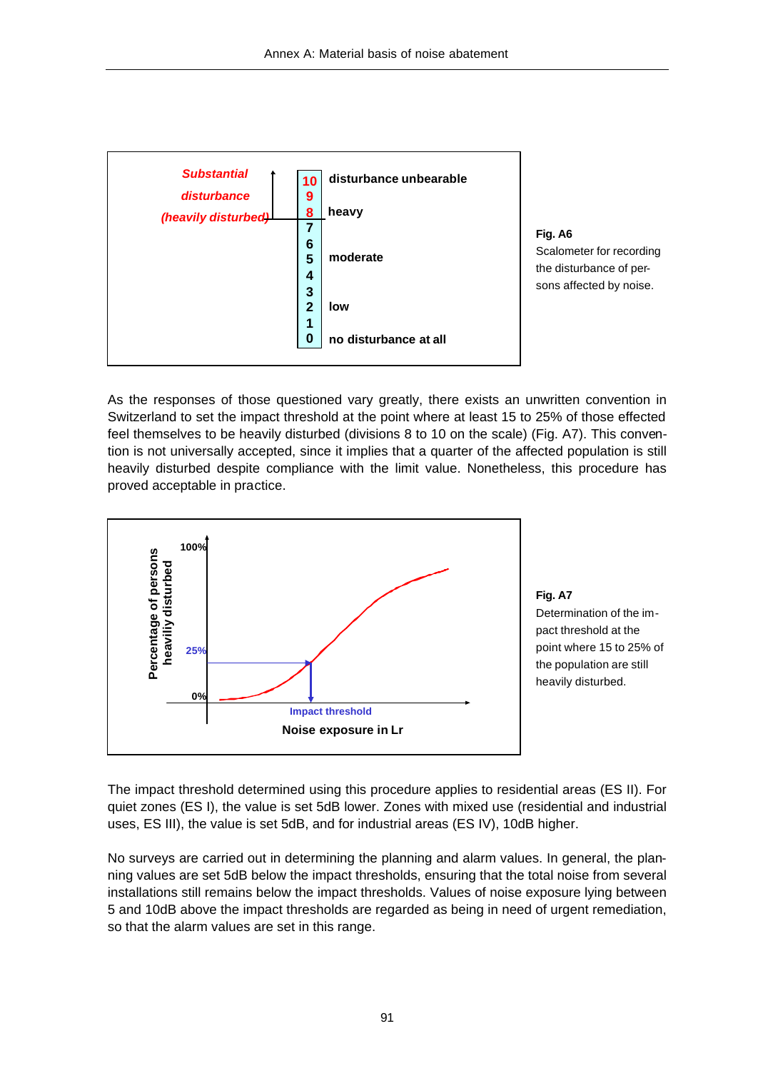| | | |
|---|---|---|
| *Substantial disturbance (heavily disturbed)* | 10 | disturbance unbearable |
| | 9 | |
| | 8 | heavy |
| | 7 | |
| | 6 | |
| | 5 | moderate |
| | 4 | |
| | 3 | |
| | 2 | low |
| | 1 | |
| | 0 | no disturbance at all |

**Fig. A6**
Scalometer for recording the disturbance of persons affected by noise.

As the responses of those questioned vary greatly, there exists an unwritten convention in Switzerland to set the impact threshold at the point where at least 15 to 25% of those effected feel themselves to be heavily disturbed (divisions 8 to 10 on the scale) (Fig. A7). This convention is not universally accepted, since it implies that a quarter of the affected population is still heavily disturbed despite compliance with the limit value. Nonetheless, this procedure has proved acceptable in practice.

**Fig. A7**
Determination of the impact threshold at the point where 15 to 25% of the population are still heavily disturbed.

The impact threshold determined using this procedure applies to residential areas (ES II). For quiet zones (ES I), the value is set 5dB lower. Zones with mixed use (residential and industrial uses, ES III), the value is set 5dB, and for industrial areas (ES IV), 10dB higher.

No surveys are carried out in determining the planning and alarm values. In general, the planning values are set 5dB below the impact thresholds, ensuring that the total noise from several installations still remains below the impact thresholds. Values of noise exposure lying between 5 and 10dB above the impact thresholds are regarded as being in need of urgent remediation, so that the alarm values are set in this range.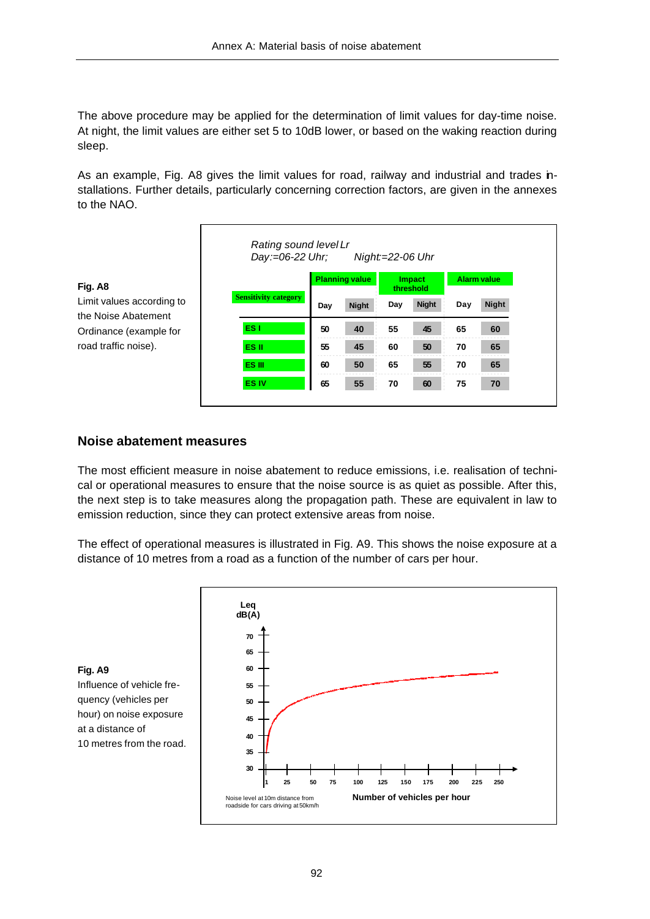The above procedure may be applied for the determination of limit values for day-time noise. At night, the limit values are either set 5 to 10dB lower, or based on the waking reaction during sleep.

As an example, Fig. A8 gives the limit values for road, railway and industrial and trades installations. Further details, particularly concerning correction factors, are given in the annexes to the NAO.

**Fig. A8**
Limit values according to the Noise Abatement Ordinance (example for road traffic noise).

*Rating sound level Lr*
*Day:=06-22 Uhr; Night:=22-06 Uhr*

| Sensitivity category | Planning value | | Impact threshold | | Alarm value | |
|---|---|---|---|---|---|---|
| | Day | Night | Day | Night | Day | Night |
| ES I | 50 | 40 | 55 | 45 | 65 | 60 |
| ES II | 55 | 45 | 60 | 50 | 70 | 65 |
| ES III | 60 | 50 | 65 | 55 | 70 | 65 |
| ES IV | 65 | 55 | 70 | 60 | 75 | 70 |

## Noise abatement measures

The most efficient measure in noise abatement to reduce emissions, i.e. realisation of technical or operational measures to ensure that the noise source is as quiet as possible. After this, the next step is to take measures along the propagation path. These are equivalent in law to emission reduction, since they can protect extensive areas from noise.

The effect of operational measures is illustrated in Fig. A9. This shows the noise exposure at a distance of 10 metres from a road as a function of the number of cars per hour.

**Fig. A9**
Influence of vehicle frequency (vehicles per hour) on noise exposure at a distance of 10 metres from the road.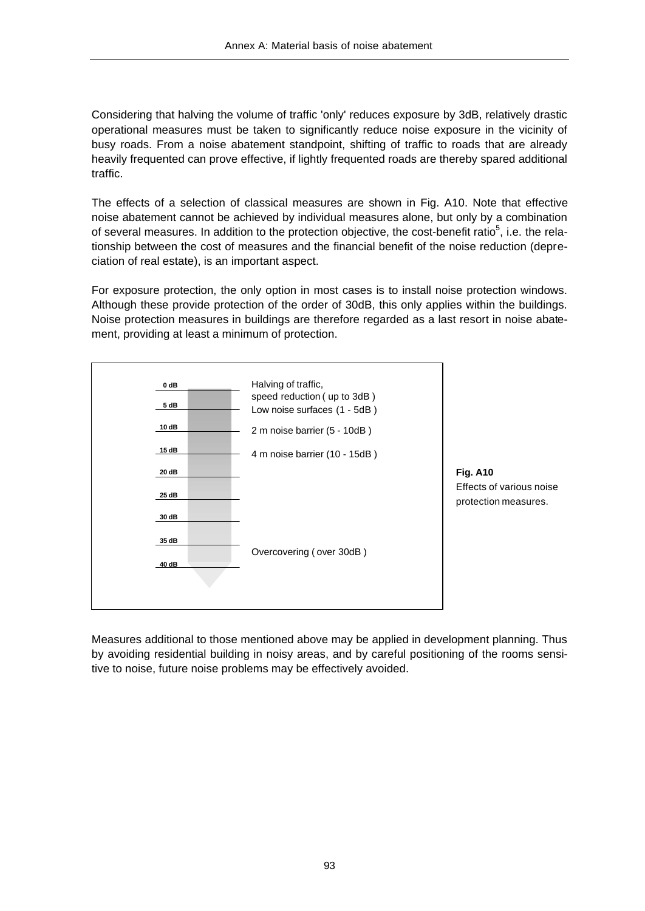Considering that halving the volume of traffic 'only' reduces exposure by 3dB, relatively drastic operational measures must be taken to significantly reduce noise exposure in the vicinity of busy roads. From a noise abatement standpoint, shifting of traffic to roads that are already heavily frequented can prove effective, if lightly frequented roads are thereby spared additional traffic.

The effects of a selection of classical measures are shown in Fig. A10. Note that effective noise abatement cannot be achieved by individual measures alone, but only by a combination of several measures. In addition to the protection objective, the cost-benefit ratio[5], i.e. the relationship between the cost of measures and the financial benefit of the noise reduction (depreciation of real estate), is an important aspect.

For exposure protection, the only option in most cases is to install noise protection windows. Although these provide protection of the order of 30dB, this only applies within the buildings. Noise protection measures in buildings are therefore regarded as a last resort in noise abatement, providing at least a minimum of protection.

| Reduction | Measure |
|---|---|
| 0 dB – 5 dB | Halving of traffic, speed reduction ( up to 3dB ) |
| | Low noise surfaces (1 - 5dB ) |
| 5 dB – 10 dB | 2 m noise barrier (5 - 10dB ) |
| 10 dB – 15 dB | 4 m noise barrier (10 - 15dB ) |
| 20 dB – 40 dB | Overcovering ( over 30dB ) |

**Fig. A10**
Effects of various noise protection measures.

Measures additional to those mentioned above may be applied in development planning. Thus by avoiding residential building in noisy areas, and by careful positioning of the rooms sensitive to noise, future noise problems may be effectively avoided.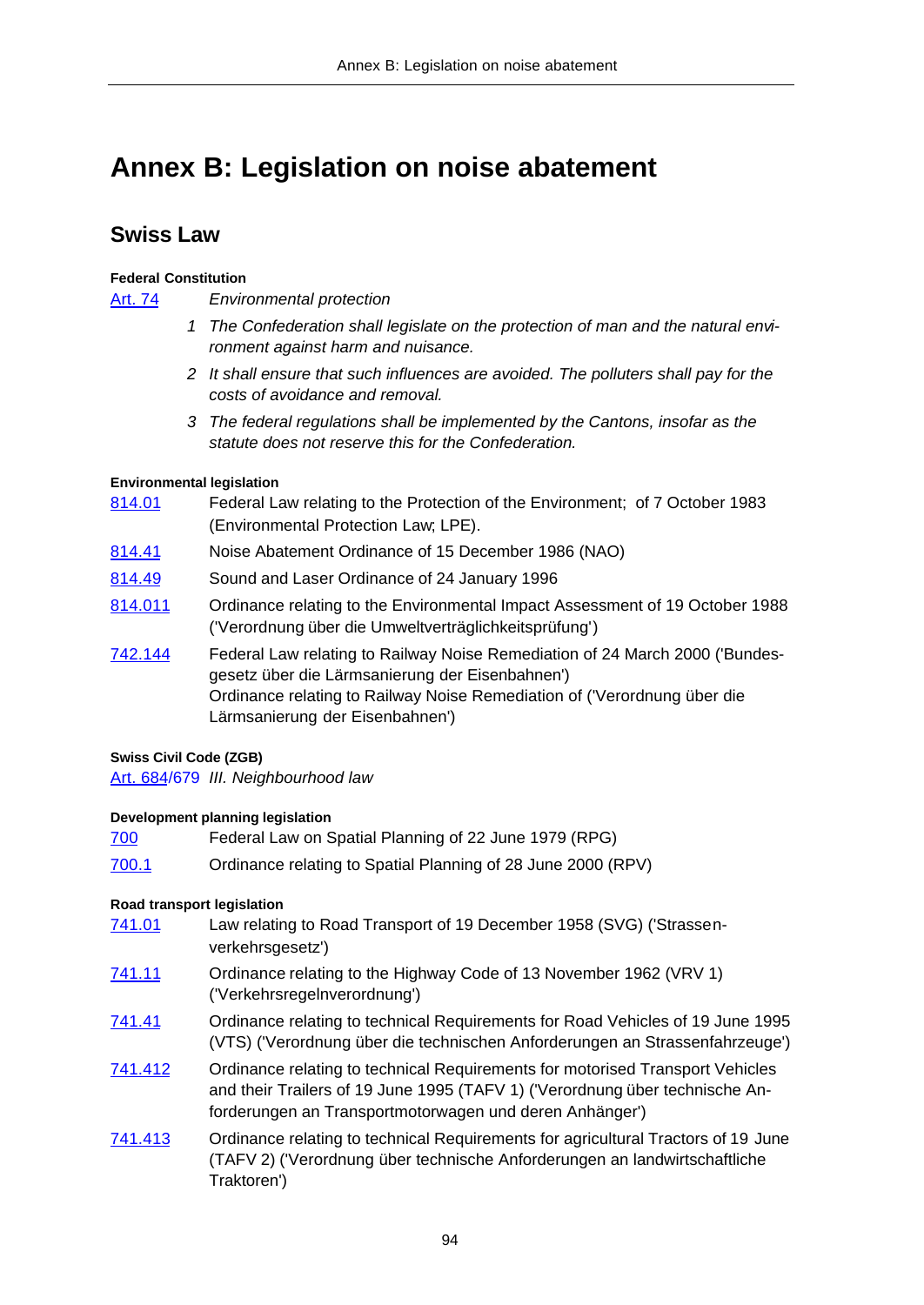# Annex B: Legislation on noise abatement

## Swiss Law

**Federal Constitution**

[Art. 74] *Environmental protection*

1. *The Confederation shall legislate on the protection of man and the natural environment against harm and nuisance.*
2. *It shall ensure that such influences are avoided. The polluters shall pay for the costs of avoidance and removal.*
3. *The federal regulations shall be implemented by the Cantons, insofar as the statute does not reserve this for the Confederation.*

**Environmental legislation**

- 814.01 — Federal Law relating to the Protection of the Environment; of 7 October 1983 (Environmental Protection Law; LPE).
- 814.41 — Noise Abatement Ordinance of 15 December 1986 (NAO)
- 814.49 — Sound and Laser Ordinance of 24 January 1996
- 814.011 — Ordinance relating to the Environmental Impact Assessment of 19 October 1988 ('Verordnung über die Umweltverträglichkeitsprüfung')
- 742.144 — Federal Law relating to Railway Noise Remediation of 24 March 2000 ('Bundesgesetz über die Lärmsanierung der Eisenbahnen')
  Ordinance relating to Railway Noise Remediation of ('Verordnung über die Lärmsanierung der Eisenbahnen')

**Swiss Civil Code (ZGB)**

Art. 684/679 *III. Neighbourhood law*

**Development planning legislation**

- 700 — Federal Law on Spatial Planning of 22 June 1979 (RPG)
- 700.1 — Ordinance relating to Spatial Planning of 28 June 2000 (RPV)

**Road transport legislation**

- 741.01 — Law relating to Road Transport of 19 December 1958 (SVG) ('Strassenverkehrsgesetz')
- 741.11 — Ordinance relating to the Highway Code of 13 November 1962 (VRV 1) ('Verkehrsregelnverordnung')
- 741.41 — Ordinance relating to technical Requirements for Road Vehicles of 19 June 1995 (VTS) ('Verordnung über die technischen Anforderungen an Strassenfahrzeuge')
- 741.412 — Ordinance relating to technical Requirements for motorised Transport Vehicles and their Trailers of 19 June 1995 (TAFV 1) ('Verordnung über technische Anforderungen an Transportmotorwagen und deren Anhänger')
- 741.413 — Ordinance relating to technical Requirements for agricultural Tractors of 19 June (TAFV 2) ('Verordnung über technische Anforderungen an landwirtschaftliche Traktoren')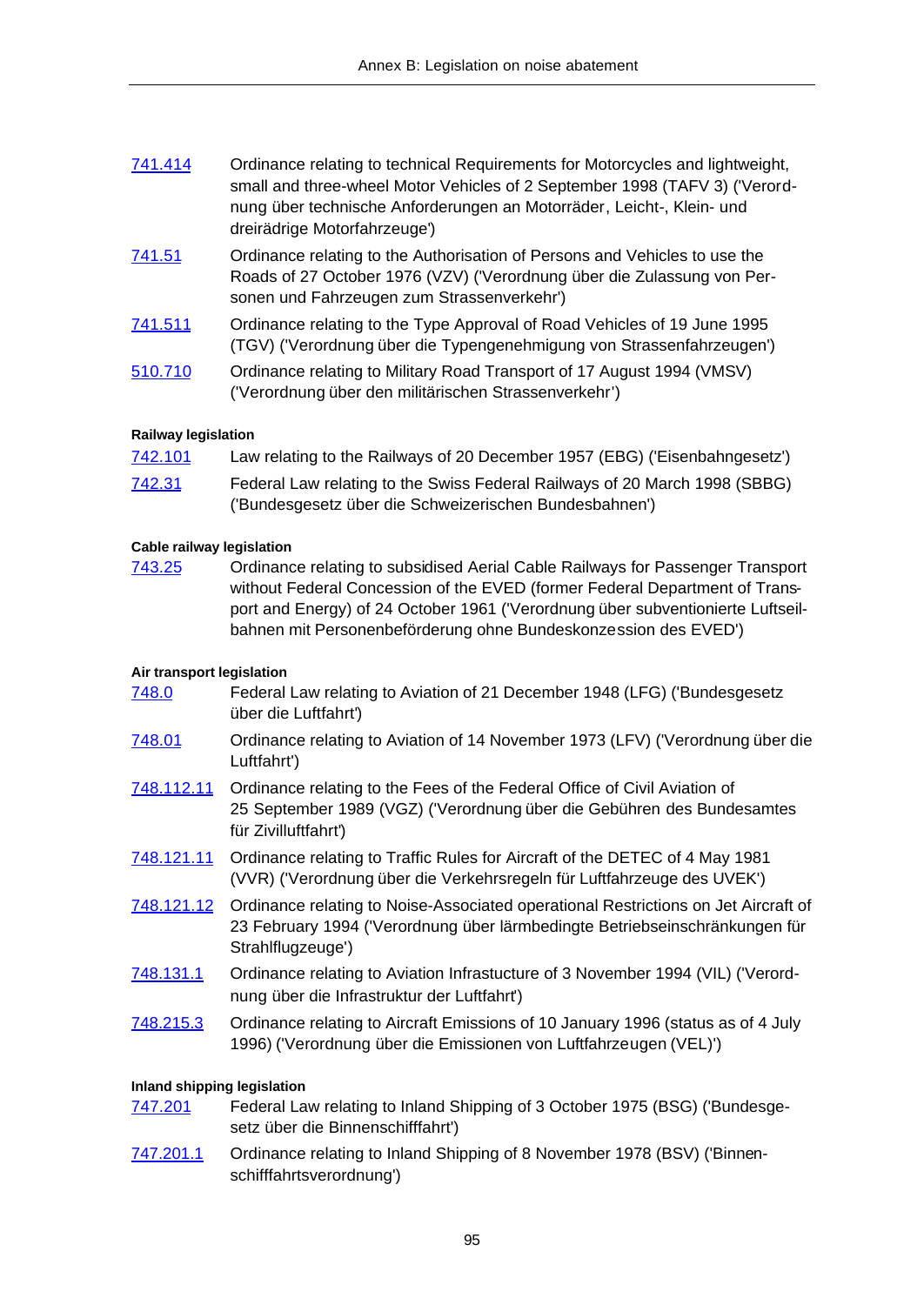| | |
|---|---|
| 741.414 | Ordinance relating to technical Requirements for Motorcycles and lightweight, small and three-wheel Motor Vehicles of 2 September 1998 (TAFV 3) ('Verordnung über technische Anforderungen an Motorräder, Leicht-, Klein- und dreirädrige Motorfahrzeuge') |
| 741.51 | Ordinance relating to the Authorisation of Persons and Vehicles to use the Roads of 27 October 1976 (VZV) ('Verordnung über die Zulassung von Personen und Fahrzeugen zum Strassenverkehr') |
| 741.511 | Ordinance relating to the Type Approval of Road Vehicles of 19 June 1995 (TGV) ('Verordnung über die Typengenehmigung von Strassenfahrzeugen') |
| 510.710 | Ordinance relating to Military Road Transport of 17 August 1994 (VMSV) ('Verordnung über den militärischen Strassenverkehr') |

**Railway legislation**

| | |
|---|---|
| 742.101 | Law relating to the Railways of 20 December 1957 (EBG) ('Eisenbahngesetz') |
| 742.31 | Federal Law relating to the Swiss Federal Railways of 20 March 1998 (SBBG) ('Bundesgesetz über die Schweizerischen Bundesbahnen') |

**Cable railway legislation**

| | |
|---|---|
| 743.25 | Ordinance relating to subsidised Aerial Cable Railways for Passenger Transport without Federal Concession of the EVED (former Federal Department of Transport and Energy) of 24 October 1961 ('Verordnung über subventionierte Luftseilbahnen mit Personenbeförderung ohne Bundeskonzession des EVED') |

**Air transport legislation**

| | |
|---|---|
| 748.0 | Federal Law relating to Aviation of 21 December 1948 (LFG) ('Bundesgesetz über die Luftfahrt') |
| 748.01 | Ordinance relating to Aviation of 14 November 1973 (LFV) ('Verordnung über die Luftfahrt') |
| 748.112.11 | Ordinance relating to the Fees of the Federal Office of Civil Aviation of 25 September 1989 (VGZ) ('Verordnung über die Gebühren des Bundesamtes für Zivilluftfahrt') |
| 748.121.11 | Ordinance relating to Traffic Rules for Aircraft of the DETEC of 4 May 1981 (VVR) ('Verordnung über die Verkehrsregeln für Luftfahrzeuge des UVEK') |
| 748.121.12 | Ordinance relating to Noise-Associated operational Restrictions on Jet Aircraft of 23 February 1994 ('Verordnung über lärmbedingte Betriebseinschränkungen für Strahlflugzeuge') |
| 748.131.1 | Ordinance relating to Aviation Infrastucture of 3 November 1994 (VIL) ('Verordnung über die Infrastruktur der Luftfahrt') |
| 748.215.3 | Ordinance relating to Aircraft Emissions of 10 January 1996 (status as of 4 July 1996) ('Verordnung über die Emissionen von Luftfahrzeugen (VEL)') |

**Inland shipping legislation**

| | |
|---|---|
| 747.201 | Federal Law relating to Inland Shipping of 3 October 1975 (BSG) ('Bundesgesetz über die Binnenschifffahrt') |
| 747.201.1 | Ordinance relating to Inland Shipping of 8 November 1978 (BSV) ('Binnenschifffahrtsverordnung') |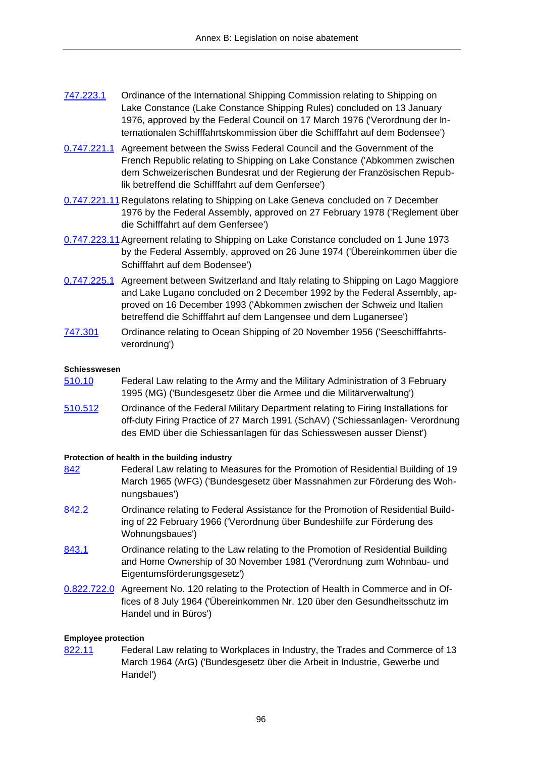[747.223.1](#) Ordinance of the International Shipping Commission relating to Shipping on Lake Constance (Lake Constance Shipping Rules) concluded on 13 January 1976, approved by the Federal Council on 17 March 1976 ('Verordnung der Internationalen Schifffahrtskommission über die Schifffahrt auf dem Bodensee')

[0.747.221.1](#) Agreement between the Swiss Federal Council and the Government of the French Republic relating to Shipping on Lake Constance ('Abkommen zwischen dem Schweizerischen Bundesrat und der Regierung der Französischen Republik betreffend die Schifffahrt auf dem Genfersee')

[0.747.221.11](#) Regulatons relating to Shipping on Lake Geneva concluded on 7 December 1976 by the Federal Assembly, approved on 27 February 1978 ('Reglement über die Schifffahrt auf dem Genfersee')

[0.747.223.11](#) Agreement relating to Shipping on Lake Constance concluded on 1 June 1973 by the Federal Assembly, approved on 26 June 1974 ('Übereinkommen über die Schifffahrt auf dem Bodensee')

[0.747.225.1](#) Agreement between Switzerland and Italy relating to Shipping on Lago Maggiore and Lake Lugano concluded on 2 December 1992 by the Federal Assembly, approved on 16 December 1993 ('Abkommen zwischen der Schweiz und Italien betreffend die Schifffahrt auf dem Langensee und dem Luganersee')

[747.301](#) Ordinance relating to Ocean Shipping of 20 November 1956 ('Seeschifffahrtsverordnung')

**Schiesswesen**

[510.10](#) Federal Law relating to the Army and the Military Administration of 3 February 1995 (MG) ('Bundesgesetz über die Armee und die Militärverwaltung')

[510.512](#) Ordinance of the Federal Military Department relating to Firing Installations for off-duty Firing Practice of 27 March 1991 (SchAV) ('Schiessanlagen- Verordnung des EMD über die Schiessanlagen für das Schiesswesen ausser Dienst')

**Protection of health in the building industry**

[842](#) Federal Law relating to Measures for the Promotion of Residential Building of 19 March 1965 (WFG) ('Bundesgesetz über Massnahmen zur Förderung des Wohnungsbaues')

[842.2](#) Ordinance relating to Federal Assistance for the Promotion of Residential Building of 22 February 1966 ('Verordnung über Bundeshilfe zur Förderung des Wohnungsbaues')

[843.1](#) Ordinance relating to the Law relating to the Promotion of Residential Building and Home Ownership of 30 November 1981 ('Verordnung zum Wohnbau- und Eigentumsförderungsgesetz')

[0.822.722.0](#) Agreement No. 120 relating to the Protection of Health in Commerce and in Offices of 8 July 1964 ('Übereinkommen Nr. 120 über den Gesundheitsschutz im Handel und in Büros')

**Employee protection**

[822.11](#) Federal Law relating to Workplaces in Industry, the Trades and Commerce of 13 March 1964 (ArG) ('Bundesgesetz über die Arbeit in Industrie, Gewerbe und Handel')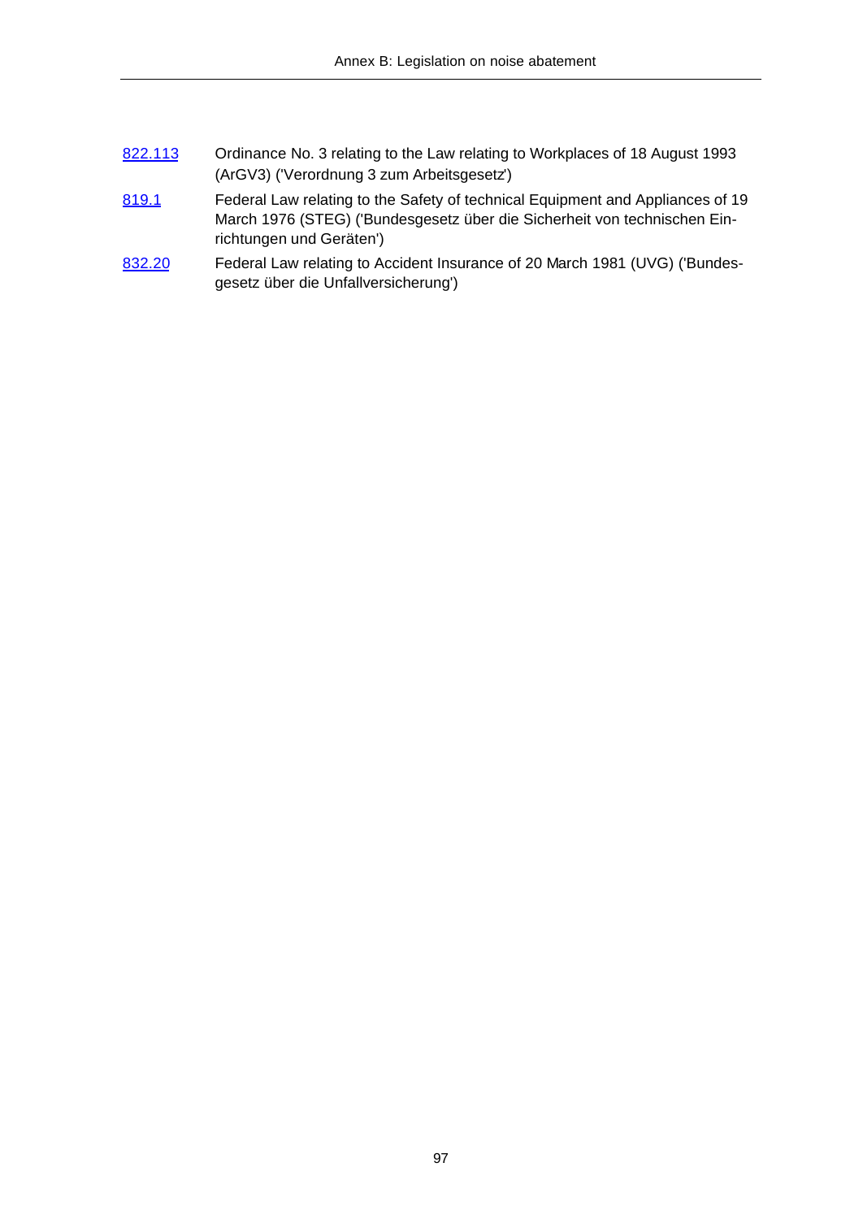| | |
|---|---|
| 822.113 | Ordinance No. 3 relating to the Law relating to Workplaces of 18 August 1993 (ArGV3) ('Verordnung 3 zum Arbeitsgesetz') |
| 819.1 | Federal Law relating to the Safety of technical Equipment and Appliances of 19 March 1976 (STEG) ('Bundesgesetz über die Sicherheit von technischen Einrichtungen und Geräten') |
| 832.20 | Federal Law relating to Accident Insurance of 20 March 1981 (UVG) ('Bundesgesetz über die Unfallversicherung') |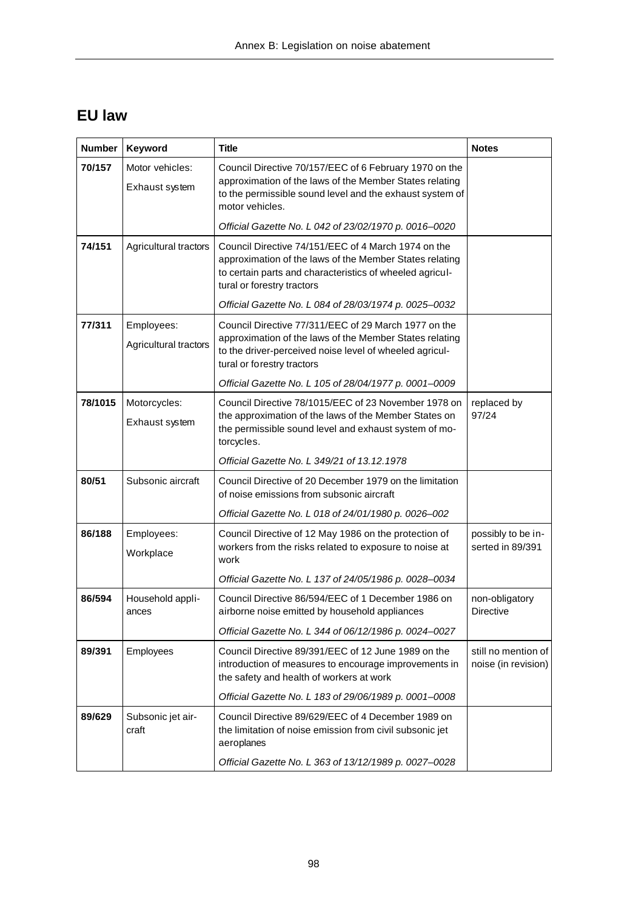## EU law

| Number | Keyword | Title | Notes |
|---|---|---|---|
| **70/157** | Motor vehicles: Exhaust system | Council Directive 70/157/EEC of 6 February 1970 on the approximation of the laws of the Member States relating to the permissible sound level and the exhaust system of motor vehicles. *Official Gazette No. L 042 of 23/02/1970 p. 0016–0020* | |
| **74/151** | Agricultural tractors | Council Directive 74/151/EEC of 4 March 1974 on the approximation of the laws of the Member States relating to certain parts and characteristics of wheeled agricultural or forestry tractors *Official Gazette No. L 084 of 28/03/1974 p. 0025–0032* | |
| **77/311** | Employees: Agricultural tractors | Council Directive 77/311/EEC of 29 March 1977 on the approximation of the laws of the Member States relating to the driver-perceived noise level of wheeled agricultural or forestry tractors *Official Gazette No. L 105 of 28/04/1977 p. 0001–0009* | |
| **78/1015** | Motorcycles: Exhaust system | Council Directive 78/1015/EEC of 23 November 1978 on the approximation of the laws of the Member States on the permissible sound level and exhaust system of motorcycles. *Official Gazette No. L 349/21 of 13.12.1978* | replaced by 97/24 |
| **80/51** | Subsonic aircraft | Council Directive of 20 December 1979 on the limitation of noise emissions from subsonic aircraft *Official Gazette No. L 018 of 24/01/1980 p. 0026–002* | |
| **86/188** | Employees: Workplace | Council Directive of 12 May 1986 on the protection of workers from the risks related to exposure to noise at work *Official Gazette No. L 137 of 24/05/1986 p. 0028–0034* | possibly to be inserted in 89/391 |
| **86/594** | Household appliances | Council Directive 86/594/EEC of 1 December 1986 on airborne noise emitted by household appliances *Official Gazette No. L 344 of 06/12/1986 p. 0024–0027* | non-obligatory Directive |
| **89/391** | Employees | Council Directive 89/391/EEC of 12 June 1989 on the introduction of measures to encourage improvements in the safety and health of workers at work *Official Gazette No. L 183 of 29/06/1989 p. 0001–0008* | still no mention of noise (in revision) |
| **89/629** | Subsonic jet aircraft | Council Directive 89/629/EEC of 4 December 1989 on the limitation of noise emission from civil subsonic jet aeroplanes *Official Gazette No. L 363 of 13/12/1989 p. 0027–0028* | |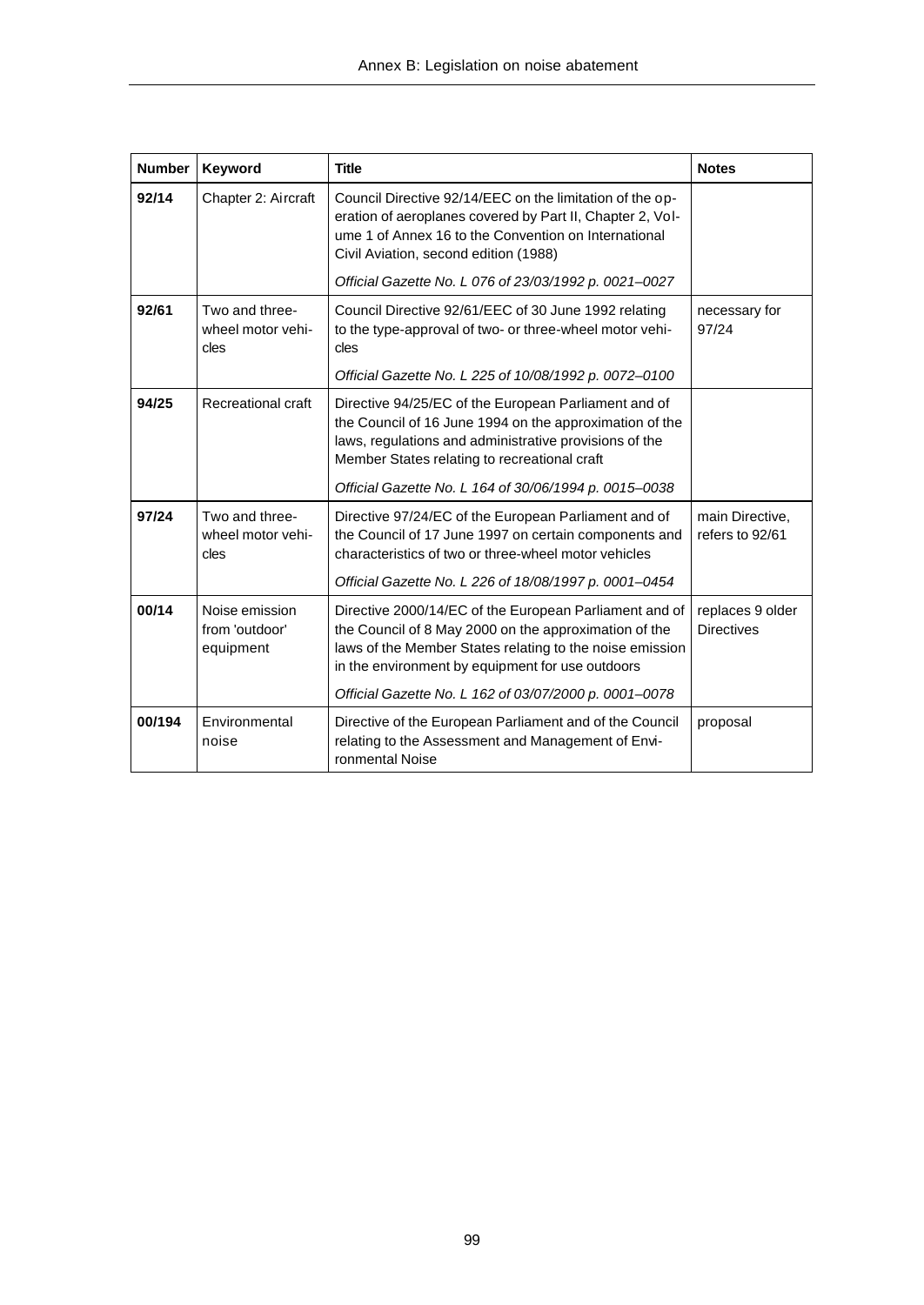| **Number** | **Keyword** | **Title** | **Notes** |
|---|---|---|---|
| **92/14** | Chapter 2: Aircraft | Council Directive 92/14/EEC on the limitation of the operation of aeroplanes covered by Part II, Chapter 2, Volume 1 of Annex 16 to the Convention on International Civil Aviation, second edition (1988)<br><br>*Official Gazette No. L 076 of 23/03/1992 p. 0021–0027* | |
| **92/61** | Two and three-wheel motor vehicles | Council Directive 92/61/EEC of 30 June 1992 relating to the type-approval of two- or three-wheel motor vehicles<br><br>*Official Gazette No. L 225 of 10/08/1992 p. 0072–0100* | necessary for 97/24 |
| **94/25** | Recreational craft | Directive 94/25/EC of the European Parliament and of the Council of 16 June 1994 on the approximation of the laws, regulations and administrative provisions of the Member States relating to recreational craft<br><br>*Official Gazette No. L 164 of 30/06/1994 p. 0015–0038* | |
| **97/24** | Two and three-wheel motor vehicles | Directive 97/24/EC of the European Parliament and of the Council of 17 June 1997 on certain components and characteristics of two or three-wheel motor vehicles<br><br>*Official Gazette No. L 226 of 18/08/1997 p. 0001–0454* | main Directive, refers to 92/61 |
| **00/14** | Noise emission from 'outdoor' equipment | Directive 2000/14/EC of the European Parliament and of the Council of 8 May 2000 on the approximation of the laws of the Member States relating to the noise emission in the environment by equipment for use outdoors<br><br>*Official Gazette No. L 162 of 03/07/2000 p. 0001–0078* | replaces 9 older Directives |
| **00/194** | Environmental noise | Directive of the European Parliament and of the Council relating to the Assessment and Management of Environmental Noise | proposal |